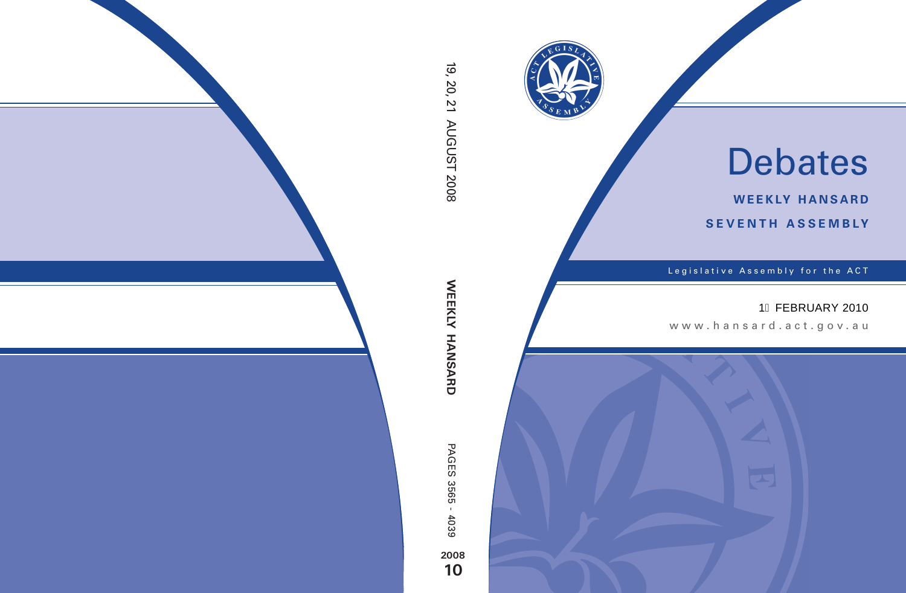19, 20, 21 AUGUST 2008

WEEKLY HANSARD

PAGES 3565 - 4039

2008

10

# Debates

**WEEKLY HANSARD**

**SEVENTH ASSEMBLY**

Legislative Assembly for the ACT

1 FEBRUARY 2010

www.hansard.act.gov.au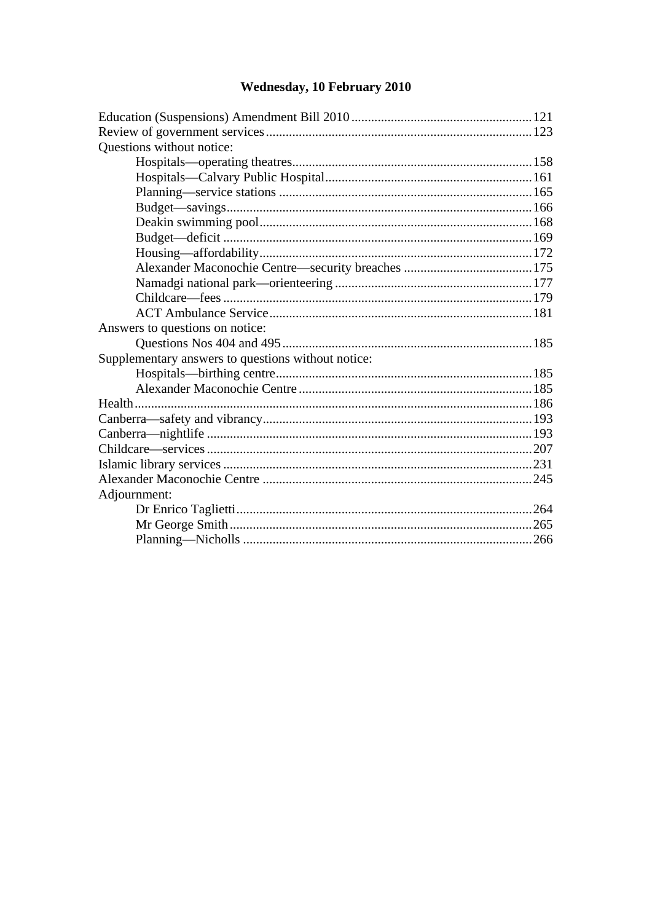# Wednesday, 10 February 2010

Education (Suspensions) Amendment Bill 2010 ........................................................ 121
Review of government services ................................................................................ 123
Questions without notice:
- Hospitals—operating theatres ........................................................................ 158
- Hospitals—Calvary Public Hospital .............................................................. 161
- Planning—service stations ............................................................................ 165
- Budget—savings ............................................................................................ 166
- Deakin swimming pool .................................................................................. 168
- Budget—deficit .............................................................................................. 169
- Housing—affordability .................................................................................. 172
- Alexander Maconochie Centre—security breaches ....................................... 175
- Namadgi national park—orienteering ............................................................ 177
- Childcare—fees .............................................................................................. 179
- ACT Ambulance Service ................................................................................ 181

Answers to questions on notice:
- Questions Nos 404 and 495 ............................................................................ 185

Supplementary answers to questions without notice:
- Hospitals—birthing centre ............................................................................. 185
- Alexander Maconochie Centre ...................................................................... 185

Health ........................................................................................................................ 186
Canberra—safety and vibrancy ................................................................................. 193
Canberra—nightlife .................................................................................................. 193
Childcare—services .................................................................................................. 207
Islamic library services ............................................................................................. 231
Alexander Maconochie Centre ................................................................................. 245
Adjournment:
- Dr Enrico Taglietti ......................................................................................... 264
- Mr George Smith ........................................................................................... 265
- Planning—Nicholls ....................................................................................... 266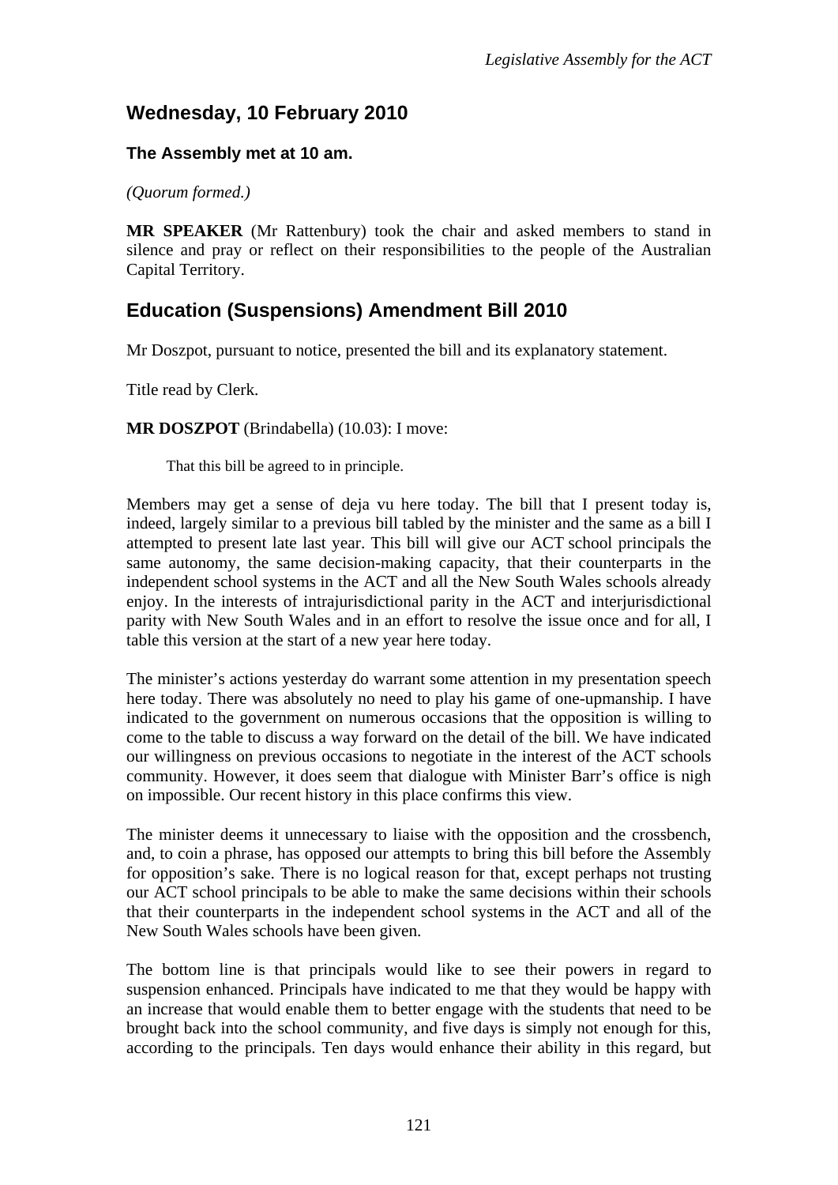## Wednesday, 10 February 2010

### The Assembly met at 10 am.

*(Quorum formed.)*

**MR SPEAKER** (Mr Rattenbury) took the chair and asked members to stand in silence and pray or reflect on their responsibilities to the people of the Australian Capital Territory.

## Education (Suspensions) Amendment Bill 2010

Mr Doszpot, pursuant to notice, presented the bill and its explanatory statement.

Title read by Clerk.

**MR DOSZPOT** (Brindabella) (10.03): I move:

> That this bill be agreed to in principle.

Members may get a sense of deja vu here today. The bill that I present today is, indeed, largely similar to a previous bill tabled by the minister and the same as a bill I attempted to present late last year. This bill will give our ACT school principals the same autonomy, the same decision-making capacity, that their counterparts in the independent school systems in the ACT and all the New South Wales schools already enjoy. In the interests of intrajurisdictional parity in the ACT and interjurisdictional parity with New South Wales and in an effort to resolve the issue once and for all, I table this version at the start of a new year here today.

The minister's actions yesterday do warrant some attention in my presentation speech here today. There was absolutely no need to play his game of one-upmanship. I have indicated to the government on numerous occasions that the opposition is willing to come to the table to discuss a way forward on the detail of the bill. We have indicated our willingness on previous occasions to negotiate in the interest of the ACT schools community. However, it does seem that dialogue with Minister Barr's office is nigh on impossible. Our recent history in this place confirms this view.

The minister deems it unnecessary to liaise with the opposition and the crossbench, and, to coin a phrase, has opposed our attempts to bring this bill before the Assembly for opposition's sake. There is no logical reason for that, except perhaps not trusting our ACT school principals to be able to make the same decisions within their schools that their counterparts in the independent school systems in the ACT and all of the New South Wales schools have been given.

The bottom line is that principals would like to see their powers in regard to suspension enhanced. Principals have indicated to me that they would be happy with an increase that would enable them to better engage with the students that need to be brought back into the school community, and five days is simply not enough for this, according to the principals. Ten days would enhance their ability in this regard, but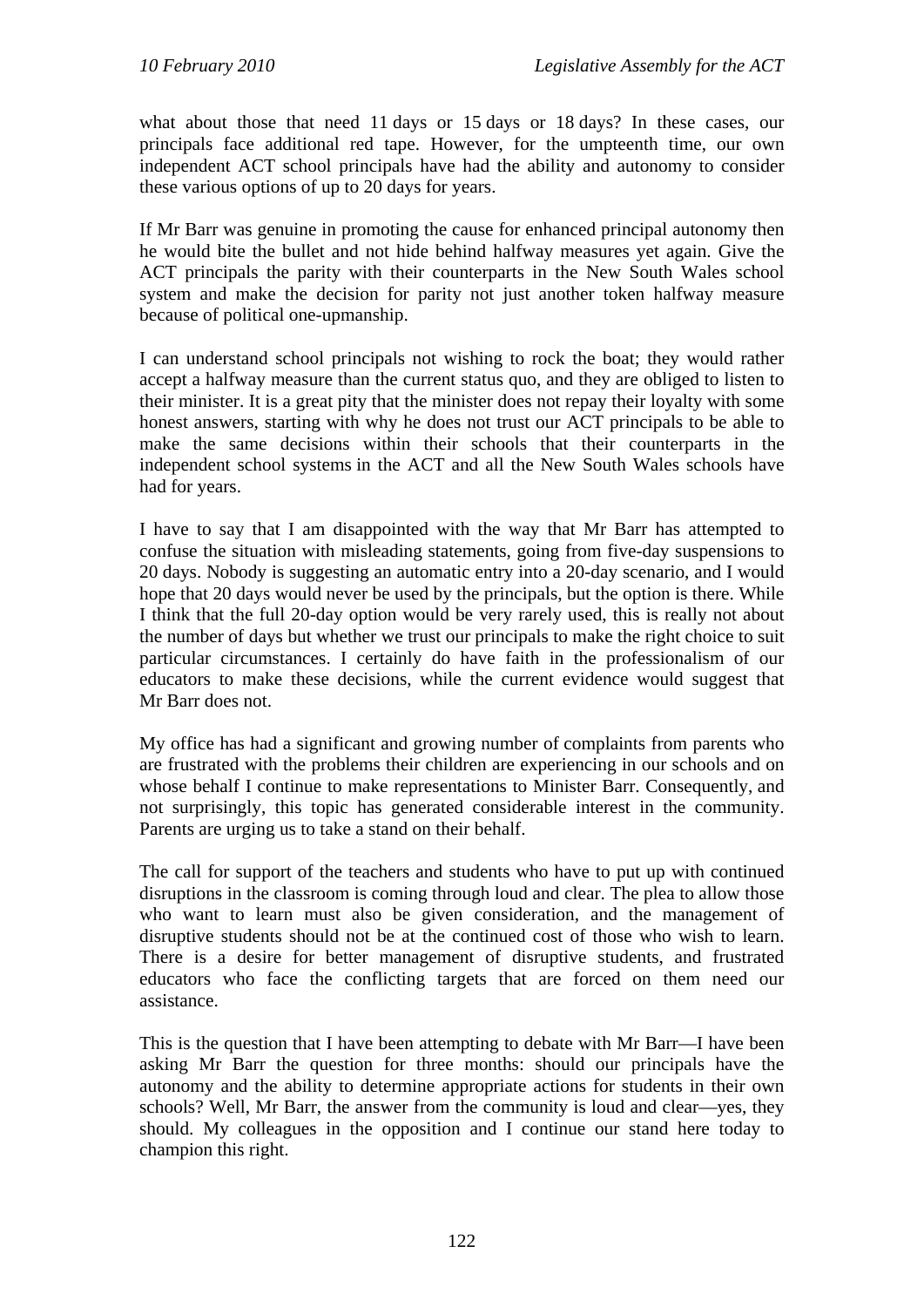what about those that need 11 days or 15 days or 18 days? In these cases, our principals face additional red tape. However, for the umpteenth time, our own independent ACT school principals have had the ability and autonomy to consider these various options of up to 20 days for years.

If Mr Barr was genuine in promoting the cause for enhanced principal autonomy then he would bite the bullet and not hide behind halfway measures yet again. Give the ACT principals the parity with their counterparts in the New South Wales school system and make the decision for parity not just another token halfway measure because of political one-upmanship.

I can understand school principals not wishing to rock the boat; they would rather accept a halfway measure than the current status quo, and they are obliged to listen to their minister. It is a great pity that the minister does not repay their loyalty with some honest answers, starting with why he does not trust our ACT principals to be able to make the same decisions within their schools that their counterparts in the independent school systems in the ACT and all the New South Wales schools have had for years.

I have to say that I am disappointed with the way that Mr Barr has attempted to confuse the situation with misleading statements, going from five-day suspensions to 20 days. Nobody is suggesting an automatic entry into a 20-day scenario, and I would hope that 20 days would never be used by the principals, but the option is there. While I think that the full 20-day option would be very rarely used, this is really not about the number of days but whether we trust our principals to make the right choice to suit particular circumstances. I certainly do have faith in the professionalism of our educators to make these decisions, while the current evidence would suggest that Mr Barr does not.

My office has had a significant and growing number of complaints from parents who are frustrated with the problems their children are experiencing in our schools and on whose behalf I continue to make representations to Minister Barr. Consequently, and not surprisingly, this topic has generated considerable interest in the community. Parents are urging us to take a stand on their behalf.

The call for support of the teachers and students who have to put up with continued disruptions in the classroom is coming through loud and clear. The plea to allow those who want to learn must also be given consideration, and the management of disruptive students should not be at the continued cost of those who wish to learn. There is a desire for better management of disruptive students, and frustrated educators who face the conflicting targets that are forced on them need our assistance.

This is the question that I have been attempting to debate with Mr Barr—I have been asking Mr Barr the question for three months: should our principals have the autonomy and the ability to determine appropriate actions for students in their own schools? Well, Mr Barr, the answer from the community is loud and clear—yes, they should. My colleagues in the opposition and I continue our stand here today to champion this right.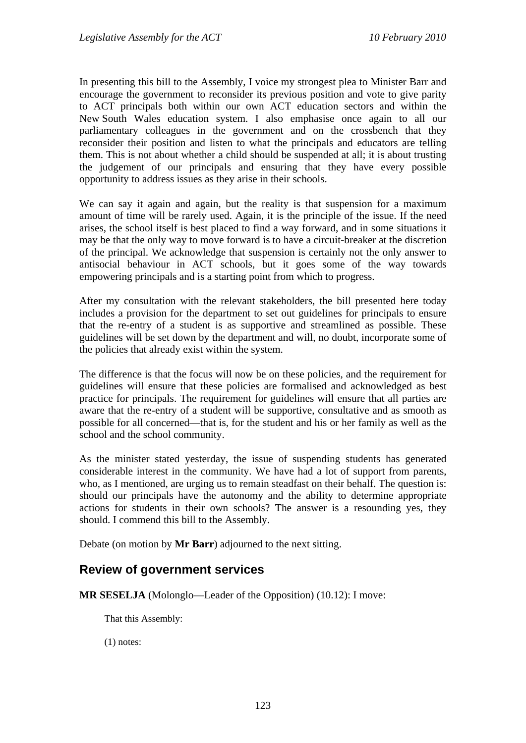In presenting this bill to the Assembly, I voice my strongest plea to Minister Barr and encourage the government to reconsider its previous position and vote to give parity to ACT principals both within our own ACT education sectors and within the New South Wales education system. I also emphasise once again to all our parliamentary colleagues in the government and on the crossbench that they reconsider their position and listen to what the principals and educators are telling them. This is not about whether a child should be suspended at all; it is about trusting the judgement of our principals and ensuring that they have every possible opportunity to address issues as they arise in their schools.

We can say it again and again, but the reality is that suspension for a maximum amount of time will be rarely used. Again, it is the principle of the issue. If the need arises, the school itself is best placed to find a way forward, and in some situations it may be that the only way to move forward is to have a circuit-breaker at the discretion of the principal. We acknowledge that suspension is certainly not the only answer to antisocial behaviour in ACT schools, but it goes some of the way towards empowering principals and is a starting point from which to progress.

After my consultation with the relevant stakeholders, the bill presented here today includes a provision for the department to set out guidelines for principals to ensure that the re-entry of a student is as supportive and streamlined as possible. These guidelines will be set down by the department and will, no doubt, incorporate some of the policies that already exist within the system.

The difference is that the focus will now be on these policies, and the requirement for guidelines will ensure that these policies are formalised and acknowledged as best practice for principals. The requirement for guidelines will ensure that all parties are aware that the re-entry of a student will be supportive, consultative and as smooth as possible for all concerned—that is, for the student and his or her family as well as the school and the school community.

As the minister stated yesterday, the issue of suspending students has generated considerable interest in the community. We have had a lot of support from parents, who, as I mentioned, are urging us to remain steadfast on their behalf. The question is: should our principals have the autonomy and the ability to determine appropriate actions for students in their own schools? The answer is a resounding yes, they should. I commend this bill to the Assembly.

Debate (on motion by **Mr Barr**) adjourned to the next sitting.

## Review of government services

**MR SESELJA** (Molonglo—Leader of the Opposition) (10.12): I move:

That this Assembly:

(1) notes: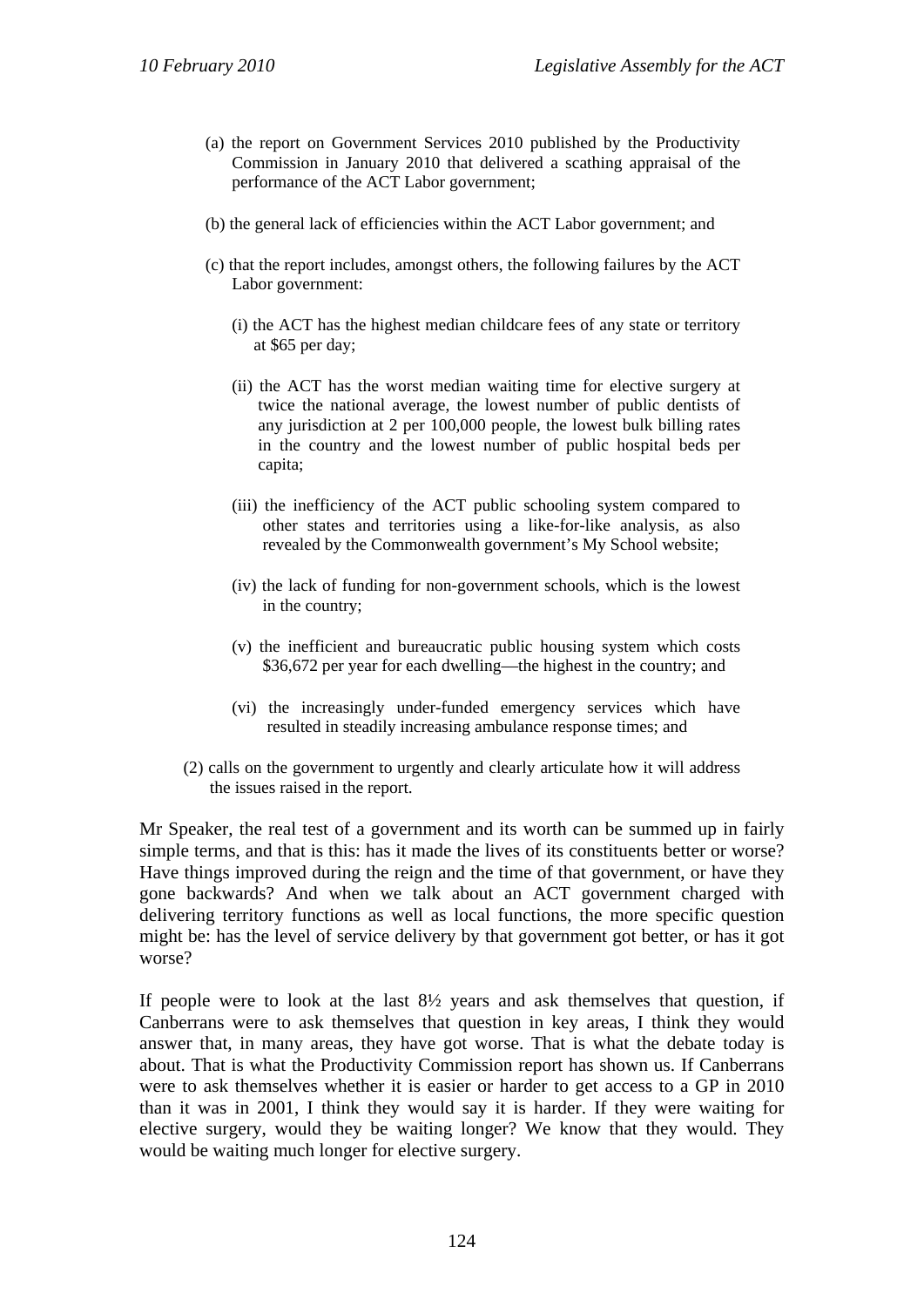(a) the report on Government Services 2010 published by the Productivity Commission in January 2010 that delivered a scathing appraisal of the performance of the ACT Labor government;

(b) the general lack of efficiencies within the ACT Labor government; and

(c) that the report includes, amongst others, the following failures by the ACT Labor government:

(i) the ACT has the highest median childcare fees of any state or territory at $65 per day;

(ii) the ACT has the worst median waiting time for elective surgery at twice the national average, the lowest number of public dentists of any jurisdiction at 2 per 100,000 people, the lowest bulk billing rates in the country and the lowest number of public hospital beds per capita;

(iii) the inefficiency of the ACT public schooling system compared to other states and territories using a like-for-like analysis, as also revealed by the Commonwealth government's My School website;

(iv) the lack of funding for non-government schools, which is the lowest in the country;

(v) the inefficient and bureaucratic public housing system which costs $36,672 per year for each dwelling—the highest in the country; and

(vi) the increasingly under-funded emergency services which have resulted in steadily increasing ambulance response times; and

(2) calls on the government to urgently and clearly articulate how it will address the issues raised in the report.

Mr Speaker, the real test of a government and its worth can be summed up in fairly simple terms, and that is this: has it made the lives of its constituents better or worse? Have things improved during the reign and the time of that government, or have they gone backwards? And when we talk about an ACT government charged with delivering territory functions as well as local functions, the more specific question might be: has the level of service delivery by that government got better, or has it got worse?

If people were to look at the last 8½ years and ask themselves that question, if Canberrans were to ask themselves that question in key areas, I think they would answer that, in many areas, they have got worse. That is what the debate today is about. That is what the Productivity Commission report has shown us. If Canberrans were to ask themselves whether it is easier or harder to get access to a GP in 2010 than it was in 2001, I think they would say it is harder. If they were waiting for elective surgery, would they be waiting longer? We know that they would. They would be waiting much longer for elective surgery.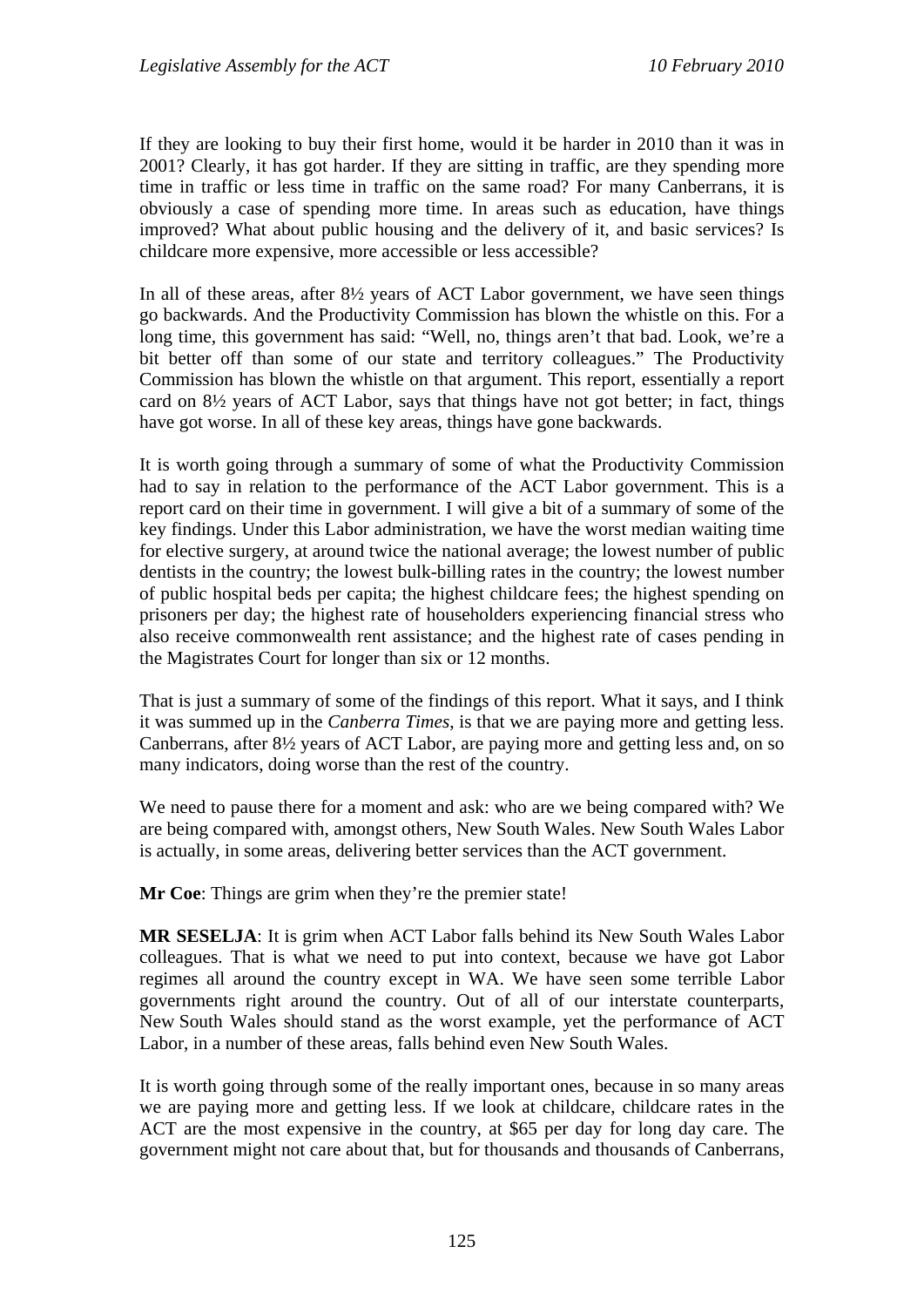If they are looking to buy their first home, would it be harder in 2010 than it was in 2001? Clearly, it has got harder. If they are sitting in traffic, are they spending more time in traffic or less time in traffic on the same road? For many Canberrans, it is obviously a case of spending more time. In areas such as education, have things improved? What about public housing and the delivery of it, and basic services? Is childcare more expensive, more accessible or less accessible?

In all of these areas, after 8½ years of ACT Labor government, we have seen things go backwards. And the Productivity Commission has blown the whistle on this. For a long time, this government has said: "Well, no, things aren't that bad. Look, we're a bit better off than some of our state and territory colleagues." The Productivity Commission has blown the whistle on that argument. This report, essentially a report card on 8½ years of ACT Labor, says that things have not got better; in fact, things have got worse. In all of these key areas, things have gone backwards.

It is worth going through a summary of some of what the Productivity Commission had to say in relation to the performance of the ACT Labor government. This is a report card on their time in government. I will give a bit of a summary of some of the key findings. Under this Labor administration, we have the worst median waiting time for elective surgery, at around twice the national average; the lowest number of public dentists in the country; the lowest bulk-billing rates in the country; the lowest number of public hospital beds per capita; the highest childcare fees; the highest spending on prisoners per day; the highest rate of householders experiencing financial stress who also receive commonwealth rent assistance; and the highest rate of cases pending in the Magistrates Court for longer than six or 12 months.

That is just a summary of some of the findings of this report. What it says, and I think it was summed up in the *Canberra Times*, is that we are paying more and getting less. Canberrans, after 8½ years of ACT Labor, are paying more and getting less and, on so many indicators, doing worse than the rest of the country.

We need to pause there for a moment and ask: who are we being compared with? We are being compared with, amongst others, New South Wales. New South Wales Labor is actually, in some areas, delivering better services than the ACT government.

**Mr Coe**: Things are grim when they're the premier state!

**MR SESELJA**: It is grim when ACT Labor falls behind its New South Wales Labor colleagues. That is what we need to put into context, because we have got Labor regimes all around the country except in WA. We have seen some terrible Labor governments right around the country. Out of all of our interstate counterparts, New South Wales should stand as the worst example, yet the performance of ACT Labor, in a number of these areas, falls behind even New South Wales.

It is worth going through some of the really important ones, because in so many areas we are paying more and getting less. If we look at childcare, childcare rates in the ACT are the most expensive in the country, at $65 per day for long day care. The government might not care about that, but for thousands and thousands of Canberrans,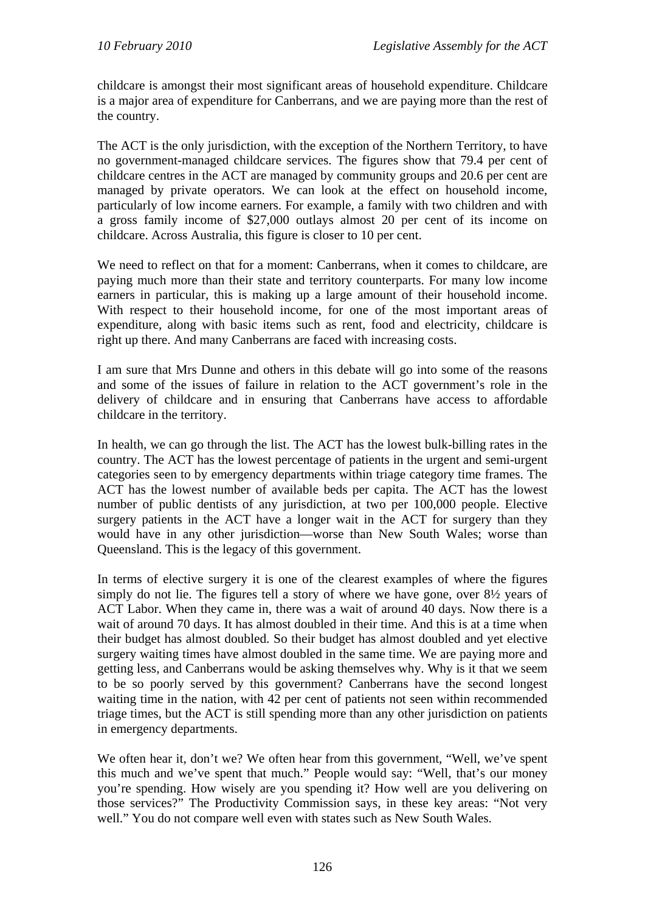childcare is amongst their most significant areas of household expenditure. Childcare is a major area of expenditure for Canberrans, and we are paying more than the rest of the country.

The ACT is the only jurisdiction, with the exception of the Northern Territory, to have no government-managed childcare services. The figures show that 79.4 per cent of childcare centres in the ACT are managed by community groups and 20.6 per cent are managed by private operators. We can look at the effect on household income, particularly of low income earners. For example, a family with two children and with a gross family income of $27,000 outlays almost 20 per cent of its income on childcare. Across Australia, this figure is closer to 10 per cent.

We need to reflect on that for a moment: Canberrans, when it comes to childcare, are paying much more than their state and territory counterparts. For many low income earners in particular, this is making up a large amount of their household income. With respect to their household income, for one of the most important areas of expenditure, along with basic items such as rent, food and electricity, childcare is right up there. And many Canberrans are faced with increasing costs.

I am sure that Mrs Dunne and others in this debate will go into some of the reasons and some of the issues of failure in relation to the ACT government's role in the delivery of childcare and in ensuring that Canberrans have access to affordable childcare in the territory.

In health, we can go through the list. The ACT has the lowest bulk-billing rates in the country. The ACT has the lowest percentage of patients in the urgent and semi-urgent categories seen to by emergency departments within triage category time frames. The ACT has the lowest number of available beds per capita. The ACT has the lowest number of public dentists of any jurisdiction, at two per 100,000 people. Elective surgery patients in the ACT have a longer wait in the ACT for surgery than they would have in any other jurisdiction—worse than New South Wales; worse than Queensland. This is the legacy of this government.

In terms of elective surgery it is one of the clearest examples of where the figures simply do not lie. The figures tell a story of where we have gone, over 8½ years of ACT Labor. When they came in, there was a wait of around 40 days. Now there is a wait of around 70 days. It has almost doubled in their time. And this is at a time when their budget has almost doubled. So their budget has almost doubled and yet elective surgery waiting times have almost doubled in the same time. We are paying more and getting less, and Canberrans would be asking themselves why. Why is it that we seem to be so poorly served by this government? Canberrans have the second longest waiting time in the nation, with 42 per cent of patients not seen within recommended triage times, but the ACT is still spending more than any other jurisdiction on patients in emergency departments.

We often hear it, don't we? We often hear from this government, "Well, we've spent this much and we've spent that much." People would say: "Well, that's our money you're spending. How wisely are you spending it? How well are you delivering on those services?" The Productivity Commission says, in these key areas: "Not very well." You do not compare well even with states such as New South Wales.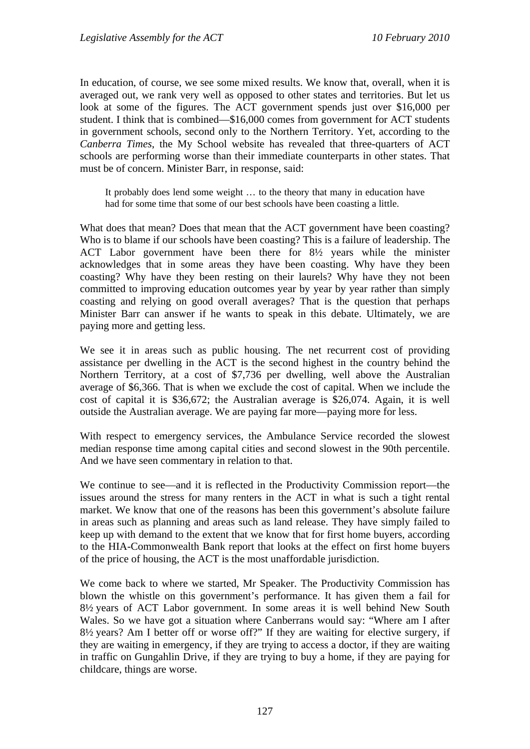In education, of course, we see some mixed results. We know that, overall, when it is averaged out, we rank very well as opposed to other states and territories. But let us look at some of the figures. The ACT government spends just over $16,000 per student. I think that is combined—$16,000 comes from government for ACT students in government schools, second only to the Northern Territory. Yet, according to the *Canberra Times*, the My School website has revealed that three-quarters of ACT schools are performing worse than their immediate counterparts in other states. That must be of concern. Minister Barr, in response, said:

> It probably does lend some weight … to the theory that many in education have had for some time that some of our best schools have been coasting a little.

What does that mean? Does that mean that the ACT government have been coasting? Who is to blame if our schools have been coasting? This is a failure of leadership. The ACT Labor government have been there for 8½ years while the minister acknowledges that in some areas they have been coasting. Why have they been coasting? Why have they been resting on their laurels? Why have they not been committed to improving education outcomes year by year by year rather than simply coasting and relying on good overall averages? That is the question that perhaps Minister Barr can answer if he wants to speak in this debate. Ultimately, we are paying more and getting less.

We see it in areas such as public housing. The net recurrent cost of providing assistance per dwelling in the ACT is the second highest in the country behind the Northern Territory, at a cost of $7,736 per dwelling, well above the Australian average of $6,366. That is when we exclude the cost of capital. When we include the cost of capital it is $36,672; the Australian average is $26,074. Again, it is well outside the Australian average. We are paying far more—paying more for less.

With respect to emergency services, the Ambulance Service recorded the slowest median response time among capital cities and second slowest in the 90th percentile. And we have seen commentary in relation to that.

We continue to see—and it is reflected in the Productivity Commission report—the issues around the stress for many renters in the ACT in what is such a tight rental market. We know that one of the reasons has been this government's absolute failure in areas such as planning and areas such as land release. They have simply failed to keep up with demand to the extent that we know that for first home buyers, according to the HIA-Commonwealth Bank report that looks at the effect on first home buyers of the price of housing, the ACT is the most unaffordable jurisdiction.

We come back to where we started, Mr Speaker. The Productivity Commission has blown the whistle on this government's performance. It has given them a fail for 8½ years of ACT Labor government. In some areas it is well behind New South Wales. So we have got a situation where Canberrans would say: "Where am I after 8½ years? Am I better off or worse off?" If they are waiting for elective surgery, if they are waiting in emergency, if they are trying to access a doctor, if they are waiting in traffic on Gungahlin Drive, if they are trying to buy a home, if they are paying for childcare, things are worse.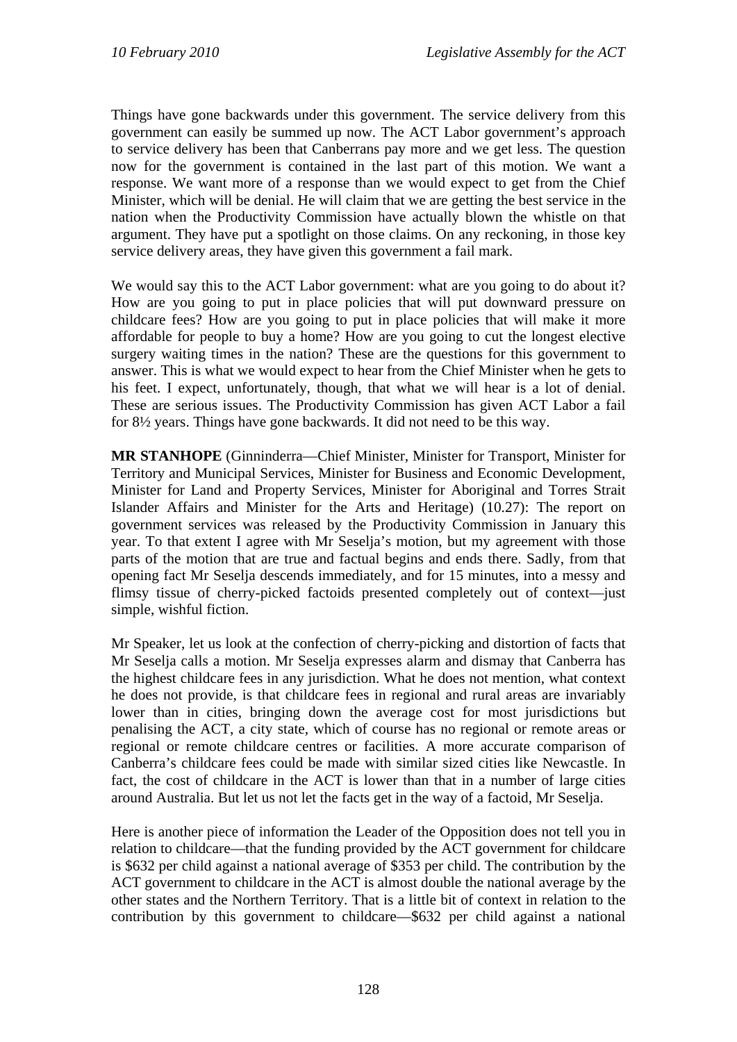Things have gone backwards under this government. The service delivery from this government can easily be summed up now. The ACT Labor government's approach to service delivery has been that Canberrans pay more and we get less. The question now for the government is contained in the last part of this motion. We want a response. We want more of a response than we would expect to get from the Chief Minister, which will be denial. He will claim that we are getting the best service in the nation when the Productivity Commission have actually blown the whistle on that argument. They have put a spotlight on those claims. On any reckoning, in those key service delivery areas, they have given this government a fail mark.

We would say this to the ACT Labor government: what are you going to do about it? How are you going to put in place policies that will put downward pressure on childcare fees? How are you going to put in place policies that will make it more affordable for people to buy a home? How are you going to cut the longest elective surgery waiting times in the nation? These are the questions for this government to answer. This is what we would expect to hear from the Chief Minister when he gets to his feet. I expect, unfortunately, though, that what we will hear is a lot of denial. These are serious issues. The Productivity Commission has given ACT Labor a fail for 8½ years. Things have gone backwards. It did not need to be this way.

**MR STANHOPE** (Ginninderra—Chief Minister, Minister for Transport, Minister for Territory and Municipal Services, Minister for Business and Economic Development, Minister for Land and Property Services, Minister for Aboriginal and Torres Strait Islander Affairs and Minister for the Arts and Heritage) (10.27): The report on government services was released by the Productivity Commission in January this year. To that extent I agree with Mr Seselja's motion, but my agreement with those parts of the motion that are true and factual begins and ends there. Sadly, from that opening fact Mr Seselja descends immediately, and for 15 minutes, into a messy and flimsy tissue of cherry-picked factoids presented completely out of context—just simple, wishful fiction.

Mr Speaker, let us look at the confection of cherry-picking and distortion of facts that Mr Seselja calls a motion. Mr Seselja expresses alarm and dismay that Canberra has the highest childcare fees in any jurisdiction. What he does not mention, what context he does not provide, is that childcare fees in regional and rural areas are invariably lower than in cities, bringing down the average cost for most jurisdictions but penalising the ACT, a city state, which of course has no regional or remote areas or regional or remote childcare centres or facilities. A more accurate comparison of Canberra's childcare fees could be made with similar sized cities like Newcastle. In fact, the cost of childcare in the ACT is lower than that in a number of large cities around Australia. But let us not let the facts get in the way of a factoid, Mr Seselja.

Here is another piece of information the Leader of the Opposition does not tell you in relation to childcare—that the funding provided by the ACT government for childcare is $632 per child against a national average of $353 per child. The contribution by the ACT government to childcare in the ACT is almost double the national average by the other states and the Northern Territory. That is a little bit of context in relation to the contribution by this government to childcare—$632 per child against a national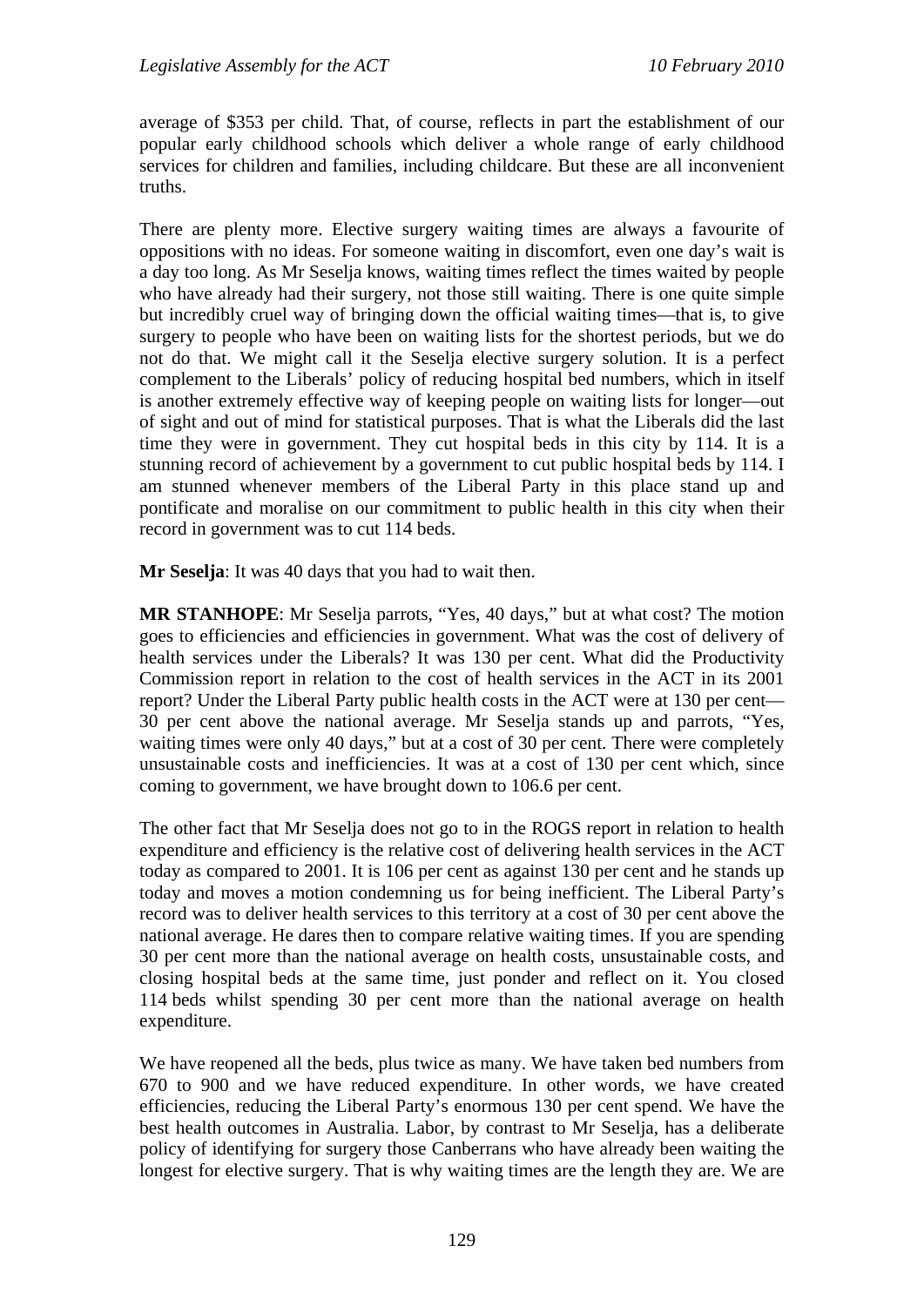average of $353 per child. That, of course, reflects in part the establishment of our popular early childhood schools which deliver a whole range of early childhood services for children and families, including childcare. But these are all inconvenient truths.

There are plenty more. Elective surgery waiting times are always a favourite of oppositions with no ideas. For someone waiting in discomfort, even one day's wait is a day too long. As Mr Seselja knows, waiting times reflect the times waited by people who have already had their surgery, not those still waiting. There is one quite simple but incredibly cruel way of bringing down the official waiting times—that is, to give surgery to people who have been on waiting lists for the shortest periods, but we do not do that. We might call it the Seselja elective surgery solution. It is a perfect complement to the Liberals' policy of reducing hospital bed numbers, which in itself is another extremely effective way of keeping people on waiting lists for longer—out of sight and out of mind for statistical purposes. That is what the Liberals did the last time they were in government. They cut hospital beds in this city by 114. It is a stunning record of achievement by a government to cut public hospital beds by 114. I am stunned whenever members of the Liberal Party in this place stand up and pontificate and moralise on our commitment to public health in this city when their record in government was to cut 114 beds.

**Mr Seselja**: It was 40 days that you had to wait then.

**MR STANHOPE**: Mr Seselja parrots, "Yes, 40 days," but at what cost? The motion goes to efficiencies and efficiencies in government. What was the cost of delivery of health services under the Liberals? It was 130 per cent. What did the Productivity Commission report in relation to the cost of health services in the ACT in its 2001 report? Under the Liberal Party public health costs in the ACT were at 130 per cent—30 per cent above the national average. Mr Seselja stands up and parrots, "Yes, waiting times were only 40 days," but at a cost of 30 per cent. There were completely unsustainable costs and inefficiencies. It was at a cost of 130 per cent which, since coming to government, we have brought down to 106.6 per cent.

The other fact that Mr Seselja does not go to in the ROGS report in relation to health expenditure and efficiency is the relative cost of delivering health services in the ACT today as compared to 2001. It is 106 per cent as against 130 per cent and he stands up today and moves a motion condemning us for being inefficient. The Liberal Party's record was to deliver health services to this territory at a cost of 30 per cent above the national average. He dares then to compare relative waiting times. If you are spending 30 per cent more than the national average on health costs, unsustainable costs, and closing hospital beds at the same time, just ponder and reflect on it. You closed 114 beds whilst spending 30 per cent more than the national average on health expenditure.

We have reopened all the beds, plus twice as many. We have taken bed numbers from 670 to 900 and we have reduced expenditure. In other words, we have created efficiencies, reducing the Liberal Party's enormous 130 per cent spend. We have the best health outcomes in Australia. Labor, by contrast to Mr Seselja, has a deliberate policy of identifying for surgery those Canberrans who have already been waiting the longest for elective surgery. That is why waiting times are the length they are. We are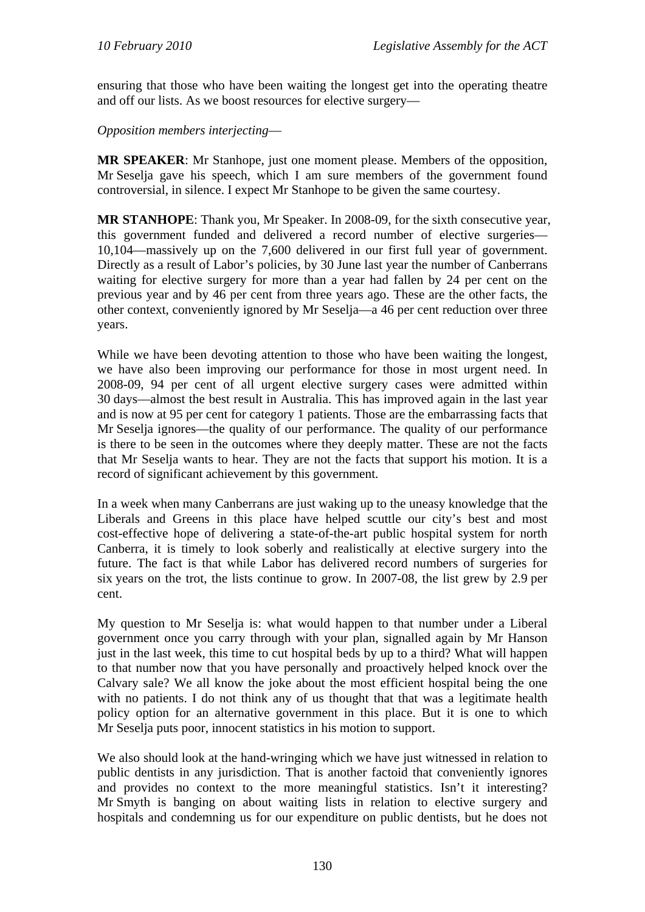ensuring that those who have been waiting the longest get into the operating theatre and off our lists. As we boost resources for elective surgery—

*Opposition members interjecting*—

**MR SPEAKER**: Mr Stanhope, just one moment please. Members of the opposition, Mr Seselja gave his speech, which I am sure members of the government found controversial, in silence. I expect Mr Stanhope to be given the same courtesy.

**MR STANHOPE**: Thank you, Mr Speaker. In 2008-09, for the sixth consecutive year, this government funded and delivered a record number of elective surgeries—10,104—massively up on the 7,600 delivered in our first full year of government. Directly as a result of Labor's policies, by 30 June last year the number of Canberrans waiting for elective surgery for more than a year had fallen by 24 per cent on the previous year and by 46 per cent from three years ago. These are the other facts, the other context, conveniently ignored by Mr Seselja—a 46 per cent reduction over three years.

While we have been devoting attention to those who have been waiting the longest, we have also been improving our performance for those in most urgent need. In 2008-09, 94 per cent of all urgent elective surgery cases were admitted within 30 days—almost the best result in Australia. This has improved again in the last year and is now at 95 per cent for category 1 patients. Those are the embarrassing facts that Mr Seselja ignores—the quality of our performance. The quality of our performance is there to be seen in the outcomes where they deeply matter. These are not the facts that Mr Seselja wants to hear. They are not the facts that support his motion. It is a record of significant achievement by this government.

In a week when many Canberrans are just waking up to the uneasy knowledge that the Liberals and Greens in this place have helped scuttle our city's best and most cost-effective hope of delivering a state-of-the-art public hospital system for north Canberra, it is timely to look soberly and realistically at elective surgery into the future. The fact is that while Labor has delivered record numbers of surgeries for six years on the trot, the lists continue to grow. In 2007-08, the list grew by 2.9 per cent.

My question to Mr Seselja is: what would happen to that number under a Liberal government once you carry through with your plan, signalled again by Mr Hanson just in the last week, this time to cut hospital beds by up to a third? What will happen to that number now that you have personally and proactively helped knock over the Calvary sale? We all know the joke about the most efficient hospital being the one with no patients. I do not think any of us thought that that was a legitimate health policy option for an alternative government in this place. But it is one to which Mr Seselja puts poor, innocent statistics in his motion to support.

We also should look at the hand-wringing which we have just witnessed in relation to public dentists in any jurisdiction. That is another factoid that conveniently ignores and provides no context to the more meaningful statistics. Isn't it interesting? Mr Smyth is banging on about waiting lists in relation to elective surgery and hospitals and condemning us for our expenditure on public dentists, but he does not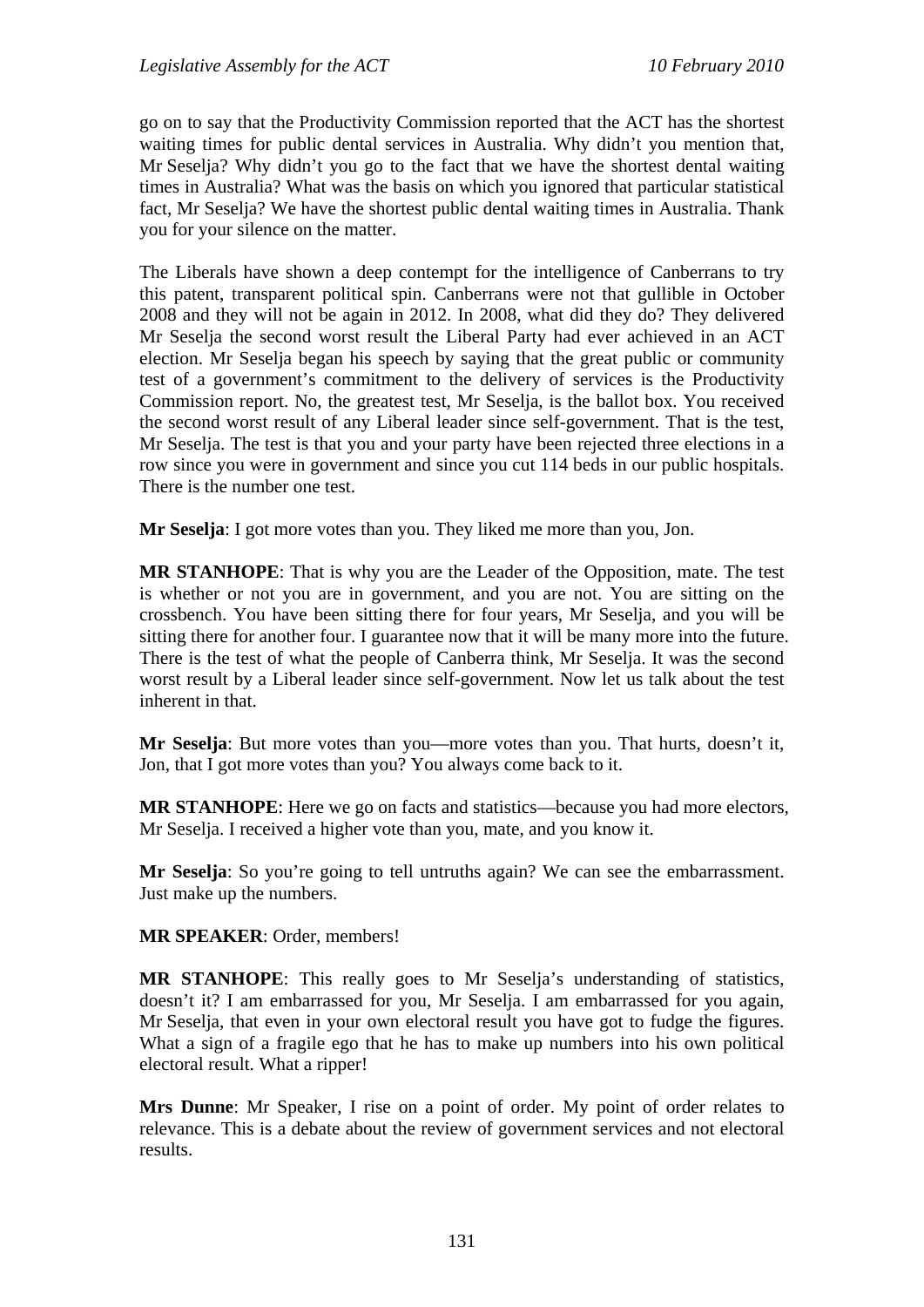go on to say that the Productivity Commission reported that the ACT has the shortest waiting times for public dental services in Australia. Why didn't you mention that, Mr Seselja? Why didn't you go to the fact that we have the shortest dental waiting times in Australia? What was the basis on which you ignored that particular statistical fact, Mr Seselja? We have the shortest public dental waiting times in Australia. Thank you for your silence on the matter.

The Liberals have shown a deep contempt for the intelligence of Canberrans to try this patent, transparent political spin. Canberrans were not that gullible in October 2008 and they will not be again in 2012. In 2008, what did they do? They delivered Mr Seselja the second worst result the Liberal Party had ever achieved in an ACT election. Mr Seselja began his speech by saying that the great public or community test of a government's commitment to the delivery of services is the Productivity Commission report. No, the greatest test, Mr Seselja, is the ballot box. You received the second worst result of any Liberal leader since self-government. That is the test, Mr Seselja. The test is that you and your party have been rejected three elections in a row since you were in government and since you cut 114 beds in our public hospitals. There is the number one test.

**Mr Seselja**: I got more votes than you. They liked me more than you, Jon.

**MR STANHOPE**: That is why you are the Leader of the Opposition, mate. The test is whether or not you are in government, and you are not. You are sitting on the crossbench. You have been sitting there for four years, Mr Seselja, and you will be sitting there for another four. I guarantee now that it will be many more into the future. There is the test of what the people of Canberra think, Mr Seselja. It was the second worst result by a Liberal leader since self-government. Now let us talk about the test inherent in that.

**Mr Seselja**: But more votes than you—more votes than you. That hurts, doesn't it, Jon, that I got more votes than you? You always come back to it.

**MR STANHOPE**: Here we go on facts and statistics—because you had more electors, Mr Seselja. I received a higher vote than you, mate, and you know it.

**Mr Seselja**: So you're going to tell untruths again? We can see the embarrassment. Just make up the numbers.

**MR SPEAKER**: Order, members!

**MR STANHOPE**: This really goes to Mr Seselja's understanding of statistics, doesn't it? I am embarrassed for you, Mr Seselja. I am embarrassed for you again, Mr Seselja, that even in your own electoral result you have got to fudge the figures. What a sign of a fragile ego that he has to make up numbers into his own political electoral result. What a ripper!

**Mrs Dunne**: Mr Speaker, I rise on a point of order. My point of order relates to relevance. This is a debate about the review of government services and not electoral results.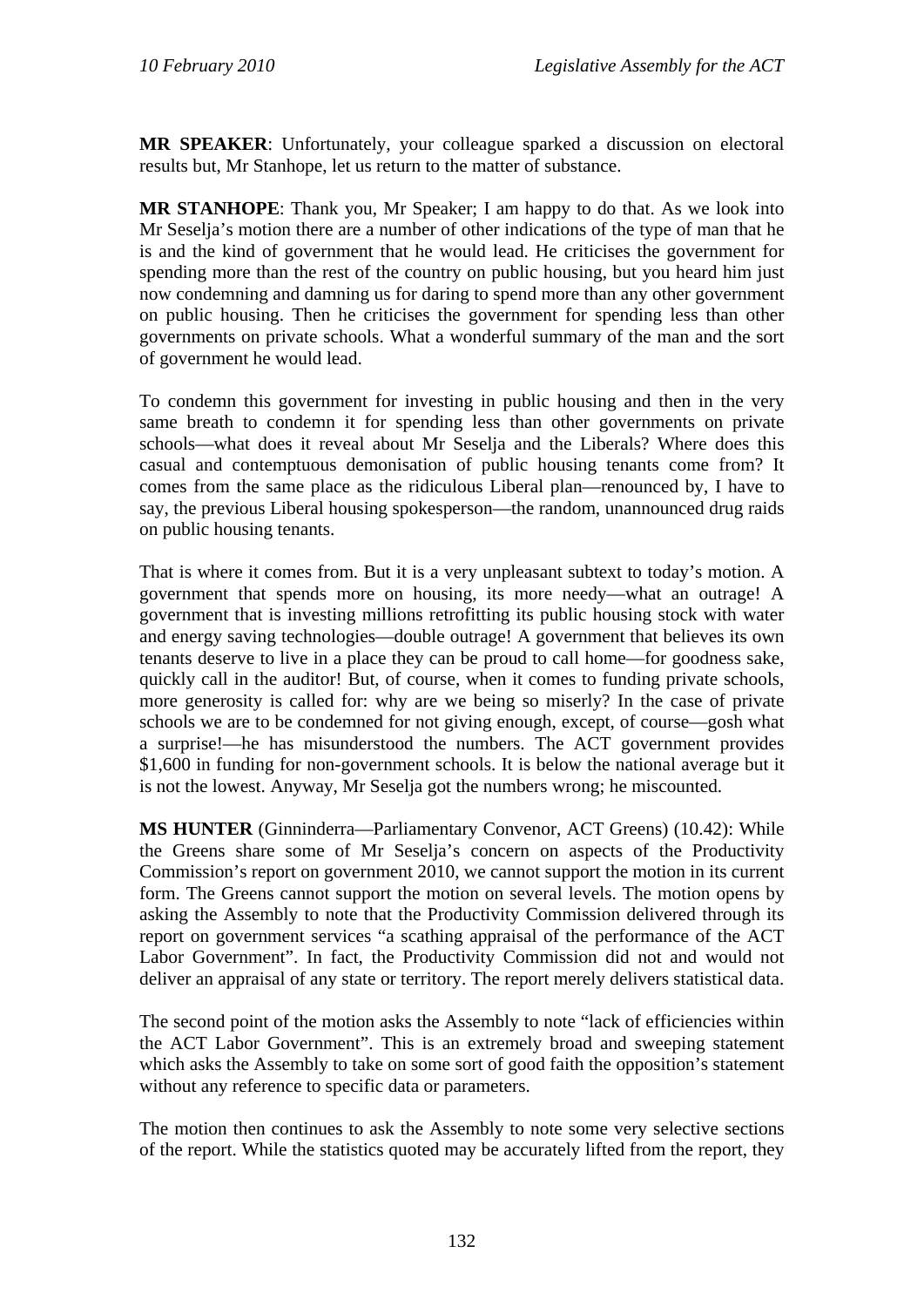**MR SPEAKER**: Unfortunately, your colleague sparked a discussion on electoral results but, Mr Stanhope, let us return to the matter of substance.

**MR STANHOPE**: Thank you, Mr Speaker; I am happy to do that. As we look into Mr Seselja's motion there are a number of other indications of the type of man that he is and the kind of government that he would lead. He criticises the government for spending more than the rest of the country on public housing, but you heard him just now condemning and damning us for daring to spend more than any other government on public housing. Then he criticises the government for spending less than other governments on private schools. What a wonderful summary of the man and the sort of government he would lead.

To condemn this government for investing in public housing and then in the very same breath to condemn it for spending less than other governments on private schools—what does it reveal about Mr Seselja and the Liberals? Where does this casual and contemptuous demonisation of public housing tenants come from? It comes from the same place as the ridiculous Liberal plan—renounced by, I have to say, the previous Liberal housing spokesperson—the random, unannounced drug raids on public housing tenants.

That is where it comes from. But it is a very unpleasant subtext to today's motion. A government that spends more on housing, its more needy—what an outrage! A government that is investing millions retrofitting its public housing stock with water and energy saving technologies—double outrage! A government that believes its own tenants deserve to live in a place they can be proud to call home—for goodness sake, quickly call in the auditor! But, of course, when it comes to funding private schools, more generosity is called for: why are we being so miserly? In the case of private schools we are to be condemned for not giving enough, except, of course—gosh what a surprise!—he has misunderstood the numbers. The ACT government provides $1,600 in funding for non-government schools. It is below the national average but it is not the lowest. Anyway, Mr Seselja got the numbers wrong; he miscounted.

**MS HUNTER** (Ginninderra—Parliamentary Convenor, ACT Greens) (10.42): While the Greens share some of Mr Seselja's concern on aspects of the Productivity Commission's report on government 2010, we cannot support the motion in its current form. The Greens cannot support the motion on several levels. The motion opens by asking the Assembly to note that the Productivity Commission delivered through its report on government services "a scathing appraisal of the performance of the ACT Labor Government". In fact, the Productivity Commission did not and would not deliver an appraisal of any state or territory. The report merely delivers statistical data.

The second point of the motion asks the Assembly to note "lack of efficiencies within the ACT Labor Government". This is an extremely broad and sweeping statement which asks the Assembly to take on some sort of good faith the opposition's statement without any reference to specific data or parameters.

The motion then continues to ask the Assembly to note some very selective sections of the report. While the statistics quoted may be accurately lifted from the report, they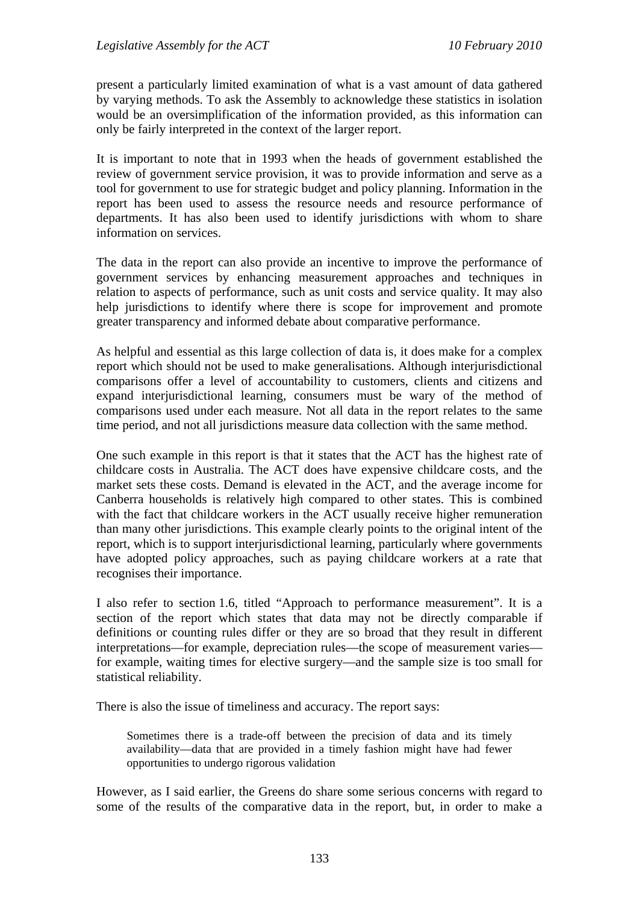present a particularly limited examination of what is a vast amount of data gathered by varying methods. To ask the Assembly to acknowledge these statistics in isolation would be an oversimplification of the information provided, as this information can only be fairly interpreted in the context of the larger report.

It is important to note that in 1993 when the heads of government established the review of government service provision, it was to provide information and serve as a tool for government to use for strategic budget and policy planning. Information in the report has been used to assess the resource needs and resource performance of departments. It has also been used to identify jurisdictions with whom to share information on services.

The data in the report can also provide an incentive to improve the performance of government services by enhancing measurement approaches and techniques in relation to aspects of performance, such as unit costs and service quality. It may also help jurisdictions to identify where there is scope for improvement and promote greater transparency and informed debate about comparative performance.

As helpful and essential as this large collection of data is, it does make for a complex report which should not be used to make generalisations. Although interjurisdictional comparisons offer a level of accountability to customers, clients and citizens and expand interjurisdictional learning, consumers must be wary of the method of comparisons used under each measure. Not all data in the report relates to the same time period, and not all jurisdictions measure data collection with the same method.

One such example in this report is that it states that the ACT has the highest rate of childcare costs in Australia. The ACT does have expensive childcare costs, and the market sets these costs. Demand is elevated in the ACT, and the average income for Canberra households is relatively high compared to other states. This is combined with the fact that childcare workers in the ACT usually receive higher remuneration than many other jurisdictions. This example clearly points to the original intent of the report, which is to support interjurisdictional learning, particularly where governments have adopted policy approaches, such as paying childcare workers at a rate that recognises their importance.

I also refer to section 1.6, titled "Approach to performance measurement". It is a section of the report which states that data may not be directly comparable if definitions or counting rules differ or they are so broad that they result in different interpretations—for example, depreciation rules—the scope of measurement varies—for example, waiting times for elective surgery—and the sample size is too small for statistical reliability.

There is also the issue of timeliness and accuracy. The report says:

> Sometimes there is a trade-off between the precision of data and its timely availability—data that are provided in a timely fashion might have had fewer opportunities to undergo rigorous validation

However, as I said earlier, the Greens do share some serious concerns with regard to some of the results of the comparative data in the report, but, in order to make a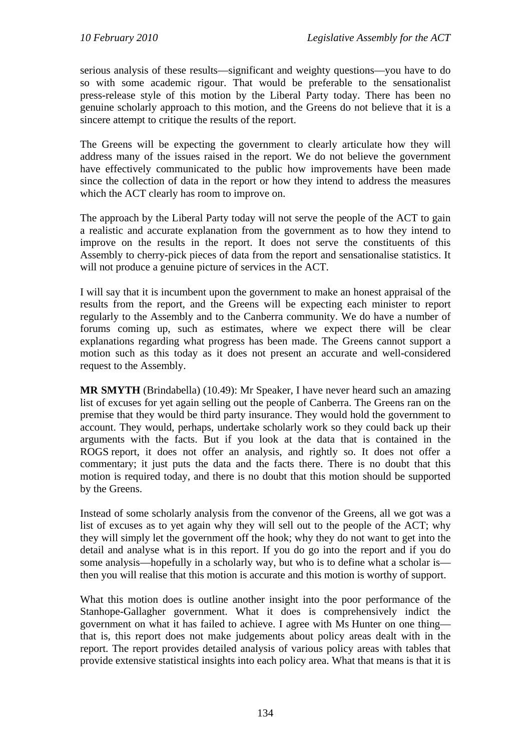serious analysis of these results—significant and weighty questions—you have to do so with some academic rigour. That would be preferable to the sensationalist press-release style of this motion by the Liberal Party today. There has been no genuine scholarly approach to this motion, and the Greens do not believe that it is a sincere attempt to critique the results of the report.

The Greens will be expecting the government to clearly articulate how they will address many of the issues raised in the report. We do not believe the government have effectively communicated to the public how improvements have been made since the collection of data in the report or how they intend to address the measures which the ACT clearly has room to improve on.

The approach by the Liberal Party today will not serve the people of the ACT to gain a realistic and accurate explanation from the government as to how they intend to improve on the results in the report. It does not serve the constituents of this Assembly to cherry-pick pieces of data from the report and sensationalise statistics. It will not produce a genuine picture of services in the ACT.

I will say that it is incumbent upon the government to make an honest appraisal of the results from the report, and the Greens will be expecting each minister to report regularly to the Assembly and to the Canberra community. We do have a number of forums coming up, such as estimates, where we expect there will be clear explanations regarding what progress has been made. The Greens cannot support a motion such as this today as it does not present an accurate and well-considered request to the Assembly.

**MR SMYTH** (Brindabella) (10.49): Mr Speaker, I have never heard such an amazing list of excuses for yet again selling out the people of Canberra. The Greens ran on the premise that they would be third party insurance. They would hold the government to account. They would, perhaps, undertake scholarly work so they could back up their arguments with the facts. But if you look at the data that is contained in the ROGS report, it does not offer an analysis, and rightly so. It does not offer a commentary; it just puts the data and the facts there. There is no doubt that this motion is required today, and there is no doubt that this motion should be supported by the Greens.

Instead of some scholarly analysis from the convenor of the Greens, all we got was a list of excuses as to yet again why they will sell out to the people of the ACT; why they will simply let the government off the hook; why they do not want to get into the detail and analyse what is in this report. If you do go into the report and if you do some analysis—hopefully in a scholarly way, but who is to define what a scholar is—then you will realise that this motion is accurate and this motion is worthy of support.

What this motion does is outline another insight into the poor performance of the Stanhope-Gallagher government. What it does is comprehensively indict the government on what it has failed to achieve. I agree with Ms Hunter on one thing—that is, this report does not make judgements about policy areas dealt with in the report. The report provides detailed analysis of various policy areas with tables that provide extensive statistical insights into each policy area. What that means is that it is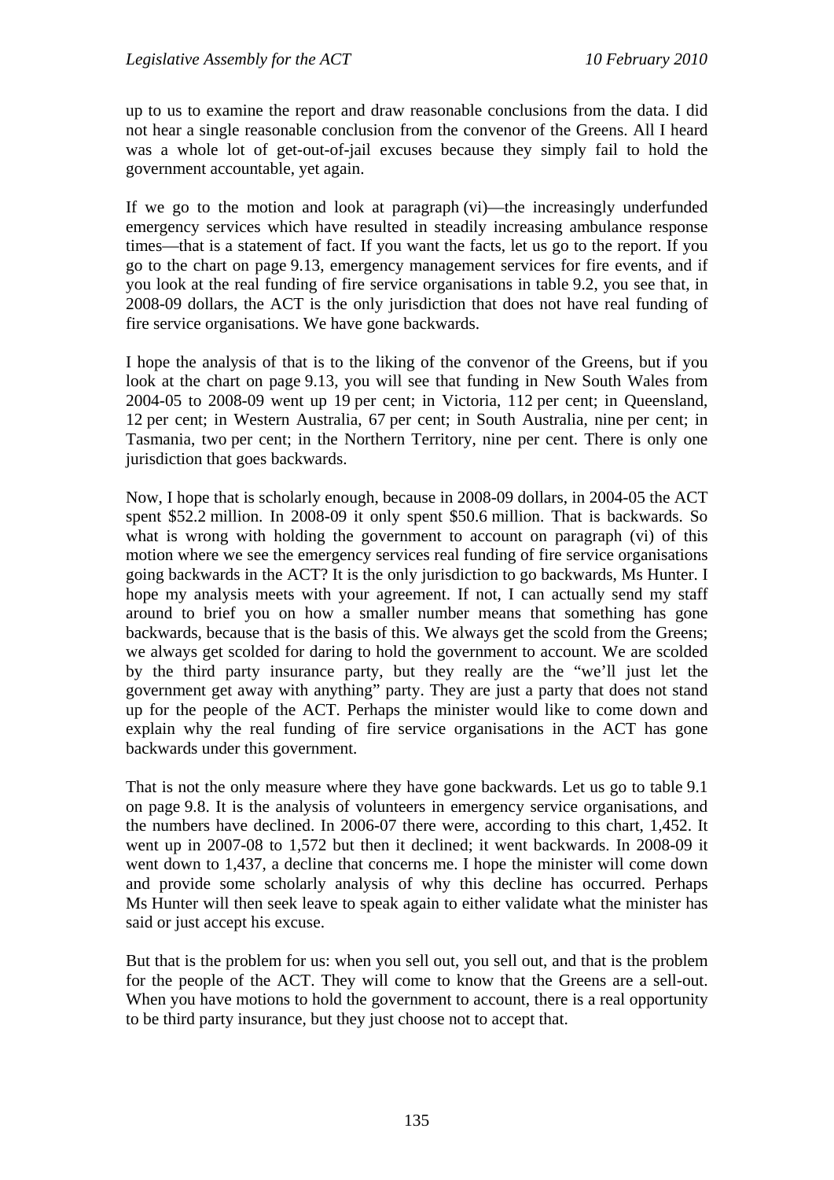up to us to examine the report and draw reasonable conclusions from the data. I did not hear a single reasonable conclusion from the convenor of the Greens. All I heard was a whole lot of get-out-of-jail excuses because they simply fail to hold the government accountable, yet again.

If we go to the motion and look at paragraph (vi)—the increasingly underfunded emergency services which have resulted in steadily increasing ambulance response times—that is a statement of fact. If you want the facts, let us go to the report. If you go to the chart on page 9.13, emergency management services for fire events, and if you look at the real funding of fire service organisations in table 9.2, you see that, in 2008-09 dollars, the ACT is the only jurisdiction that does not have real funding of fire service organisations. We have gone backwards.

I hope the analysis of that is to the liking of the convenor of the Greens, but if you look at the chart on page 9.13, you will see that funding in New South Wales from 2004-05 to 2008-09 went up 19 per cent; in Victoria, 112 per cent; in Queensland, 12 per cent; in Western Australia, 67 per cent; in South Australia, nine per cent; in Tasmania, two per cent; in the Northern Territory, nine per cent. There is only one jurisdiction that goes backwards.

Now, I hope that is scholarly enough, because in 2008-09 dollars, in 2004-05 the ACT spent $52.2 million. In 2008-09 it only spent $50.6 million. That is backwards. So what is wrong with holding the government to account on paragraph (vi) of this motion where we see the emergency services real funding of fire service organisations going backwards in the ACT? It is the only jurisdiction to go backwards, Ms Hunter. I hope my analysis meets with your agreement. If not, I can actually send my staff around to brief you on how a smaller number means that something has gone backwards, because that is the basis of this. We always get the scold from the Greens; we always get scolded for daring to hold the government to account. We are scolded by the third party insurance party, but they really are the "we'll just let the government get away with anything" party. They are just a party that does not stand up for the people of the ACT. Perhaps the minister would like to come down and explain why the real funding of fire service organisations in the ACT has gone backwards under this government.

That is not the only measure where they have gone backwards. Let us go to table 9.1 on page 9.8. It is the analysis of volunteers in emergency service organisations, and the numbers have declined. In 2006-07 there were, according to this chart, 1,452. It went up in 2007-08 to 1,572 but then it declined; it went backwards. In 2008-09 it went down to 1,437, a decline that concerns me. I hope the minister will come down and provide some scholarly analysis of why this decline has occurred. Perhaps Ms Hunter will then seek leave to speak again to either validate what the minister has said or just accept his excuse.

But that is the problem for us: when you sell out, you sell out, and that is the problem for the people of the ACT. They will come to know that the Greens are a sell-out. When you have motions to hold the government to account, there is a real opportunity to be third party insurance, but they just choose not to accept that.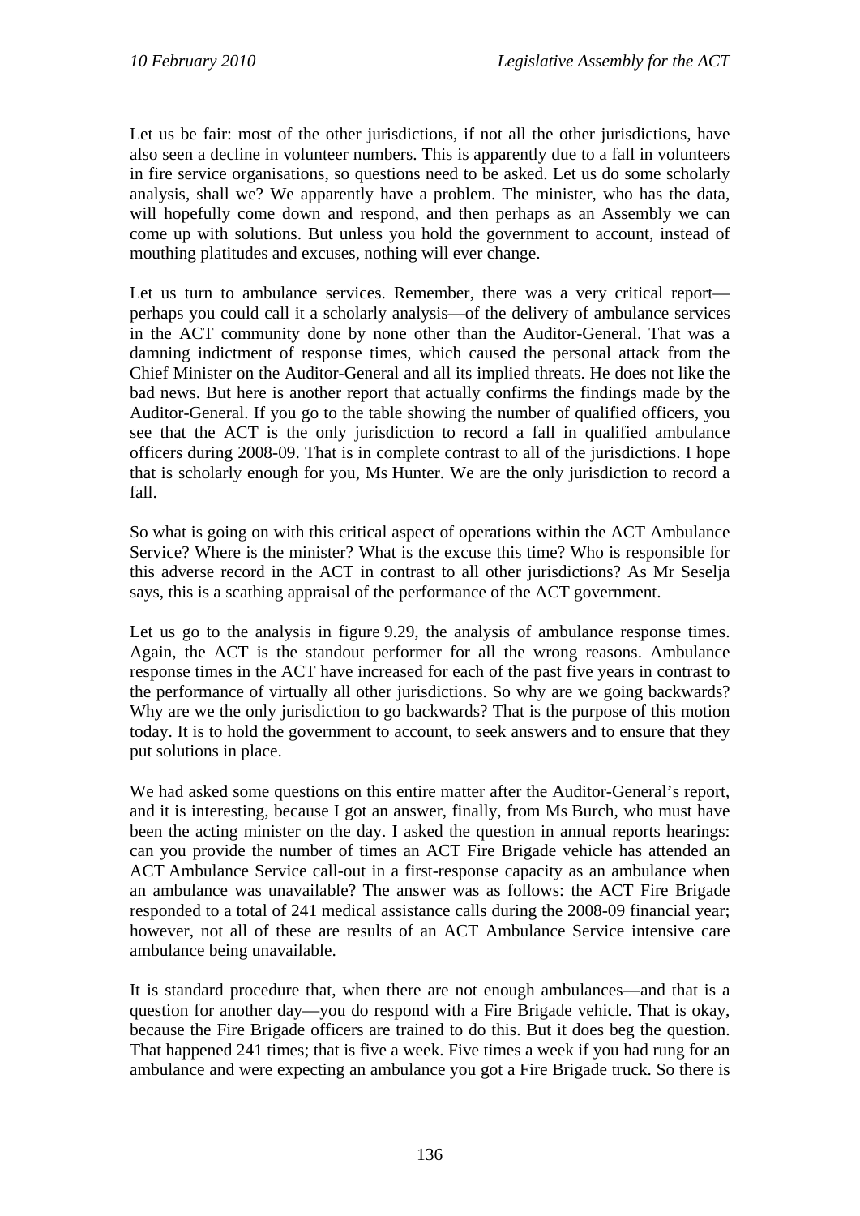Let us be fair: most of the other jurisdictions, if not all the other jurisdictions, have also seen a decline in volunteer numbers. This is apparently due to a fall in volunteers in fire service organisations, so questions need to be asked. Let us do some scholarly analysis, shall we? We apparently have a problem. The minister, who has the data, will hopefully come down and respond, and then perhaps as an Assembly we can come up with solutions. But unless you hold the government to account, instead of mouthing platitudes and excuses, nothing will ever change.

Let us turn to ambulance services. Remember, there was a very critical report—perhaps you could call it a scholarly analysis—of the delivery of ambulance services in the ACT community done by none other than the Auditor-General. That was a damning indictment of response times, which caused the personal attack from the Chief Minister on the Auditor-General and all its implied threats. He does not like the bad news. But here is another report that actually confirms the findings made by the Auditor-General. If you go to the table showing the number of qualified officers, you see that the ACT is the only jurisdiction to record a fall in qualified ambulance officers during 2008-09. That is in complete contrast to all of the jurisdictions. I hope that is scholarly enough for you, Ms Hunter. We are the only jurisdiction to record a fall.

So what is going on with this critical aspect of operations within the ACT Ambulance Service? Where is the minister? What is the excuse this time? Who is responsible for this adverse record in the ACT in contrast to all other jurisdictions? As Mr Seselja says, this is a scathing appraisal of the performance of the ACT government.

Let us go to the analysis in figure 9.29, the analysis of ambulance response times. Again, the ACT is the standout performer for all the wrong reasons. Ambulance response times in the ACT have increased for each of the past five years in contrast to the performance of virtually all other jurisdictions. So why are we going backwards? Why are we the only jurisdiction to go backwards? That is the purpose of this motion today. It is to hold the government to account, to seek answers and to ensure that they put solutions in place.

We had asked some questions on this entire matter after the Auditor-General's report, and it is interesting, because I got an answer, finally, from Ms Burch, who must have been the acting minister on the day. I asked the question in annual reports hearings: can you provide the number of times an ACT Fire Brigade vehicle has attended an ACT Ambulance Service call-out in a first-response capacity as an ambulance when an ambulance was unavailable? The answer was as follows: the ACT Fire Brigade responded to a total of 241 medical assistance calls during the 2008-09 financial year; however, not all of these are results of an ACT Ambulance Service intensive care ambulance being unavailable.

It is standard procedure that, when there are not enough ambulances—and that is a question for another day—you do respond with a Fire Brigade vehicle. That is okay, because the Fire Brigade officers are trained to do this. But it does beg the question. That happened 241 times; that is five a week. Five times a week if you had rung for an ambulance and were expecting an ambulance you got a Fire Brigade truck. So there is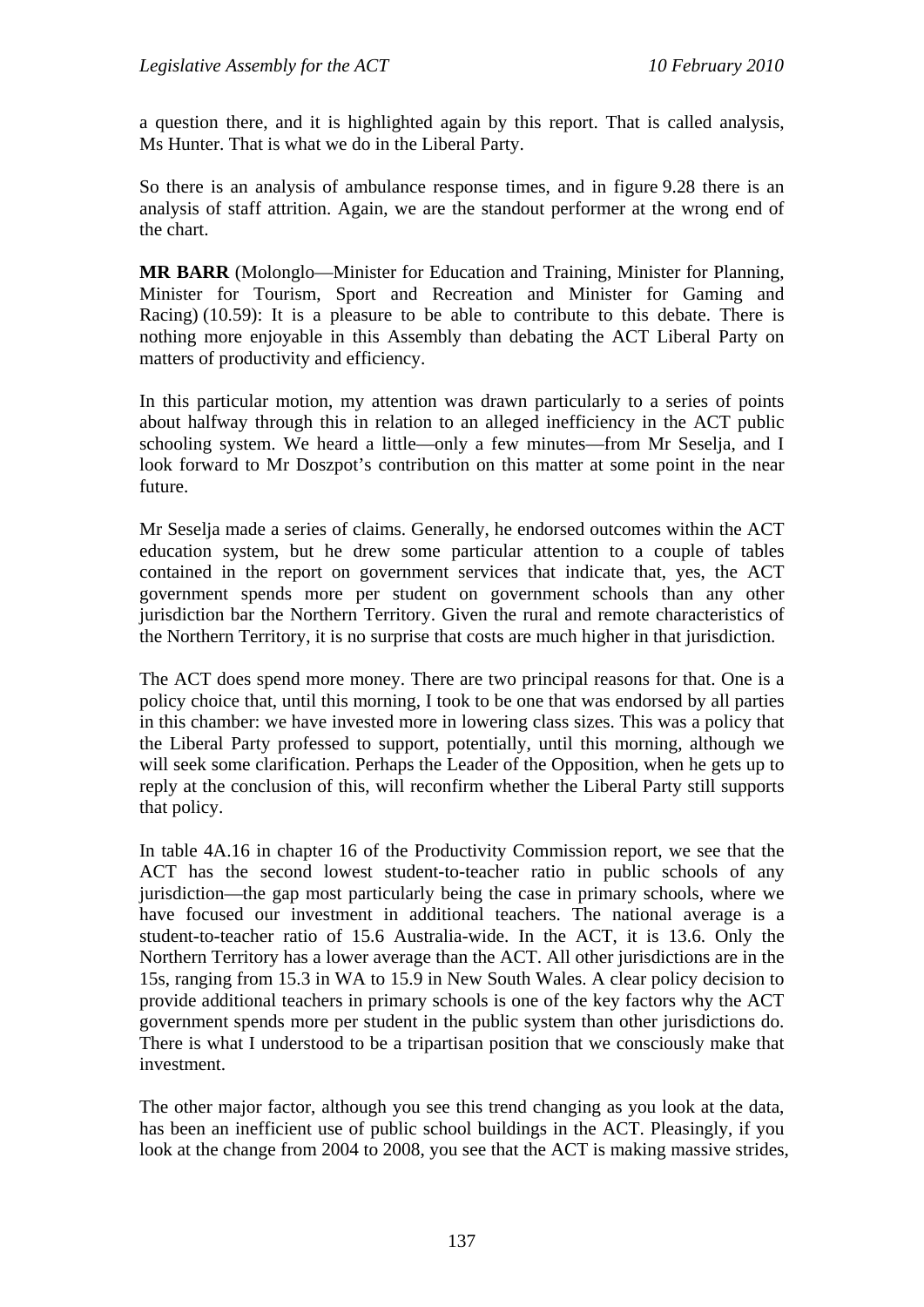a question there, and it is highlighted again by this report. That is called analysis, Ms Hunter. That is what we do in the Liberal Party.

So there is an analysis of ambulance response times, and in figure 9.28 there is an analysis of staff attrition. Again, we are the standout performer at the wrong end of the chart.

**MR BARR** (Molonglo—Minister for Education and Training, Minister for Planning, Minister for Tourism, Sport and Recreation and Minister for Gaming and Racing) (10.59): It is a pleasure to be able to contribute to this debate. There is nothing more enjoyable in this Assembly than debating the ACT Liberal Party on matters of productivity and efficiency.

In this particular motion, my attention was drawn particularly to a series of points about halfway through this in relation to an alleged inefficiency in the ACT public schooling system. We heard a little—only a few minutes—from Mr Seselja, and I look forward to Mr Doszpot's contribution on this matter at some point in the near future.

Mr Seselja made a series of claims. Generally, he endorsed outcomes within the ACT education system, but he drew some particular attention to a couple of tables contained in the report on government services that indicate that, yes, the ACT government spends more per student on government schools than any other jurisdiction bar the Northern Territory. Given the rural and remote characteristics of the Northern Territory, it is no surprise that costs are much higher in that jurisdiction.

The ACT does spend more money. There are two principal reasons for that. One is a policy choice that, until this morning, I took to be one that was endorsed by all parties in this chamber: we have invested more in lowering class sizes. This was a policy that the Liberal Party professed to support, potentially, until this morning, although we will seek some clarification. Perhaps the Leader of the Opposition, when he gets up to reply at the conclusion of this, will reconfirm whether the Liberal Party still supports that policy.

In table 4A.16 in chapter 16 of the Productivity Commission report, we see that the ACT has the second lowest student-to-teacher ratio in public schools of any jurisdiction—the gap most particularly being the case in primary schools, where we have focused our investment in additional teachers. The national average is a student-to-teacher ratio of 15.6 Australia-wide. In the ACT, it is 13.6. Only the Northern Territory has a lower average than the ACT. All other jurisdictions are in the 15s, ranging from 15.3 in WA to 15.9 in New South Wales. A clear policy decision to provide additional teachers in primary schools is one of the key factors why the ACT government spends more per student in the public system than other jurisdictions do. There is what I understood to be a tripartisan position that we consciously make that investment.

The other major factor, although you see this trend changing as you look at the data, has been an inefficient use of public school buildings in the ACT. Pleasingly, if you look at the change from 2004 to 2008, you see that the ACT is making massive strides,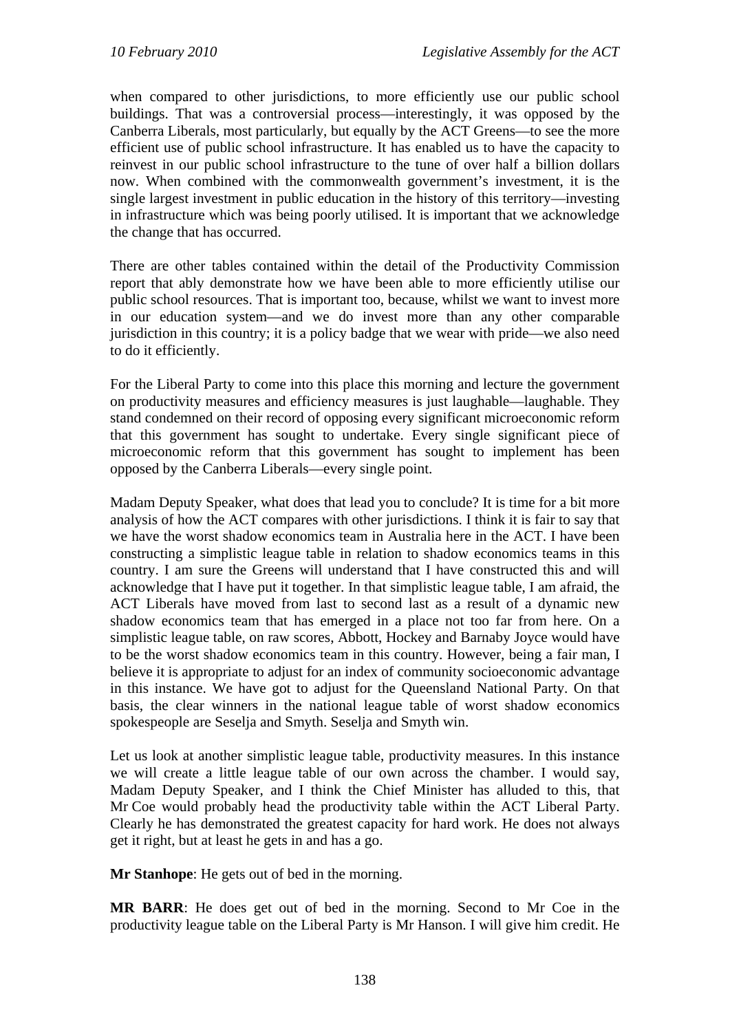when compared to other jurisdictions, to more efficiently use our public school buildings. That was a controversial process—interestingly, it was opposed by the Canberra Liberals, most particularly, but equally by the ACT Greens—to see the more efficient use of public school infrastructure. It has enabled us to have the capacity to reinvest in our public school infrastructure to the tune of over half a billion dollars now. When combined with the commonwealth government's investment, it is the single largest investment in public education in the history of this territory—investing in infrastructure which was being poorly utilised. It is important that we acknowledge the change that has occurred.

There are other tables contained within the detail of the Productivity Commission report that ably demonstrate how we have been able to more efficiently utilise our public school resources. That is important too, because, whilst we want to invest more in our education system—and we do invest more than any other comparable jurisdiction in this country; it is a policy badge that we wear with pride—we also need to do it efficiently.

For the Liberal Party to come into this place this morning and lecture the government on productivity measures and efficiency measures is just laughable—laughable. They stand condemned on their record of opposing every significant microeconomic reform that this government has sought to undertake. Every single significant piece of microeconomic reform that this government has sought to implement has been opposed by the Canberra Liberals—every single point.

Madam Deputy Speaker, what does that lead you to conclude? It is time for a bit more analysis of how the ACT compares with other jurisdictions. I think it is fair to say that we have the worst shadow economics team in Australia here in the ACT. I have been constructing a simplistic league table in relation to shadow economics teams in this country. I am sure the Greens will understand that I have constructed this and will acknowledge that I have put it together. In that simplistic league table, I am afraid, the ACT Liberals have moved from last to second last as a result of a dynamic new shadow economics team that has emerged in a place not too far from here. On a simplistic league table, on raw scores, Abbott, Hockey and Barnaby Joyce would have to be the worst shadow economics team in this country. However, being a fair man, I believe it is appropriate to adjust for an index of community socioeconomic advantage in this instance. We have got to adjust for the Queensland National Party. On that basis, the clear winners in the national league table of worst shadow economics spokespeople are Seselja and Smyth. Seselja and Smyth win.

Let us look at another simplistic league table, productivity measures. In this instance we will create a little league table of our own across the chamber. I would say, Madam Deputy Speaker, and I think the Chief Minister has alluded to this, that Mr Coe would probably head the productivity table within the ACT Liberal Party. Clearly he has demonstrated the greatest capacity for hard work. He does not always get it right, but at least he gets in and has a go.

**Mr Stanhope**: He gets out of bed in the morning.

**MR BARR**: He does get out of bed in the morning. Second to Mr Coe in the productivity league table on the Liberal Party is Mr Hanson. I will give him credit. He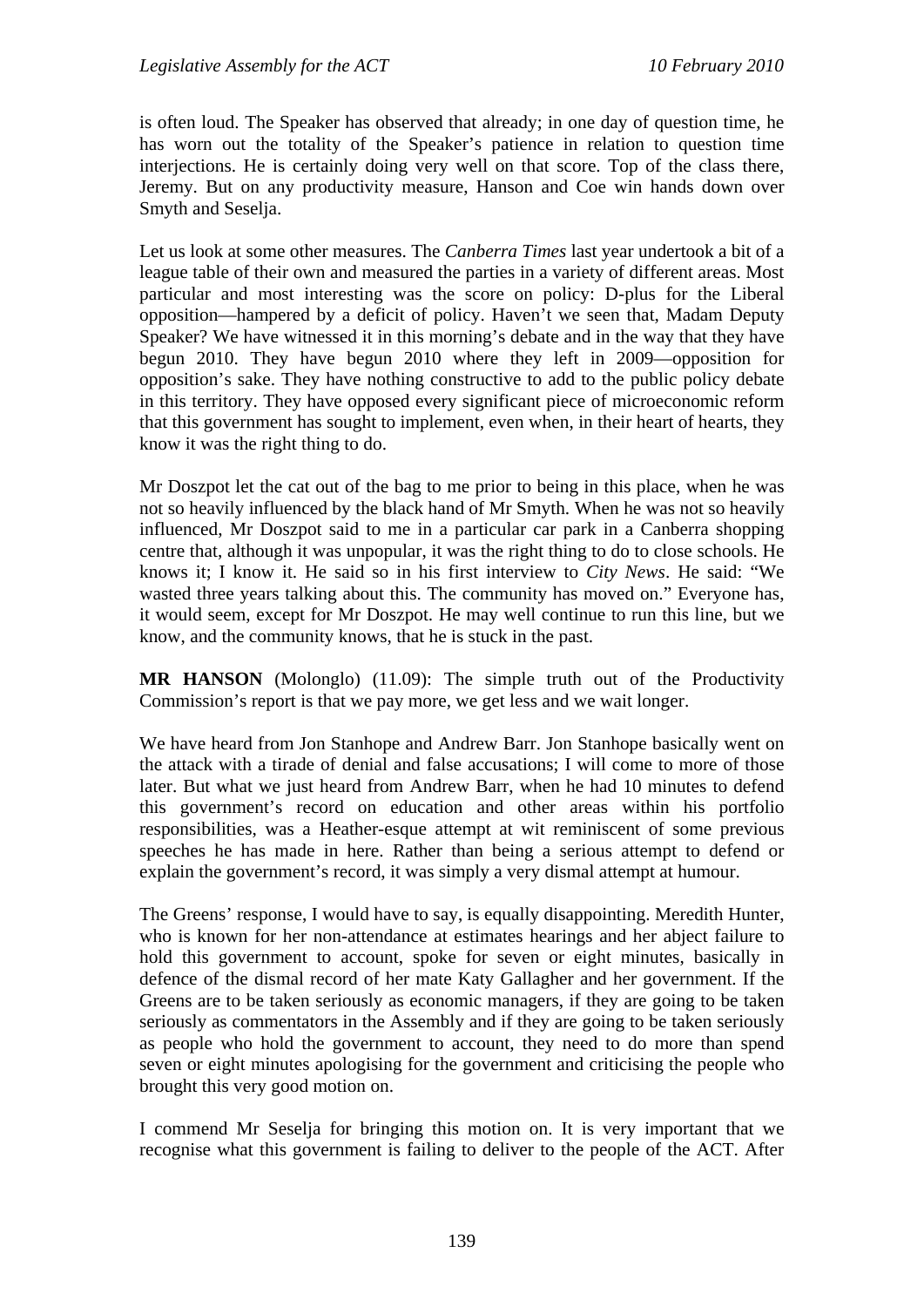is often loud. The Speaker has observed that already; in one day of question time, he has worn out the totality of the Speaker's patience in relation to question time interjections. He is certainly doing very well on that score. Top of the class there, Jeremy. But on any productivity measure, Hanson and Coe win hands down over Smyth and Seselja.

Let us look at some other measures. The *Canberra Times* last year undertook a bit of a league table of their own and measured the parties in a variety of different areas. Most particular and most interesting was the score on policy: D-plus for the Liberal opposition—hampered by a deficit of policy. Haven't we seen that, Madam Deputy Speaker? We have witnessed it in this morning's debate and in the way that they have begun 2010. They have begun 2010 where they left in 2009—opposition for opposition's sake. They have nothing constructive to add to the public policy debate in this territory. They have opposed every significant piece of microeconomic reform that this government has sought to implement, even when, in their heart of hearts, they know it was the right thing to do.

Mr Doszpot let the cat out of the bag to me prior to being in this place, when he was not so heavily influenced by the black hand of Mr Smyth. When he was not so heavily influenced, Mr Doszpot said to me in a particular car park in a Canberra shopping centre that, although it was unpopular, it was the right thing to do to close schools. He knows it; I know it. He said so in his first interview to *City News*. He said: "We wasted three years talking about this. The community has moved on." Everyone has, it would seem, except for Mr Doszpot. He may well continue to run this line, but we know, and the community knows, that he is stuck in the past.

**MR HANSON** (Molonglo) (11.09): The simple truth out of the Productivity Commission's report is that we pay more, we get less and we wait longer.

We have heard from Jon Stanhope and Andrew Barr. Jon Stanhope basically went on the attack with a tirade of denial and false accusations; I will come to more of those later. But what we just heard from Andrew Barr, when he had 10 minutes to defend this government's record on education and other areas within his portfolio responsibilities, was a Heather-esque attempt at wit reminiscent of some previous speeches he has made in here. Rather than being a serious attempt to defend or explain the government's record, it was simply a very dismal attempt at humour.

The Greens' response, I would have to say, is equally disappointing. Meredith Hunter, who is known for her non-attendance at estimates hearings and her abject failure to hold this government to account, spoke for seven or eight minutes, basically in defence of the dismal record of her mate Katy Gallagher and her government. If the Greens are to be taken seriously as economic managers, if they are going to be taken seriously as commentators in the Assembly and if they are going to be taken seriously as people who hold the government to account, they need to do more than spend seven or eight minutes apologising for the government and criticising the people who brought this very good motion on.

I commend Mr Seselja for bringing this motion on. It is very important that we recognise what this government is failing to deliver to the people of the ACT. After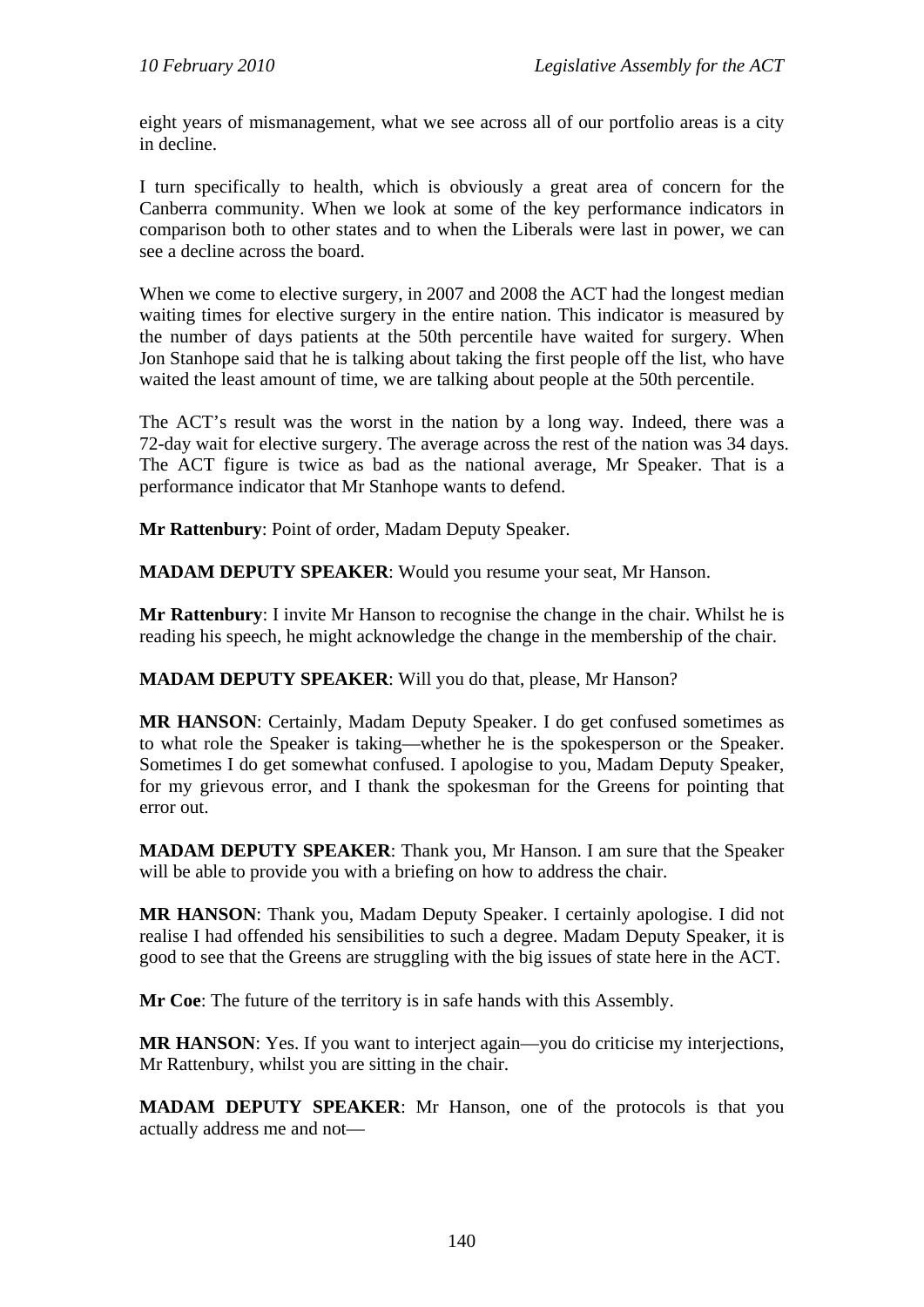eight years of mismanagement, what we see across all of our portfolio areas is a city in decline.

I turn specifically to health, which is obviously a great area of concern for the Canberra community. When we look at some of the key performance indicators in comparison both to other states and to when the Liberals were last in power, we can see a decline across the board.

When we come to elective surgery, in 2007 and 2008 the ACT had the longest median waiting times for elective surgery in the entire nation. This indicator is measured by the number of days patients at the 50th percentile have waited for surgery. When Jon Stanhope said that he is talking about taking the first people off the list, who have waited the least amount of time, we are talking about people at the 50th percentile.

The ACT's result was the worst in the nation by a long way. Indeed, there was a 72-day wait for elective surgery. The average across the rest of the nation was 34 days. The ACT figure is twice as bad as the national average, Mr Speaker. That is a performance indicator that Mr Stanhope wants to defend.

**Mr Rattenbury**: Point of order, Madam Deputy Speaker.

**MADAM DEPUTY SPEAKER**: Would you resume your seat, Mr Hanson.

**Mr Rattenbury**: I invite Mr Hanson to recognise the change in the chair. Whilst he is reading his speech, he might acknowledge the change in the membership of the chair.

**MADAM DEPUTY SPEAKER**: Will you do that, please, Mr Hanson?

**MR HANSON**: Certainly, Madam Deputy Speaker. I do get confused sometimes as to what role the Speaker is taking—whether he is the spokesperson or the Speaker. Sometimes I do get somewhat confused. I apologise to you, Madam Deputy Speaker, for my grievous error, and I thank the spokesman for the Greens for pointing that error out.

**MADAM DEPUTY SPEAKER**: Thank you, Mr Hanson. I am sure that the Speaker will be able to provide you with a briefing on how to address the chair.

**MR HANSON**: Thank you, Madam Deputy Speaker. I certainly apologise. I did not realise I had offended his sensibilities to such a degree. Madam Deputy Speaker, it is good to see that the Greens are struggling with the big issues of state here in the ACT.

**Mr Coe**: The future of the territory is in safe hands with this Assembly.

**MR HANSON**: Yes. If you want to interject again—you do criticise my interjections, Mr Rattenbury, whilst you are sitting in the chair.

**MADAM DEPUTY SPEAKER**: Mr Hanson, one of the protocols is that you actually address me and not—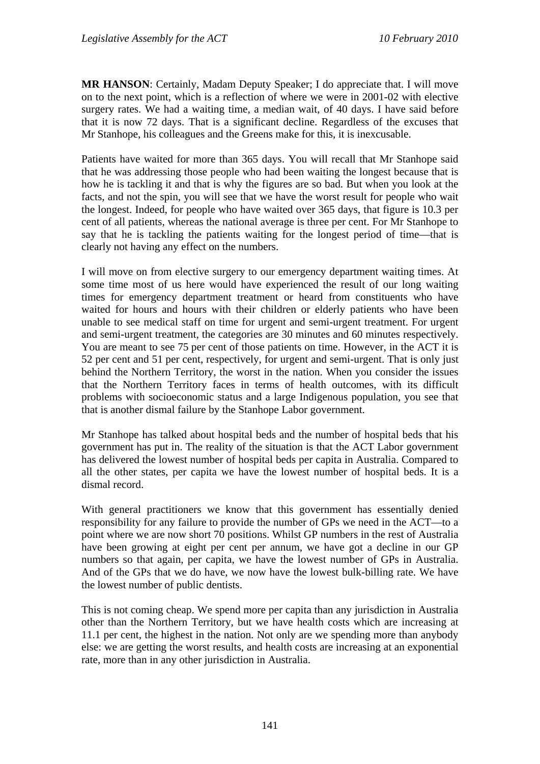**MR HANSON**: Certainly, Madam Deputy Speaker; I do appreciate that. I will move on to the next point, which is a reflection of where we were in 2001-02 with elective surgery rates. We had a waiting time, a median wait, of 40 days. I have said before that it is now 72 days. That is a significant decline. Regardless of the excuses that Mr Stanhope, his colleagues and the Greens make for this, it is inexcusable.

Patients have waited for more than 365 days. You will recall that Mr Stanhope said that he was addressing those people who had been waiting the longest because that is how he is tackling it and that is why the figures are so bad. But when you look at the facts, and not the spin, you will see that we have the worst result for people who wait the longest. Indeed, for people who have waited over 365 days, that figure is 10.3 per cent of all patients, whereas the national average is three per cent. For Mr Stanhope to say that he is tackling the patients waiting for the longest period of time—that is clearly not having any effect on the numbers.

I will move on from elective surgery to our emergency department waiting times. At some time most of us here would have experienced the result of our long waiting times for emergency department treatment or heard from constituents who have waited for hours and hours with their children or elderly patients who have been unable to see medical staff on time for urgent and semi-urgent treatment. For urgent and semi-urgent treatment, the categories are 30 minutes and 60 minutes respectively. You are meant to see 75 per cent of those patients on time. However, in the ACT it is 52 per cent and 51 per cent, respectively, for urgent and semi-urgent. That is only just behind the Northern Territory, the worst in the nation. When you consider the issues that the Northern Territory faces in terms of health outcomes, with its difficult problems with socioeconomic status and a large Indigenous population, you see that that is another dismal failure by the Stanhope Labor government.

Mr Stanhope has talked about hospital beds and the number of hospital beds that his government has put in. The reality of the situation is that the ACT Labor government has delivered the lowest number of hospital beds per capita in Australia. Compared to all the other states, per capita we have the lowest number of hospital beds. It is a dismal record.

With general practitioners we know that this government has essentially denied responsibility for any failure to provide the number of GPs we need in the ACT—to a point where we are now short 70 positions. Whilst GP numbers in the rest of Australia have been growing at eight per cent per annum, we have got a decline in our GP numbers so that again, per capita, we have the lowest number of GPs in Australia. And of the GPs that we do have, we now have the lowest bulk-billing rate. We have the lowest number of public dentists.

This is not coming cheap. We spend more per capita than any jurisdiction in Australia other than the Northern Territory, but we have health costs which are increasing at 11.1 per cent, the highest in the nation. Not only are we spending more than anybody else: we are getting the worst results, and health costs are increasing at an exponential rate, more than in any other jurisdiction in Australia.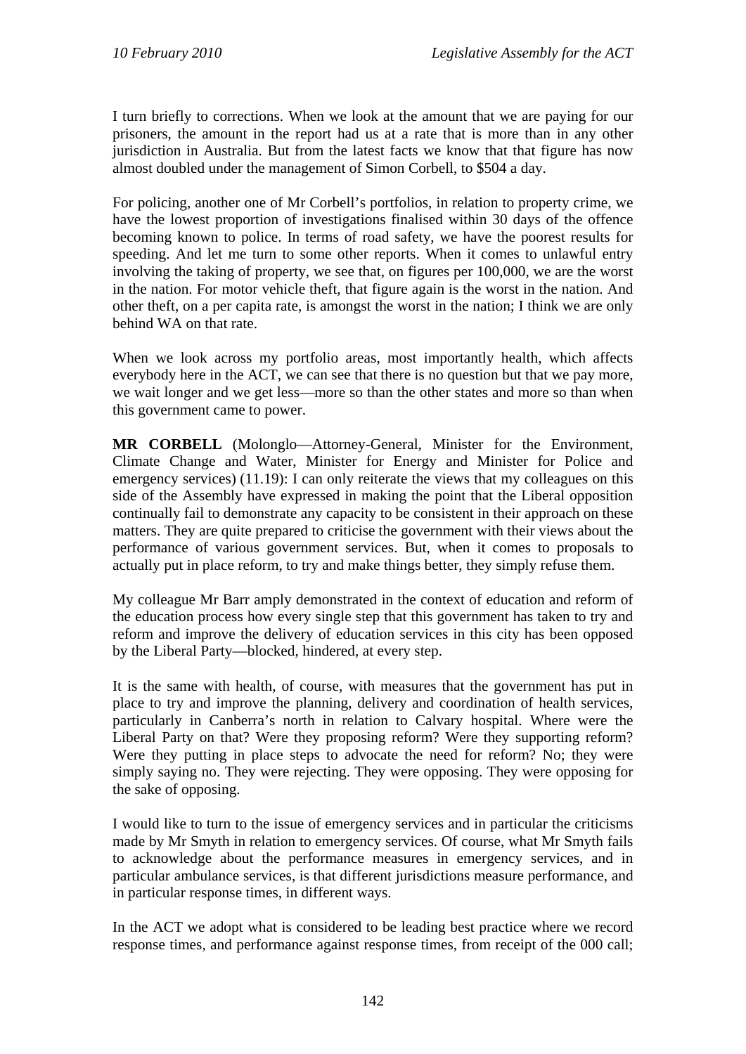I turn briefly to corrections. When we look at the amount that we are paying for our prisoners, the amount in the report had us at a rate that is more than in any other jurisdiction in Australia. But from the latest facts we know that that figure has now almost doubled under the management of Simon Corbell, to $504 a day.

For policing, another one of Mr Corbell's portfolios, in relation to property crime, we have the lowest proportion of investigations finalised within 30 days of the offence becoming known to police. In terms of road safety, we have the poorest results for speeding. And let me turn to some other reports. When it comes to unlawful entry involving the taking of property, we see that, on figures per 100,000, we are the worst in the nation. For motor vehicle theft, that figure again is the worst in the nation. And other theft, on a per capita rate, is amongst the worst in the nation; I think we are only behind WA on that rate.

When we look across my portfolio areas, most importantly health, which affects everybody here in the ACT, we can see that there is no question but that we pay more, we wait longer and we get less—more so than the other states and more so than when this government came to power.

**MR CORBELL** (Molonglo—Attorney-General, Minister for the Environment, Climate Change and Water, Minister for Energy and Minister for Police and emergency services) (11.19): I can only reiterate the views that my colleagues on this side of the Assembly have expressed in making the point that the Liberal opposition continually fail to demonstrate any capacity to be consistent in their approach on these matters. They are quite prepared to criticise the government with their views about the performance of various government services. But, when it comes to proposals to actually put in place reform, to try and make things better, they simply refuse them.

My colleague Mr Barr amply demonstrated in the context of education and reform of the education process how every single step that this government has taken to try and reform and improve the delivery of education services in this city has been opposed by the Liberal Party—blocked, hindered, at every step.

It is the same with health, of course, with measures that the government has put in place to try and improve the planning, delivery and coordination of health services, particularly in Canberra's north in relation to Calvary hospital. Where were the Liberal Party on that? Were they proposing reform? Were they supporting reform? Were they putting in place steps to advocate the need for reform? No; they were simply saying no. They were rejecting. They were opposing. They were opposing for the sake of opposing.

I would like to turn to the issue of emergency services and in particular the criticisms made by Mr Smyth in relation to emergency services. Of course, what Mr Smyth fails to acknowledge about the performance measures in emergency services, and in particular ambulance services, is that different jurisdictions measure performance, and in particular response times, in different ways.

In the ACT we adopt what is considered to be leading best practice where we record response times, and performance against response times, from receipt of the 000 call;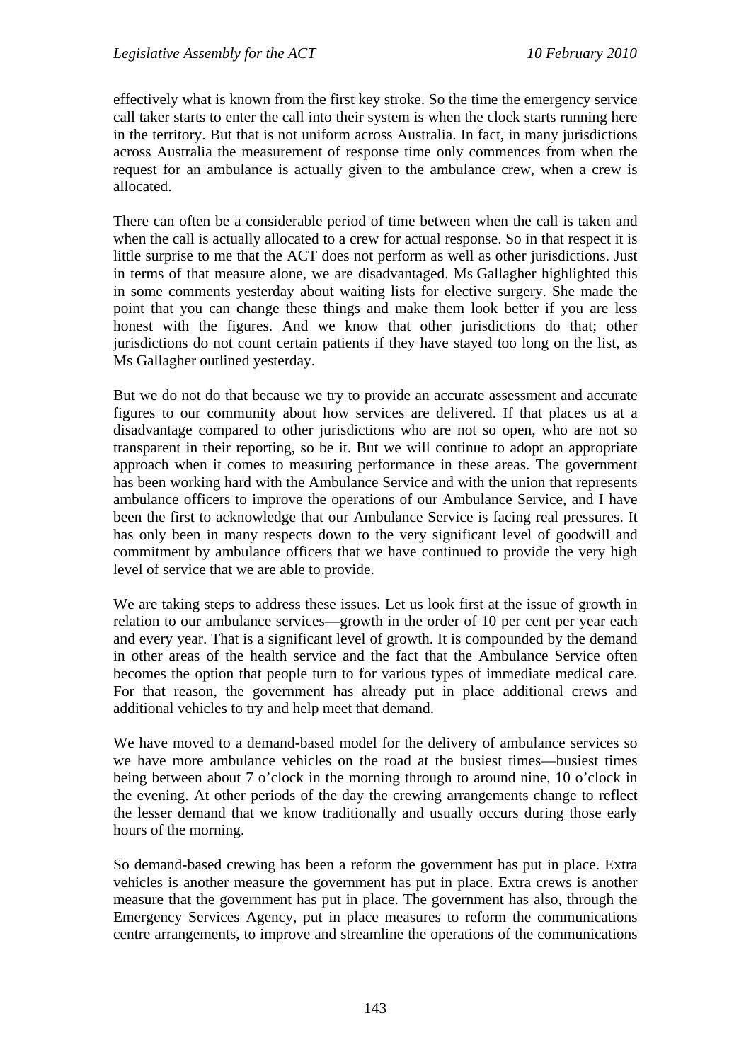effectively what is known from the first key stroke. So the time the emergency service call taker starts to enter the call into their system is when the clock starts running here in the territory. But that is not uniform across Australia. In fact, in many jurisdictions across Australia the measurement of response time only commences from when the request for an ambulance is actually given to the ambulance crew, when a crew is allocated.

There can often be a considerable period of time between when the call is taken and when the call is actually allocated to a crew for actual response. So in that respect it is little surprise to me that the ACT does not perform as well as other jurisdictions. Just in terms of that measure alone, we are disadvantaged. Ms Gallagher highlighted this in some comments yesterday about waiting lists for elective surgery. She made the point that you can change these things and make them look better if you are less honest with the figures. And we know that other jurisdictions do that; other jurisdictions do not count certain patients if they have stayed too long on the list, as Ms Gallagher outlined yesterday.

But we do not do that because we try to provide an accurate assessment and accurate figures to our community about how services are delivered. If that places us at a disadvantage compared to other jurisdictions who are not so open, who are not so transparent in their reporting, so be it. But we will continue to adopt an appropriate approach when it comes to measuring performance in these areas. The government has been working hard with the Ambulance Service and with the union that represents ambulance officers to improve the operations of our Ambulance Service, and I have been the first to acknowledge that our Ambulance Service is facing real pressures. It has only been in many respects down to the very significant level of goodwill and commitment by ambulance officers that we have continued to provide the very high level of service that we are able to provide.

We are taking steps to address these issues. Let us look first at the issue of growth in relation to our ambulance services—growth in the order of 10 per cent per year each and every year. That is a significant level of growth. It is compounded by the demand in other areas of the health service and the fact that the Ambulance Service often becomes the option that people turn to for various types of immediate medical care. For that reason, the government has already put in place additional crews and additional vehicles to try and help meet that demand.

We have moved to a demand-based model for the delivery of ambulance services so we have more ambulance vehicles on the road at the busiest times—busiest times being between about 7 o'clock in the morning through to around nine, 10 o'clock in the evening. At other periods of the day the crewing arrangements change to reflect the lesser demand that we know traditionally and usually occurs during those early hours of the morning.

So demand-based crewing has been a reform the government has put in place. Extra vehicles is another measure the government has put in place. Extra crews is another measure that the government has put in place. The government has also, through the Emergency Services Agency, put in place measures to reform the communications centre arrangements, to improve and streamline the operations of the communications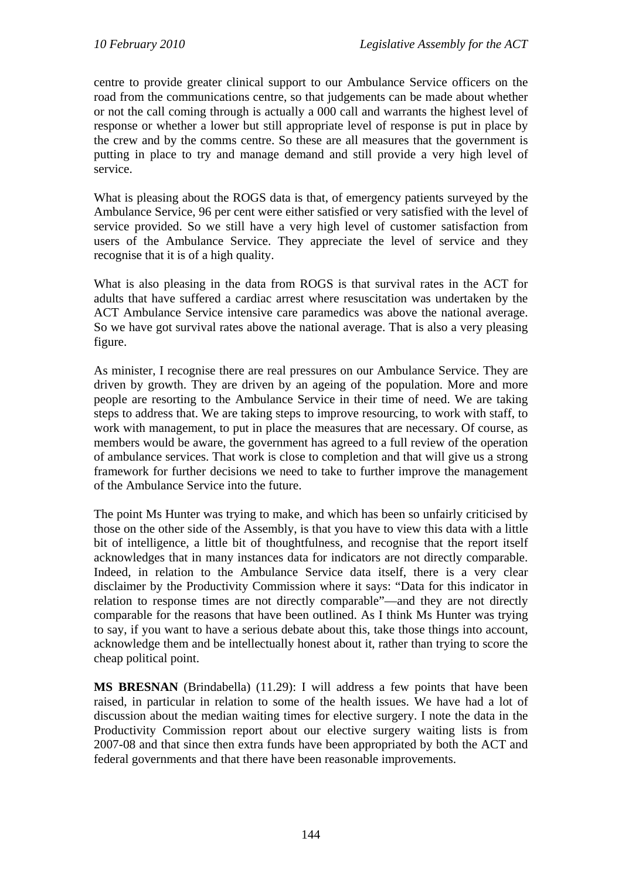centre to provide greater clinical support to our Ambulance Service officers on the road from the communications centre, so that judgements can be made about whether or not the call coming through is actually a 000 call and warrants the highest level of response or whether a lower but still appropriate level of response is put in place by the crew and by the comms centre. So these are all measures that the government is putting in place to try and manage demand and still provide a very high level of service.

What is pleasing about the ROGS data is that, of emergency patients surveyed by the Ambulance Service, 96 per cent were either satisfied or very satisfied with the level of service provided. So we still have a very high level of customer satisfaction from users of the Ambulance Service. They appreciate the level of service and they recognise that it is of a high quality.

What is also pleasing in the data from ROGS is that survival rates in the ACT for adults that have suffered a cardiac arrest where resuscitation was undertaken by the ACT Ambulance Service intensive care paramedics was above the national average. So we have got survival rates above the national average. That is also a very pleasing figure.

As minister, I recognise there are real pressures on our Ambulance Service. They are driven by growth. They are driven by an ageing of the population. More and more people are resorting to the Ambulance Service in their time of need. We are taking steps to address that. We are taking steps to improve resourcing, to work with staff, to work with management, to put in place the measures that are necessary. Of course, as members would be aware, the government has agreed to a full review of the operation of ambulance services. That work is close to completion and that will give us a strong framework for further decisions we need to take to further improve the management of the Ambulance Service into the future.

The point Ms Hunter was trying to make, and which has been so unfairly criticised by those on the other side of the Assembly, is that you have to view this data with a little bit of intelligence, a little bit of thoughtfulness, and recognise that the report itself acknowledges that in many instances data for indicators are not directly comparable. Indeed, in relation to the Ambulance Service data itself, there is a very clear disclaimer by the Productivity Commission where it says: "Data for this indicator in relation to response times are not directly comparable"—and they are not directly comparable for the reasons that have been outlined. As I think Ms Hunter was trying to say, if you want to have a serious debate about this, take those things into account, acknowledge them and be intellectually honest about it, rather than trying to score the cheap political point.

**MS BRESNAN** (Brindabella) (11.29): I will address a few points that have been raised, in particular in relation to some of the health issues. We have had a lot of discussion about the median waiting times for elective surgery. I note the data in the Productivity Commission report about our elective surgery waiting lists is from 2007-08 and that since then extra funds have been appropriated by both the ACT and federal governments and that there have been reasonable improvements.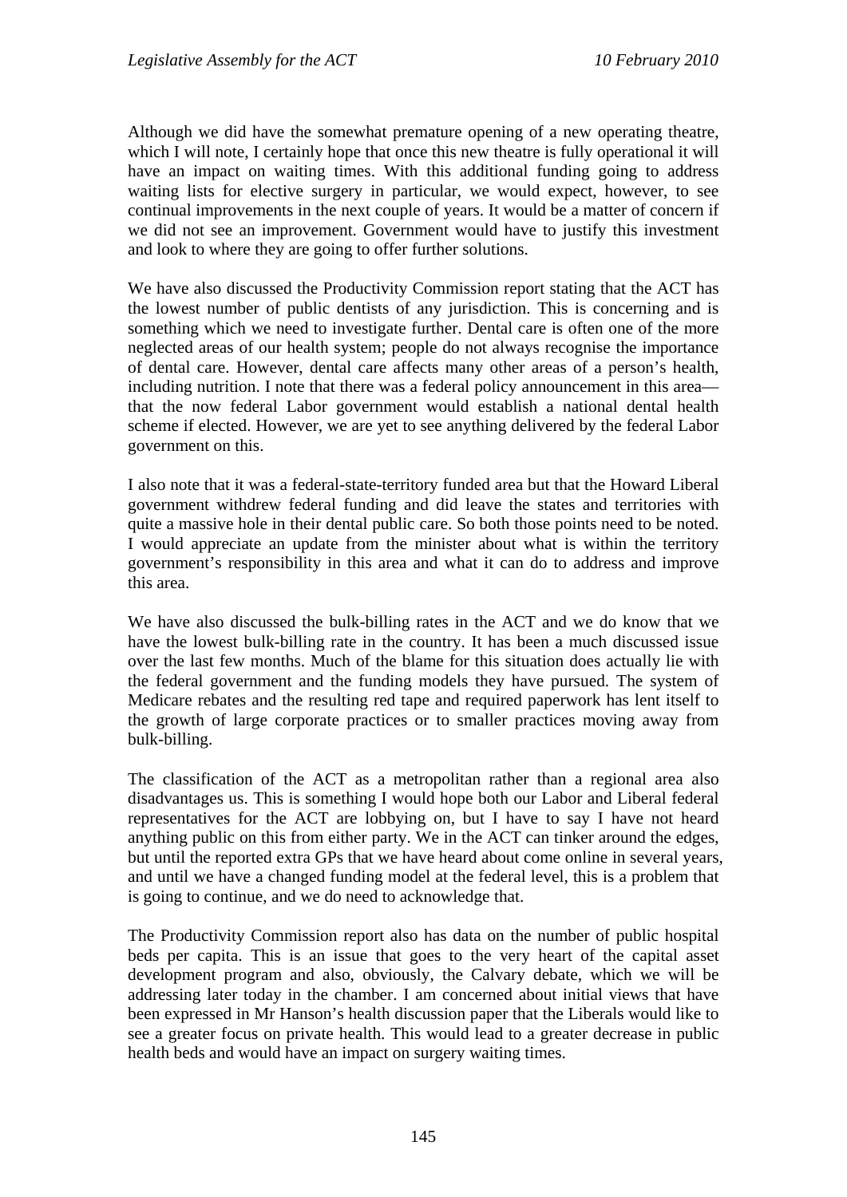Although we did have the somewhat premature opening of a new operating theatre, which I will note, I certainly hope that once this new theatre is fully operational it will have an impact on waiting times. With this additional funding going to address waiting lists for elective surgery in particular, we would expect, however, to see continual improvements in the next couple of years. It would be a matter of concern if we did not see an improvement. Government would have to justify this investment and look to where they are going to offer further solutions.

We have also discussed the Productivity Commission report stating that the ACT has the lowest number of public dentists of any jurisdiction. This is concerning and is something which we need to investigate further. Dental care is often one of the more neglected areas of our health system; people do not always recognise the importance of dental care. However, dental care affects many other areas of a person's health, including nutrition. I note that there was a federal policy announcement in this area—that the now federal Labor government would establish a national dental health scheme if elected. However, we are yet to see anything delivered by the federal Labor government on this.

I also note that it was a federal-state-territory funded area but that the Howard Liberal government withdrew federal funding and did leave the states and territories with quite a massive hole in their dental public care. So both those points need to be noted. I would appreciate an update from the minister about what is within the territory government's responsibility in this area and what it can do to address and improve this area.

We have also discussed the bulk-billing rates in the ACT and we do know that we have the lowest bulk-billing rate in the country. It has been a much discussed issue over the last few months. Much of the blame for this situation does actually lie with the federal government and the funding models they have pursued. The system of Medicare rebates and the resulting red tape and required paperwork has lent itself to the growth of large corporate practices or to smaller practices moving away from bulk-billing.

The classification of the ACT as a metropolitan rather than a regional area also disadvantages us. This is something I would hope both our Labor and Liberal federal representatives for the ACT are lobbying on, but I have to say I have not heard anything public on this from either party. We in the ACT can tinker around the edges, but until the reported extra GPs that we have heard about come online in several years, and until we have a changed funding model at the federal level, this is a problem that is going to continue, and we do need to acknowledge that.

The Productivity Commission report also has data on the number of public hospital beds per capita. This is an issue that goes to the very heart of the capital asset development program and also, obviously, the Calvary debate, which we will be addressing later today in the chamber. I am concerned about initial views that have been expressed in Mr Hanson's health discussion paper that the Liberals would like to see a greater focus on private health. This would lead to a greater decrease in public health beds and would have an impact on surgery waiting times.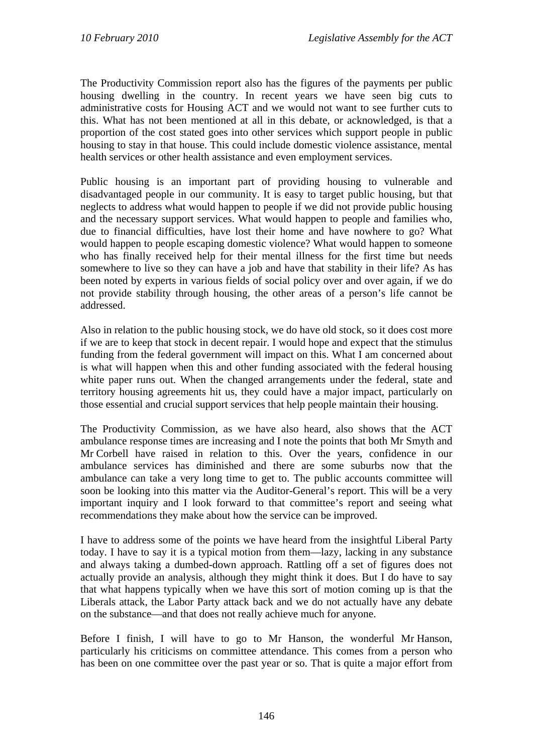The Productivity Commission report also has the figures of the payments per public housing dwelling in the country. In recent years we have seen big cuts to administrative costs for Housing ACT and we would not want to see further cuts to this. What has not been mentioned at all in this debate, or acknowledged, is that a proportion of the cost stated goes into other services which support people in public housing to stay in that house. This could include domestic violence assistance, mental health services or other health assistance and even employment services.

Public housing is an important part of providing housing to vulnerable and disadvantaged people in our community. It is easy to target public housing, but that neglects to address what would happen to people if we did not provide public housing and the necessary support services. What would happen to people and families who, due to financial difficulties, have lost their home and have nowhere to go? What would happen to people escaping domestic violence? What would happen to someone who has finally received help for their mental illness for the first time but needs somewhere to live so they can have a job and have that stability in their life? As has been noted by experts in various fields of social policy over and over again, if we do not provide stability through housing, the other areas of a person's life cannot be addressed.

Also in relation to the public housing stock, we do have old stock, so it does cost more if we are to keep that stock in decent repair. I would hope and expect that the stimulus funding from the federal government will impact on this. What I am concerned about is what will happen when this and other funding associated with the federal housing white paper runs out. When the changed arrangements under the federal, state and territory housing agreements hit us, they could have a major impact, particularly on those essential and crucial support services that help people maintain their housing.

The Productivity Commission, as we have also heard, also shows that the ACT ambulance response times are increasing and I note the points that both Mr Smyth and Mr Corbell have raised in relation to this. Over the years, confidence in our ambulance services has diminished and there are some suburbs now that the ambulance can take a very long time to get to. The public accounts committee will soon be looking into this matter via the Auditor-General's report. This will be a very important inquiry and I look forward to that committee's report and seeing what recommendations they make about how the service can be improved.

I have to address some of the points we have heard from the insightful Liberal Party today. I have to say it is a typical motion from them—lazy, lacking in any substance and always taking a dumbed-down approach. Rattling off a set of figures does not actually provide an analysis, although they might think it does. But I do have to say that what happens typically when we have this sort of motion coming up is that the Liberals attack, the Labor Party attack back and we do not actually have any debate on the substance—and that does not really achieve much for anyone.

Before I finish, I will have to go to Mr Hanson, the wonderful Mr Hanson, particularly his criticisms on committee attendance. This comes from a person who has been on one committee over the past year or so. That is quite a major effort from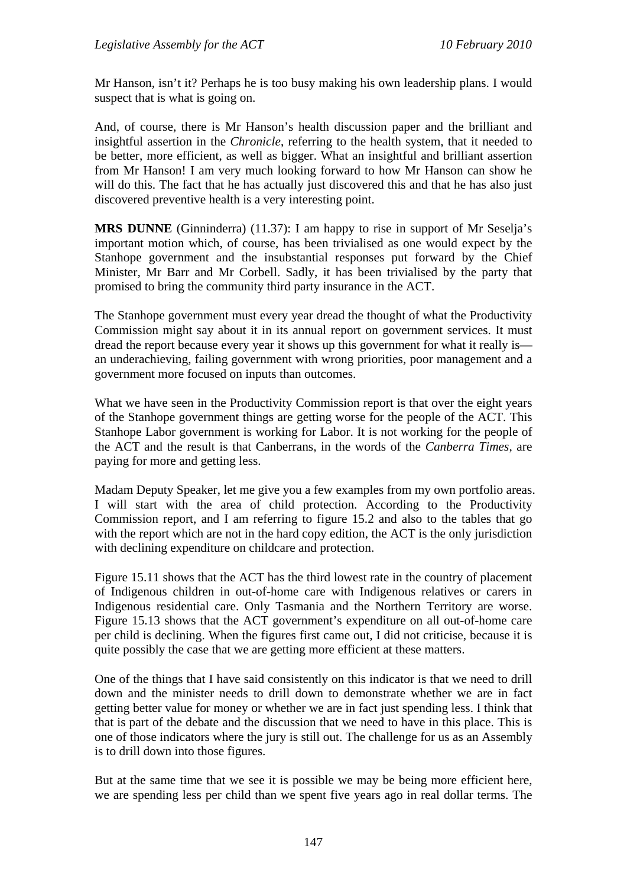Mr Hanson, isn't it? Perhaps he is too busy making his own leadership plans. I would suspect that is what is going on.

And, of course, there is Mr Hanson's health discussion paper and the brilliant and insightful assertion in the *Chronicle*, referring to the health system, that it needed to be better, more efficient, as well as bigger. What an insightful and brilliant assertion from Mr Hanson! I am very much looking forward to how Mr Hanson can show he will do this. The fact that he has actually just discovered this and that he has also just discovered preventive health is a very interesting point.

**MRS DUNNE** (Ginninderra) (11.37): I am happy to rise in support of Mr Seselja's important motion which, of course, has been trivialised as one would expect by the Stanhope government and the insubstantial responses put forward by the Chief Minister, Mr Barr and Mr Corbell. Sadly, it has been trivialised by the party that promised to bring the community third party insurance in the ACT.

The Stanhope government must every year dread the thought of what the Productivity Commission might say about it in its annual report on government services. It must dread the report because every year it shows up this government for what it really is—an underachieving, failing government with wrong priorities, poor management and a government more focused on inputs than outcomes.

What we have seen in the Productivity Commission report is that over the eight years of the Stanhope government things are getting worse for the people of the ACT. This Stanhope Labor government is working for Labor. It is not working for the people of the ACT and the result is that Canberrans, in the words of the *Canberra Times*, are paying for more and getting less.

Madam Deputy Speaker, let me give you a few examples from my own portfolio areas. I will start with the area of child protection. According to the Productivity Commission report, and I am referring to figure 15.2 and also to the tables that go with the report which are not in the hard copy edition, the ACT is the only jurisdiction with declining expenditure on childcare and protection.

Figure 15.11 shows that the ACT has the third lowest rate in the country of placement of Indigenous children in out-of-home care with Indigenous relatives or carers in Indigenous residential care. Only Tasmania and the Northern Territory are worse. Figure 15.13 shows that the ACT government's expenditure on all out-of-home care per child is declining. When the figures first came out, I did not criticise, because it is quite possibly the case that we are getting more efficient at these matters.

One of the things that I have said consistently on this indicator is that we need to drill down and the minister needs to drill down to demonstrate whether we are in fact getting better value for money or whether we are in fact just spending less. I think that that is part of the debate and the discussion that we need to have in this place. This is one of those indicators where the jury is still out. The challenge for us as an Assembly is to drill down into those figures.

But at the same time that we see it is possible we may be being more efficient here, we are spending less per child than we spent five years ago in real dollar terms. The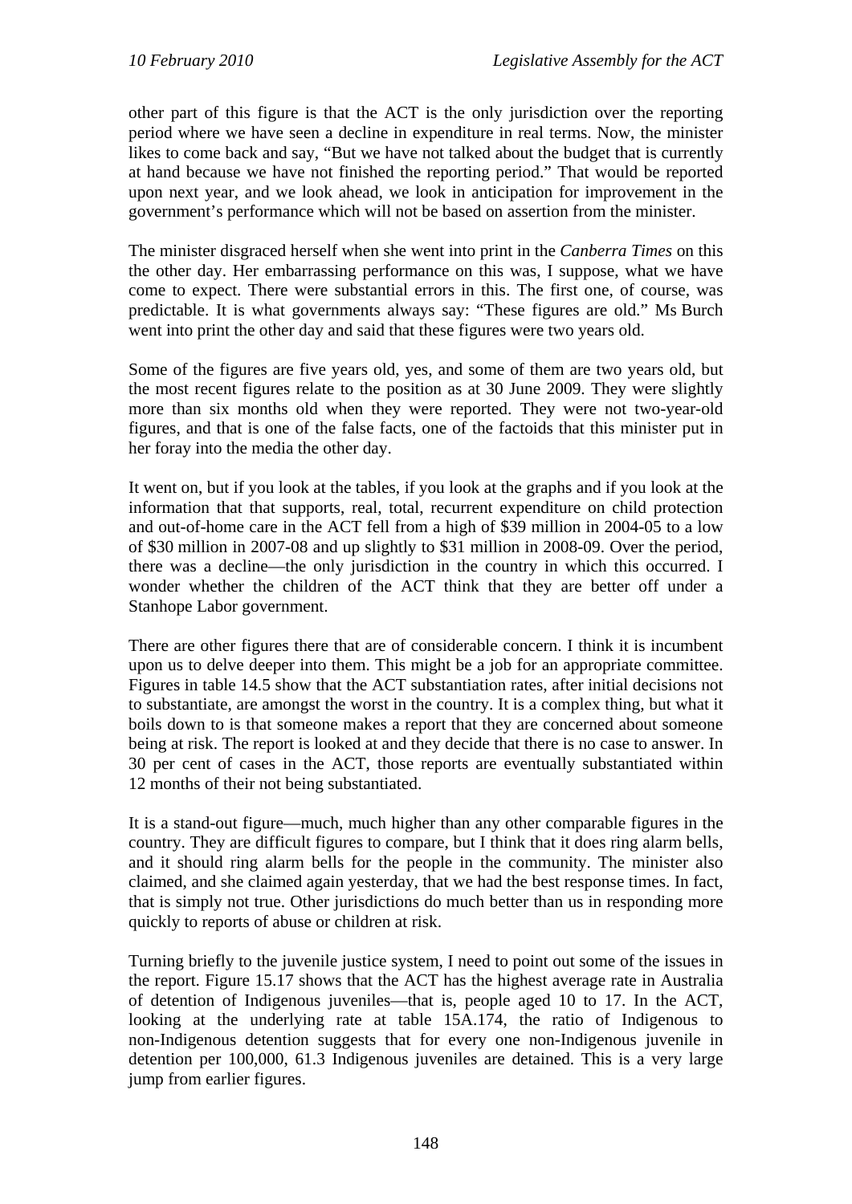other part of this figure is that the ACT is the only jurisdiction over the reporting period where we have seen a decline in expenditure in real terms. Now, the minister likes to come back and say, "But we have not talked about the budget that is currently at hand because we have not finished the reporting period." That would be reported upon next year, and we look ahead, we look in anticipation for improvement in the government's performance which will not be based on assertion from the minister.

The minister disgraced herself when she went into print in the *Canberra Times* on this the other day. Her embarrassing performance on this was, I suppose, what we have come to expect. There were substantial errors in this. The first one, of course, was predictable. It is what governments always say: "These figures are old." Ms Burch went into print the other day and said that these figures were two years old.

Some of the figures are five years old, yes, and some of them are two years old, but the most recent figures relate to the position as at 30 June 2009. They were slightly more than six months old when they were reported. They were not two-year-old figures, and that is one of the false facts, one of the factoids that this minister put in her foray into the media the other day.

It went on, but if you look at the tables, if you look at the graphs and if you look at the information that that supports, real, total, recurrent expenditure on child protection and out-of-home care in the ACT fell from a high of $39 million in 2004-05 to a low of $30 million in 2007-08 and up slightly to $31 million in 2008-09. Over the period, there was a decline—the only jurisdiction in the country in which this occurred. I wonder whether the children of the ACT think that they are better off under a Stanhope Labor government.

There are other figures there that are of considerable concern. I think it is incumbent upon us to delve deeper into them. This might be a job for an appropriate committee. Figures in table 14.5 show that the ACT substantiation rates, after initial decisions not to substantiate, are amongst the worst in the country. It is a complex thing, but what it boils down to is that someone makes a report that they are concerned about someone being at risk. The report is looked at and they decide that there is no case to answer. In 30 per cent of cases in the ACT, those reports are eventually substantiated within 12 months of their not being substantiated.

It is a stand-out figure—much, much higher than any other comparable figures in the country. They are difficult figures to compare, but I think that it does ring alarm bells, and it should ring alarm bells for the people in the community. The minister also claimed, and she claimed again yesterday, that we had the best response times. In fact, that is simply not true. Other jurisdictions do much better than us in responding more quickly to reports of abuse or children at risk.

Turning briefly to the juvenile justice system, I need to point out some of the issues in the report. Figure 15.17 shows that the ACT has the highest average rate in Australia of detention of Indigenous juveniles—that is, people aged 10 to 17. In the ACT, looking at the underlying rate at table 15A.174, the ratio of Indigenous to non-Indigenous detention suggests that for every one non-Indigenous juvenile in detention per 100,000, 61.3 Indigenous juveniles are detained. This is a very large jump from earlier figures.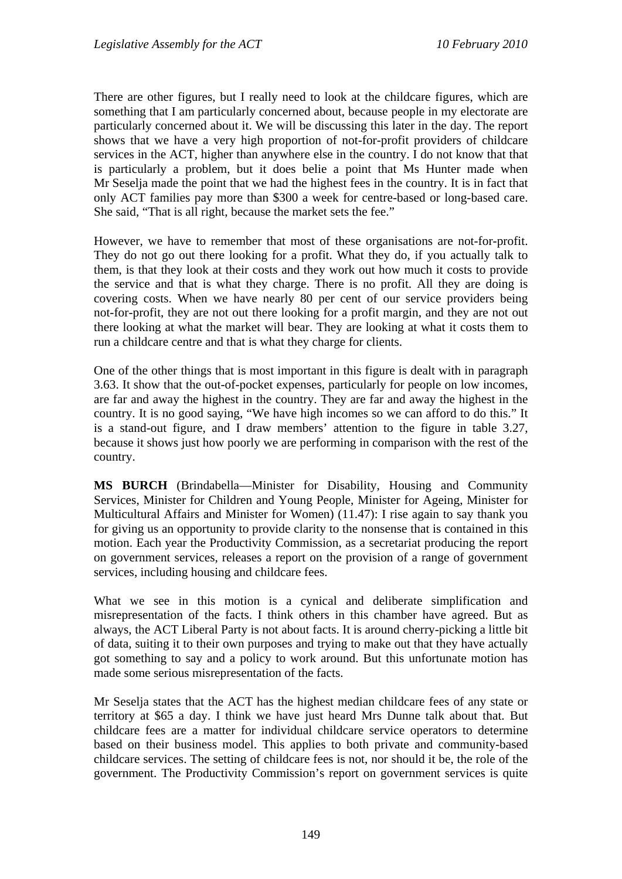There are other figures, but I really need to look at the childcare figures, which are something that I am particularly concerned about, because people in my electorate are particularly concerned about it. We will be discussing this later in the day. The report shows that we have a very high proportion of not-for-profit providers of childcare services in the ACT, higher than anywhere else in the country. I do not know that that is particularly a problem, but it does belie a point that Ms Hunter made when Mr Seselja made the point that we had the highest fees in the country. It is in fact that only ACT families pay more than $300 a week for centre-based or long-based care. She said, "That is all right, because the market sets the fee."

However, we have to remember that most of these organisations are not-for-profit. They do not go out there looking for a profit. What they do, if you actually talk to them, is that they look at their costs and they work out how much it costs to provide the service and that is what they charge. There is no profit. All they are doing is covering costs. When we have nearly 80 per cent of our service providers being not-for-profit, they are not out there looking for a profit margin, and they are not out there looking at what the market will bear. They are looking at what it costs them to run a childcare centre and that is what they charge for clients.

One of the other things that is most important in this figure is dealt with in paragraph 3.63. It show that the out-of-pocket expenses, particularly for people on low incomes, are far and away the highest in the country. They are far and away the highest in the country. It is no good saying, "We have high incomes so we can afford to do this." It is a stand-out figure, and I draw members' attention to the figure in table 3.27, because it shows just how poorly we are performing in comparison with the rest of the country.

**MS BURCH** (Brindabella—Minister for Disability, Housing and Community Services, Minister for Children and Young People, Minister for Ageing, Minister for Multicultural Affairs and Minister for Women) (11.47): I rise again to say thank you for giving us an opportunity to provide clarity to the nonsense that is contained in this motion. Each year the Productivity Commission, as a secretariat producing the report on government services, releases a report on the provision of a range of government services, including housing and childcare fees.

What we see in this motion is a cynical and deliberate simplification and misrepresentation of the facts. I think others in this chamber have agreed. But as always, the ACT Liberal Party is not about facts. It is around cherry-picking a little bit of data, suiting it to their own purposes and trying to make out that they have actually got something to say and a policy to work around. But this unfortunate motion has made some serious misrepresentation of the facts.

Mr Seselja states that the ACT has the highest median childcare fees of any state or territory at $65 a day. I think we have just heard Mrs Dunne talk about that. But childcare fees are a matter for individual childcare service operators to determine based on their business model. This applies to both private and community-based childcare services. The setting of childcare fees is not, nor should it be, the role of the government. The Productivity Commission's report on government services is quite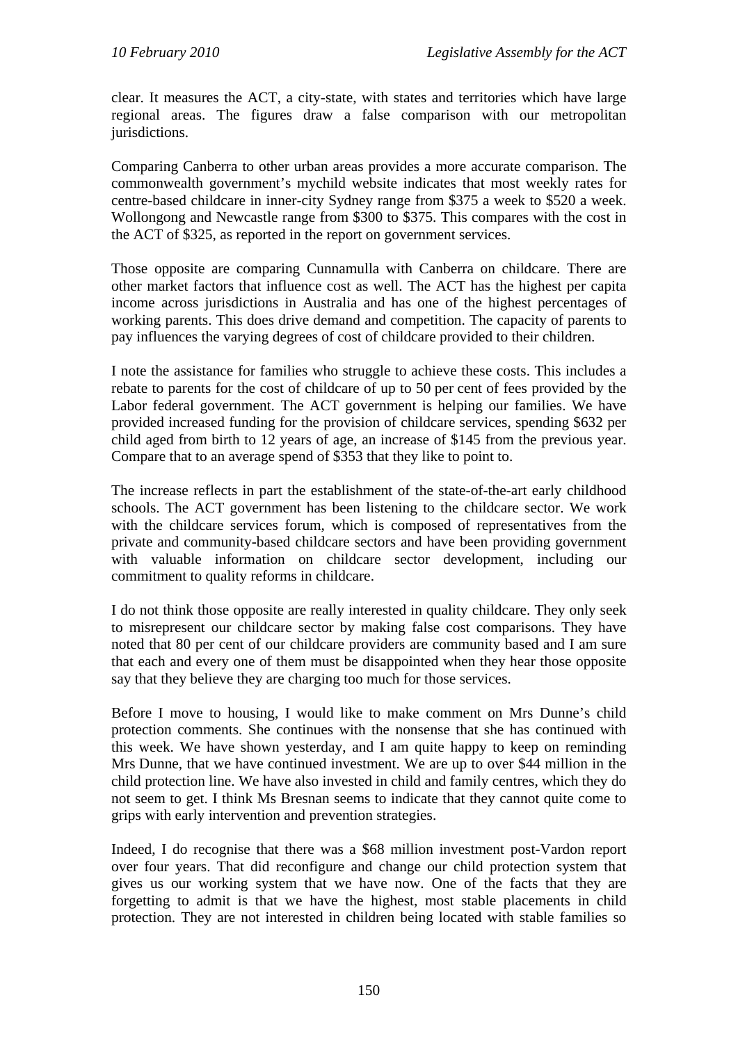clear. It measures the ACT, a city-state, with states and territories which have large regional areas. The figures draw a false comparison with our metropolitan jurisdictions.

Comparing Canberra to other urban areas provides a more accurate comparison. The commonwealth government's mychild website indicates that most weekly rates for centre-based childcare in inner-city Sydney range from $375 a week to $520 a week. Wollongong and Newcastle range from $300 to $375. This compares with the cost in the ACT of $325, as reported in the report on government services.

Those opposite are comparing Cunnamulla with Canberra on childcare. There are other market factors that influence cost as well. The ACT has the highest per capita income across jurisdictions in Australia and has one of the highest percentages of working parents. This does drive demand and competition. The capacity of parents to pay influences the varying degrees of cost of childcare provided to their children.

I note the assistance for families who struggle to achieve these costs. This includes a rebate to parents for the cost of childcare of up to 50 per cent of fees provided by the Labor federal government. The ACT government is helping our families. We have provided increased funding for the provision of childcare services, spending $632 per child aged from birth to 12 years of age, an increase of $145 from the previous year. Compare that to an average spend of $353 that they like to point to.

The increase reflects in part the establishment of the state-of-the-art early childhood schools. The ACT government has been listening to the childcare sector. We work with the childcare services forum, which is composed of representatives from the private and community-based childcare sectors and have been providing government with valuable information on childcare sector development, including our commitment to quality reforms in childcare.

I do not think those opposite are really interested in quality childcare. They only seek to misrepresent our childcare sector by making false cost comparisons. They have noted that 80 per cent of our childcare providers are community based and I am sure that each and every one of them must be disappointed when they hear those opposite say that they believe they are charging too much for those services.

Before I move to housing, I would like to make comment on Mrs Dunne's child protection comments. She continues with the nonsense that she has continued with this week. We have shown yesterday, and I am quite happy to keep on reminding Mrs Dunne, that we have continued investment. We are up to over $44 million in the child protection line. We have also invested in child and family centres, which they do not seem to get. I think Ms Bresnan seems to indicate that they cannot quite come to grips with early intervention and prevention strategies.

Indeed, I do recognise that there was a $68 million investment post-Vardon report over four years. That did reconfigure and change our child protection system that gives us our working system that we have now. One of the facts that they are forgetting to admit is that we have the highest, most stable placements in child protection. They are not interested in children being located with stable families so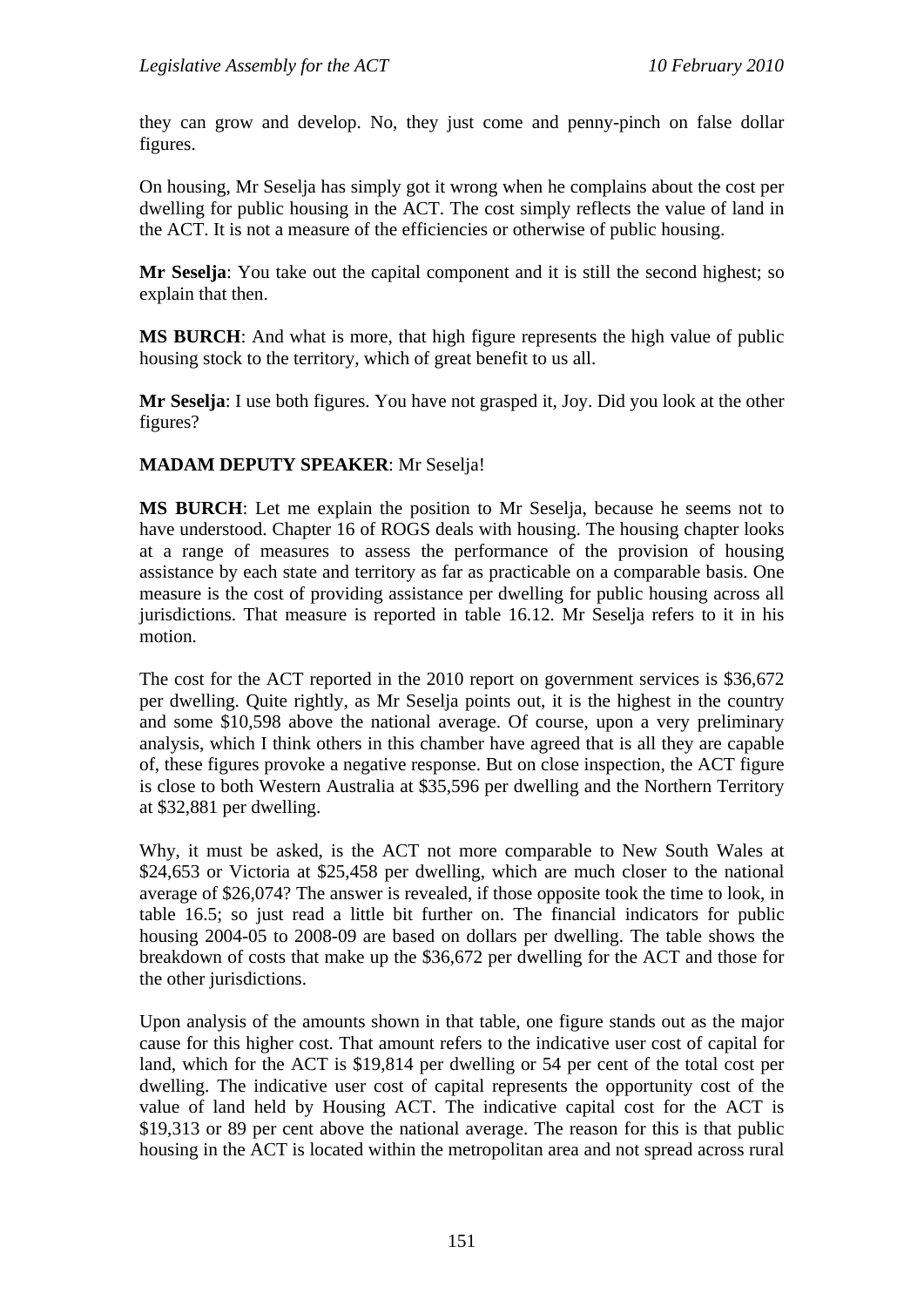they can grow and develop. No, they just come and penny-pinch on false dollar figures.

On housing, Mr Seselja has simply got it wrong when he complains about the cost per dwelling for public housing in the ACT. The cost simply reflects the value of land in the ACT. It is not a measure of the efficiencies or otherwise of public housing.

**Mr Seselja**: You take out the capital component and it is still the second highest; so explain that then.

**MS BURCH**: And what is more, that high figure represents the high value of public housing stock to the territory, which of great benefit to us all.

**Mr Seselja**: I use both figures. You have not grasped it, Joy. Did you look at the other figures?

**MADAM DEPUTY SPEAKER**: Mr Seselja!

**MS BURCH**: Let me explain the position to Mr Seselja, because he seems not to have understood. Chapter 16 of ROGS deals with housing. The housing chapter looks at a range of measures to assess the performance of the provision of housing assistance by each state and territory as far as practicable on a comparable basis. One measure is the cost of providing assistance per dwelling for public housing across all jurisdictions. That measure is reported in table 16.12. Mr Seselja refers to it in his motion.

The cost for the ACT reported in the 2010 report on government services is $36,672 per dwelling. Quite rightly, as Mr Seselja points out, it is the highest in the country and some $10,598 above the national average. Of course, upon a very preliminary analysis, which I think others in this chamber have agreed that is all they are capable of, these figures provoke a negative response. But on close inspection, the ACT figure is close to both Western Australia at $35,596 per dwelling and the Northern Territory at $32,881 per dwelling.

Why, it must be asked, is the ACT not more comparable to New South Wales at $24,653 or Victoria at $25,458 per dwelling, which are much closer to the national average of $26,074? The answer is revealed, if those opposite took the time to look, in table 16.5; so just read a little bit further on. The financial indicators for public housing 2004-05 to 2008-09 are based on dollars per dwelling. The table shows the breakdown of costs that make up the $36,672 per dwelling for the ACT and those for the other jurisdictions.

Upon analysis of the amounts shown in that table, one figure stands out as the major cause for this higher cost. That amount refers to the indicative user cost of capital for land, which for the ACT is $19,814 per dwelling or 54 per cent of the total cost per dwelling. The indicative user cost of capital represents the opportunity cost of the value of land held by Housing ACT. The indicative capital cost for the ACT is $19,313 or 89 per cent above the national average. The reason for this is that public housing in the ACT is located within the metropolitan area and not spread across rural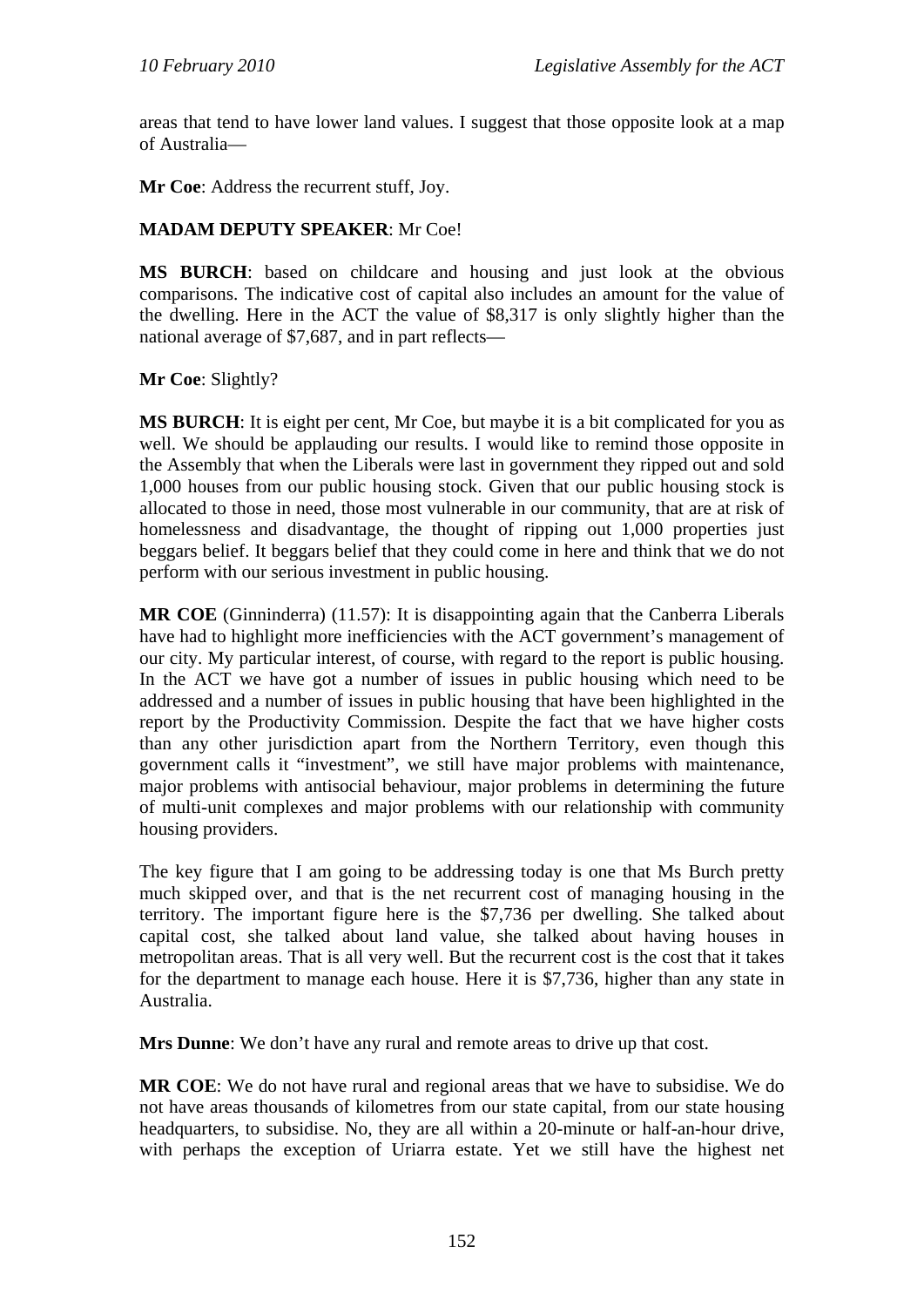areas that tend to have lower land values. I suggest that those opposite look at a map of Australia—

**Mr Coe**: Address the recurrent stuff, Joy.

**MADAM DEPUTY SPEAKER**: Mr Coe!

**MS BURCH**: based on childcare and housing and just look at the obvious comparisons. The indicative cost of capital also includes an amount for the value of the dwelling. Here in the ACT the value of $8,317 is only slightly higher than the national average of $7,687, and in part reflects—

**Mr Coe**: Slightly?

**MS BURCH**: It is eight per cent, Mr Coe, but maybe it is a bit complicated for you as well. We should be applauding our results. I would like to remind those opposite in the Assembly that when the Liberals were last in government they ripped out and sold 1,000 houses from our public housing stock. Given that our public housing stock is allocated to those in need, those most vulnerable in our community, that are at risk of homelessness and disadvantage, the thought of ripping out 1,000 properties just beggars belief. It beggars belief that they could come in here and think that we do not perform with our serious investment in public housing.

**MR COE** (Ginninderra) (11.57): It is disappointing again that the Canberra Liberals have had to highlight more inefficiencies with the ACT government's management of our city. My particular interest, of course, with regard to the report is public housing. In the ACT we have got a number of issues in public housing which need to be addressed and a number of issues in public housing that have been highlighted in the report by the Productivity Commission. Despite the fact that we have higher costs than any other jurisdiction apart from the Northern Territory, even though this government calls it "investment", we still have major problems with maintenance, major problems with antisocial behaviour, major problems in determining the future of multi-unit complexes and major problems with our relationship with community housing providers.

The key figure that I am going to be addressing today is one that Ms Burch pretty much skipped over, and that is the net recurrent cost of managing housing in the territory. The important figure here is the $7,736 per dwelling. She talked about capital cost, she talked about land value, she talked about having houses in metropolitan areas. That is all very well. But the recurrent cost is the cost that it takes for the department to manage each house. Here it is $7,736, higher than any state in Australia.

**Mrs Dunne**: We don't have any rural and remote areas to drive up that cost.

**MR COE**: We do not have rural and regional areas that we have to subsidise. We do not have areas thousands of kilometres from our state capital, from our state housing headquarters, to subsidise. No, they are all within a 20-minute or half-an-hour drive, with perhaps the exception of Uriarra estate. Yet we still have the highest net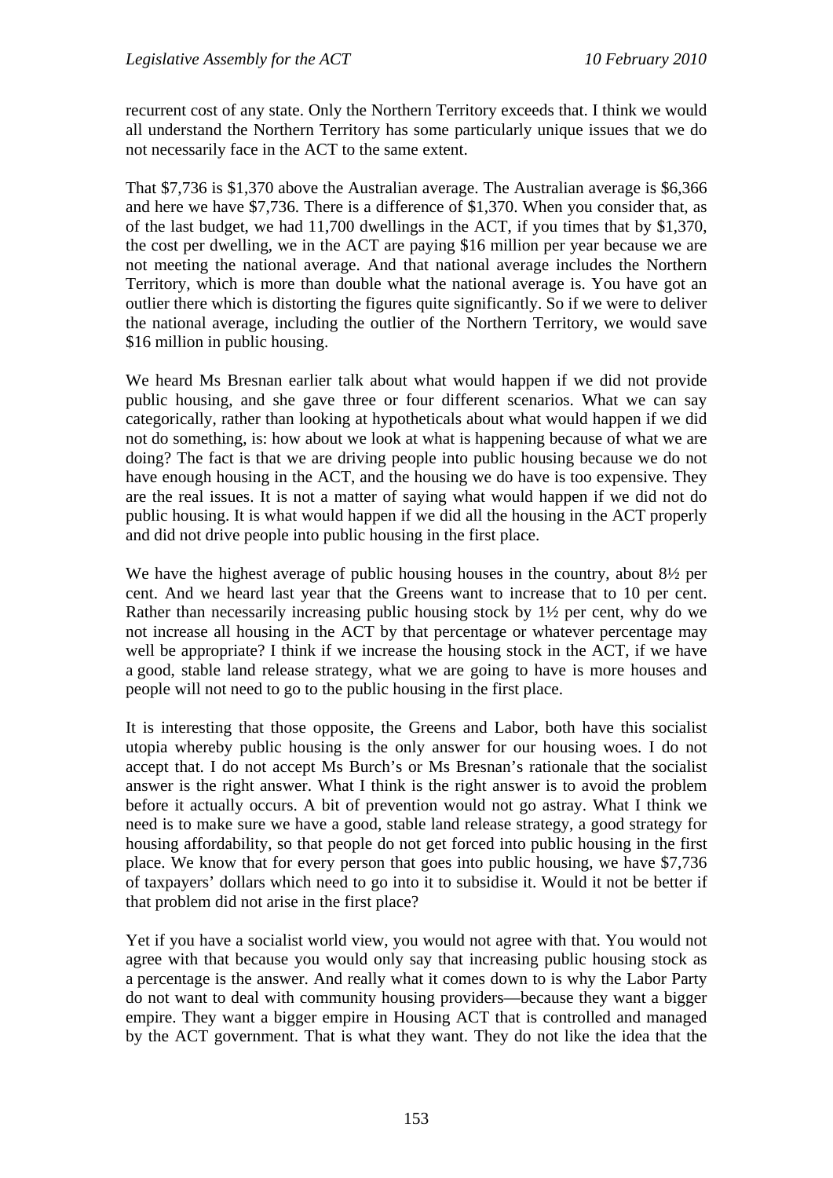recurrent cost of any state. Only the Northern Territory exceeds that. I think we would all understand the Northern Territory has some particularly unique issues that we do not necessarily face in the ACT to the same extent.

That $7,736 is $1,370 above the Australian average. The Australian average is $6,366 and here we have $7,736. There is a difference of $1,370. When you consider that, as of the last budget, we had 11,700 dwellings in the ACT, if you times that by $1,370, the cost per dwelling, we in the ACT are paying $16 million per year because we are not meeting the national average. And that national average includes the Northern Territory, which is more than double what the national average is. You have got an outlier there which is distorting the figures quite significantly. So if we were to deliver the national average, including the outlier of the Northern Territory, we would save $16 million in public housing.

We heard Ms Bresnan earlier talk about what would happen if we did not provide public housing, and she gave three or four different scenarios. What we can say categorically, rather than looking at hypotheticals about what would happen if we did not do something, is: how about we look at what is happening because of what we are doing? The fact is that we are driving people into public housing because we do not have enough housing in the ACT, and the housing we do have is too expensive. They are the real issues. It is not a matter of saying what would happen if we did not do public housing. It is what would happen if we did all the housing in the ACT properly and did not drive people into public housing in the first place.

We have the highest average of public housing houses in the country, about 8½ per cent. And we heard last year that the Greens want to increase that to 10 per cent. Rather than necessarily increasing public housing stock by 1½ per cent, why do we not increase all housing in the ACT by that percentage or whatever percentage may well be appropriate? I think if we increase the housing stock in the ACT, if we have a good, stable land release strategy, what we are going to have is more houses and people will not need to go to the public housing in the first place.

It is interesting that those opposite, the Greens and Labor, both have this socialist utopia whereby public housing is the only answer for our housing woes. I do not accept that. I do not accept Ms Burch's or Ms Bresnan's rationale that the socialist answer is the right answer. What I think is the right answer is to avoid the problem before it actually occurs. A bit of prevention would not go astray. What I think we need is to make sure we have a good, stable land release strategy, a good strategy for housing affordability, so that people do not get forced into public housing in the first place. We know that for every person that goes into public housing, we have $7,736 of taxpayers' dollars which need to go into it to subsidise it. Would it not be better if that problem did not arise in the first place?

Yet if you have a socialist world view, you would not agree with that. You would not agree with that because you would only say that increasing public housing stock as a percentage is the answer. And really what it comes down to is why the Labor Party do not want to deal with community housing providers—because they want a bigger empire. They want a bigger empire in Housing ACT that is controlled and managed by the ACT government. That is what they want. They do not like the idea that the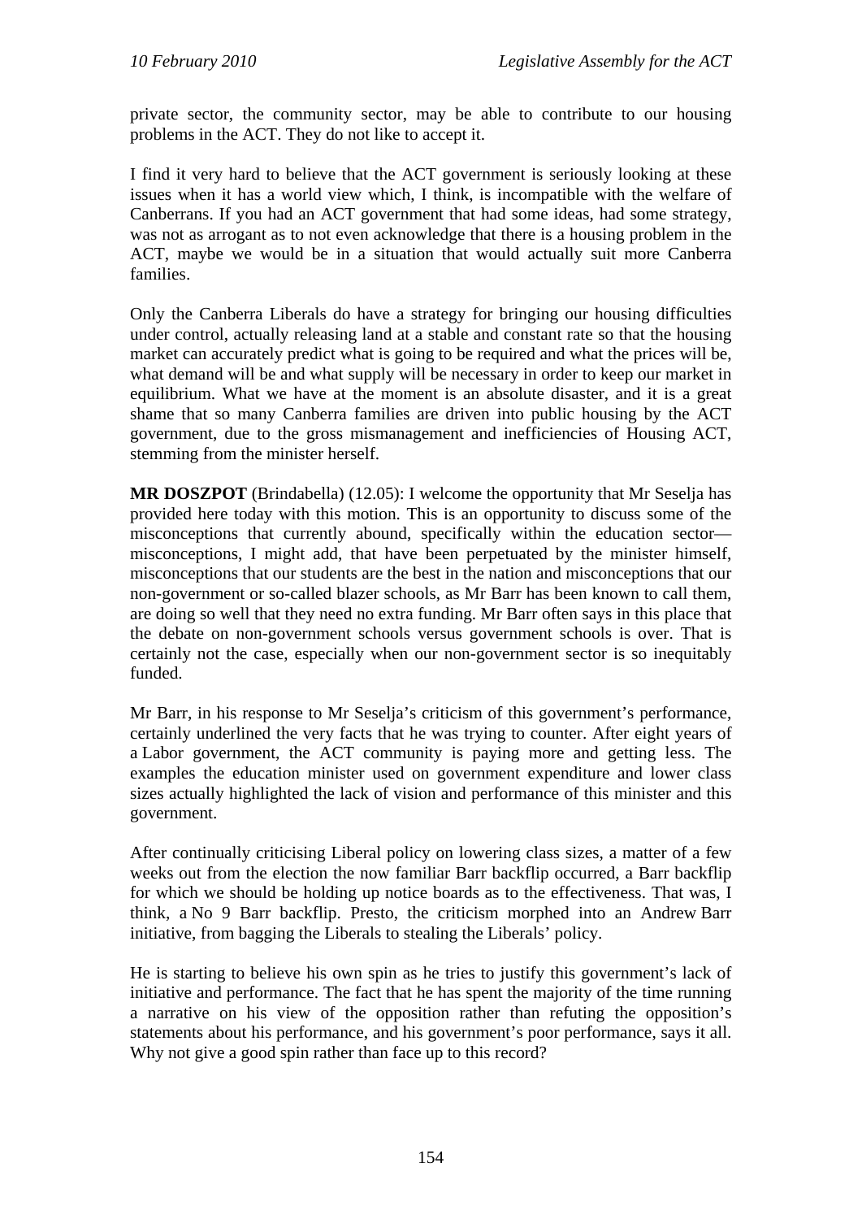private sector, the community sector, may be able to contribute to our housing problems in the ACT. They do not like to accept it.

I find it very hard to believe that the ACT government is seriously looking at these issues when it has a world view which, I think, is incompatible with the welfare of Canberrans. If you had an ACT government that had some ideas, had some strategy, was not as arrogant as to not even acknowledge that there is a housing problem in the ACT, maybe we would be in a situation that would actually suit more Canberra families.

Only the Canberra Liberals do have a strategy for bringing our housing difficulties under control, actually releasing land at a stable and constant rate so that the housing market can accurately predict what is going to be required and what the prices will be, what demand will be and what supply will be necessary in order to keep our market in equilibrium. What we have at the moment is an absolute disaster, and it is a great shame that so many Canberra families are driven into public housing by the ACT government, due to the gross mismanagement and inefficiencies of Housing ACT, stemming from the minister herself.

**MR DOSZPOT** (Brindabella) (12.05): I welcome the opportunity that Mr Seselja has provided here today with this motion. This is an opportunity to discuss some of the misconceptions that currently abound, specifically within the education sector—misconceptions, I might add, that have been perpetuated by the minister himself, misconceptions that our students are the best in the nation and misconceptions that our non-government or so-called blazer schools, as Mr Barr has been known to call them, are doing so well that they need no extra funding. Mr Barr often says in this place that the debate on non-government schools versus government schools is over. That is certainly not the case, especially when our non-government sector is so inequitably funded.

Mr Barr, in his response to Mr Seselja's criticism of this government's performance, certainly underlined the very facts that he was trying to counter. After eight years of a Labor government, the ACT community is paying more and getting less. The examples the education minister used on government expenditure and lower class sizes actually highlighted the lack of vision and performance of this minister and this government.

After continually criticising Liberal policy on lowering class sizes, a matter of a few weeks out from the election the now familiar Barr backflip occurred, a Barr backflip for which we should be holding up notice boards as to the effectiveness. That was, I think, a No 9 Barr backflip. Presto, the criticism morphed into an Andrew Barr initiative, from bagging the Liberals to stealing the Liberals' policy.

He is starting to believe his own spin as he tries to justify this government's lack of initiative and performance. The fact that he has spent the majority of the time running a narrative on his view of the opposition rather than refuting the opposition's statements about his performance, and his government's poor performance, says it all. Why not give a good spin rather than face up to this record?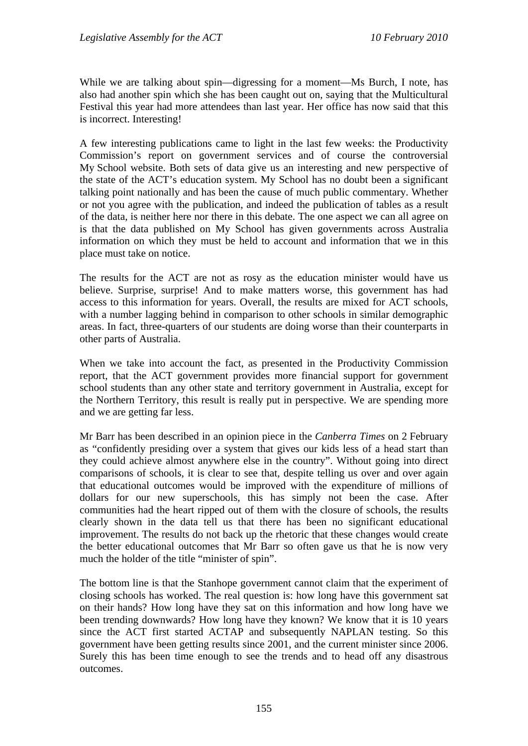While we are talking about spin—digressing for a moment—Ms Burch, I note, has also had another spin which she has been caught out on, saying that the Multicultural Festival this year had more attendees than last year. Her office has now said that this is incorrect. Interesting!

A few interesting publications came to light in the last few weeks: the Productivity Commission's report on government services and of course the controversial My School website. Both sets of data give us an interesting and new perspective of the state of the ACT's education system. My School has no doubt been a significant talking point nationally and has been the cause of much public commentary. Whether or not you agree with the publication, and indeed the publication of tables as a result of the data, is neither here nor there in this debate. The one aspect we can all agree on is that the data published on My School has given governments across Australia information on which they must be held to account and information that we in this place must take on notice.

The results for the ACT are not as rosy as the education minister would have us believe. Surprise, surprise! And to make matters worse, this government has had access to this information for years. Overall, the results are mixed for ACT schools, with a number lagging behind in comparison to other schools in similar demographic areas. In fact, three-quarters of our students are doing worse than their counterparts in other parts of Australia.

When we take into account the fact, as presented in the Productivity Commission report, that the ACT government provides more financial support for government school students than any other state and territory government in Australia, except for the Northern Territory, this result is really put in perspective. We are spending more and we are getting far less.

Mr Barr has been described in an opinion piece in the *Canberra Times* on 2 February as "confidently presiding over a system that gives our kids less of a head start than they could achieve almost anywhere else in the country". Without going into direct comparisons of schools, it is clear to see that, despite telling us over and over again that educational outcomes would be improved with the expenditure of millions of dollars for our new superschools, this has simply not been the case. After communities had the heart ripped out of them with the closure of schools, the results clearly shown in the data tell us that there has been no significant educational improvement. The results do not back up the rhetoric that these changes would create the better educational outcomes that Mr Barr so often gave us that he is now very much the holder of the title "minister of spin".

The bottom line is that the Stanhope government cannot claim that the experiment of closing schools has worked. The real question is: how long have this government sat on their hands? How long have they sat on this information and how long have we been trending downwards? How long have they known? We know that it is 10 years since the ACT first started ACTAP and subsequently NAPLAN testing. So this government have been getting results since 2001, and the current minister since 2006. Surely this has been time enough to see the trends and to head off any disastrous outcomes.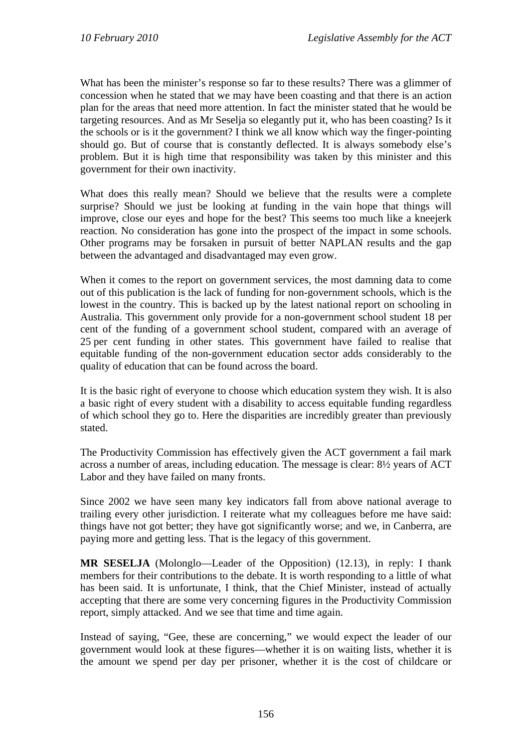What has been the minister's response so far to these results? There was a glimmer of concession when he stated that we may have been coasting and that there is an action plan for the areas that need more attention. In fact the minister stated that he would be targeting resources. And as Mr Seselja so elegantly put it, who has been coasting? Is it the schools or is it the government? I think we all know which way the finger-pointing should go. But of course that is constantly deflected. It is always somebody else's problem. But it is high time that responsibility was taken by this minister and this government for their own inactivity.

What does this really mean? Should we believe that the results were a complete surprise? Should we just be looking at funding in the vain hope that things will improve, close our eyes and hope for the best? This seems too much like a kneejerk reaction. No consideration has gone into the prospect of the impact in some schools. Other programs may be forsaken in pursuit of better NAPLAN results and the gap between the advantaged and disadvantaged may even grow.

When it comes to the report on government services, the most damning data to come out of this publication is the lack of funding for non-government schools, which is the lowest in the country. This is backed up by the latest national report on schooling in Australia. This government only provide for a non-government school student 18 per cent of the funding of a government school student, compared with an average of 25 per cent funding in other states. This government have failed to realise that equitable funding of the non-government education sector adds considerably to the quality of education that can be found across the board.

It is the basic right of everyone to choose which education system they wish. It is also a basic right of every student with a disability to access equitable funding regardless of which school they go to. Here the disparities are incredibly greater than previously stated.

The Productivity Commission has effectively given the ACT government a fail mark across a number of areas, including education. The message is clear: 8½ years of ACT Labor and they have failed on many fronts.

Since 2002 we have seen many key indicators fall from above national average to trailing every other jurisdiction. I reiterate what my colleagues before me have said: things have not got better; they have got significantly worse; and we, in Canberra, are paying more and getting less. That is the legacy of this government.

**MR SESELJA** (Molonglo—Leader of the Opposition) (12.13), in reply: I thank members for their contributions to the debate. It is worth responding to a little of what has been said. It is unfortunate, I think, that the Chief Minister, instead of actually accepting that there are some very concerning figures in the Productivity Commission report, simply attacked. And we see that time and time again.

Instead of saying, "Gee, these are concerning," we would expect the leader of our government would look at these figures—whether it is on waiting lists, whether it is the amount we spend per day per prisoner, whether it is the cost of childcare or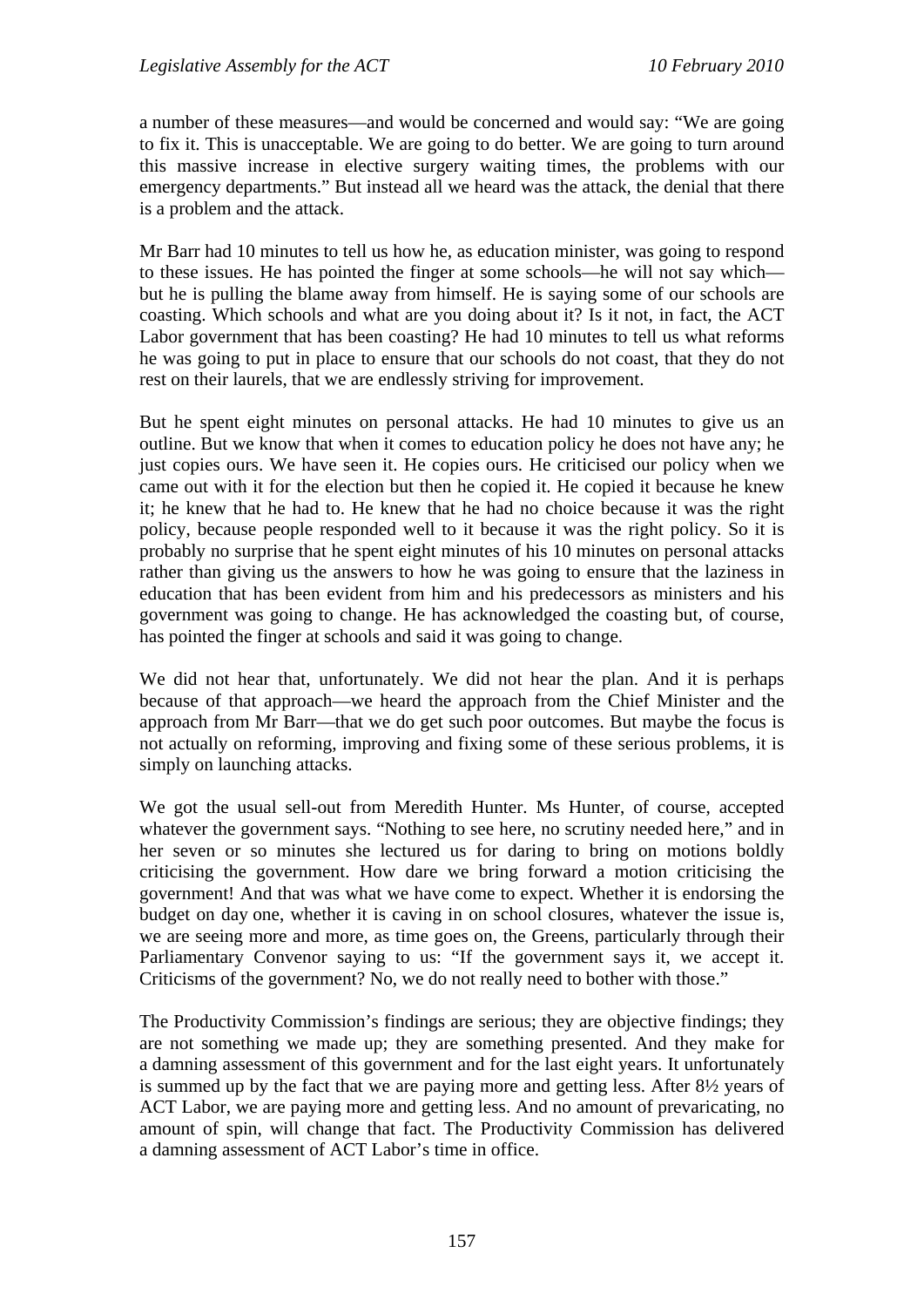a number of these measures—and would be concerned and would say: "We are going to fix it. This is unacceptable. We are going to do better. We are going to turn around this massive increase in elective surgery waiting times, the problems with our emergency departments." But instead all we heard was the attack, the denial that there is a problem and the attack.

Mr Barr had 10 minutes to tell us how he, as education minister, was going to respond to these issues. He has pointed the finger at some schools—he will not say which—but he is pulling the blame away from himself. He is saying some of our schools are coasting. Which schools and what are you doing about it? Is it not, in fact, the ACT Labor government that has been coasting? He had 10 minutes to tell us what reforms he was going to put in place to ensure that our schools do not coast, that they do not rest on their laurels, that we are endlessly striving for improvement.

But he spent eight minutes on personal attacks. He had 10 minutes to give us an outline. But we know that when it comes to education policy he does not have any; he just copies ours. We have seen it. He copies ours. He criticised our policy when we came out with it for the election but then he copied it. He copied it because he knew it; he knew that he had to. He knew that he had no choice because it was the right policy, because people responded well to it because it was the right policy. So it is probably no surprise that he spent eight minutes of his 10 minutes on personal attacks rather than giving us the answers to how he was going to ensure that the laziness in education that has been evident from him and his predecessors as ministers and his government was going to change. He has acknowledged the coasting but, of course, has pointed the finger at schools and said it was going to change.

We did not hear that, unfortunately. We did not hear the plan. And it is perhaps because of that approach—we heard the approach from the Chief Minister and the approach from Mr Barr—that we do get such poor outcomes. But maybe the focus is not actually on reforming, improving and fixing some of these serious problems, it is simply on launching attacks.

We got the usual sell-out from Meredith Hunter. Ms Hunter, of course, accepted whatever the government says. "Nothing to see here, no scrutiny needed here," and in her seven or so minutes she lectured us for daring to bring on motions boldly criticising the government. How dare we bring forward a motion criticising the government! And that was what we have come to expect. Whether it is endorsing the budget on day one, whether it is caving in on school closures, whatever the issue is, we are seeing more and more, as time goes on, the Greens, particularly through their Parliamentary Convenor saying to us: "If the government says it, we accept it. Criticisms of the government? No, we do not really need to bother with those."

The Productivity Commission's findings are serious; they are objective findings; they are not something we made up; they are something presented. And they make for a damning assessment of this government and for the last eight years. It unfortunately is summed up by the fact that we are paying more and getting less. After 8½ years of ACT Labor, we are paying more and getting less. And no amount of prevaricating, no amount of spin, will change that fact. The Productivity Commission has delivered a damning assessment of ACT Labor's time in office.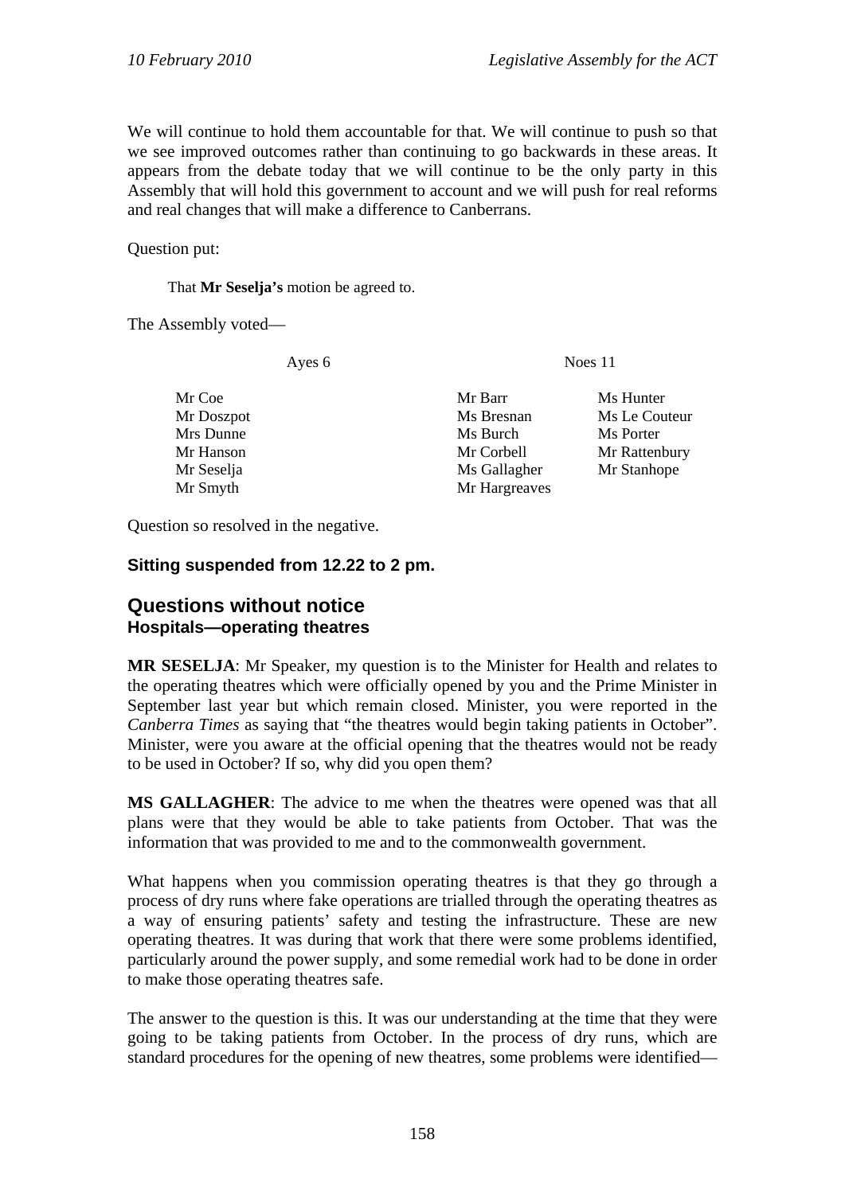We will continue to hold them accountable for that. We will continue to push so that we see improved outcomes rather than continuing to go backwards in these areas. It appears from the debate today that we will continue to be the only party in this Assembly that will hold this government to account and we will push for real reforms and real changes that will make a difference to Canberrans.

Question put:

> That **Mr Seselja's** motion be agreed to.

The Assembly voted—

| Ayes 6 | Noes 11 | |
|---|---|---|
| Mr Coe | Mr Barr | Ms Hunter |
| Mr Doszpot | Ms Bresnan | Ms Le Couteur |
| Mrs Dunne | Ms Burch | Ms Porter |
| Mr Hanson | Mr Corbell | Mr Rattenbury |
| Mr Seselja | Ms Gallagher | Mr Stanhope |
| Mr Smyth | Mr Hargreaves | |

Question so resolved in the negative.

**Sitting suspended from 12.22 to 2 pm.**

## Questions without notice

### Hospitals—operating theatres

**MR SESELJA**: Mr Speaker, my question is to the Minister for Health and relates to the operating theatres which were officially opened by you and the Prime Minister in September last year but which remain closed. Minister, you were reported in the *Canberra Times* as saying that "the theatres would begin taking patients in October". Minister, were you aware at the official opening that the theatres would not be ready to be used in October? If so, why did you open them?

**MS GALLAGHER**: The advice to me when the theatres were opened was that all plans were that they would be able to take patients from October. That was the information that was provided to me and to the commonwealth government.

What happens when you commission operating theatres is that they go through a process of dry runs where fake operations are trialled through the operating theatres as a way of ensuring patients' safety and testing the infrastructure. These are new operating theatres. It was during that work that there were some problems identified, particularly around the power supply, and some remedial work had to be done in order to make those operating theatres safe.

The answer to the question is this. It was our understanding at the time that they were going to be taking patients from October. In the process of dry runs, which are standard procedures for the opening of new theatres, some problems were identified—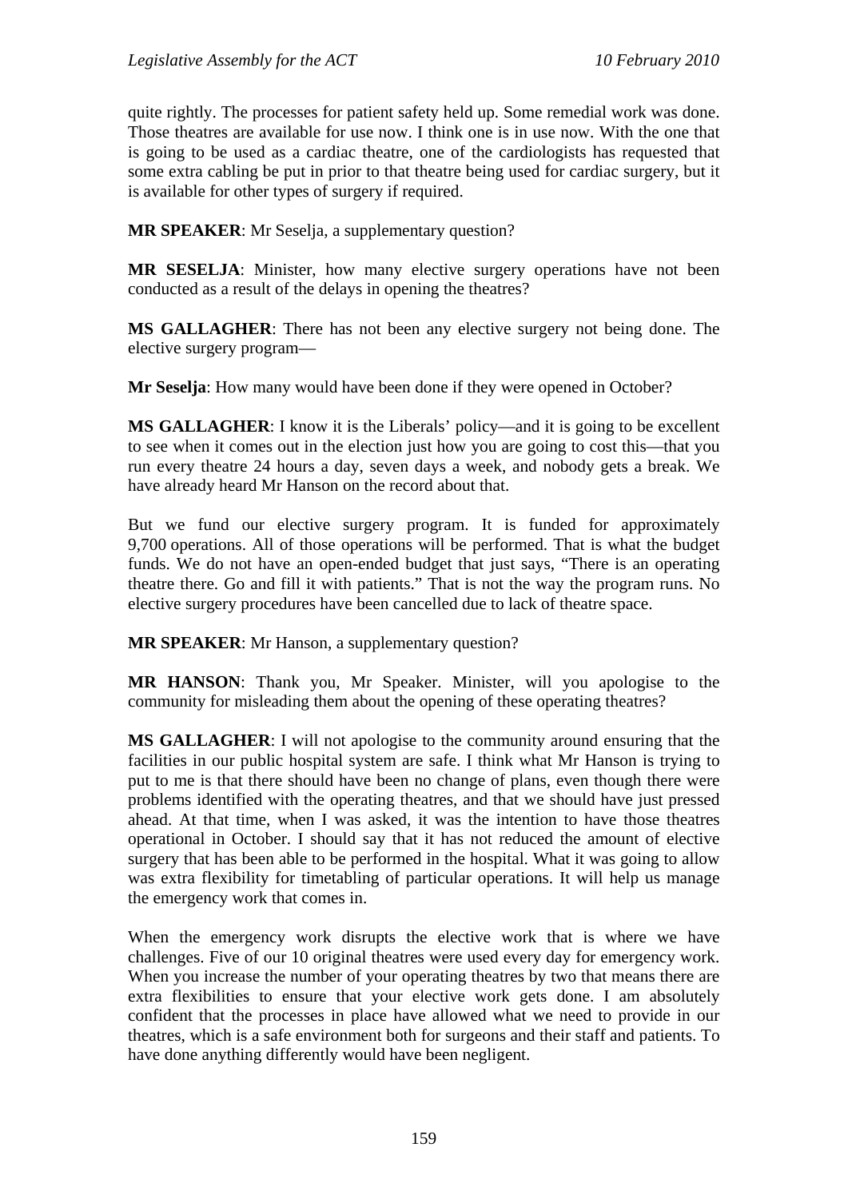quite rightly. The processes for patient safety held up. Some remedial work was done. Those theatres are available for use now. I think one is in use now. With the one that is going to be used as a cardiac theatre, one of the cardiologists has requested that some extra cabling be put in prior to that theatre being used for cardiac surgery, but it is available for other types of surgery if required.

**MR SPEAKER**: Mr Seselja, a supplementary question?

**MR SESELJA**: Minister, how many elective surgery operations have not been conducted as a result of the delays in opening the theatres?

**MS GALLAGHER**: There has not been any elective surgery not being done. The elective surgery program—

**Mr Seselja**: How many would have been done if they were opened in October?

**MS GALLAGHER**: I know it is the Liberals' policy—and it is going to be excellent to see when it comes out in the election just how you are going to cost this—that you run every theatre 24 hours a day, seven days a week, and nobody gets a break. We have already heard Mr Hanson on the record about that.

But we fund our elective surgery program. It is funded for approximately 9,700 operations. All of those operations will be performed. That is what the budget funds. We do not have an open-ended budget that just says, "There is an operating theatre there. Go and fill it with patients." That is not the way the program runs. No elective surgery procedures have been cancelled due to lack of theatre space.

**MR SPEAKER**: Mr Hanson, a supplementary question?

**MR HANSON**: Thank you, Mr Speaker. Minister, will you apologise to the community for misleading them about the opening of these operating theatres?

**MS GALLAGHER**: I will not apologise to the community around ensuring that the facilities in our public hospital system are safe. I think what Mr Hanson is trying to put to me is that there should have been no change of plans, even though there were problems identified with the operating theatres, and that we should have just pressed ahead. At that time, when I was asked, it was the intention to have those theatres operational in October. I should say that it has not reduced the amount of elective surgery that has been able to be performed in the hospital. What it was going to allow was extra flexibility for timetabling of particular operations. It will help us manage the emergency work that comes in.

When the emergency work disrupts the elective work that is where we have challenges. Five of our 10 original theatres were used every day for emergency work. When you increase the number of your operating theatres by two that means there are extra flexibilities to ensure that your elective work gets done. I am absolutely confident that the processes in place have allowed what we need to provide in our theatres, which is a safe environment both for surgeons and their staff and patients. To have done anything differently would have been negligent.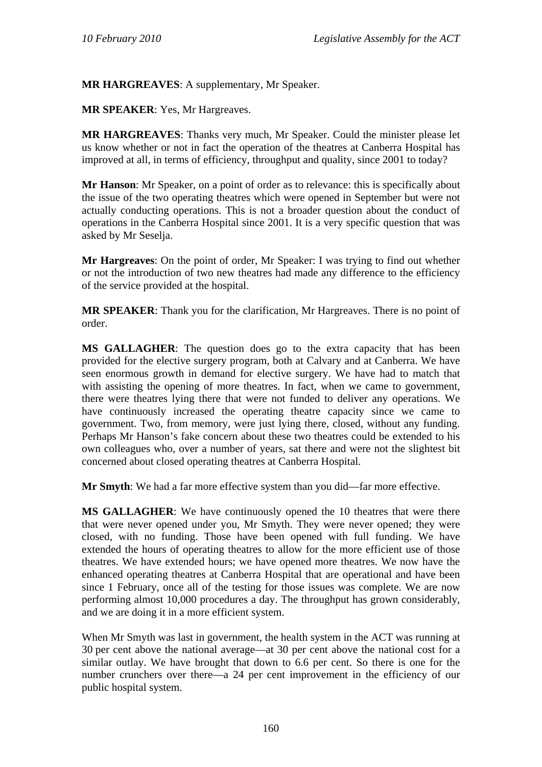**MR HARGREAVES**: A supplementary, Mr Speaker.

**MR SPEAKER**: Yes, Mr Hargreaves.

**MR HARGREAVES**: Thanks very much, Mr Speaker. Could the minister please let us know whether or not in fact the operation of the theatres at Canberra Hospital has improved at all, in terms of efficiency, throughput and quality, since 2001 to today?

**Mr Hanson**: Mr Speaker, on a point of order as to relevance: this is specifically about the issue of the two operating theatres which were opened in September but were not actually conducting operations. This is not a broader question about the conduct of operations in the Canberra Hospital since 2001. It is a very specific question that was asked by Mr Seselja.

**Mr Hargreaves**: On the point of order, Mr Speaker: I was trying to find out whether or not the introduction of two new theatres had made any difference to the efficiency of the service provided at the hospital.

**MR SPEAKER**: Thank you for the clarification, Mr Hargreaves. There is no point of order.

**MS GALLAGHER**: The question does go to the extra capacity that has been provided for the elective surgery program, both at Calvary and at Canberra. We have seen enormous growth in demand for elective surgery. We have had to match that with assisting the opening of more theatres. In fact, when we came to government, there were theatres lying there that were not funded to deliver any operations. We have continuously increased the operating theatre capacity since we came to government. Two, from memory, were just lying there, closed, without any funding. Perhaps Mr Hanson's fake concern about these two theatres could be extended to his own colleagues who, over a number of years, sat there and were not the slightest bit concerned about closed operating theatres at Canberra Hospital.

**Mr Smyth**: We had a far more effective system than you did—far more effective.

**MS GALLAGHER**: We have continuously opened the 10 theatres that were there that were never opened under you, Mr Smyth. They were never opened; they were closed, with no funding. Those have been opened with full funding. We have extended the hours of operating theatres to allow for the more efficient use of those theatres. We have extended hours; we have opened more theatres. We now have the enhanced operating theatres at Canberra Hospital that are operational and have been since 1 February, once all of the testing for those issues was complete. We are now performing almost 10,000 procedures a day. The throughput has grown considerably, and we are doing it in a more efficient system.

When Mr Smyth was last in government, the health system in the ACT was running at 30 per cent above the national average—at 30 per cent above the national cost for a similar outlay. We have brought that down to 6.6 per cent. So there is one for the number crunchers over there—a 24 per cent improvement in the efficiency of our public hospital system.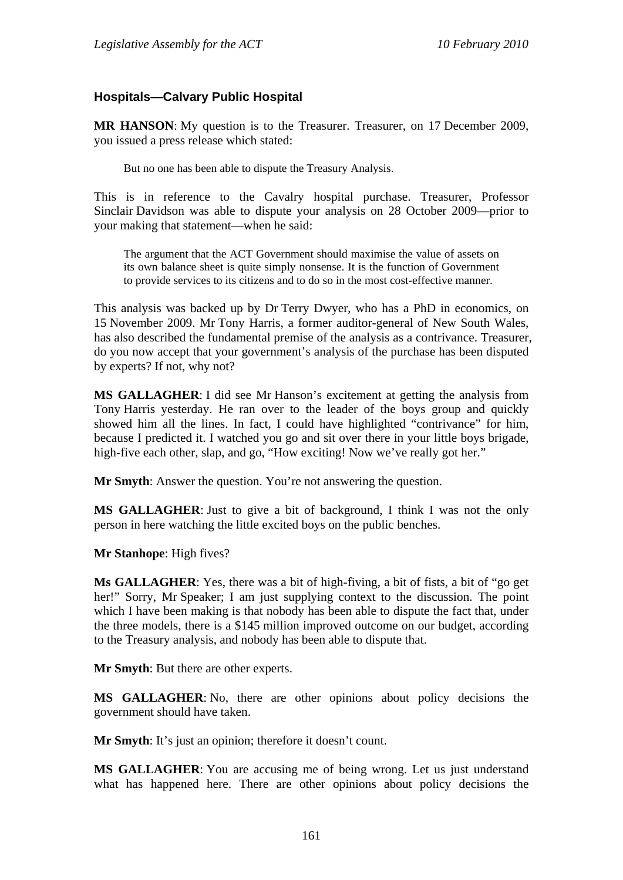### Hospitals—Calvary Public Hospital

**MR HANSON**: My question is to the Treasurer. Treasurer, on 17 December 2009, you issued a press release which stated:

> But no one has been able to dispute the Treasury Analysis.

This is in reference to the Cavalry hospital purchase. Treasurer, Professor Sinclair Davidson was able to dispute your analysis on 28 October 2009—prior to your making that statement—when he said:

> The argument that the ACT Government should maximise the value of assets on its own balance sheet is quite simply nonsense. It is the function of Government to provide services to its citizens and to do so in the most cost-effective manner.

This analysis was backed up by Dr Terry Dwyer, who has a PhD in economics, on 15 November 2009. Mr Tony Harris, a former auditor-general of New South Wales, has also described the fundamental premise of the analysis as a contrivance. Treasurer, do you now accept that your government's analysis of the purchase has been disputed by experts? If not, why not?

**MS GALLAGHER**: I did see Mr Hanson's excitement at getting the analysis from Tony Harris yesterday. He ran over to the leader of the boys group and quickly showed him all the lines. In fact, I could have highlighted "contrivance" for him, because I predicted it. I watched you go and sit over there in your little boys brigade, high-five each other, slap, and go, "How exciting! Now we've really got her."

**Mr Smyth**: Answer the question. You're not answering the question.

**MS GALLAGHER**: Just to give a bit of background, I think I was not the only person in here watching the little excited boys on the public benches.

**Mr Stanhope**: High fives?

**Ms GALLAGHER**: Yes, there was a bit of high-fiving, a bit of fists, a bit of "go get her!" Sorry, Mr Speaker; I am just supplying context to the discussion. The point which I have been making is that nobody has been able to dispute the fact that, under the three models, there is a $145 million improved outcome on our budget, according to the Treasury analysis, and nobody has been able to dispute that.

**Mr Smyth**: But there are other experts.

**MS GALLAGHER**: No, there are other opinions about policy decisions the government should have taken.

**Mr Smyth**: It's just an opinion; therefore it doesn't count.

**MS GALLAGHER**: You are accusing me of being wrong. Let us just understand what has happened here. There are other opinions about policy decisions the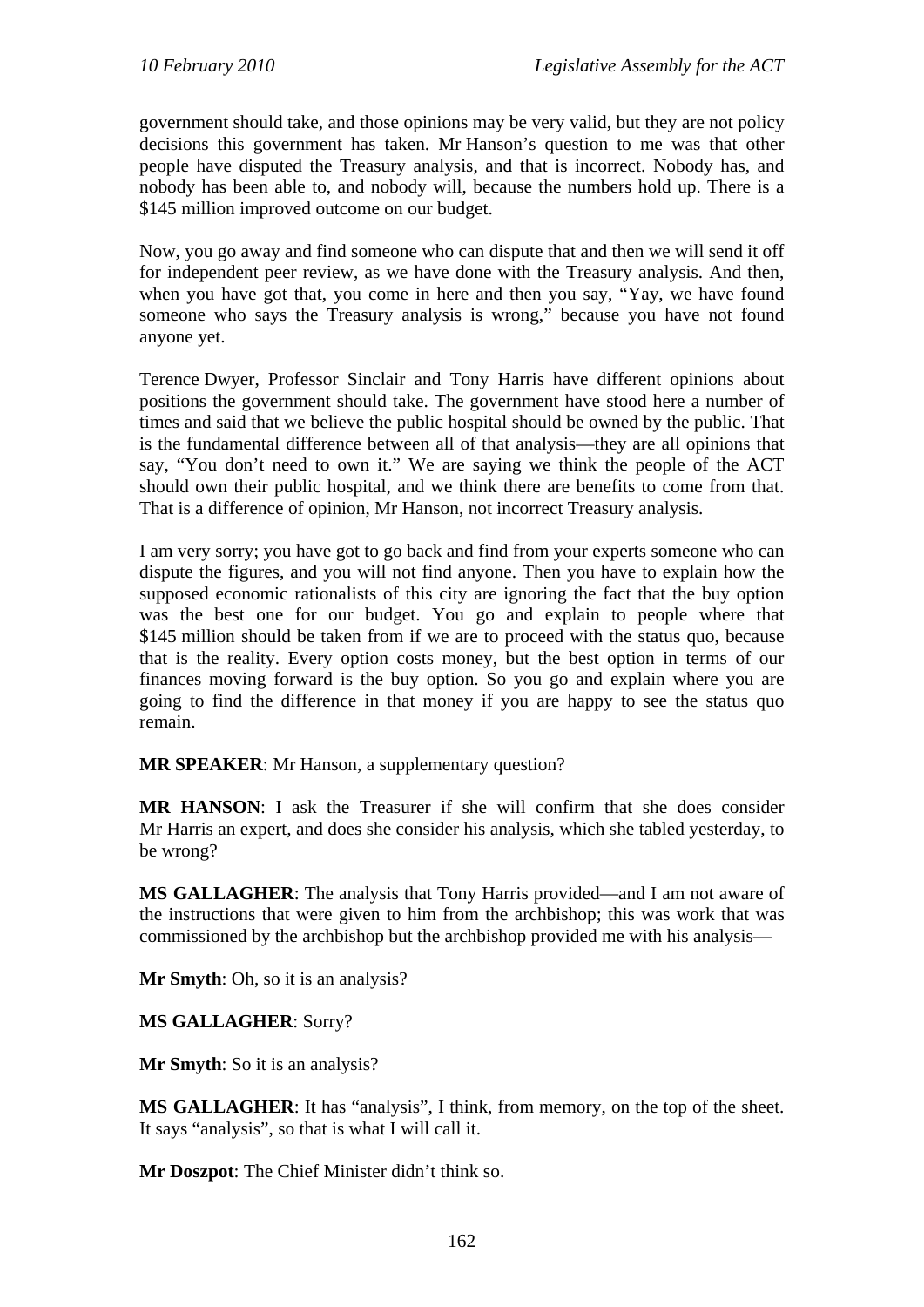government should take, and those opinions may be very valid, but they are not policy decisions this government has taken. Mr Hanson's question to me was that other people have disputed the Treasury analysis, and that is incorrect. Nobody has, and nobody has been able to, and nobody will, because the numbers hold up. There is a $145 million improved outcome on our budget.

Now, you go away and find someone who can dispute that and then we will send it off for independent peer review, as we have done with the Treasury analysis. And then, when you have got that, you come in here and then you say, "Yay, we have found someone who says the Treasury analysis is wrong," because you have not found anyone yet.

Terence Dwyer, Professor Sinclair and Tony Harris have different opinions about positions the government should take. The government have stood here a number of times and said that we believe the public hospital should be owned by the public. That is the fundamental difference between all of that analysis—they are all opinions that say, "You don't need to own it." We are saying we think the people of the ACT should own their public hospital, and we think there are benefits to come from that. That is a difference of opinion, Mr Hanson, not incorrect Treasury analysis.

I am very sorry; you have got to go back and find from your experts someone who can dispute the figures, and you will not find anyone. Then you have to explain how the supposed economic rationalists of this city are ignoring the fact that the buy option was the best one for our budget. You go and explain to people where that $145 million should be taken from if we are to proceed with the status quo, because that is the reality. Every option costs money, but the best option in terms of our finances moving forward is the buy option. So you go and explain where you are going to find the difference in that money if you are happy to see the status quo remain.

**MR SPEAKER**: Mr Hanson, a supplementary question?

**MR HANSON**: I ask the Treasurer if she will confirm that she does consider Mr Harris an expert, and does she consider his analysis, which she tabled yesterday, to be wrong?

**MS GALLAGHER**: The analysis that Tony Harris provided—and I am not aware of the instructions that were given to him from the archbishop; this was work that was commissioned by the archbishop but the archbishop provided me with his analysis—

**Mr Smyth**: Oh, so it is an analysis?

**MS GALLAGHER**: Sorry?

**Mr Smyth**: So it is an analysis?

**MS GALLAGHER**: It has "analysis", I think, from memory, on the top of the sheet. It says "analysis", so that is what I will call it.

**Mr Doszpot**: The Chief Minister didn't think so.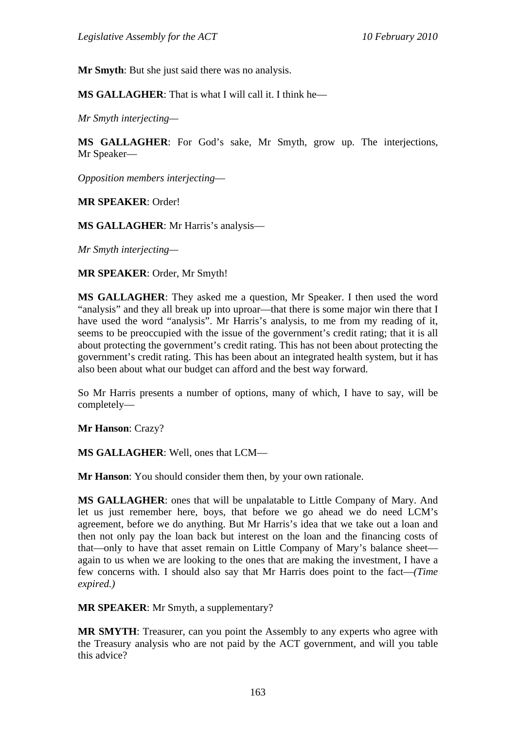**Mr Smyth**: But she just said there was no analysis.

**MS GALLAGHER**: That is what I will call it. I think he—

*Mr Smyth interjecting*—

**MS GALLAGHER**: For God's sake, Mr Smyth, grow up. The interjections, Mr Speaker—

*Opposition members interjecting*—

**MR SPEAKER**: Order!

**MS GALLAGHER**: Mr Harris's analysis—

*Mr Smyth interjecting*—

**MR SPEAKER**: Order, Mr Smyth!

**MS GALLAGHER**: They asked me a question, Mr Speaker. I then used the word "analysis" and they all break up into uproar—that there is some major win there that I have used the word "analysis". Mr Harris's analysis, to me from my reading of it, seems to be preoccupied with the issue of the government's credit rating; that it is all about protecting the government's credit rating. This has not been about protecting the government's credit rating. This has been about an integrated health system, but it has also been about what our budget can afford and the best way forward.

So Mr Harris presents a number of options, many of which, I have to say, will be completely—

**Mr Hanson**: Crazy?

**MS GALLAGHER**: Well, ones that LCM—

**Mr Hanson**: You should consider them then, by your own rationale.

**MS GALLAGHER**: ones that will be unpalatable to Little Company of Mary. And let us just remember here, boys, that before we go ahead we do need LCM's agreement, before we do anything. But Mr Harris's idea that we take out a loan and then not only pay the loan back but interest on the loan and the financing costs of that—only to have that asset remain on Little Company of Mary's balance sheet—again to us when we are looking to the ones that are making the investment, I have a few concerns with. I should also say that Mr Harris does point to the fact—*(Time expired.)*

**MR SPEAKER**: Mr Smyth, a supplementary?

**MR SMYTH**: Treasurer, can you point the Assembly to any experts who agree with the Treasury analysis who are not paid by the ACT government, and will you table this advice?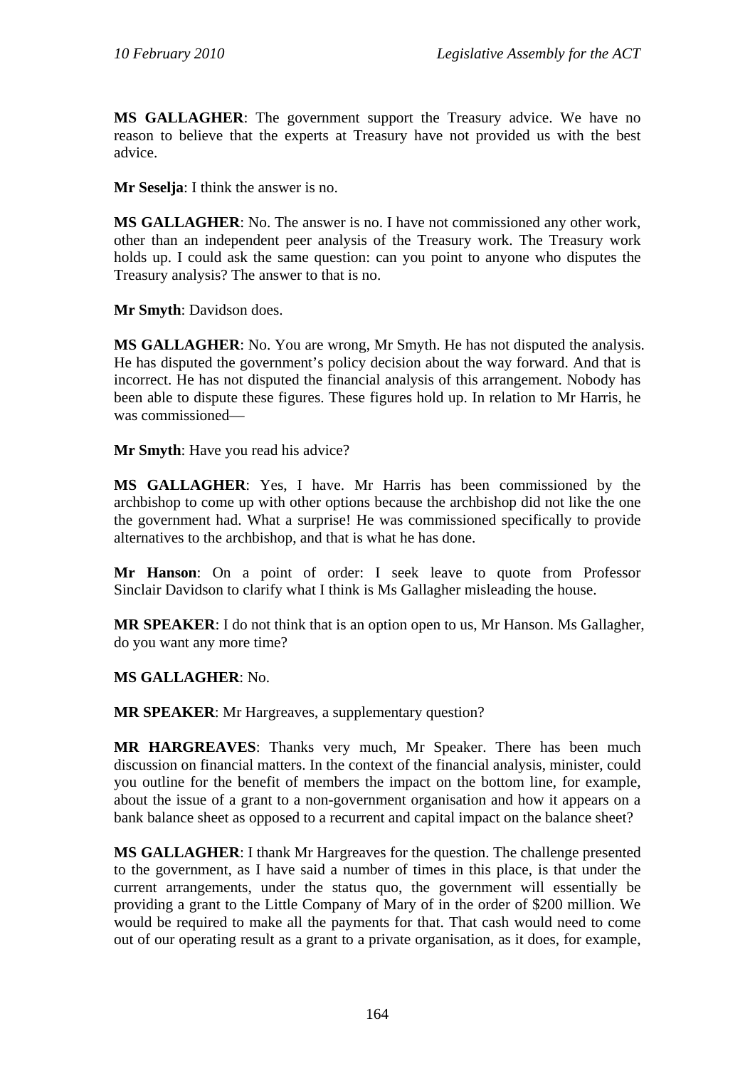**MS GALLAGHER**: The government support the Treasury advice. We have no reason to believe that the experts at Treasury have not provided us with the best advice.

**Mr Seselja**: I think the answer is no.

**MS GALLAGHER**: No. The answer is no. I have not commissioned any other work, other than an independent peer analysis of the Treasury work. The Treasury work holds up. I could ask the same question: can you point to anyone who disputes the Treasury analysis? The answer to that is no.

**Mr Smyth**: Davidson does.

**MS GALLAGHER**: No. You are wrong, Mr Smyth. He has not disputed the analysis. He has disputed the government's policy decision about the way forward. And that is incorrect. He has not disputed the financial analysis of this arrangement. Nobody has been able to dispute these figures. These figures hold up. In relation to Mr Harris, he was commissioned—

**Mr Smyth**: Have you read his advice?

**MS GALLAGHER**: Yes, I have. Mr Harris has been commissioned by the archbishop to come up with other options because the archbishop did not like the one the government had. What a surprise! He was commissioned specifically to provide alternatives to the archbishop, and that is what he has done.

**Mr Hanson**: On a point of order: I seek leave to quote from Professor Sinclair Davidson to clarify what I think is Ms Gallagher misleading the house.

**MR SPEAKER**: I do not think that is an option open to us, Mr Hanson. Ms Gallagher, do you want any more time?

**MS GALLAGHER**: No.

**MR SPEAKER**: Mr Hargreaves, a supplementary question?

**MR HARGREAVES**: Thanks very much, Mr Speaker. There has been much discussion on financial matters. In the context of the financial analysis, minister, could you outline for the benefit of members the impact on the bottom line, for example, about the issue of a grant to a non-government organisation and how it appears on a bank balance sheet as opposed to a recurrent and capital impact on the balance sheet?

**MS GALLAGHER**: I thank Mr Hargreaves for the question. The challenge presented to the government, as I have said a number of times in this place, is that under the current arrangements, under the status quo, the government will essentially be providing a grant to the Little Company of Mary of in the order of $200 million. We would be required to make all the payments for that. That cash would need to come out of our operating result as a grant to a private organisation, as it does, for example,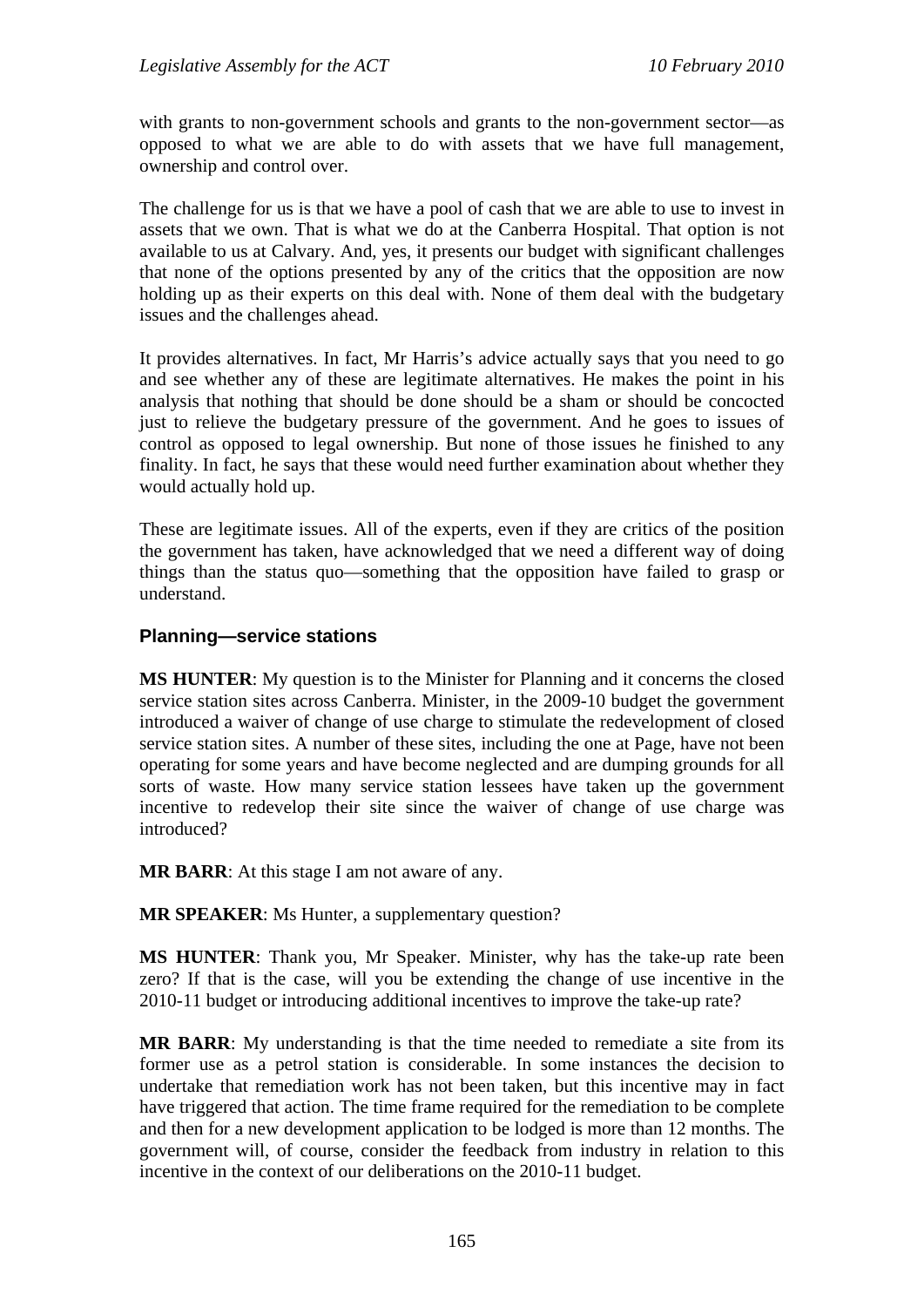with grants to non-government schools and grants to the non-government sector—as opposed to what we are able to do with assets that we have full management, ownership and control over.

The challenge for us is that we have a pool of cash that we are able to use to invest in assets that we own. That is what we do at the Canberra Hospital. That option is not available to us at Calvary. And, yes, it presents our budget with significant challenges that none of the options presented by any of the critics that the opposition are now holding up as their experts on this deal with. None of them deal with the budgetary issues and the challenges ahead.

It provides alternatives. In fact, Mr Harris's advice actually says that you need to go and see whether any of these are legitimate alternatives. He makes the point in his analysis that nothing that should be done should be a sham or should be concocted just to relieve the budgetary pressure of the government. And he goes to issues of control as opposed to legal ownership. But none of those issues he finished to any finality. In fact, he says that these would need further examination about whether they would actually hold up.

These are legitimate issues. All of the experts, even if they are critics of the position the government has taken, have acknowledged that we need a different way of doing things than the status quo—something that the opposition have failed to grasp or understand.

### Planning—service stations

**MS HUNTER**: My question is to the Minister for Planning and it concerns the closed service station sites across Canberra. Minister, in the 2009-10 budget the government introduced a waiver of change of use charge to stimulate the redevelopment of closed service station sites. A number of these sites, including the one at Page, have not been operating for some years and have become neglected and are dumping grounds for all sorts of waste. How many service station lessees have taken up the government incentive to redevelop their site since the waiver of change of use charge was introduced?

**MR BARR**: At this stage I am not aware of any.

**MR SPEAKER**: Ms Hunter, a supplementary question?

**MS HUNTER**: Thank you, Mr Speaker. Minister, why has the take-up rate been zero? If that is the case, will you be extending the change of use incentive in the 2010-11 budget or introducing additional incentives to improve the take-up rate?

**MR BARR**: My understanding is that the time needed to remediate a site from its former use as a petrol station is considerable. In some instances the decision to undertake that remediation work has not been taken, but this incentive may in fact have triggered that action. The time frame required for the remediation to be complete and then for a new development application to be lodged is more than 12 months. The government will, of course, consider the feedback from industry in relation to this incentive in the context of our deliberations on the 2010-11 budget.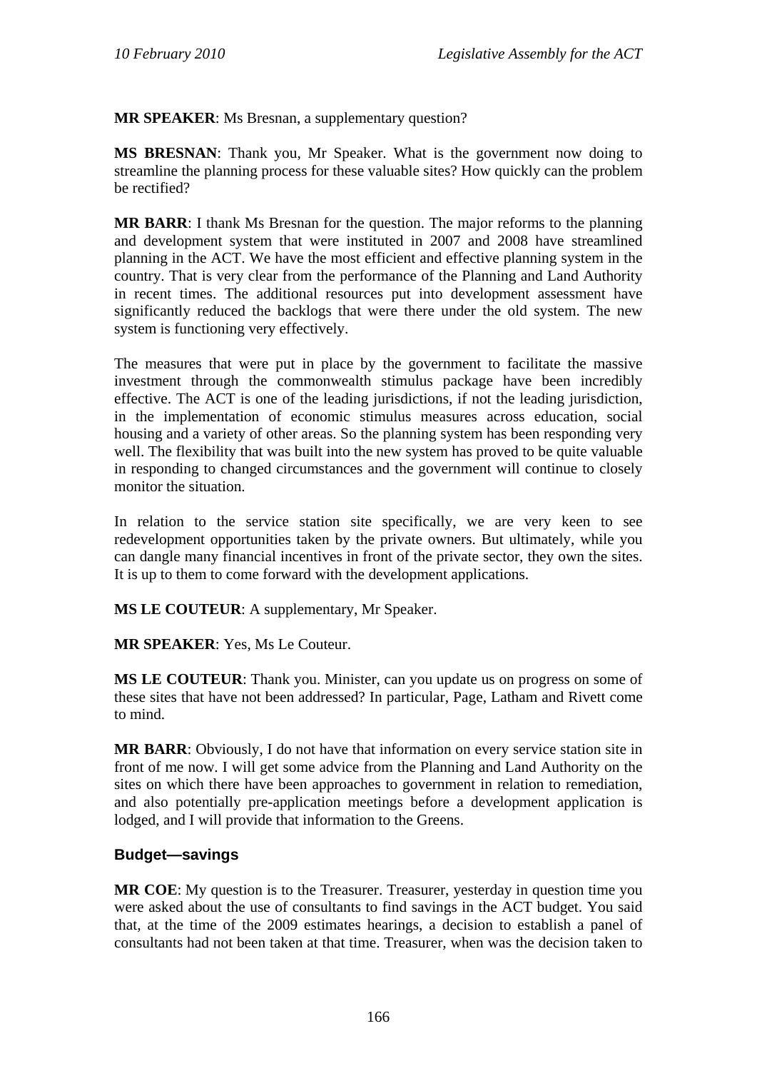**MR SPEAKER**: Ms Bresnan, a supplementary question?

**MS BRESNAN**: Thank you, Mr Speaker. What is the government now doing to streamline the planning process for these valuable sites? How quickly can the problem be rectified?

**MR BARR**: I thank Ms Bresnan for the question. The major reforms to the planning and development system that were instituted in 2007 and 2008 have streamlined planning in the ACT. We have the most efficient and effective planning system in the country. That is very clear from the performance of the Planning and Land Authority in recent times. The additional resources put into development assessment have significantly reduced the backlogs that were there under the old system. The new system is functioning very effectively.

The measures that were put in place by the government to facilitate the massive investment through the commonwealth stimulus package have been incredibly effective. The ACT is one of the leading jurisdictions, if not the leading jurisdiction, in the implementation of economic stimulus measures across education, social housing and a variety of other areas. So the planning system has been responding very well. The flexibility that was built into the new system has proved to be quite valuable in responding to changed circumstances and the government will continue to closely monitor the situation.

In relation to the service station site specifically, we are very keen to see redevelopment opportunities taken by the private owners. But ultimately, while you can dangle many financial incentives in front of the private sector, they own the sites. It is up to them to come forward with the development applications.

**MS LE COUTEUR**: A supplementary, Mr Speaker.

**MR SPEAKER**: Yes, Ms Le Couteur.

**MS LE COUTEUR**: Thank you. Minister, can you update us on progress on some of these sites that have not been addressed? In particular, Page, Latham and Rivett come to mind.

**MR BARR**: Obviously, I do not have that information on every service station site in front of me now. I will get some advice from the Planning and Land Authority on the sites on which there have been approaches to government in relation to remediation, and also potentially pre-application meetings before a development application is lodged, and I will provide that information to the Greens.

### Budget—savings

**MR COE**: My question is to the Treasurer. Treasurer, yesterday in question time you were asked about the use of consultants to find savings in the ACT budget. You said that, at the time of the 2009 estimates hearings, a decision to establish a panel of consultants had not been taken at that time. Treasurer, when was the decision taken to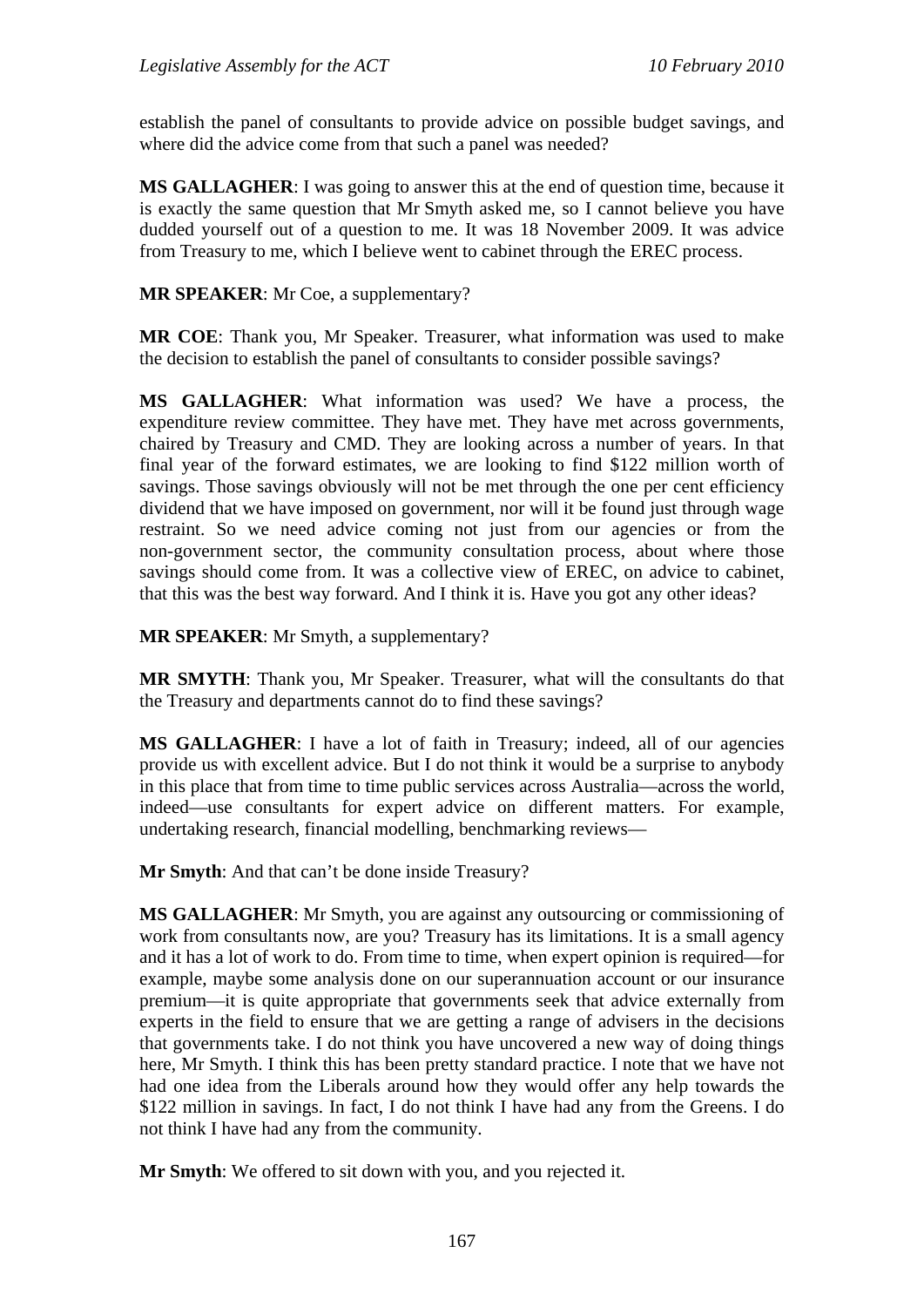establish the panel of consultants to provide advice on possible budget savings, and where did the advice come from that such a panel was needed?

**MS GALLAGHER**: I was going to answer this at the end of question time, because it is exactly the same question that Mr Smyth asked me, so I cannot believe you have dudded yourself out of a question to me. It was 18 November 2009. It was advice from Treasury to me, which I believe went to cabinet through the EREC process.

**MR SPEAKER**: Mr Coe, a supplementary?

**MR COE**: Thank you, Mr Speaker. Treasurer, what information was used to make the decision to establish the panel of consultants to consider possible savings?

**MS GALLAGHER**: What information was used? We have a process, the expenditure review committee. They have met. They have met across governments, chaired by Treasury and CMD. They are looking across a number of years. In that final year of the forward estimates, we are looking to find $122 million worth of savings. Those savings obviously will not be met through the one per cent efficiency dividend that we have imposed on government, nor will it be found just through wage restraint. So we need advice coming not just from our agencies or from the non-government sector, the community consultation process, about where those savings should come from. It was a collective view of EREC, on advice to cabinet, that this was the best way forward. And I think it is. Have you got any other ideas?

**MR SPEAKER**: Mr Smyth, a supplementary?

**MR SMYTH**: Thank you, Mr Speaker. Treasurer, what will the consultants do that the Treasury and departments cannot do to find these savings?

**MS GALLAGHER**: I have a lot of faith in Treasury; indeed, all of our agencies provide us with excellent advice. But I do not think it would be a surprise to anybody in this place that from time to time public services across Australia—across the world, indeed—use consultants for expert advice on different matters. For example, undertaking research, financial modelling, benchmarking reviews—

**Mr Smyth**: And that can't be done inside Treasury?

**MS GALLAGHER**: Mr Smyth, you are against any outsourcing or commissioning of work from consultants now, are you? Treasury has its limitations. It is a small agency and it has a lot of work to do. From time to time, when expert opinion is required—for example, maybe some analysis done on our superannuation account or our insurance premium—it is quite appropriate that governments seek that advice externally from experts in the field to ensure that we are getting a range of advisers in the decisions that governments take. I do not think you have uncovered a new way of doing things here, Mr Smyth. I think this has been pretty standard practice. I note that we have not had one idea from the Liberals around how they would offer any help towards the $122 million in savings. In fact, I do not think I have had any from the Greens. I do not think I have had any from the community.

**Mr Smyth**: We offered to sit down with you, and you rejected it.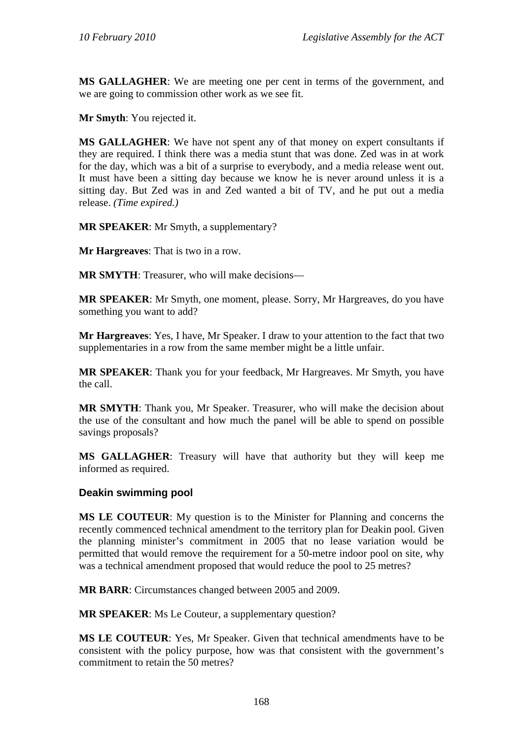**MS GALLAGHER**: We are meeting one per cent in terms of the government, and we are going to commission other work as we see fit.

**Mr Smyth**: You rejected it.

**MS GALLAGHER**: We have not spent any of that money on expert consultants if they are required. I think there was a media stunt that was done. Zed was in at work for the day, which was a bit of a surprise to everybody, and a media release went out. It must have been a sitting day because we know he is never around unless it is a sitting day. But Zed was in and Zed wanted a bit of TV, and he put out a media release. *(Time expired.)*

**MR SPEAKER**: Mr Smyth, a supplementary?

**Mr Hargreaves**: That is two in a row.

**MR SMYTH**: Treasurer, who will make decisions—

**MR SPEAKER**: Mr Smyth, one moment, please. Sorry, Mr Hargreaves, do you have something you want to add?

**Mr Hargreaves**: Yes, I have, Mr Speaker. I draw to your attention to the fact that two supplementaries in a row from the same member might be a little unfair.

**MR SPEAKER**: Thank you for your feedback, Mr Hargreaves. Mr Smyth, you have the call.

**MR SMYTH**: Thank you, Mr Speaker. Treasurer, who will make the decision about the use of the consultant and how much the panel will be able to spend on possible savings proposals?

**MS GALLAGHER**: Treasury will have that authority but they will keep me informed as required.

### Deakin swimming pool

**MS LE COUTEUR**: My question is to the Minister for Planning and concerns the recently commenced technical amendment to the territory plan for Deakin pool. Given the planning minister's commitment in 2005 that no lease variation would be permitted that would remove the requirement for a 50-metre indoor pool on site, why was a technical amendment proposed that would reduce the pool to 25 metres?

**MR BARR**: Circumstances changed between 2005 and 2009.

**MR SPEAKER**: Ms Le Couteur, a supplementary question?

**MS LE COUTEUR**: Yes, Mr Speaker. Given that technical amendments have to be consistent with the policy purpose, how was that consistent with the government's commitment to retain the 50 metres?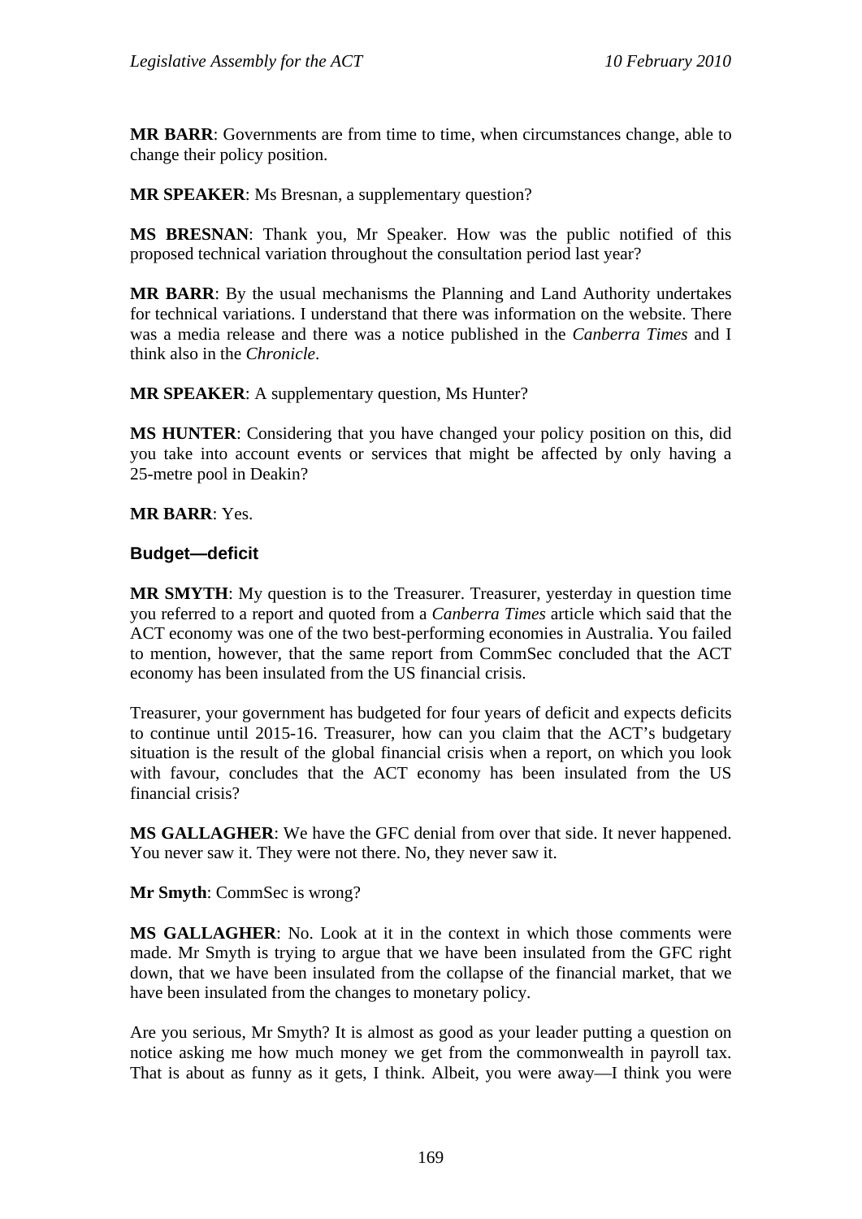**MR BARR**: Governments are from time to time, when circumstances change, able to change their policy position.

**MR SPEAKER**: Ms Bresnan, a supplementary question?

**MS BRESNAN**: Thank you, Mr Speaker. How was the public notified of this proposed technical variation throughout the consultation period last year?

**MR BARR**: By the usual mechanisms the Planning and Land Authority undertakes for technical variations. I understand that there was information on the website. There was a media release and there was a notice published in the *Canberra Times* and I think also in the *Chronicle*.

**MR SPEAKER**: A supplementary question, Ms Hunter?

**MS HUNTER**: Considering that you have changed your policy position on this, did you take into account events or services that might be affected by only having a 25-metre pool in Deakin?

**MR BARR**: Yes.

### Budget—deficit

**MR SMYTH**: My question is to the Treasurer. Treasurer, yesterday in question time you referred to a report and quoted from a *Canberra Times* article which said that the ACT economy was one of the two best-performing economies in Australia. You failed to mention, however, that the same report from CommSec concluded that the ACT economy has been insulated from the US financial crisis.

Treasurer, your government has budgeted for four years of deficit and expects deficits to continue until 2015-16. Treasurer, how can you claim that the ACT's budgetary situation is the result of the global financial crisis when a report, on which you look with favour, concludes that the ACT economy has been insulated from the US financial crisis?

**MS GALLAGHER**: We have the GFC denial from over that side. It never happened. You never saw it. They were not there. No, they never saw it.

**Mr Smyth**: CommSec is wrong?

**MS GALLAGHER**: No. Look at it in the context in which those comments were made. Mr Smyth is trying to argue that we have been insulated from the GFC right down, that we have been insulated from the collapse of the financial market, that we have been insulated from the changes to monetary policy.

Are you serious, Mr Smyth? It is almost as good as your leader putting a question on notice asking me how much money we get from the commonwealth in payroll tax. That is about as funny as it gets, I think. Albeit, you were away—I think you were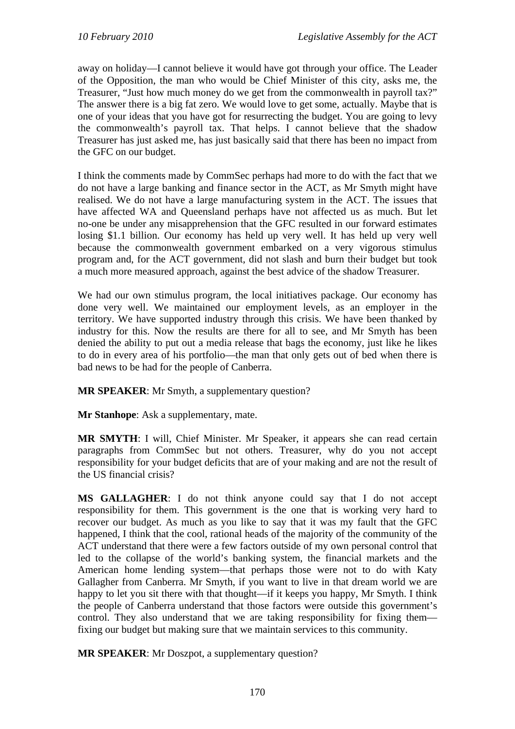away on holiday—I cannot believe it would have got through your office. The Leader of the Opposition, the man who would be Chief Minister of this city, asks me, the Treasurer, "Just how much money do we get from the commonwealth in payroll tax?" The answer there is a big fat zero. We would love to get some, actually. Maybe that is one of your ideas that you have got for resurrecting the budget. You are going to levy the commonwealth's payroll tax. That helps. I cannot believe that the shadow Treasurer has just asked me, has just basically said that there has been no impact from the GFC on our budget.

I think the comments made by CommSec perhaps had more to do with the fact that we do not have a large banking and finance sector in the ACT, as Mr Smyth might have realised. We do not have a large manufacturing system in the ACT. The issues that have affected WA and Queensland perhaps have not affected us as much. But let no-one be under any misapprehension that the GFC resulted in our forward estimates losing $1.1 billion. Our economy has held up very well. It has held up very well because the commonwealth government embarked on a very vigorous stimulus program and, for the ACT government, did not slash and burn their budget but took a much more measured approach, against the best advice of the shadow Treasurer.

We had our own stimulus program, the local initiatives package. Our economy has done very well. We maintained our employment levels, as an employer in the territory. We have supported industry through this crisis. We have been thanked by industry for this. Now the results are there for all to see, and Mr Smyth has been denied the ability to put out a media release that bags the economy, just like he likes to do in every area of his portfolio—the man that only gets out of bed when there is bad news to be had for the people of Canberra.

**MR SPEAKER**: Mr Smyth, a supplementary question?

**Mr Stanhope**: Ask a supplementary, mate.

**MR SMYTH**: I will, Chief Minister. Mr Speaker, it appears she can read certain paragraphs from CommSec but not others. Treasurer, why do you not accept responsibility for your budget deficits that are of your making and are not the result of the US financial crisis?

**MS GALLAGHER**: I do not think anyone could say that I do not accept responsibility for them. This government is the one that is working very hard to recover our budget. As much as you like to say that it was my fault that the GFC happened, I think that the cool, rational heads of the majority of the community of the ACT understand that there were a few factors outside of my own personal control that led to the collapse of the world's banking system, the financial markets and the American home lending system—that perhaps those were not to do with Katy Gallagher from Canberra. Mr Smyth, if you want to live in that dream world we are happy to let you sit there with that thought—if it keeps you happy, Mr Smyth. I think the people of Canberra understand that those factors were outside this government's control. They also understand that we are taking responsibility for fixing them—fixing our budget but making sure that we maintain services to this community.

**MR SPEAKER**: Mr Doszpot, a supplementary question?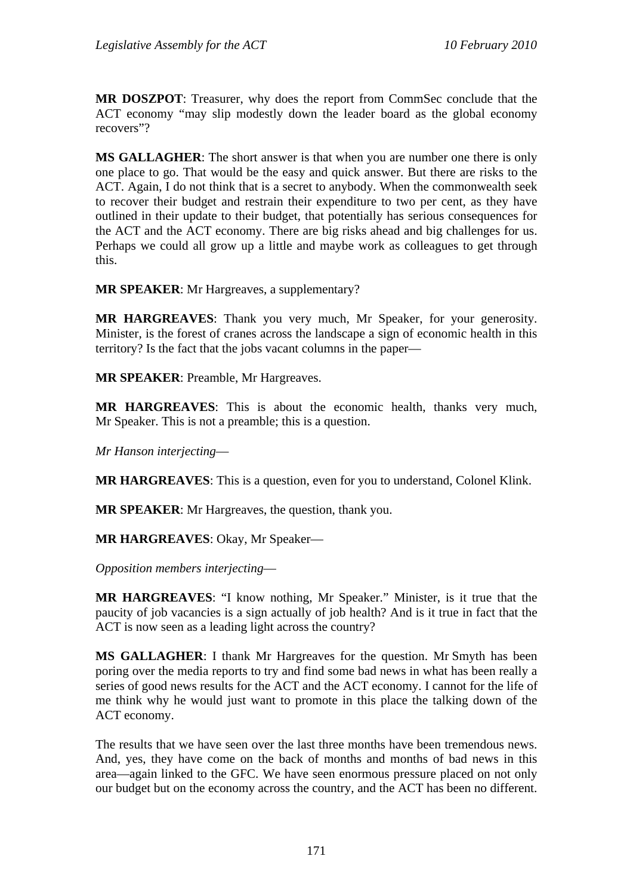**MR DOSZPOT**: Treasurer, why does the report from CommSec conclude that the ACT economy "may slip modestly down the leader board as the global economy recovers"?

**MS GALLAGHER**: The short answer is that when you are number one there is only one place to go. That would be the easy and quick answer. But there are risks to the ACT. Again, I do not think that is a secret to anybody. When the commonwealth seek to recover their budget and restrain their expenditure to two per cent, as they have outlined in their update to their budget, that potentially has serious consequences for the ACT and the ACT economy. There are big risks ahead and big challenges for us. Perhaps we could all grow up a little and maybe work as colleagues to get through this.

**MR SPEAKER**: Mr Hargreaves, a supplementary?

**MR HARGREAVES**: Thank you very much, Mr Speaker, for your generosity. Minister, is the forest of cranes across the landscape a sign of economic health in this territory? Is the fact that the jobs vacant columns in the paper—

**MR SPEAKER**: Preamble, Mr Hargreaves.

**MR HARGREAVES**: This is about the economic health, thanks very much, Mr Speaker. This is not a preamble; this is a question.

*Mr Hanson interjecting*—

**MR HARGREAVES**: This is a question, even for you to understand, Colonel Klink.

**MR SPEAKER**: Mr Hargreaves, the question, thank you.

**MR HARGREAVES**: Okay, Mr Speaker—

*Opposition members interjecting*—

**MR HARGREAVES**: "I know nothing, Mr Speaker." Minister, is it true that the paucity of job vacancies is a sign actually of job health? And is it true in fact that the ACT is now seen as a leading light across the country?

**MS GALLAGHER**: I thank Mr Hargreaves for the question. Mr Smyth has been poring over the media reports to try and find some bad news in what has been really a series of good news results for the ACT and the ACT economy. I cannot for the life of me think why he would just want to promote in this place the talking down of the ACT economy.

The results that we have seen over the last three months have been tremendous news. And, yes, they have come on the back of months and months of bad news in this area—again linked to the GFC. We have seen enormous pressure placed on not only our budget but on the economy across the country, and the ACT has been no different.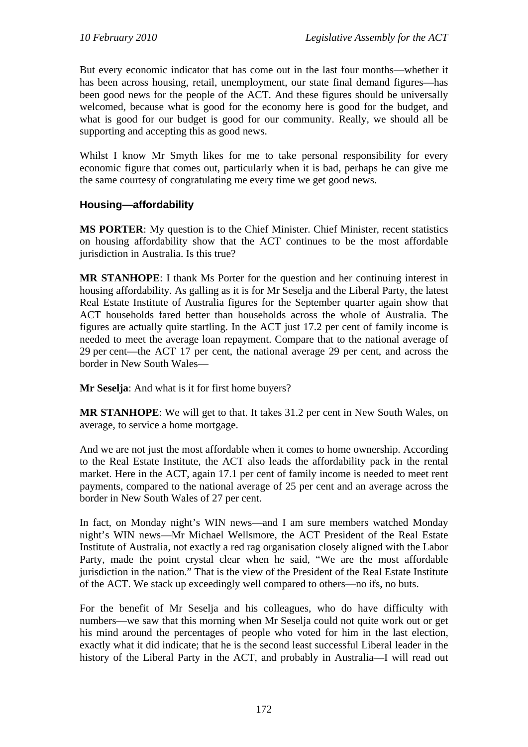But every economic indicator that has come out in the last four months—whether it has been across housing, retail, unemployment, our state final demand figures—has been good news for the people of the ACT. And these figures should be universally welcomed, because what is good for the economy here is good for the budget, and what is good for our budget is good for our community. Really, we should all be supporting and accepting this as good news.

Whilst I know Mr Smyth likes for me to take personal responsibility for every economic figure that comes out, particularly when it is bad, perhaps he can give me the same courtesy of congratulating me every time we get good news.

### Housing—affordability

**MS PORTER**: My question is to the Chief Minister. Chief Minister, recent statistics on housing affordability show that the ACT continues to be the most affordable jurisdiction in Australia. Is this true?

**MR STANHOPE**: I thank Ms Porter for the question and her continuing interest in housing affordability. As galling as it is for Mr Seselja and the Liberal Party, the latest Real Estate Institute of Australia figures for the September quarter again show that ACT households fared better than households across the whole of Australia. The figures are actually quite startling. In the ACT just 17.2 per cent of family income is needed to meet the average loan repayment. Compare that to the national average of 29 per cent—the ACT 17 per cent, the national average 29 per cent, and across the border in New South Wales—

**Mr Seselja**: And what is it for first home buyers?

**MR STANHOPE**: We will get to that. It takes 31.2 per cent in New South Wales, on average, to service a home mortgage.

And we are not just the most affordable when it comes to home ownership. According to the Real Estate Institute, the ACT also leads the affordability pack in the rental market. Here in the ACT, again 17.1 per cent of family income is needed to meet rent payments, compared to the national average of 25 per cent and an average across the border in New South Wales of 27 per cent.

In fact, on Monday night's WIN news—and I am sure members watched Monday night's WIN news—Mr Michael Wellsmore, the ACT President of the Real Estate Institute of Australia, not exactly a red rag organisation closely aligned with the Labor Party, made the point crystal clear when he said, "We are the most affordable jurisdiction in the nation." That is the view of the President of the Real Estate Institute of the ACT. We stack up exceedingly well compared to others—no ifs, no buts.

For the benefit of Mr Seselja and his colleagues, who do have difficulty with numbers—we saw that this morning when Mr Seselja could not quite work out or get his mind around the percentages of people who voted for him in the last election, exactly what it did indicate; that he is the second least successful Liberal leader in the history of the Liberal Party in the ACT, and probably in Australia—I will read out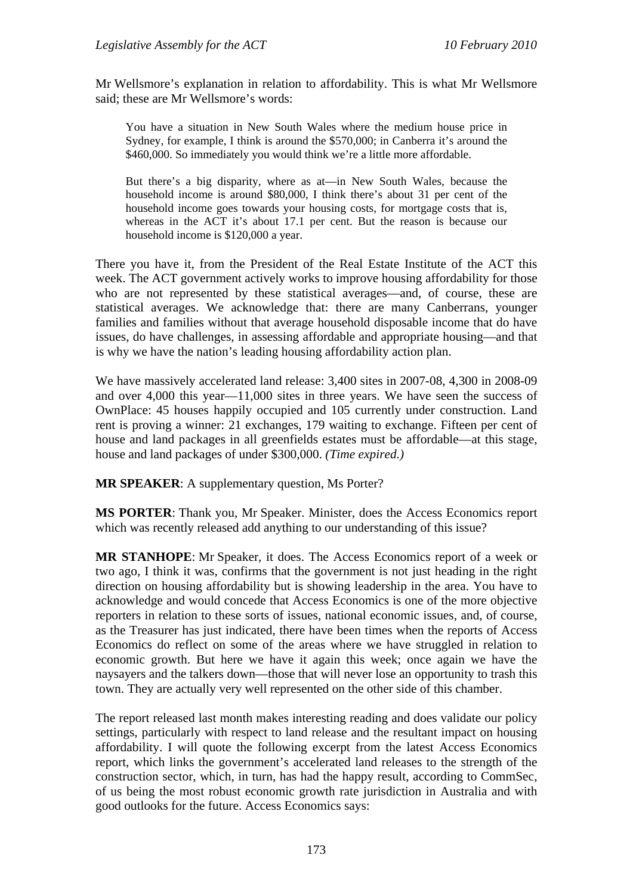Mr Wellsmore's explanation in relation to affordability. This is what Mr Wellsmore said; these are Mr Wellsmore's words:

> You have a situation in New South Wales where the medium house price in Sydney, for example, I think is around the $570,000; in Canberra it's around the $460,000. So immediately you would think we're a little more affordable.
>
> But there's a big disparity, where as at—in New South Wales, because the household income is around $80,000, I think there's about 31 per cent of the household income goes towards your housing costs, for mortgage costs that is, whereas in the ACT it's about 17.1 per cent. But the reason is because our household income is $120,000 a year.

There you have it, from the President of the Real Estate Institute of the ACT this week. The ACT government actively works to improve housing affordability for those who are not represented by these statistical averages—and, of course, these are statistical averages. We acknowledge that: there are many Canberrans, younger families and families without that average household disposable income that do have issues, do have challenges, in assessing affordable and appropriate housing—and that is why we have the nation's leading housing affordability action plan.

We have massively accelerated land release: 3,400 sites in 2007-08, 4,300 in 2008-09 and over 4,000 this year—11,000 sites in three years. We have seen the success of OwnPlace: 45 houses happily occupied and 105 currently under construction. Land rent is proving a winner: 21 exchanges, 179 waiting to exchange. Fifteen per cent of house and land packages in all greenfields estates must be affordable—at this stage, house and land packages of under $300,000. *(Time expired.)*

**MR SPEAKER**: A supplementary question, Ms Porter?

**MS PORTER**: Thank you, Mr Speaker. Minister, does the Access Economics report which was recently released add anything to our understanding of this issue?

**MR STANHOPE**: Mr Speaker, it does. The Access Economics report of a week or two ago, I think it was, confirms that the government is not just heading in the right direction on housing affordability but is showing leadership in the area. You have to acknowledge and would concede that Access Economics is one of the more objective reporters in relation to these sorts of issues, national economic issues, and, of course, as the Treasurer has just indicated, there have been times when the reports of Access Economics do reflect on some of the areas where we have struggled in relation to economic growth. But here we have it again this week; once again we have the naysayers and the talkers down—those that will never lose an opportunity to trash this town. They are actually very well represented on the other side of this chamber.

The report released last month makes interesting reading and does validate our policy settings, particularly with respect to land release and the resultant impact on housing affordability. I will quote the following excerpt from the latest Access Economics report, which links the government's accelerated land releases to the strength of the construction sector, which, in turn, has had the happy result, according to CommSec, of us being the most robust economic growth rate jurisdiction in Australia and with good outlooks for the future. Access Economics says: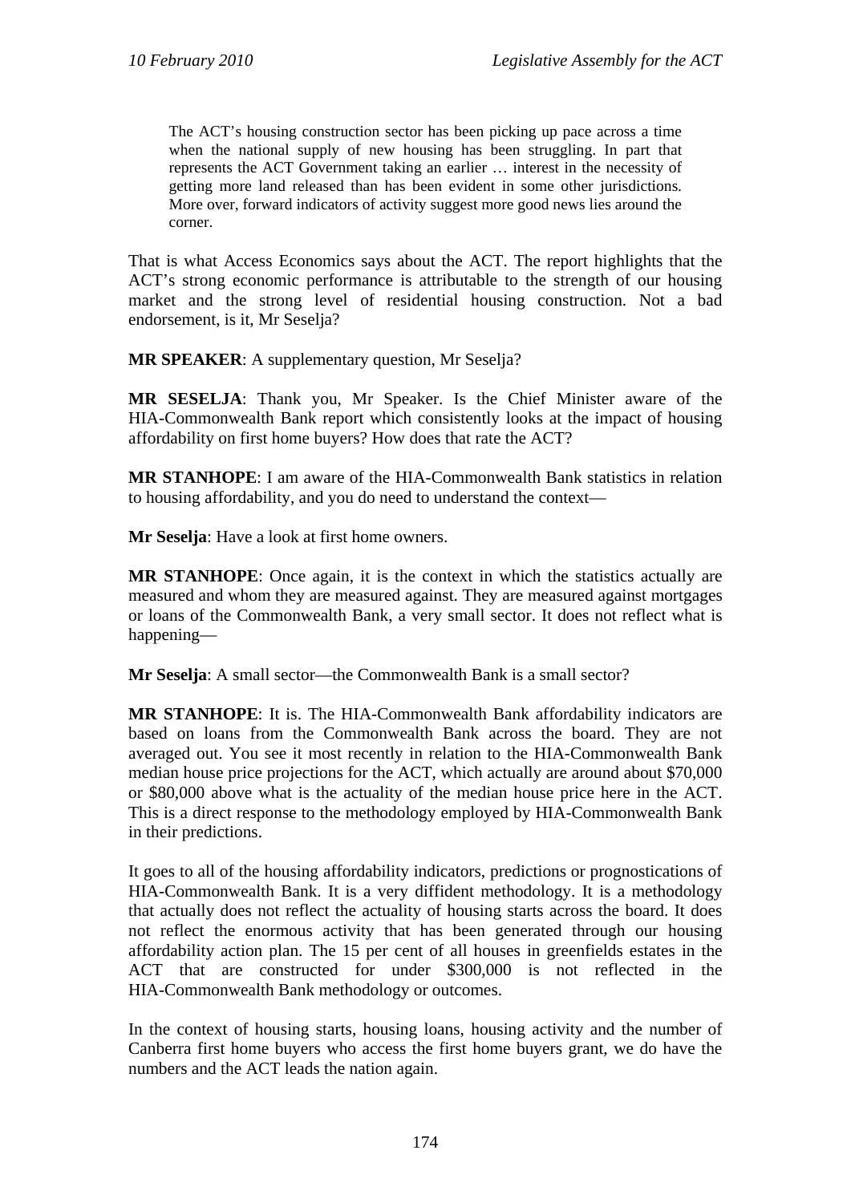> The ACT's housing construction sector has been picking up pace across a time when the national supply of new housing has been struggling. In part that represents the ACT Government taking an earlier … interest in the necessity of getting more land released than has been evident in some other jurisdictions. More over, forward indicators of activity suggest more good news lies around the corner.

That is what Access Economics says about the ACT. The report highlights that the ACT's strong economic performance is attributable to the strength of our housing market and the strong level of residential housing construction. Not a bad endorsement, is it, Mr Seselja?

**MR SPEAKER**: A supplementary question, Mr Seselja?

**MR SESELJA**: Thank you, Mr Speaker. Is the Chief Minister aware of the HIA-Commonwealth Bank report which consistently looks at the impact of housing affordability on first home buyers? How does that rate the ACT?

**MR STANHOPE**: I am aware of the HIA-Commonwealth Bank statistics in relation to housing affordability, and you do need to understand the context—

**Mr Seselja**: Have a look at first home owners.

**MR STANHOPE**: Once again, it is the context in which the statistics actually are measured and whom they are measured against. They are measured against mortgages or loans of the Commonwealth Bank, a very small sector. It does not reflect what is happening—

**Mr Seselja**: A small sector—the Commonwealth Bank is a small sector?

**MR STANHOPE**: It is. The HIA-Commonwealth Bank affordability indicators are based on loans from the Commonwealth Bank across the board. They are not averaged out. You see it most recently in relation to the HIA-Commonwealth Bank median house price projections for the ACT, which actually are around about $70,000 or $80,000 above what is the actuality of the median house price here in the ACT. This is a direct response to the methodology employed by HIA-Commonwealth Bank in their predictions.

It goes to all of the housing affordability indicators, predictions or prognostications of HIA-Commonwealth Bank. It is a very diffident methodology. It is a methodology that actually does not reflect the actuality of housing starts across the board. It does not reflect the enormous activity that has been generated through our housing affordability action plan. The 15 per cent of all houses in greenfields estates in the ACT that are constructed for under $300,000 is not reflected in the HIA-Commonwealth Bank methodology or outcomes.

In the context of housing starts, housing loans, housing activity and the number of Canberra first home buyers who access the first home buyers grant, we do have the numbers and the ACT leads the nation again.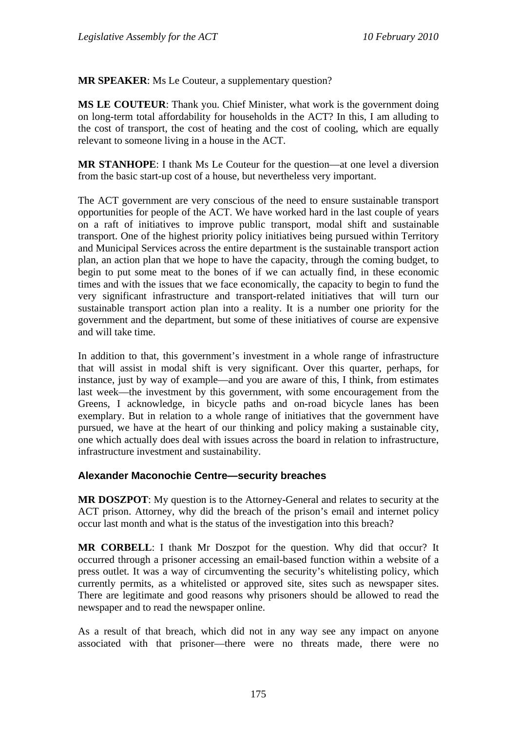**MR SPEAKER**: Ms Le Couteur, a supplementary question?

**MS LE COUTEUR**: Thank you. Chief Minister, what work is the government doing on long-term total affordability for households in the ACT? In this, I am alluding to the cost of transport, the cost of heating and the cost of cooling, which are equally relevant to someone living in a house in the ACT.

**MR STANHOPE**: I thank Ms Le Couteur for the question—at one level a diversion from the basic start-up cost of a house, but nevertheless very important.

The ACT government are very conscious of the need to ensure sustainable transport opportunities for people of the ACT. We have worked hard in the last couple of years on a raft of initiatives to improve public transport, modal shift and sustainable transport. One of the highest priority policy initiatives being pursued within Territory and Municipal Services across the entire department is the sustainable transport action plan, an action plan that we hope to have the capacity, through the coming budget, to begin to put some meat to the bones of if we can actually find, in these economic times and with the issues that we face economically, the capacity to begin to fund the very significant infrastructure and transport-related initiatives that will turn our sustainable transport action plan into a reality. It is a number one priority for the government and the department, but some of these initiatives of course are expensive and will take time.

In addition to that, this government's investment in a whole range of infrastructure that will assist in modal shift is very significant. Over this quarter, perhaps, for instance, just by way of example—and you are aware of this, I think, from estimates last week—the investment by this government, with some encouragement from the Greens, I acknowledge, in bicycle paths and on-road bicycle lanes has been exemplary. But in relation to a whole range of initiatives that the government have pursued, we have at the heart of our thinking and policy making a sustainable city, one which actually does deal with issues across the board in relation to infrastructure, infrastructure investment and sustainability.

### Alexander Maconochie Centre—security breaches

**MR DOSZPOT**: My question is to the Attorney-General and relates to security at the ACT prison. Attorney, why did the breach of the prison's email and internet policy occur last month and what is the status of the investigation into this breach?

**MR CORBELL**: I thank Mr Doszpot for the question. Why did that occur? It occurred through a prisoner accessing an email-based function within a website of a press outlet. It was a way of circumventing the security's whitelisting policy, which currently permits, as a whitelisted or approved site, sites such as newspaper sites. There are legitimate and good reasons why prisoners should be allowed to read the newspaper and to read the newspaper online.

As a result of that breach, which did not in any way see any impact on anyone associated with that prisoner—there were no threats made, there were no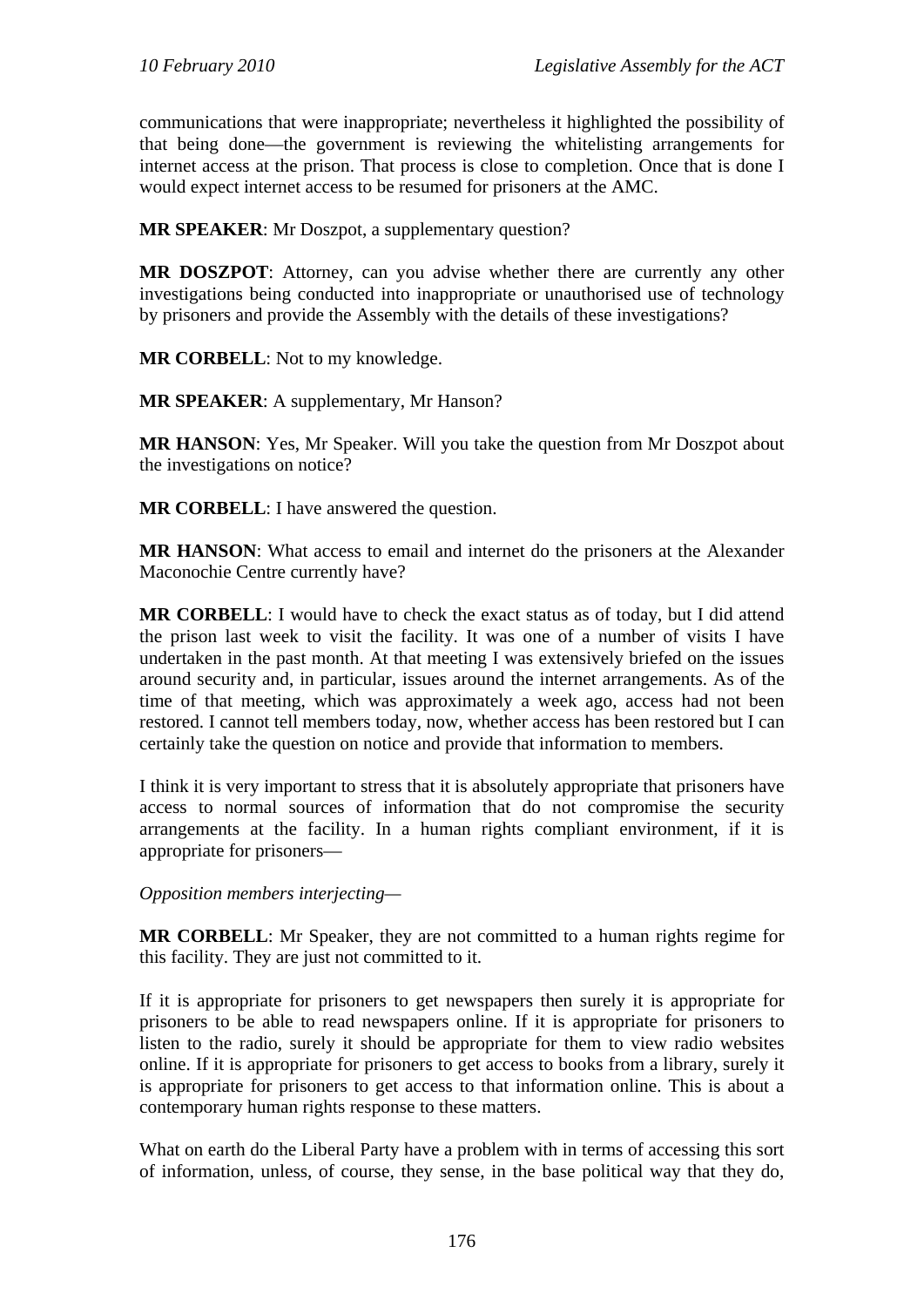communications that were inappropriate; nevertheless it highlighted the possibility of that being done—the government is reviewing the whitelisting arrangements for internet access at the prison. That process is close to completion. Once that is done I would expect internet access to be resumed for prisoners at the AMC.

**MR SPEAKER**: Mr Doszpot, a supplementary question?

**MR DOSZPOT**: Attorney, can you advise whether there are currently any other investigations being conducted into inappropriate or unauthorised use of technology by prisoners and provide the Assembly with the details of these investigations?

**MR CORBELL**: Not to my knowledge.

**MR SPEAKER**: A supplementary, Mr Hanson?

**MR HANSON**: Yes, Mr Speaker. Will you take the question from Mr Doszpot about the investigations on notice?

**MR CORBELL**: I have answered the question.

**MR HANSON**: What access to email and internet do the prisoners at the Alexander Maconochie Centre currently have?

**MR CORBELL**: I would have to check the exact status as of today, but I did attend the prison last week to visit the facility. It was one of a number of visits I have undertaken in the past month. At that meeting I was extensively briefed on the issues around security and, in particular, issues around the internet arrangements. As of the time of that meeting, which was approximately a week ago, access had not been restored. I cannot tell members today, now, whether access has been restored but I can certainly take the question on notice and provide that information to members.

I think it is very important to stress that it is absolutely appropriate that prisoners have access to normal sources of information that do not compromise the security arrangements at the facility. In a human rights compliant environment, if it is appropriate for prisoners—

*Opposition members interjecting*—

**MR CORBELL**: Mr Speaker, they are not committed to a human rights regime for this facility. They are just not committed to it.

If it is appropriate for prisoners to get newspapers then surely it is appropriate for prisoners to be able to read newspapers online. If it is appropriate for prisoners to listen to the radio, surely it should be appropriate for them to view radio websites online. If it is appropriate for prisoners to get access to books from a library, surely it is appropriate for prisoners to get access to that information online. This is about a contemporary human rights response to these matters.

What on earth do the Liberal Party have a problem with in terms of accessing this sort of information, unless, of course, they sense, in the base political way that they do,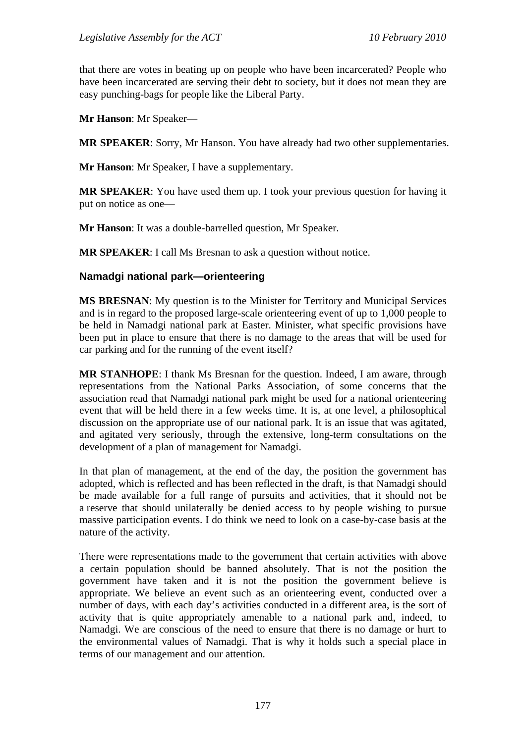that there are votes in beating up on people who have been incarcerated? People who have been incarcerated are serving their debt to society, but it does not mean they are easy punching-bags for people like the Liberal Party.

**Mr Hanson**: Mr Speaker—

**MR SPEAKER**: Sorry, Mr Hanson. You have already had two other supplementaries.

**Mr Hanson**: Mr Speaker, I have a supplementary.

**MR SPEAKER**: You have used them up. I took your previous question for having it put on notice as one—

**Mr Hanson**: It was a double-barrelled question, Mr Speaker.

**MR SPEAKER**: I call Ms Bresnan to ask a question without notice.

### Namadgi national park—orienteering

**MS BRESNAN**: My question is to the Minister for Territory and Municipal Services and is in regard to the proposed large-scale orienteering event of up to 1,000 people to be held in Namadgi national park at Easter. Minister, what specific provisions have been put in place to ensure that there is no damage to the areas that will be used for car parking and for the running of the event itself?

**MR STANHOPE**: I thank Ms Bresnan for the question. Indeed, I am aware, through representations from the National Parks Association, of some concerns that the association read that Namadgi national park might be used for a national orienteering event that will be held there in a few weeks time. It is, at one level, a philosophical discussion on the appropriate use of our national park. It is an issue that was agitated, and agitated very seriously, through the extensive, long-term consultations on the development of a plan of management for Namadgi.

In that plan of management, at the end of the day, the position the government has adopted, which is reflected and has been reflected in the draft, is that Namadgi should be made available for a full range of pursuits and activities, that it should not be a reserve that should unilaterally be denied access to by people wishing to pursue massive participation events. I do think we need to look on a case-by-case basis at the nature of the activity.

There were representations made to the government that certain activities with above a certain population should be banned absolutely. That is not the position the government have taken and it is not the position the government believe is appropriate. We believe an event such as an orienteering event, conducted over a number of days, with each day's activities conducted in a different area, is the sort of activity that is quite appropriately amenable to a national park and, indeed, to Namadgi. We are conscious of the need to ensure that there is no damage or hurt to the environmental values of Namadgi. That is why it holds such a special place in terms of our management and our attention.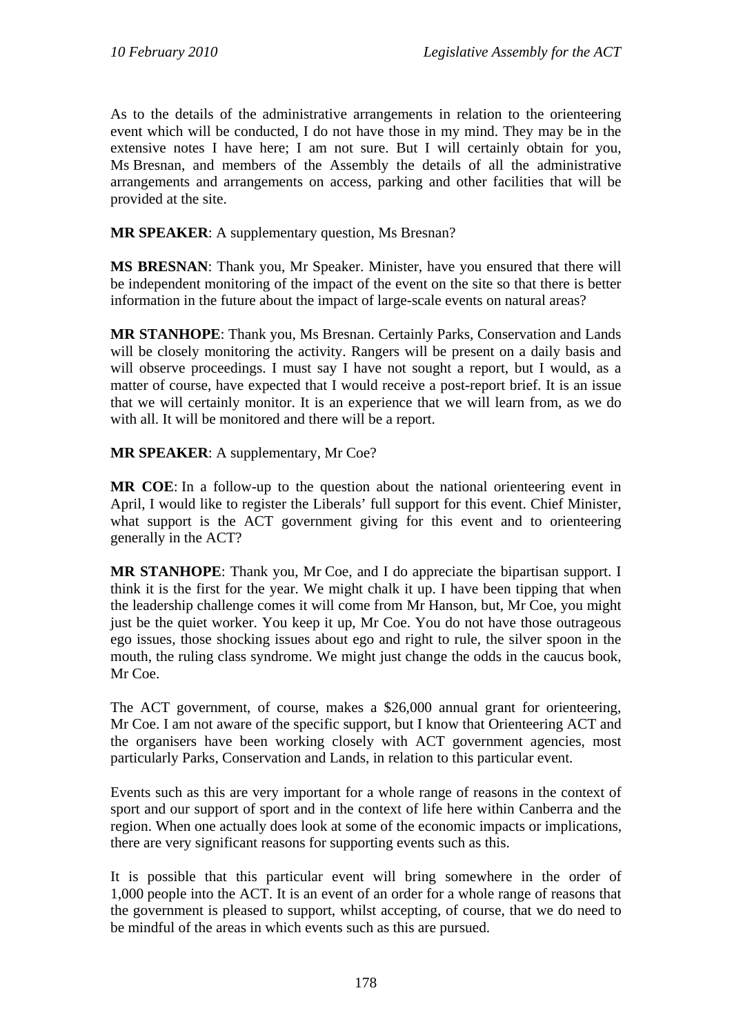As to the details of the administrative arrangements in relation to the orienteering event which will be conducted, I do not have those in my mind. They may be in the extensive notes I have here; I am not sure. But I will certainly obtain for you, Ms Bresnan, and members of the Assembly the details of all the administrative arrangements and arrangements on access, parking and other facilities that will be provided at the site.

**MR SPEAKER**: A supplementary question, Ms Bresnan?

**MS BRESNAN**: Thank you, Mr Speaker. Minister, have you ensured that there will be independent monitoring of the impact of the event on the site so that there is better information in the future about the impact of large-scale events on natural areas?

**MR STANHOPE**: Thank you, Ms Bresnan. Certainly Parks, Conservation and Lands will be closely monitoring the activity. Rangers will be present on a daily basis and will observe proceedings. I must say I have not sought a report, but I would, as a matter of course, have expected that I would receive a post-report brief. It is an issue that we will certainly monitor. It is an experience that we will learn from, as we do with all. It will be monitored and there will be a report.

**MR SPEAKER**: A supplementary, Mr Coe?

**MR COE**: In a follow-up to the question about the national orienteering event in April, I would like to register the Liberals' full support for this event. Chief Minister, what support is the ACT government giving for this event and to orienteering generally in the ACT?

**MR STANHOPE**: Thank you, Mr Coe, and I do appreciate the bipartisan support. I think it is the first for the year. We might chalk it up. I have been tipping that when the leadership challenge comes it will come from Mr Hanson, but, Mr Coe, you might just be the quiet worker. You keep it up, Mr Coe. You do not have those outrageous ego issues, those shocking issues about ego and right to rule, the silver spoon in the mouth, the ruling class syndrome. We might just change the odds in the caucus book, Mr Coe.

The ACT government, of course, makes a $26,000 annual grant for orienteering, Mr Coe. I am not aware of the specific support, but I know that Orienteering ACT and the organisers have been working closely with ACT government agencies, most particularly Parks, Conservation and Lands, in relation to this particular event.

Events such as this are very important for a whole range of reasons in the context of sport and our support of sport and in the context of life here within Canberra and the region. When one actually does look at some of the economic impacts or implications, there are very significant reasons for supporting events such as this.

It is possible that this particular event will bring somewhere in the order of 1,000 people into the ACT. It is an event of an order for a whole range of reasons that the government is pleased to support, whilst accepting, of course, that we do need to be mindful of the areas in which events such as this are pursued.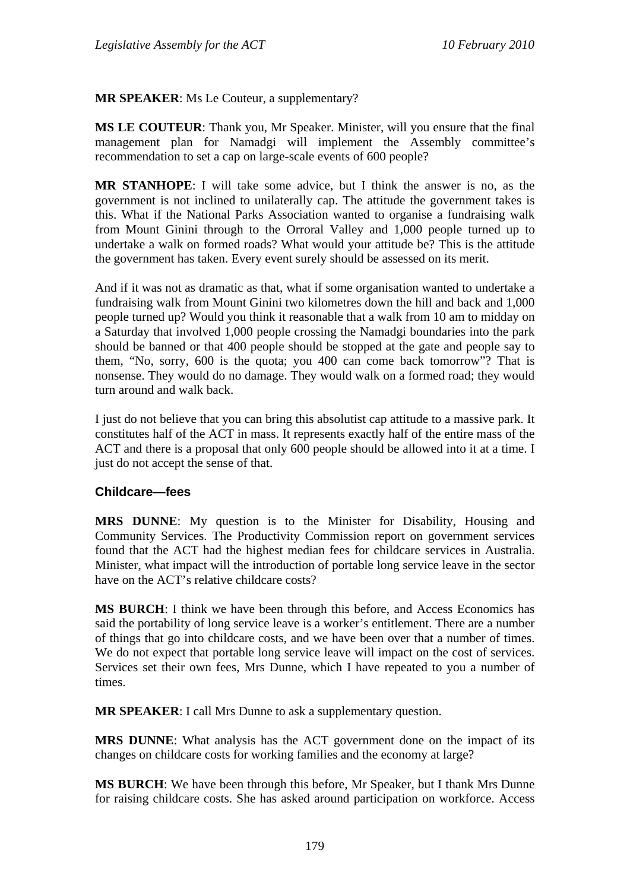**MR SPEAKER**: Ms Le Couteur, a supplementary?

**MS LE COUTEUR**: Thank you, Mr Speaker. Minister, will you ensure that the final management plan for Namadgi will implement the Assembly committee's recommendation to set a cap on large-scale events of 600 people?

**MR STANHOPE**: I will take some advice, but I think the answer is no, as the government is not inclined to unilaterally cap. The attitude the government takes is this. What if the National Parks Association wanted to organise a fundraising walk from Mount Ginini through to the Orroral Valley and 1,000 people turned up to undertake a walk on formed roads? What would your attitude be? This is the attitude the government has taken. Every event surely should be assessed on its merit.

And if it was not as dramatic as that, what if some organisation wanted to undertake a fundraising walk from Mount Ginini two kilometres down the hill and back and 1,000 people turned up? Would you think it reasonable that a walk from 10 am to midday on a Saturday that involved 1,000 people crossing the Namadgi boundaries into the park should be banned or that 400 people should be stopped at the gate and people say to them, "No, sorry, 600 is the quota; you 400 can come back tomorrow"? That is nonsense. They would do no damage. They would walk on a formed road; they would turn around and walk back.

I just do not believe that you can bring this absolutist cap attitude to a massive park. It constitutes half of the ACT in mass. It represents exactly half of the entire mass of the ACT and there is a proposal that only 600 people should be allowed into it at a time. I just do not accept the sense of that.

### Childcare—fees

**MRS DUNNE**: My question is to the Minister for Disability, Housing and Community Services. The Productivity Commission report on government services found that the ACT had the highest median fees for childcare services in Australia. Minister, what impact will the introduction of portable long service leave in the sector have on the ACT's relative childcare costs?

**MS BURCH**: I think we have been through this before, and Access Economics has said the portability of long service leave is a worker's entitlement. There are a number of things that go into childcare costs, and we have been over that a number of times. We do not expect that portable long service leave will impact on the cost of services. Services set their own fees, Mrs Dunne, which I have repeated to you a number of times.

**MR SPEAKER**: I call Mrs Dunne to ask a supplementary question.

**MRS DUNNE**: What analysis has the ACT government done on the impact of its changes on childcare costs for working families and the economy at large?

**MS BURCH**: We have been through this before, Mr Speaker, but I thank Mrs Dunne for raising childcare costs. She has asked around participation on workforce. Access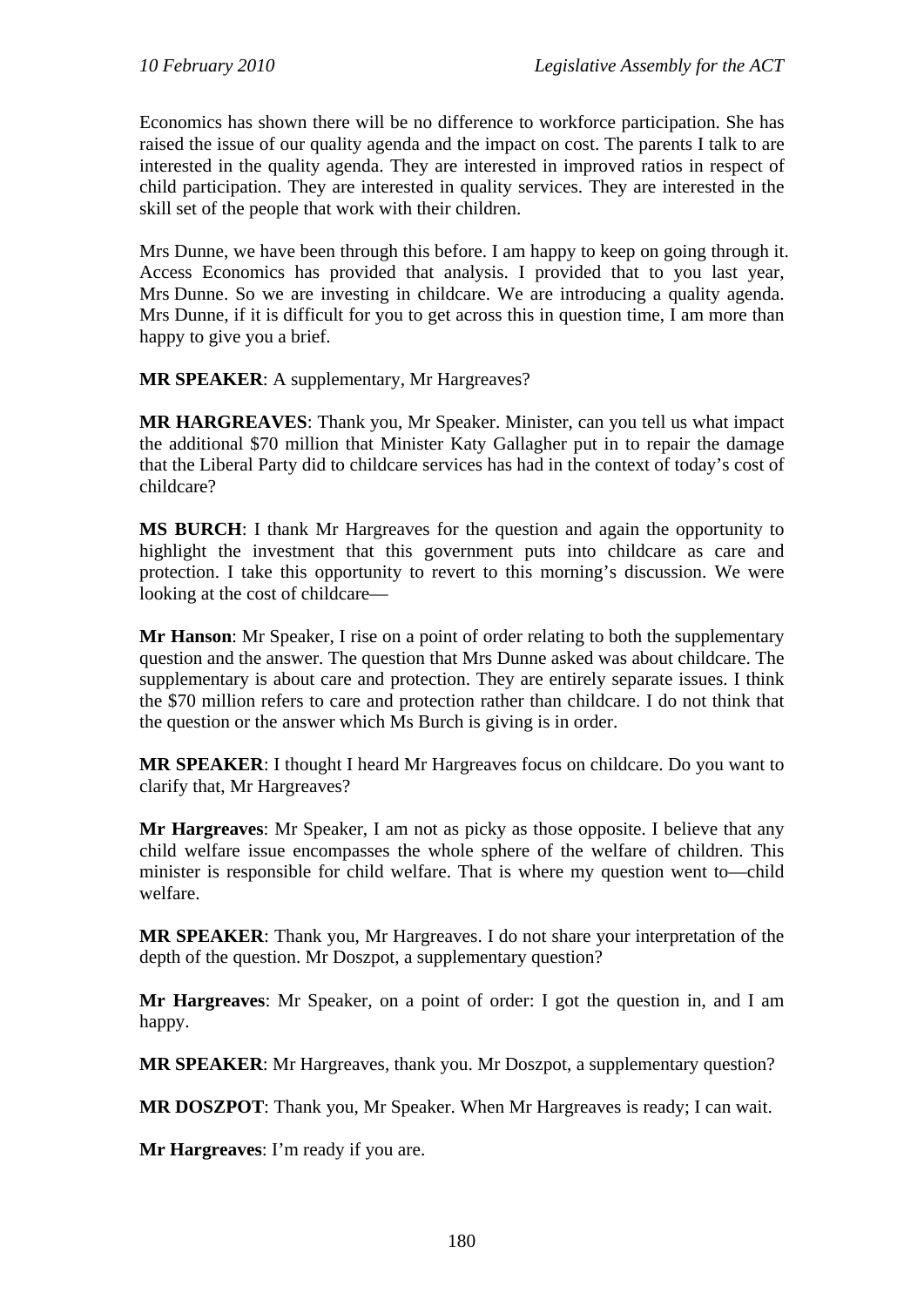Economics has shown there will be no difference to workforce participation. She has raised the issue of our quality agenda and the impact on cost. The parents I talk to are interested in the quality agenda. They are interested in improved ratios in respect of child participation. They are interested in quality services. They are interested in the skill set of the people that work with their children.

Mrs Dunne, we have been through this before. I am happy to keep on going through it. Access Economics has provided that analysis. I provided that to you last year, Mrs Dunne. So we are investing in childcare. We are introducing a quality agenda. Mrs Dunne, if it is difficult for you to get across this in question time, I am more than happy to give you a brief.

**MR SPEAKER**: A supplementary, Mr Hargreaves?

**MR HARGREAVES**: Thank you, Mr Speaker. Minister, can you tell us what impact the additional $70 million that Minister Katy Gallagher put in to repair the damage that the Liberal Party did to childcare services has had in the context of today's cost of childcare?

**MS BURCH**: I thank Mr Hargreaves for the question and again the opportunity to highlight the investment that this government puts into childcare as care and protection. I take this opportunity to revert to this morning's discussion. We were looking at the cost of childcare—

**Mr Hanson**: Mr Speaker, I rise on a point of order relating to both the supplementary question and the answer. The question that Mrs Dunne asked was about childcare. The supplementary is about care and protection. They are entirely separate issues. I think the $70 million refers to care and protection rather than childcare. I do not think that the question or the answer which Ms Burch is giving is in order.

**MR SPEAKER**: I thought I heard Mr Hargreaves focus on childcare. Do you want to clarify that, Mr Hargreaves?

**Mr Hargreaves**: Mr Speaker, I am not as picky as those opposite. I believe that any child welfare issue encompasses the whole sphere of the welfare of children. This minister is responsible for child welfare. That is where my question went to—child welfare.

**MR SPEAKER**: Thank you, Mr Hargreaves. I do not share your interpretation of the depth of the question. Mr Doszpot, a supplementary question?

**Mr Hargreaves**: Mr Speaker, on a point of order: I got the question in, and I am happy.

**MR SPEAKER**: Mr Hargreaves, thank you. Mr Doszpot, a supplementary question?

**MR DOSZPOT**: Thank you, Mr Speaker. When Mr Hargreaves is ready; I can wait.

**Mr Hargreaves**: I'm ready if you are.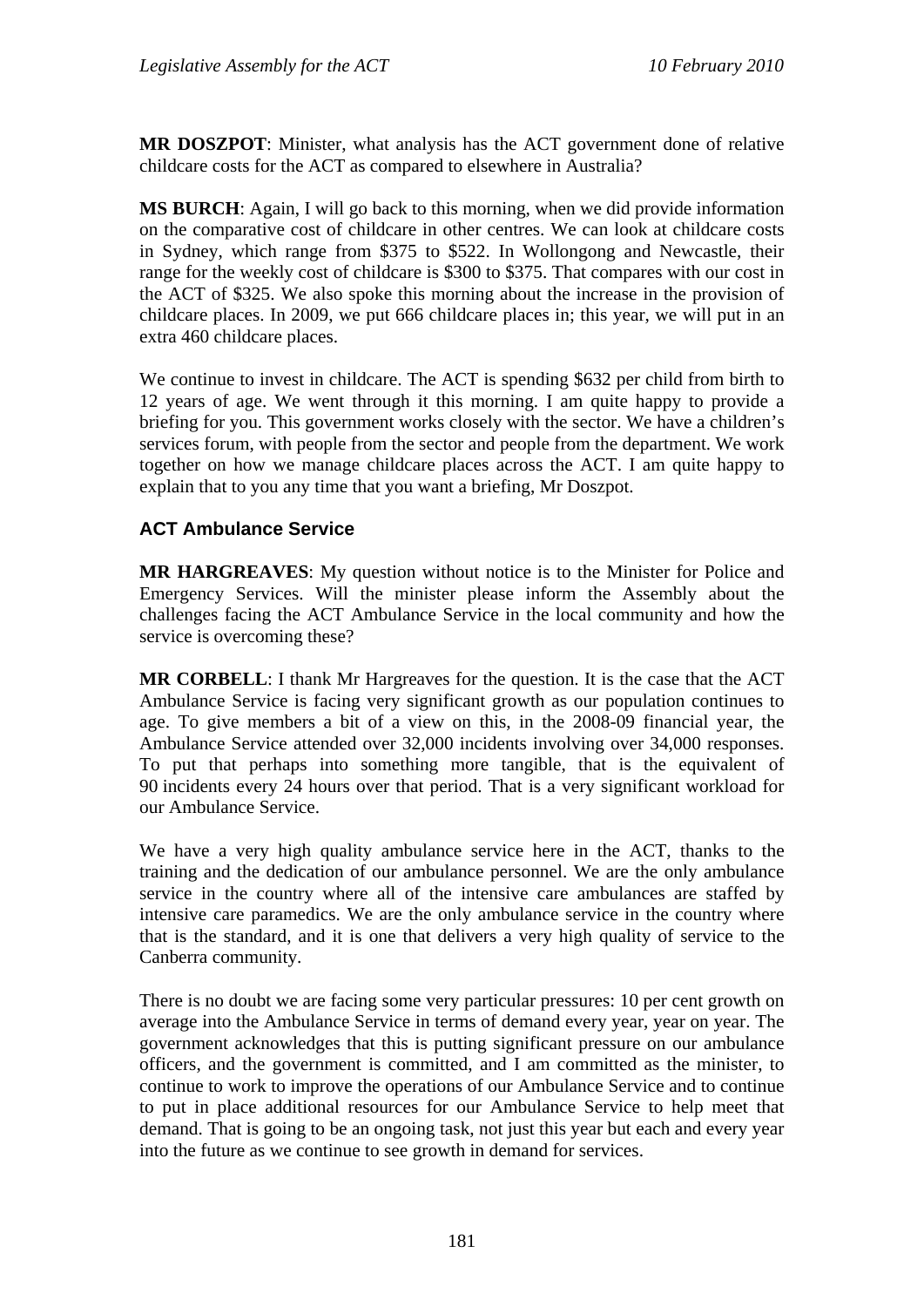**MR DOSZPOT**: Minister, what analysis has the ACT government done of relative childcare costs for the ACT as compared to elsewhere in Australia?

**MS BURCH**: Again, I will go back to this morning, when we did provide information on the comparative cost of childcare in other centres. We can look at childcare costs in Sydney, which range from $375 to $522. In Wollongong and Newcastle, their range for the weekly cost of childcare is $300 to $375. That compares with our cost in the ACT of $325. We also spoke this morning about the increase in the provision of childcare places. In 2009, we put 666 childcare places in; this year, we will put in an extra 460 childcare places.

We continue to invest in childcare. The ACT is spending $632 per child from birth to 12 years of age. We went through it this morning. I am quite happy to provide a briefing for you. This government works closely with the sector. We have a children's services forum, with people from the sector and people from the department. We work together on how we manage childcare places across the ACT. I am quite happy to explain that to you any time that you want a briefing, Mr Doszpot.

### ACT Ambulance Service

**MR HARGREAVES**: My question without notice is to the Minister for Police and Emergency Services. Will the minister please inform the Assembly about the challenges facing the ACT Ambulance Service in the local community and how the service is overcoming these?

**MR CORBELL**: I thank Mr Hargreaves for the question. It is the case that the ACT Ambulance Service is facing very significant growth as our population continues to age. To give members a bit of a view on this, in the 2008-09 financial year, the Ambulance Service attended over 32,000 incidents involving over 34,000 responses. To put that perhaps into something more tangible, that is the equivalent of 90 incidents every 24 hours over that period. That is a very significant workload for our Ambulance Service.

We have a very high quality ambulance service here in the ACT, thanks to the training and the dedication of our ambulance personnel. We are the only ambulance service in the country where all of the intensive care ambulances are staffed by intensive care paramedics. We are the only ambulance service in the country where that is the standard, and it is one that delivers a very high quality of service to the Canberra community.

There is no doubt we are facing some very particular pressures: 10 per cent growth on average into the Ambulance Service in terms of demand every year, year on year. The government acknowledges that this is putting significant pressure on our ambulance officers, and the government is committed, and I am committed as the minister, to continue to work to improve the operations of our Ambulance Service and to continue to put in place additional resources for our Ambulance Service to help meet that demand. That is going to be an ongoing task, not just this year but each and every year into the future as we continue to see growth in demand for services.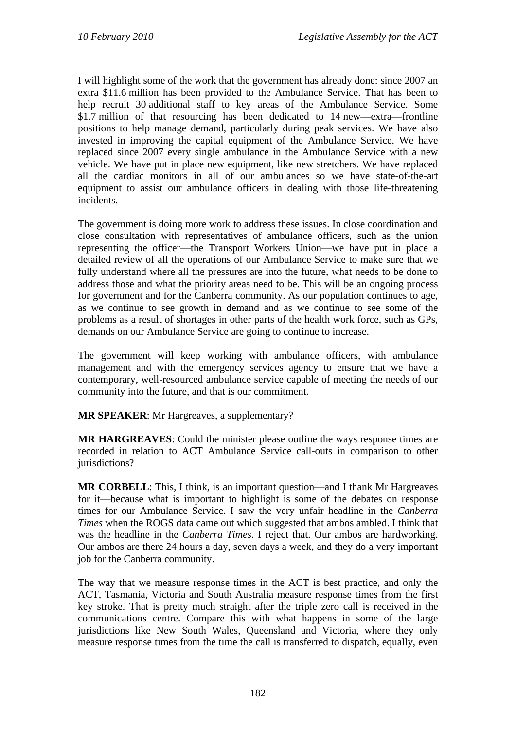I will highlight some of the work that the government has already done: since 2007 an extra $11.6 million has been provided to the Ambulance Service. That has been to help recruit 30 additional staff to key areas of the Ambulance Service. Some $1.7 million of that resourcing has been dedicated to 14 new—extra—frontline positions to help manage demand, particularly during peak services. We have also invested in improving the capital equipment of the Ambulance Service. We have replaced since 2007 every single ambulance in the Ambulance Service with a new vehicle. We have put in place new equipment, like new stretchers. We have replaced all the cardiac monitors in all of our ambulances so we have state-of-the-art equipment to assist our ambulance officers in dealing with those life-threatening incidents.

The government is doing more work to address these issues. In close coordination and close consultation with representatives of ambulance officers, such as the union representing the officer—the Transport Workers Union—we have put in place a detailed review of all the operations of our Ambulance Service to make sure that we fully understand where all the pressures are into the future, what needs to be done to address those and what the priority areas need to be. This will be an ongoing process for government and for the Canberra community. As our population continues to age, as we continue to see growth in demand and as we continue to see some of the problems as a result of shortages in other parts of the health work force, such as GPs, demands on our Ambulance Service are going to continue to increase.

The government will keep working with ambulance officers, with ambulance management and with the emergency services agency to ensure that we have a contemporary, well-resourced ambulance service capable of meeting the needs of our community into the future, and that is our commitment.

**MR SPEAKER**: Mr Hargreaves, a supplementary?

**MR HARGREAVES**: Could the minister please outline the ways response times are recorded in relation to ACT Ambulance Service call-outs in comparison to other jurisdictions?

**MR CORBELL**: This, I think, is an important question—and I thank Mr Hargreaves for it—because what is important to highlight is some of the debates on response times for our Ambulance Service. I saw the very unfair headline in the *Canberra Times* when the ROGS data came out which suggested that ambos ambled. I think that was the headline in the *Canberra Times*. I reject that. Our ambos are hardworking. Our ambos are there 24 hours a day, seven days a week, and they do a very important job for the Canberra community.

The way that we measure response times in the ACT is best practice, and only the ACT, Tasmania, Victoria and South Australia measure response times from the first key stroke. That is pretty much straight after the triple zero call is received in the communications centre. Compare this with what happens in some of the large jurisdictions like New South Wales, Queensland and Victoria, where they only measure response times from the time the call is transferred to dispatch, equally, even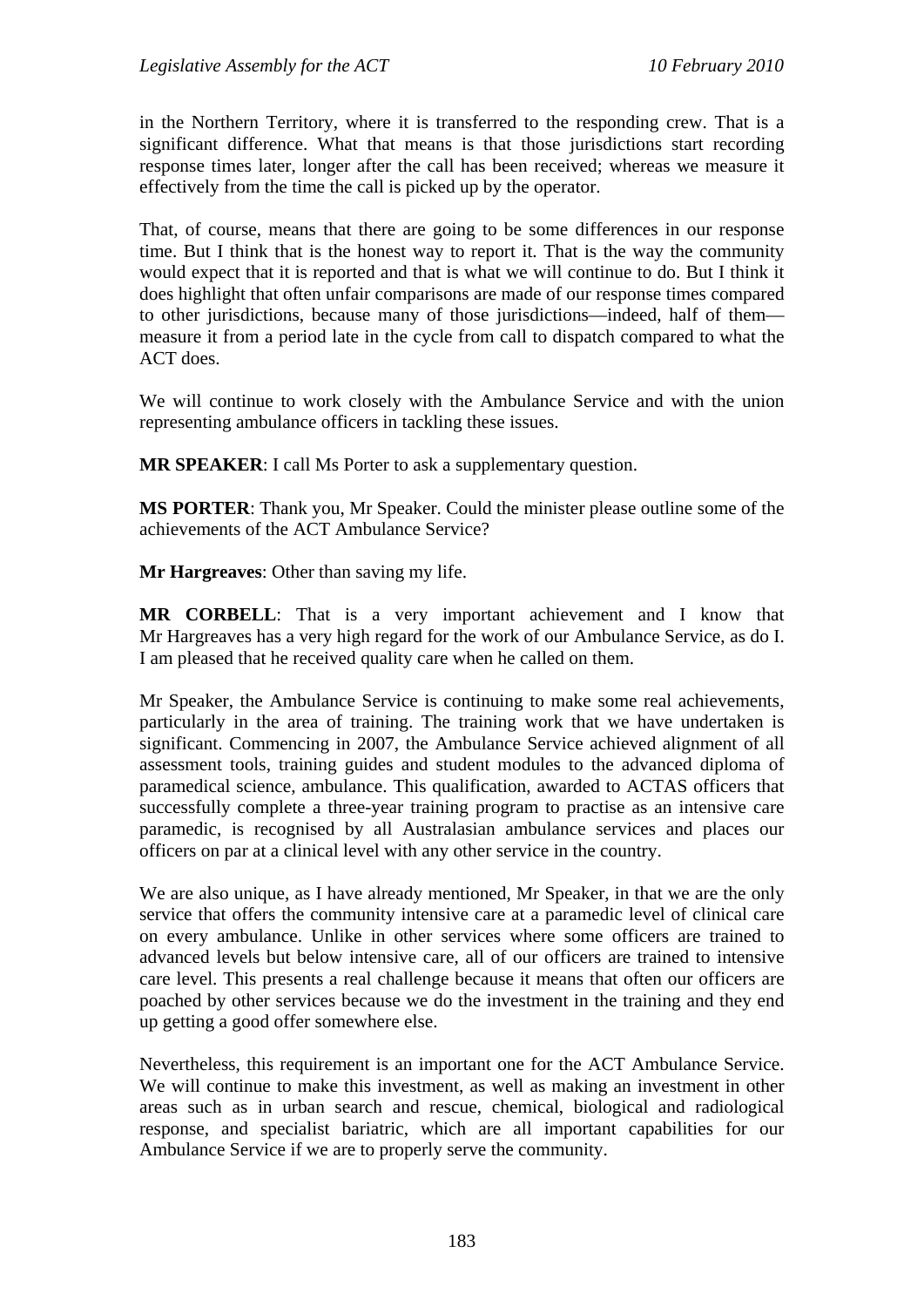in the Northern Territory, where it is transferred to the responding crew. That is a significant difference. What that means is that those jurisdictions start recording response times later, longer after the call has been received; whereas we measure it effectively from the time the call is picked up by the operator.

That, of course, means that there are going to be some differences in our response time. But I think that is the honest way to report it. That is the way the community would expect that it is reported and that is what we will continue to do. But I think it does highlight that often unfair comparisons are made of our response times compared to other jurisdictions, because many of those jurisdictions—indeed, half of them—measure it from a period late in the cycle from call to dispatch compared to what the ACT does.

We will continue to work closely with the Ambulance Service and with the union representing ambulance officers in tackling these issues.

**MR SPEAKER**: I call Ms Porter to ask a supplementary question.

**MS PORTER**: Thank you, Mr Speaker. Could the minister please outline some of the achievements of the ACT Ambulance Service?

**Mr Hargreaves**: Other than saving my life.

**MR CORBELL**: That is a very important achievement and I know that Mr Hargreaves has a very high regard for the work of our Ambulance Service, as do I. I am pleased that he received quality care when he called on them.

Mr Speaker, the Ambulance Service is continuing to make some real achievements, particularly in the area of training. The training work that we have undertaken is significant. Commencing in 2007, the Ambulance Service achieved alignment of all assessment tools, training guides and student modules to the advanced diploma of paramedical science, ambulance. This qualification, awarded to ACTAS officers that successfully complete a three-year training program to practise as an intensive care paramedic, is recognised by all Australasian ambulance services and places our officers on par at a clinical level with any other service in the country.

We are also unique, as I have already mentioned, Mr Speaker, in that we are the only service that offers the community intensive care at a paramedic level of clinical care on every ambulance. Unlike in other services where some officers are trained to advanced levels but below intensive care, all of our officers are trained to intensive care level. This presents a real challenge because it means that often our officers are poached by other services because we do the investment in the training and they end up getting a good offer somewhere else.

Nevertheless, this requirement is an important one for the ACT Ambulance Service. We will continue to make this investment, as well as making an investment in other areas such as in urban search and rescue, chemical, biological and radiological response, and specialist bariatric, which are all important capabilities for our Ambulance Service if we are to properly serve the community.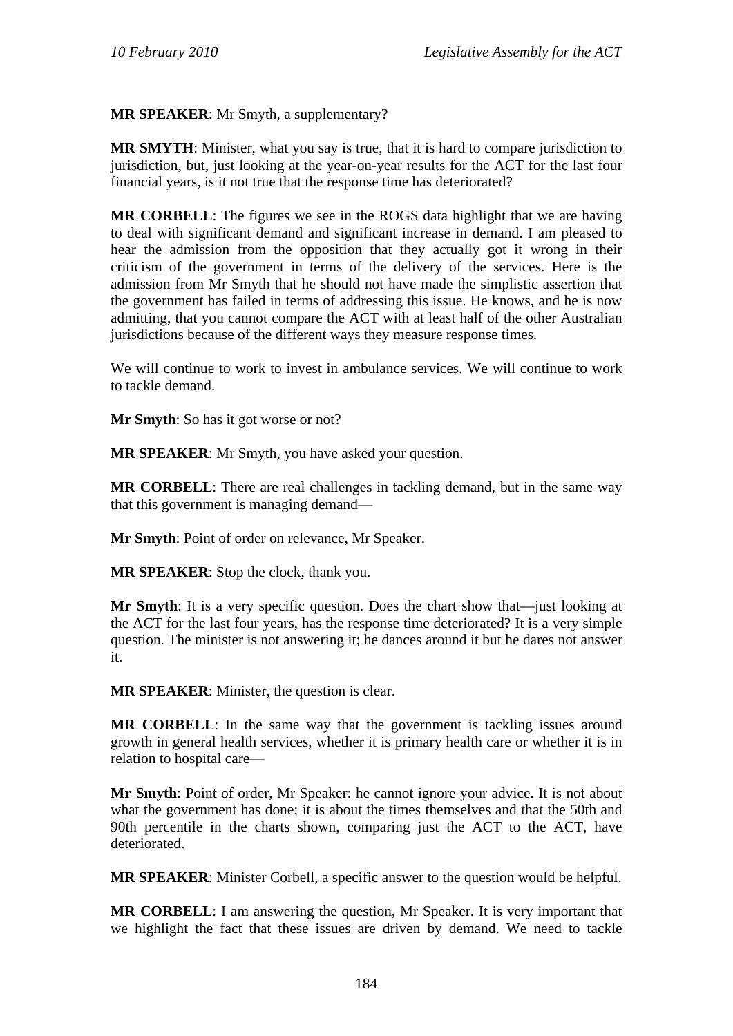**MR SPEAKER**: Mr Smyth, a supplementary?

**MR SMYTH**: Minister, what you say is true, that it is hard to compare jurisdiction to jurisdiction, but, just looking at the year-on-year results for the ACT for the last four financial years, is it not true that the response time has deteriorated?

**MR CORBELL**: The figures we see in the ROGS data highlight that we are having to deal with significant demand and significant increase in demand. I am pleased to hear the admission from the opposition that they actually got it wrong in their criticism of the government in terms of the delivery of the services. Here is the admission from Mr Smyth that he should not have made the simplistic assertion that the government has failed in terms of addressing this issue. He knows, and he is now admitting, that you cannot compare the ACT with at least half of the other Australian jurisdictions because of the different ways they measure response times.

We will continue to work to invest in ambulance services. We will continue to work to tackle demand.

**Mr Smyth**: So has it got worse or not?

**MR SPEAKER**: Mr Smyth, you have asked your question.

**MR CORBELL**: There are real challenges in tackling demand, but in the same way that this government is managing demand—

**Mr Smyth**: Point of order on relevance, Mr Speaker.

**MR SPEAKER**: Stop the clock, thank you.

**Mr Smyth**: It is a very specific question. Does the chart show that—just looking at the ACT for the last four years, has the response time deteriorated? It is a very simple question. The minister is not answering it; he dances around it but he dares not answer it.

**MR SPEAKER**: Minister, the question is clear.

**MR CORBELL**: In the same way that the government is tackling issues around growth in general health services, whether it is primary health care or whether it is in relation to hospital care—

**Mr Smyth**: Point of order, Mr Speaker: he cannot ignore your advice. It is not about what the government has done; it is about the times themselves and that the 50th and 90th percentile in the charts shown, comparing just the ACT to the ACT, have deteriorated.

**MR SPEAKER**: Minister Corbell, a specific answer to the question would be helpful.

**MR CORBELL**: I am answering the question, Mr Speaker. It is very important that we highlight the fact that these issues are driven by demand. We need to tackle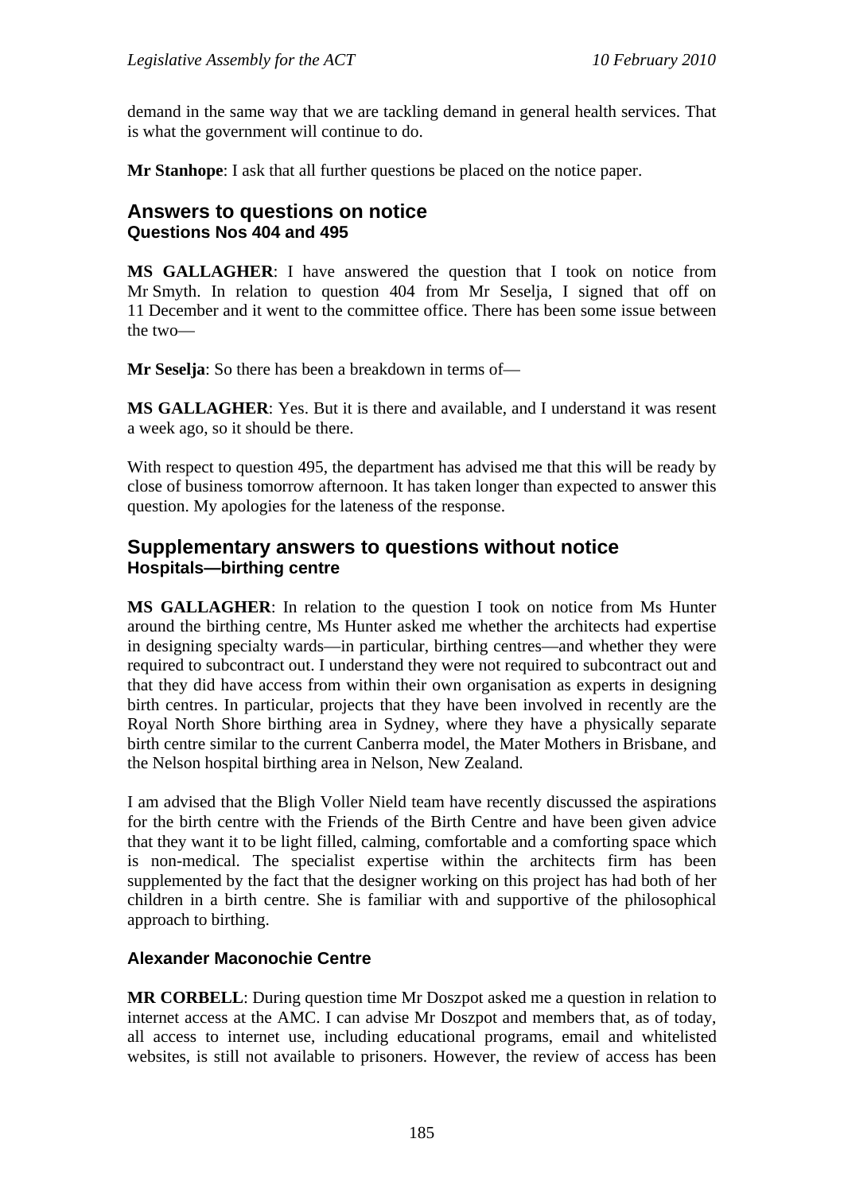demand in the same way that we are tackling demand in general health services. That is what the government will continue to do.

**Mr Stanhope**: I ask that all further questions be placed on the notice paper.

## Answers to questions on notice

### Questions Nos 404 and 495

**MS GALLAGHER**: I have answered the question that I took on notice from Mr Smyth. In relation to question 404 from Mr Seselja, I signed that off on 11 December and it went to the committee office. There has been some issue between the two—

**Mr Seselja**: So there has been a breakdown in terms of—

**MS GALLAGHER**: Yes. But it is there and available, and I understand it was resent a week ago, so it should be there.

With respect to question 495, the department has advised me that this will be ready by close of business tomorrow afternoon. It has taken longer than expected to answer this question. My apologies for the lateness of the response.

## Supplementary answers to questions without notice

### Hospitals—birthing centre

**MS GALLAGHER**: In relation to the question I took on notice from Ms Hunter around the birthing centre, Ms Hunter asked me whether the architects had expertise in designing specialty wards—in particular, birthing centres—and whether they were required to subcontract out. I understand they were not required to subcontract out and that they did have access from within their own organisation as experts in designing birth centres. In particular, projects that they have been involved in recently are the Royal North Shore birthing area in Sydney, where they have a physically separate birth centre similar to the current Canberra model, the Mater Mothers in Brisbane, and the Nelson hospital birthing area in Nelson, New Zealand.

I am advised that the Bligh Voller Nield team have recently discussed the aspirations for the birth centre with the Friends of the Birth Centre and have been given advice that they want it to be light filled, calming, comfortable and a comforting space which is non-medical. The specialist expertise within the architects firm has been supplemented by the fact that the designer working on this project has had both of her children in a birth centre. She is familiar with and supportive of the philosophical approach to birthing.

### Alexander Maconochie Centre

**MR CORBELL**: During question time Mr Doszpot asked me a question in relation to internet access at the AMC. I can advise Mr Doszpot and members that, as of today, all access to internet use, including educational programs, email and whitelisted websites, is still not available to prisoners. However, the review of access has been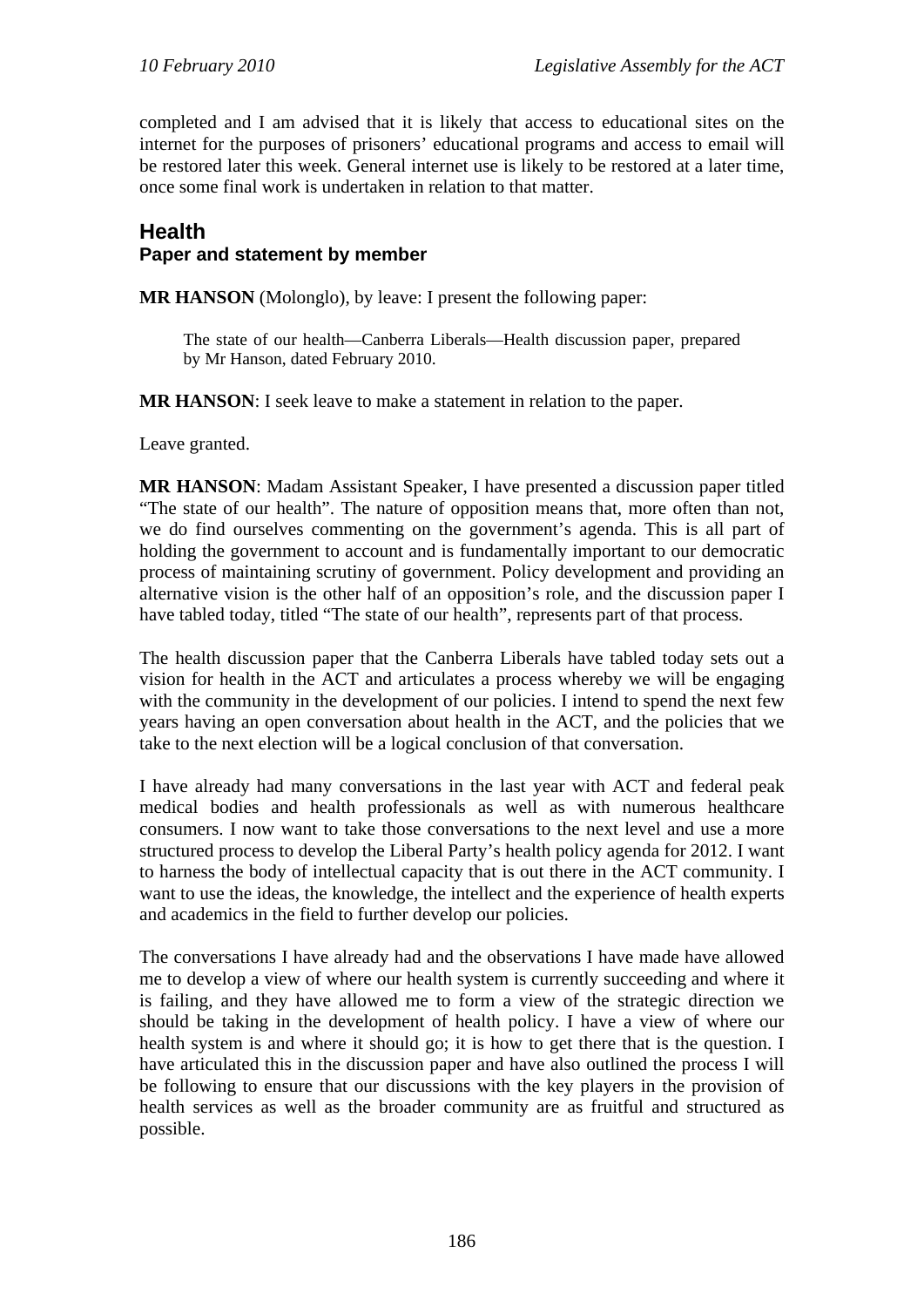completed and I am advised that it is likely that access to educational sites on the internet for the purposes of prisoners' educational programs and access to email will be restored later this week. General internet use is likely to be restored at a later time, once some final work is undertaken in relation to that matter.

## Health

### Paper and statement by member

**MR HANSON** (Molonglo), by leave: I present the following paper:

> The state of our health—Canberra Liberals—Health discussion paper, prepared by Mr Hanson, dated February 2010.

**MR HANSON**: I seek leave to make a statement in relation to the paper.

Leave granted.

**MR HANSON**: Madam Assistant Speaker, I have presented a discussion paper titled "The state of our health". The nature of opposition means that, more often than not, we do find ourselves commenting on the government's agenda. This is all part of holding the government to account and is fundamentally important to our democratic process of maintaining scrutiny of government. Policy development and providing an alternative vision is the other half of an opposition's role, and the discussion paper I have tabled today, titled "The state of our health", represents part of that process.

The health discussion paper that the Canberra Liberals have tabled today sets out a vision for health in the ACT and articulates a process whereby we will be engaging with the community in the development of our policies. I intend to spend the next few years having an open conversation about health in the ACT, and the policies that we take to the next election will be a logical conclusion of that conversation.

I have already had many conversations in the last year with ACT and federal peak medical bodies and health professionals as well as with numerous healthcare consumers. I now want to take those conversations to the next level and use a more structured process to develop the Liberal Party's health policy agenda for 2012. I want to harness the body of intellectual capacity that is out there in the ACT community. I want to use the ideas, the knowledge, the intellect and the experience of health experts and academics in the field to further develop our policies.

The conversations I have already had and the observations I have made have allowed me to develop a view of where our health system is currently succeeding and where it is failing, and they have allowed me to form a view of the strategic direction we should be taking in the development of health policy. I have a view of where our health system is and where it should go; it is how to get there that is the question. I have articulated this in the discussion paper and have also outlined the process I will be following to ensure that our discussions with the key players in the provision of health services as well as the broader community are as fruitful and structured as possible.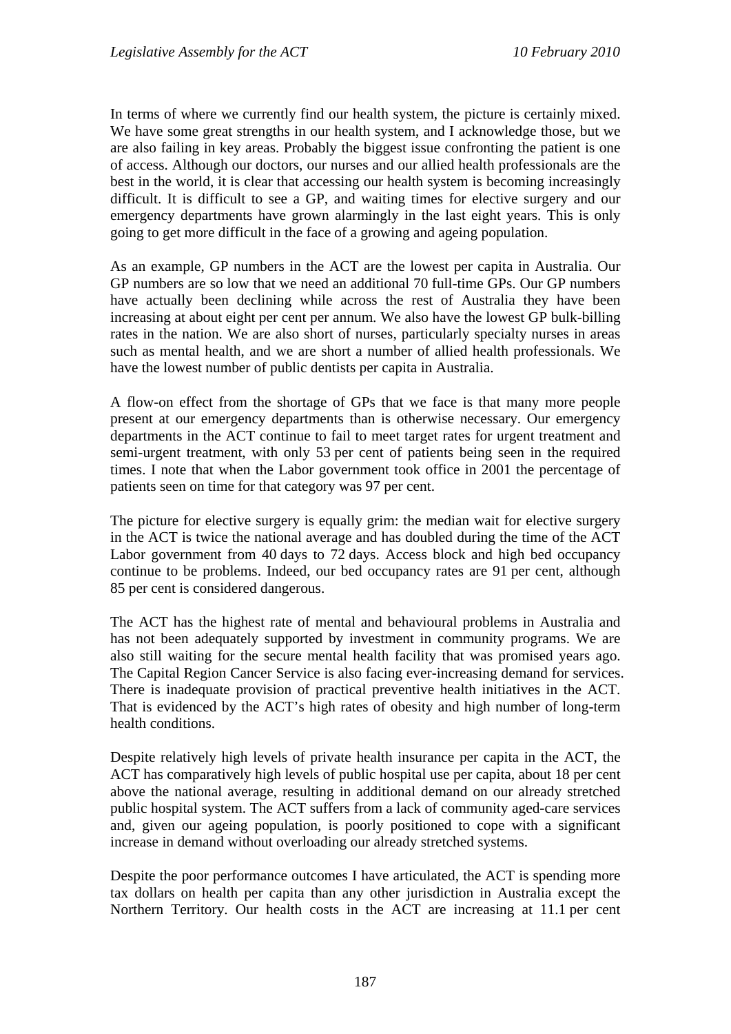In terms of where we currently find our health system, the picture is certainly mixed. We have some great strengths in our health system, and I acknowledge those, but we are also failing in key areas. Probably the biggest issue confronting the patient is one of access. Although our doctors, our nurses and our allied health professionals are the best in the world, it is clear that accessing our health system is becoming increasingly difficult. It is difficult to see a GP, and waiting times for elective surgery and our emergency departments have grown alarmingly in the last eight years. This is only going to get more difficult in the face of a growing and ageing population.

As an example, GP numbers in the ACT are the lowest per capita in Australia. Our GP numbers are so low that we need an additional 70 full-time GPs. Our GP numbers have actually been declining while across the rest of Australia they have been increasing at about eight per cent per annum. We also have the lowest GP bulk-billing rates in the nation. We are also short of nurses, particularly specialty nurses in areas such as mental health, and we are short a number of allied health professionals. We have the lowest number of public dentists per capita in Australia.

A flow-on effect from the shortage of GPs that we face is that many more people present at our emergency departments than is otherwise necessary. Our emergency departments in the ACT continue to fail to meet target rates for urgent treatment and semi-urgent treatment, with only 53 per cent of patients being seen in the required times. I note that when the Labor government took office in 2001 the percentage of patients seen on time for that category was 97 per cent.

The picture for elective surgery is equally grim: the median wait for elective surgery in the ACT is twice the national average and has doubled during the time of the ACT Labor government from 40 days to 72 days. Access block and high bed occupancy continue to be problems. Indeed, our bed occupancy rates are 91 per cent, although 85 per cent is considered dangerous.

The ACT has the highest rate of mental and behavioural problems in Australia and has not been adequately supported by investment in community programs. We are also still waiting for the secure mental health facility that was promised years ago. The Capital Region Cancer Service is also facing ever-increasing demand for services. There is inadequate provision of practical preventive health initiatives in the ACT. That is evidenced by the ACT's high rates of obesity and high number of long-term health conditions.

Despite relatively high levels of private health insurance per capita in the ACT, the ACT has comparatively high levels of public hospital use per capita, about 18 per cent above the national average, resulting in additional demand on our already stretched public hospital system. The ACT suffers from a lack of community aged-care services and, given our ageing population, is poorly positioned to cope with a significant increase in demand without overloading our already stretched systems.

Despite the poor performance outcomes I have articulated, the ACT is spending more tax dollars on health per capita than any other jurisdiction in Australia except the Northern Territory. Our health costs in the ACT are increasing at 11.1 per cent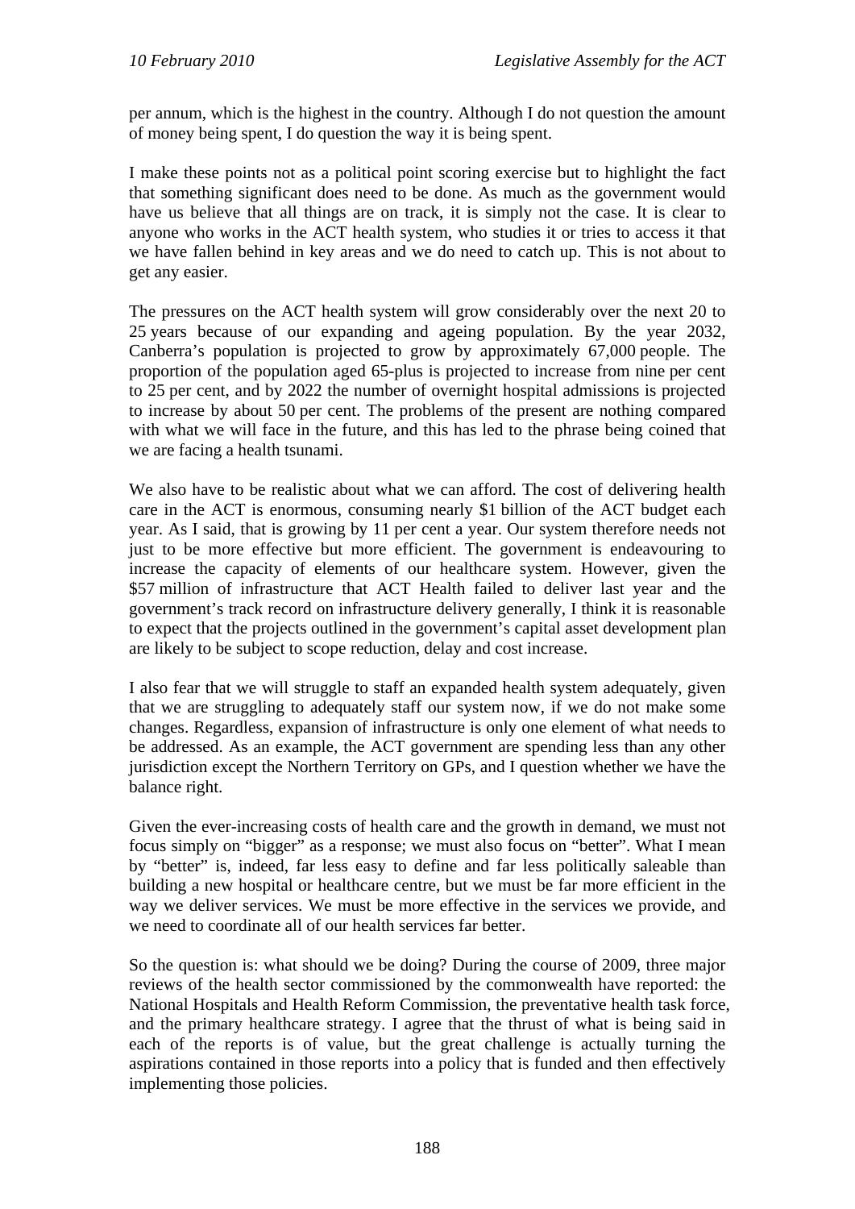per annum, which is the highest in the country. Although I do not question the amount of money being spent, I do question the way it is being spent.

I make these points not as a political point scoring exercise but to highlight the fact that something significant does need to be done. As much as the government would have us believe that all things are on track, it is simply not the case. It is clear to anyone who works in the ACT health system, who studies it or tries to access it that we have fallen behind in key areas and we do need to catch up. This is not about to get any easier.

The pressures on the ACT health system will grow considerably over the next 20 to 25 years because of our expanding and ageing population. By the year 2032, Canberra's population is projected to grow by approximately 67,000 people. The proportion of the population aged 65-plus is projected to increase from nine per cent to 25 per cent, and by 2022 the number of overnight hospital admissions is projected to increase by about 50 per cent. The problems of the present are nothing compared with what we will face in the future, and this has led to the phrase being coined that we are facing a health tsunami.

We also have to be realistic about what we can afford. The cost of delivering health care in the ACT is enormous, consuming nearly $1 billion of the ACT budget each year. As I said, that is growing by 11 per cent a year. Our system therefore needs not just to be more effective but more efficient. The government is endeavouring to increase the capacity of elements of our healthcare system. However, given the $57 million of infrastructure that ACT Health failed to deliver last year and the government's track record on infrastructure delivery generally, I think it is reasonable to expect that the projects outlined in the government's capital asset development plan are likely to be subject to scope reduction, delay and cost increase.

I also fear that we will struggle to staff an expanded health system adequately, given that we are struggling to adequately staff our system now, if we do not make some changes. Regardless, expansion of infrastructure is only one element of what needs to be addressed. As an example, the ACT government are spending less than any other jurisdiction except the Northern Territory on GPs, and I question whether we have the balance right.

Given the ever-increasing costs of health care and the growth in demand, we must not focus simply on "bigger" as a response; we must also focus on "better". What I mean by "better" is, indeed, far less easy to define and far less politically saleable than building a new hospital or healthcare centre, but we must be far more efficient in the way we deliver services. We must be more effective in the services we provide, and we need to coordinate all of our health services far better.

So the question is: what should we be doing? During the course of 2009, three major reviews of the health sector commissioned by the commonwealth have reported: the National Hospitals and Health Reform Commission, the preventative health task force, and the primary healthcare strategy. I agree that the thrust of what is being said in each of the reports is of value, but the great challenge is actually turning the aspirations contained in those reports into a policy that is funded and then effectively implementing those policies.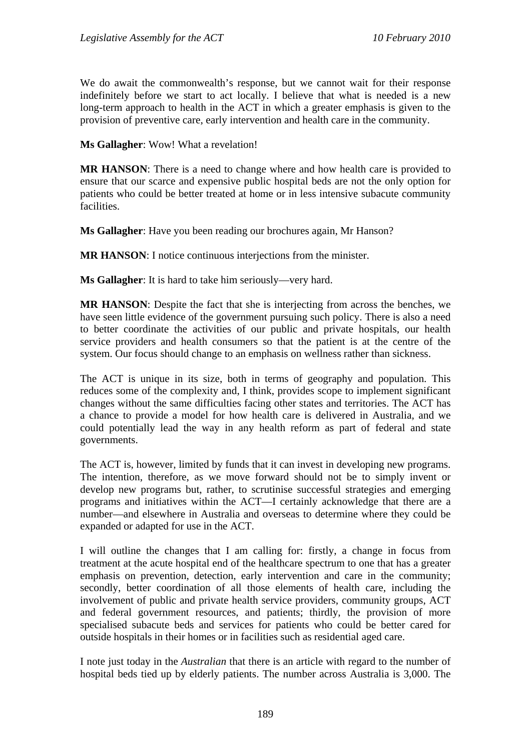We do await the commonwealth's response, but we cannot wait for their response indefinitely before we start to act locally. I believe that what is needed is a new long-term approach to health in the ACT in which a greater emphasis is given to the provision of preventive care, early intervention and health care in the community.

**Ms Gallagher**: Wow! What a revelation!

**MR HANSON**: There is a need to change where and how health care is provided to ensure that our scarce and expensive public hospital beds are not the only option for patients who could be better treated at home or in less intensive subacute community facilities.

**Ms Gallagher**: Have you been reading our brochures again, Mr Hanson?

**MR HANSON**: I notice continuous interjections from the minister.

**Ms Gallagher**: It is hard to take him seriously—very hard.

**MR HANSON**: Despite the fact that she is interjecting from across the benches, we have seen little evidence of the government pursuing such policy. There is also a need to better coordinate the activities of our public and private hospitals, our health service providers and health consumers so that the patient is at the centre of the system. Our focus should change to an emphasis on wellness rather than sickness.

The ACT is unique in its size, both in terms of geography and population. This reduces some of the complexity and, I think, provides scope to implement significant changes without the same difficulties facing other states and territories. The ACT has a chance to provide a model for how health care is delivered in Australia, and we could potentially lead the way in any health reform as part of federal and state governments.

The ACT is, however, limited by funds that it can invest in developing new programs. The intention, therefore, as we move forward should not be to simply invent or develop new programs but, rather, to scrutinise successful strategies and emerging programs and initiatives within the ACT—I certainly acknowledge that there are a number—and elsewhere in Australia and overseas to determine where they could be expanded or adapted for use in the ACT.

I will outline the changes that I am calling for: firstly, a change in focus from treatment at the acute hospital end of the healthcare spectrum to one that has a greater emphasis on prevention, detection, early intervention and care in the community; secondly, better coordination of all those elements of health care, including the involvement of public and private health service providers, community groups, ACT and federal government resources, and patients; thirdly, the provision of more specialised subacute beds and services for patients who could be better cared for outside hospitals in their homes or in facilities such as residential aged care.

I note just today in the *Australian* that there is an article with regard to the number of hospital beds tied up by elderly patients. The number across Australia is 3,000. The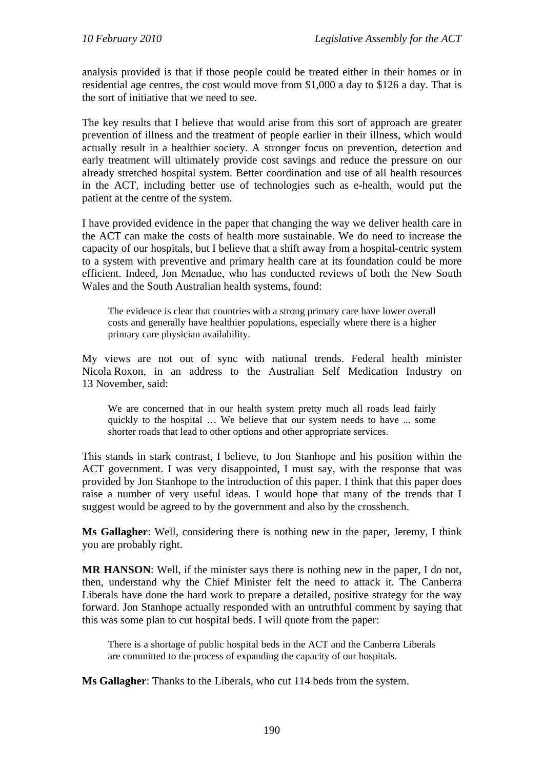analysis provided is that if those people could be treated either in their homes or in residential age centres, the cost would move from $1,000 a day to $126 a day. That is the sort of initiative that we need to see.

The key results that I believe that would arise from this sort of approach are greater prevention of illness and the treatment of people earlier in their illness, which would actually result in a healthier society. A stronger focus on prevention, detection and early treatment will ultimately provide cost savings and reduce the pressure on our already stretched hospital system. Better coordination and use of all health resources in the ACT, including better use of technologies such as e-health, would put the patient at the centre of the system.

I have provided evidence in the paper that changing the way we deliver health care in the ACT can make the costs of health more sustainable. We do need to increase the capacity of our hospitals, but I believe that a shift away from a hospital-centric system to a system with preventive and primary health care at its foundation could be more efficient. Indeed, Jon Menadue, who has conducted reviews of both the New South Wales and the South Australian health systems, found:

> The evidence is clear that countries with a strong primary care have lower overall costs and generally have healthier populations, especially where there is a higher primary care physician availability.

My views are not out of sync with national trends. Federal health minister Nicola Roxon, in an address to the Australian Self Medication Industry on 13 November, said:

> We are concerned that in our health system pretty much all roads lead fairly quickly to the hospital … We believe that our system needs to have ... some shorter roads that lead to other options and other appropriate services.

This stands in stark contrast, I believe, to Jon Stanhope and his position within the ACT government. I was very disappointed, I must say, with the response that was provided by Jon Stanhope to the introduction of this paper. I think that this paper does raise a number of very useful ideas. I would hope that many of the trends that I suggest would be agreed to by the government and also by the crossbench.

**Ms Gallagher**: Well, considering there is nothing new in the paper, Jeremy, I think you are probably right.

**MR HANSON**: Well, if the minister says there is nothing new in the paper, I do not, then, understand why the Chief Minister felt the need to attack it. The Canberra Liberals have done the hard work to prepare a detailed, positive strategy for the way forward. Jon Stanhope actually responded with an untruthful comment by saying that this was some plan to cut hospital beds. I will quote from the paper:

> There is a shortage of public hospital beds in the ACT and the Canberra Liberals are committed to the process of expanding the capacity of our hospitals.

**Ms Gallagher**: Thanks to the Liberals, who cut 114 beds from the system.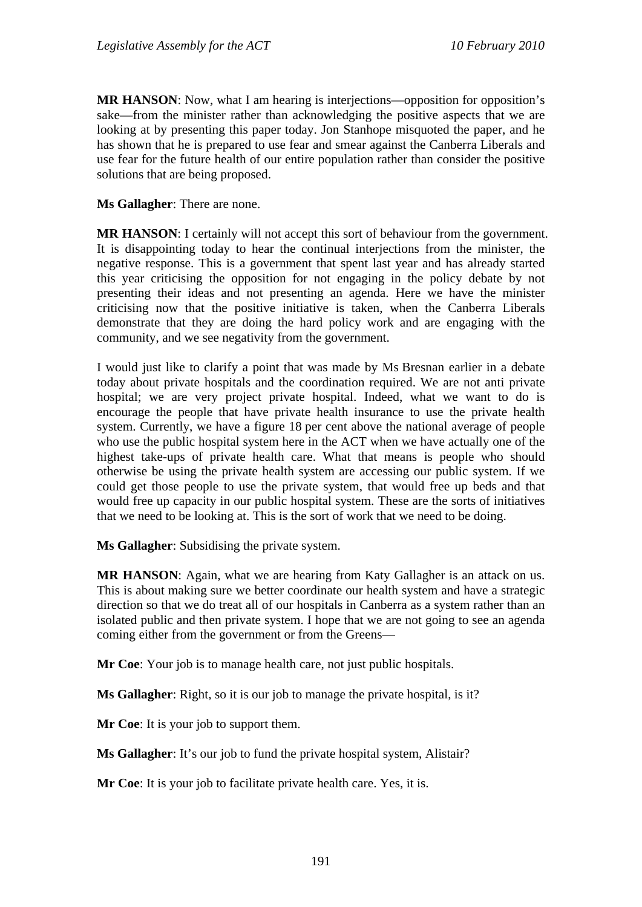**MR HANSON**: Now, what I am hearing is interjections—opposition for opposition's sake—from the minister rather than acknowledging the positive aspects that we are looking at by presenting this paper today. Jon Stanhope misquoted the paper, and he has shown that he is prepared to use fear and smear against the Canberra Liberals and use fear for the future health of our entire population rather than consider the positive solutions that are being proposed.

**Ms Gallagher**: There are none.

**MR HANSON**: I certainly will not accept this sort of behaviour from the government. It is disappointing today to hear the continual interjections from the minister, the negative response. This is a government that spent last year and has already started this year criticising the opposition for not engaging in the policy debate by not presenting their ideas and not presenting an agenda. Here we have the minister criticising now that the positive initiative is taken, when the Canberra Liberals demonstrate that they are doing the hard policy work and are engaging with the community, and we see negativity from the government.

I would just like to clarify a point that was made by Ms Bresnan earlier in a debate today about private hospitals and the coordination required. We are not anti private hospital; we are very project private hospital. Indeed, what we want to do is encourage the people that have private health insurance to use the private health system. Currently, we have a figure 18 per cent above the national average of people who use the public hospital system here in the ACT when we have actually one of the highest take-ups of private health care. What that means is people who should otherwise be using the private health system are accessing our public system. If we could get those people to use the private system, that would free up beds and that would free up capacity in our public hospital system. These are the sorts of initiatives that we need to be looking at. This is the sort of work that we need to be doing.

**Ms Gallagher**: Subsidising the private system.

**MR HANSON**: Again, what we are hearing from Katy Gallagher is an attack on us. This is about making sure we better coordinate our health system and have a strategic direction so that we do treat all of our hospitals in Canberra as a system rather than an isolated public and then private system. I hope that we are not going to see an agenda coming either from the government or from the Greens—

**Mr Coe**: Your job is to manage health care, not just public hospitals.

**Ms Gallagher**: Right, so it is our job to manage the private hospital, is it?

**Mr Coe**: It is your job to support them.

**Ms Gallagher**: It's our job to fund the private hospital system, Alistair?

**Mr Coe**: It is your job to facilitate private health care. Yes, it is.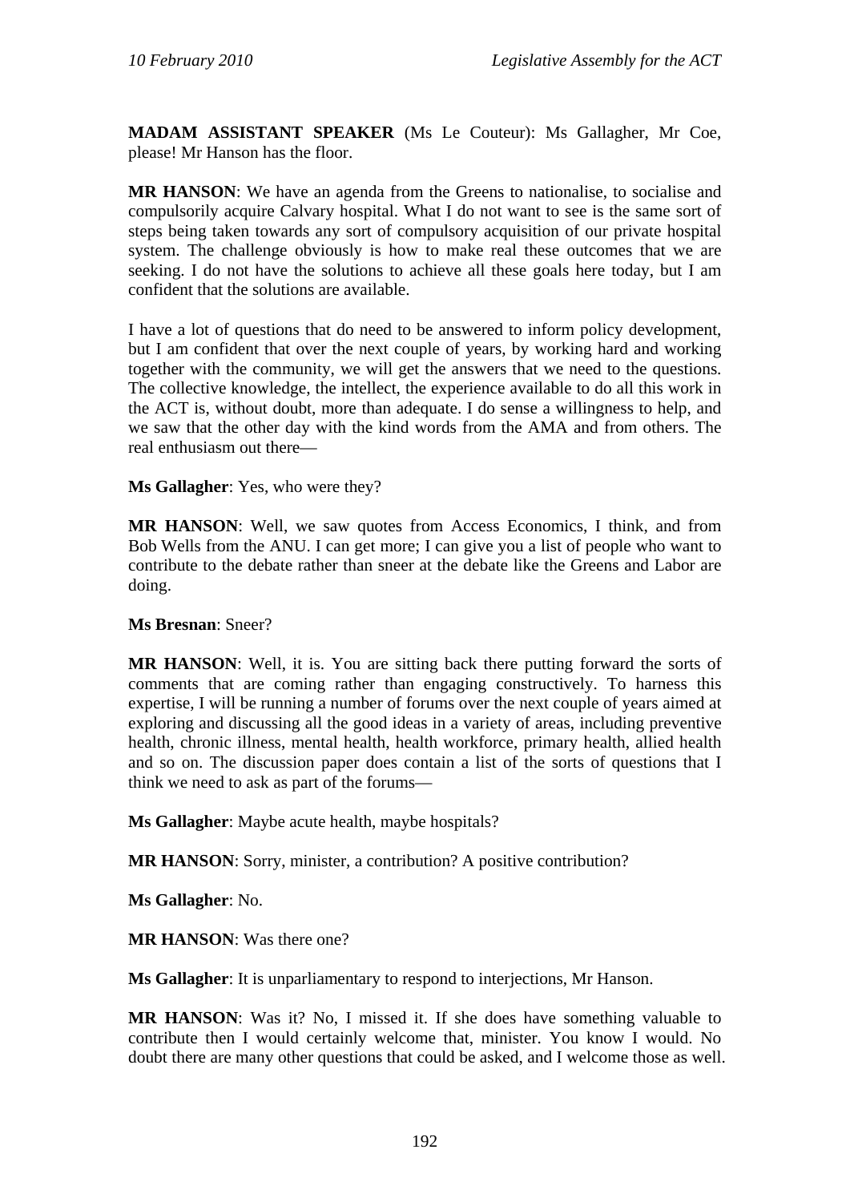**MADAM ASSISTANT SPEAKER** (Ms Le Couteur): Ms Gallagher, Mr Coe, please! Mr Hanson has the floor.

**MR HANSON**: We have an agenda from the Greens to nationalise, to socialise and compulsorily acquire Calvary hospital. What I do not want to see is the same sort of steps being taken towards any sort of compulsory acquisition of our private hospital system. The challenge obviously is how to make real these outcomes that we are seeking. I do not have the solutions to achieve all these goals here today, but I am confident that the solutions are available.

I have a lot of questions that do need to be answered to inform policy development, but I am confident that over the next couple of years, by working hard and working together with the community, we will get the answers that we need to the questions. The collective knowledge, the intellect, the experience available to do all this work in the ACT is, without doubt, more than adequate. I do sense a willingness to help, and we saw that the other day with the kind words from the AMA and from others. The real enthusiasm out there—

**Ms Gallagher**: Yes, who were they?

**MR HANSON**: Well, we saw quotes from Access Economics, I think, and from Bob Wells from the ANU. I can get more; I can give you a list of people who want to contribute to the debate rather than sneer at the debate like the Greens and Labor are doing.

**Ms Bresnan**: Sneer?

**MR HANSON**: Well, it is. You are sitting back there putting forward the sorts of comments that are coming rather than engaging constructively. To harness this expertise, I will be running a number of forums over the next couple of years aimed at exploring and discussing all the good ideas in a variety of areas, including preventive health, chronic illness, mental health, health workforce, primary health, allied health and so on. The discussion paper does contain a list of the sorts of questions that I think we need to ask as part of the forums—

**Ms Gallagher**: Maybe acute health, maybe hospitals?

**MR HANSON**: Sorry, minister, a contribution? A positive contribution?

**Ms Gallagher**: No.

**MR HANSON**: Was there one?

**Ms Gallagher**: It is unparliamentary to respond to interjections, Mr Hanson.

**MR HANSON**: Was it? No, I missed it. If she does have something valuable to contribute then I would certainly welcome that, minister. You know I would. No doubt there are many other questions that could be asked, and I welcome those as well.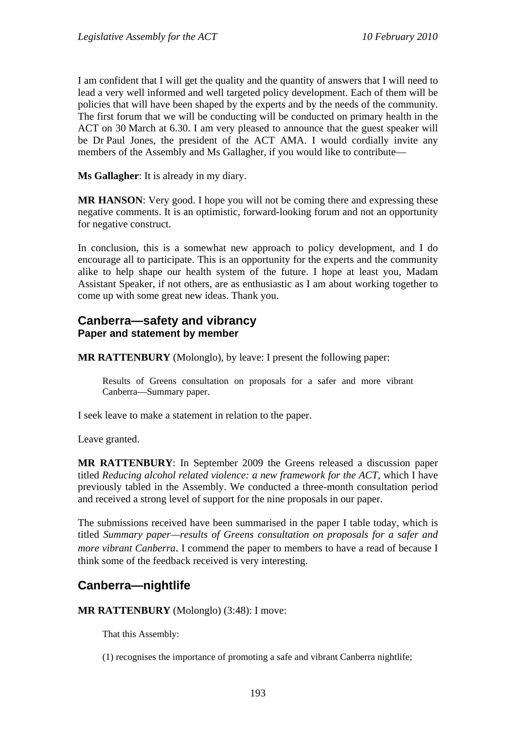I am confident that I will get the quality and the quantity of answers that I will need to lead a very well informed and well targeted policy development. Each of them will be policies that will have been shaped by the experts and by the needs of the community. The first forum that we will be conducting will be conducted on primary health in the ACT on 30 March at 6.30. I am very pleased to announce that the guest speaker will be Dr Paul Jones, the president of the ACT AMA. I would cordially invite any members of the Assembly and Ms Gallagher, if you would like to contribute—

**Ms Gallagher**: It is already in my diary.

**MR HANSON**: Very good. I hope you will not be coming there and expressing these negative comments. It is an optimistic, forward-looking forum and not an opportunity for negative construct.

In conclusion, this is a somewhat new approach to policy development, and I do encourage all to participate. This is an opportunity for the experts and the community alike to help shape our health system of the future. I hope at least you, Madam Assistant Speaker, if not others, are as enthusiastic as I am about working together to come up with some great new ideas. Thank you.

## Canberra—safety and vibrancy

### Paper and statement by member

**MR RATTENBURY** (Molonglo), by leave: I present the following paper:

> Results of Greens consultation on proposals for a safer and more vibrant Canberra—Summary paper.

I seek leave to make a statement in relation to the paper.

Leave granted.

**MR RATTENBURY**: In September 2009 the Greens released a discussion paper titled *Reducing alcohol related violence: a new framework for the ACT*, which I have previously tabled in the Assembly. We conducted a three-month consultation period and received a strong level of support for the nine proposals in our paper.

The submissions received have been summarised in the paper I table today, which is titled *Summary paper—results of Greens consultation on proposals for a safer and more vibrant Canberra*. I commend the paper to members to have a read of because I think some of the feedback received is very interesting.

## Canberra—nightlife

**MR RATTENBURY** (Molonglo) (3:48): I move:

> That this Assembly:
>
> (1) recognises the importance of promoting a safe and vibrant Canberra nightlife;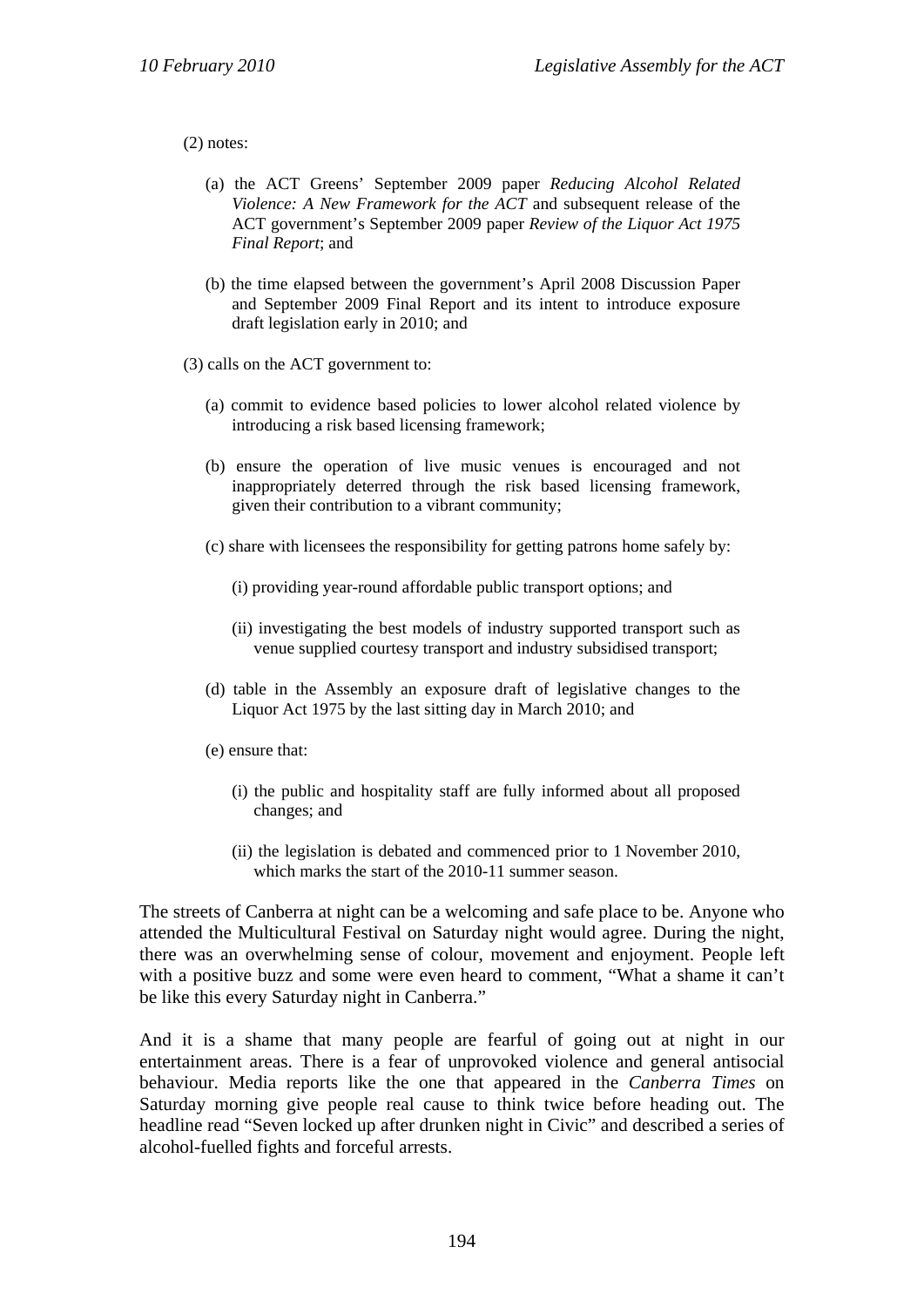(2) notes:

(a) the ACT Greens' September 2009 paper *Reducing Alcohol Related Violence: A New Framework for the ACT* and subsequent release of the ACT government's September 2009 paper *Review of the Liquor Act 1975 Final Report*; and

(b) the time elapsed between the government's April 2008 Discussion Paper and September 2009 Final Report and its intent to introduce exposure draft legislation early in 2010; and

(3) calls on the ACT government to:

(a) commit to evidence based policies to lower alcohol related violence by introducing a risk based licensing framework;

(b) ensure the operation of live music venues is encouraged and not inappropriately deterred through the risk based licensing framework, given their contribution to a vibrant community;

(c) share with licensees the responsibility for getting patrons home safely by:

(i) providing year-round affordable public transport options; and

(ii) investigating the best models of industry supported transport such as venue supplied courtesy transport and industry subsidised transport;

(d) table in the Assembly an exposure draft of legislative changes to the Liquor Act 1975 by the last sitting day in March 2010; and

(e) ensure that:

(i) the public and hospitality staff are fully informed about all proposed changes; and

(ii) the legislation is debated and commenced prior to 1 November 2010, which marks the start of the 2010-11 summer season.

The streets of Canberra at night can be a welcoming and safe place to be. Anyone who attended the Multicultural Festival on Saturday night would agree. During the night, there was an overwhelming sense of colour, movement and enjoyment. People left with a positive buzz and some were even heard to comment, "What a shame it can't be like this every Saturday night in Canberra."

And it is a shame that many people are fearful of going out at night in our entertainment areas. There is a fear of unprovoked violence and general antisocial behaviour. Media reports like the one that appeared in the *Canberra Times* on Saturday morning give people real cause to think twice before heading out. The headline read "Seven locked up after drunken night in Civic" and described a series of alcohol-fuelled fights and forceful arrests.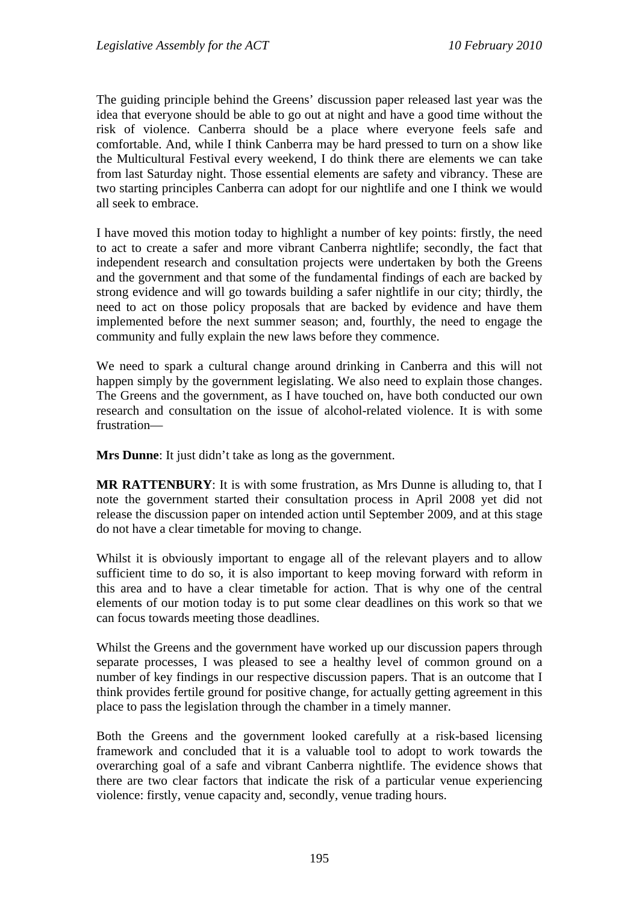The guiding principle behind the Greens' discussion paper released last year was the idea that everyone should be able to go out at night and have a good time without the risk of violence. Canberra should be a place where everyone feels safe and comfortable. And, while I think Canberra may be hard pressed to turn on a show like the Multicultural Festival every weekend, I do think there are elements we can take from last Saturday night. Those essential elements are safety and vibrancy. These are two starting principles Canberra can adopt for our nightlife and one I think we would all seek to embrace.

I have moved this motion today to highlight a number of key points: firstly, the need to act to create a safer and more vibrant Canberra nightlife; secondly, the fact that independent research and consultation projects were undertaken by both the Greens and the government and that some of the fundamental findings of each are backed by strong evidence and will go towards building a safer nightlife in our city; thirdly, the need to act on those policy proposals that are backed by evidence and have them implemented before the next summer season; and, fourthly, the need to engage the community and fully explain the new laws before they commence.

We need to spark a cultural change around drinking in Canberra and this will not happen simply by the government legislating. We also need to explain those changes. The Greens and the government, as I have touched on, have both conducted our own research and consultation on the issue of alcohol-related violence. It is with some frustration—

**Mrs Dunne**: It just didn't take as long as the government.

**MR RATTENBURY**: It is with some frustration, as Mrs Dunne is alluding to, that I note the government started their consultation process in April 2008 yet did not release the discussion paper on intended action until September 2009, and at this stage do not have a clear timetable for moving to change.

Whilst it is obviously important to engage all of the relevant players and to allow sufficient time to do so, it is also important to keep moving forward with reform in this area and to have a clear timetable for action. That is why one of the central elements of our motion today is to put some clear deadlines on this work so that we can focus towards meeting those deadlines.

Whilst the Greens and the government have worked up our discussion papers through separate processes, I was pleased to see a healthy level of common ground on a number of key findings in our respective discussion papers. That is an outcome that I think provides fertile ground for positive change, for actually getting agreement in this place to pass the legislation through the chamber in a timely manner.

Both the Greens and the government looked carefully at a risk-based licensing framework and concluded that it is a valuable tool to adopt to work towards the overarching goal of a safe and vibrant Canberra nightlife. The evidence shows that there are two clear factors that indicate the risk of a particular venue experiencing violence: firstly, venue capacity and, secondly, venue trading hours.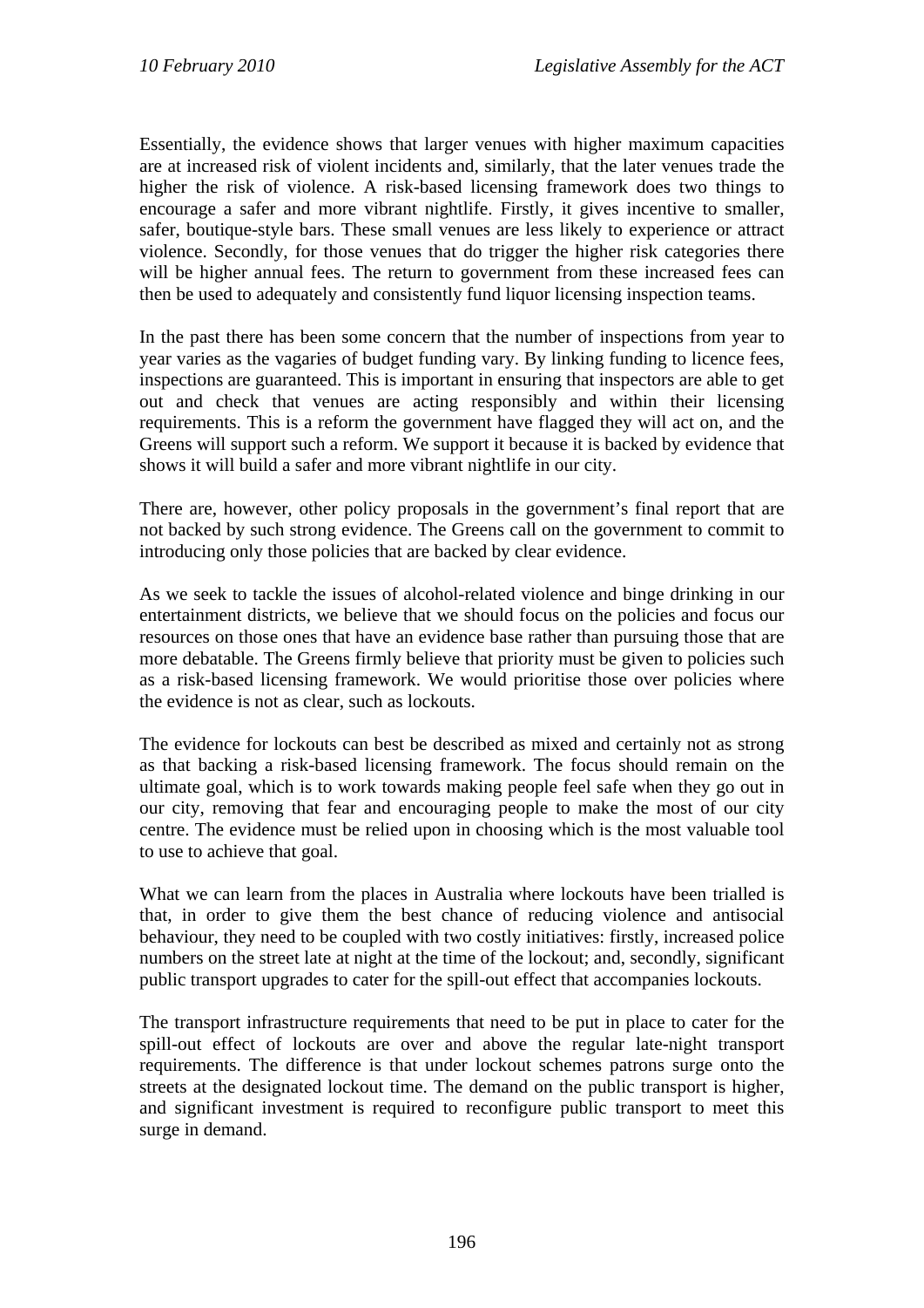Essentially, the evidence shows that larger venues with higher maximum capacities are at increased risk of violent incidents and, similarly, that the later venues trade the higher the risk of violence. A risk-based licensing framework does two things to encourage a safer and more vibrant nightlife. Firstly, it gives incentive to smaller, safer, boutique-style bars. These small venues are less likely to experience or attract violence. Secondly, for those venues that do trigger the higher risk categories there will be higher annual fees. The return to government from these increased fees can then be used to adequately and consistently fund liquor licensing inspection teams.

In the past there has been some concern that the number of inspections from year to year varies as the vagaries of budget funding vary. By linking funding to licence fees, inspections are guaranteed. This is important in ensuring that inspectors are able to get out and check that venues are acting responsibly and within their licensing requirements. This is a reform the government have flagged they will act on, and the Greens will support such a reform. We support it because it is backed by evidence that shows it will build a safer and more vibrant nightlife in our city.

There are, however, other policy proposals in the government's final report that are not backed by such strong evidence. The Greens call on the government to commit to introducing only those policies that are backed by clear evidence.

As we seek to tackle the issues of alcohol-related violence and binge drinking in our entertainment districts, we believe that we should focus on the policies and focus our resources on those ones that have an evidence base rather than pursuing those that are more debatable. The Greens firmly believe that priority must be given to policies such as a risk-based licensing framework. We would prioritise those over policies where the evidence is not as clear, such as lockouts.

The evidence for lockouts can best be described as mixed and certainly not as strong as that backing a risk-based licensing framework. The focus should remain on the ultimate goal, which is to work towards making people feel safe when they go out in our city, removing that fear and encouraging people to make the most of our city centre. The evidence must be relied upon in choosing which is the most valuable tool to use to achieve that goal.

What we can learn from the places in Australia where lockouts have been trialled is that, in order to give them the best chance of reducing violence and antisocial behaviour, they need to be coupled with two costly initiatives: firstly, increased police numbers on the street late at night at the time of the lockout; and, secondly, significant public transport upgrades to cater for the spill-out effect that accompanies lockouts.

The transport infrastructure requirements that need to be put in place to cater for the spill-out effect of lockouts are over and above the regular late-night transport requirements. The difference is that under lockout schemes patrons surge onto the streets at the designated lockout time. The demand on the public transport is higher, and significant investment is required to reconfigure public transport to meet this surge in demand.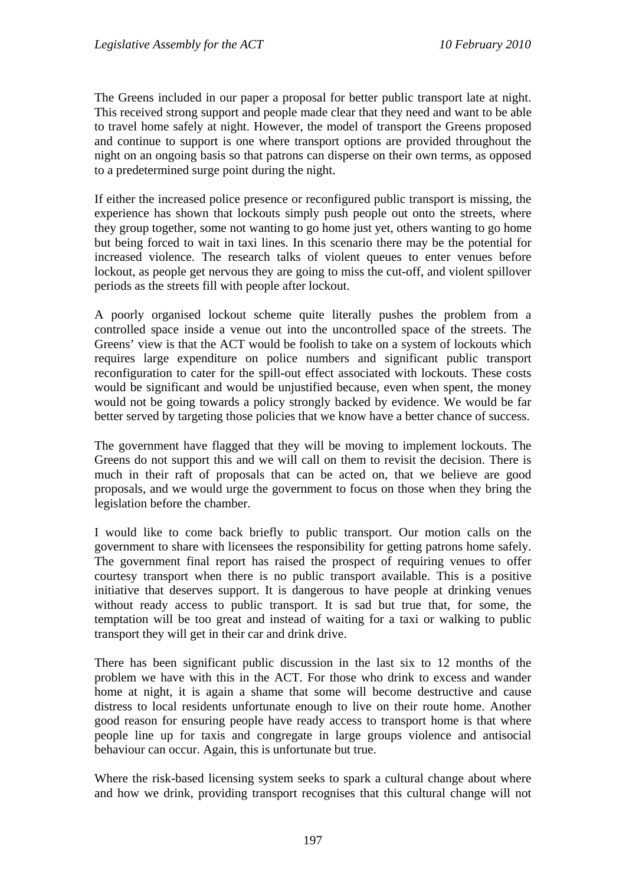The Greens included in our paper a proposal for better public transport late at night. This received strong support and people made clear that they need and want to be able to travel home safely at night. However, the model of transport the Greens proposed and continue to support is one where transport options are provided throughout the night on an ongoing basis so that patrons can disperse on their own terms, as opposed to a predetermined surge point during the night.

If either the increased police presence or reconfigured public transport is missing, the experience has shown that lockouts simply push people out onto the streets, where they group together, some not wanting to go home just yet, others wanting to go home but being forced to wait in taxi lines. In this scenario there may be the potential for increased violence. The research talks of violent queues to enter venues before lockout, as people get nervous they are going to miss the cut-off, and violent spillover periods as the streets fill with people after lockout.

A poorly organised lockout scheme quite literally pushes the problem from a controlled space inside a venue out into the uncontrolled space of the streets. The Greens' view is that the ACT would be foolish to take on a system of lockouts which requires large expenditure on police numbers and significant public transport reconfiguration to cater for the spill-out effect associated with lockouts. These costs would be significant and would be unjustified because, even when spent, the money would not be going towards a policy strongly backed by evidence. We would be far better served by targeting those policies that we know have a better chance of success.

The government have flagged that they will be moving to implement lockouts. The Greens do not support this and we will call on them to revisit the decision. There is much in their raft of proposals that can be acted on, that we believe are good proposals, and we would urge the government to focus on those when they bring the legislation before the chamber.

I would like to come back briefly to public transport. Our motion calls on the government to share with licensees the responsibility for getting patrons home safely. The government final report has raised the prospect of requiring venues to offer courtesy transport when there is no public transport available. This is a positive initiative that deserves support. It is dangerous to have people at drinking venues without ready access to public transport. It is sad but true that, for some, the temptation will be too great and instead of waiting for a taxi or walking to public transport they will get in their car and drink drive.

There has been significant public discussion in the last six to 12 months of the problem we have with this in the ACT. For those who drink to excess and wander home at night, it is again a shame that some will become destructive and cause distress to local residents unfortunate enough to live on their route home. Another good reason for ensuring people have ready access to transport home is that where people line up for taxis and congregate in large groups violence and antisocial behaviour can occur. Again, this is unfortunate but true.

Where the risk-based licensing system seeks to spark a cultural change about where and how we drink, providing transport recognises that this cultural change will not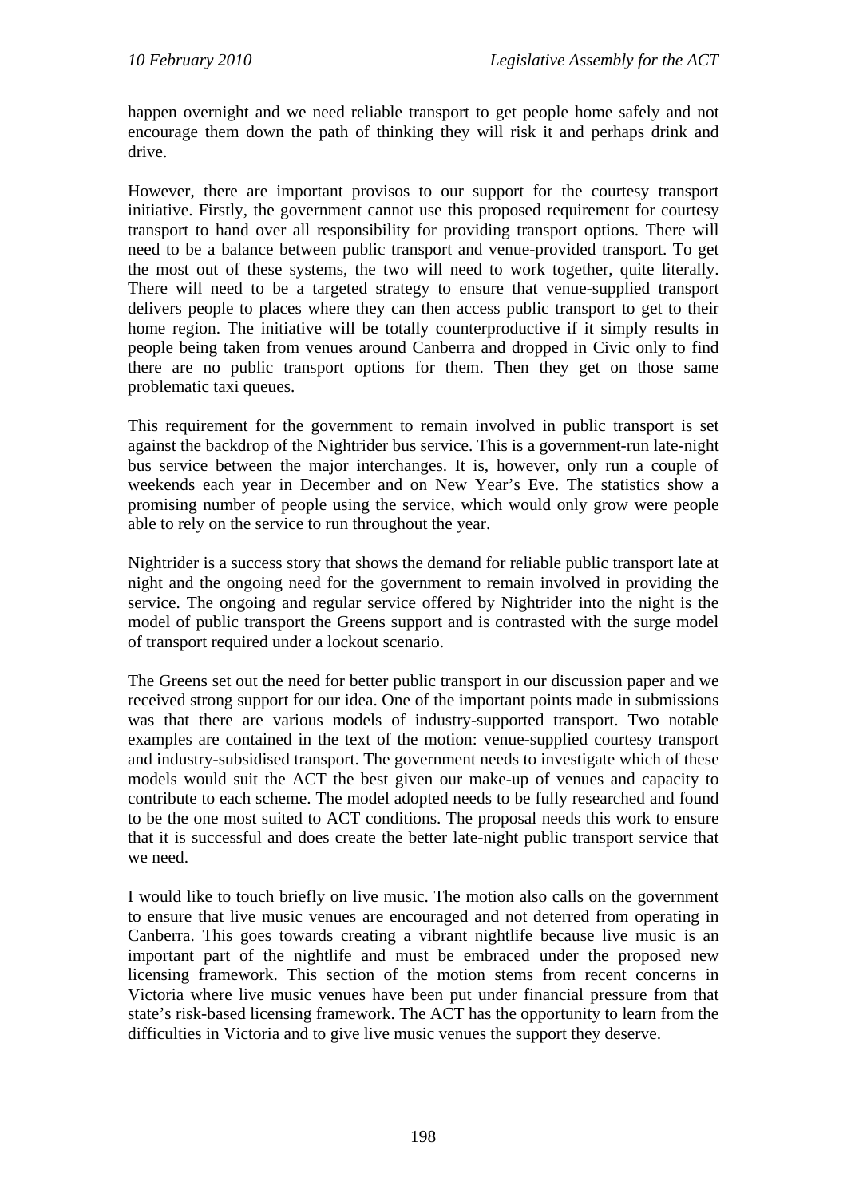happen overnight and we need reliable transport to get people home safely and not encourage them down the path of thinking they will risk it and perhaps drink and drive.

However, there are important provisos to our support for the courtesy transport initiative. Firstly, the government cannot use this proposed requirement for courtesy transport to hand over all responsibility for providing transport options. There will need to be a balance between public transport and venue-provided transport. To get the most out of these systems, the two will need to work together, quite literally. There will need to be a targeted strategy to ensure that venue-supplied transport delivers people to places where they can then access public transport to get to their home region. The initiative will be totally counterproductive if it simply results in people being taken from venues around Canberra and dropped in Civic only to find there are no public transport options for them. Then they get on those same problematic taxi queues.

This requirement for the government to remain involved in public transport is set against the backdrop of the Nightrider bus service. This is a government-run late-night bus service between the major interchanges. It is, however, only run a couple of weekends each year in December and on New Year's Eve. The statistics show a promising number of people using the service, which would only grow were people able to rely on the service to run throughout the year.

Nightrider is a success story that shows the demand for reliable public transport late at night and the ongoing need for the government to remain involved in providing the service. The ongoing and regular service offered by Nightrider into the night is the model of public transport the Greens support and is contrasted with the surge model of transport required under a lockout scenario.

The Greens set out the need for better public transport in our discussion paper and we received strong support for our idea. One of the important points made in submissions was that there are various models of industry-supported transport. Two notable examples are contained in the text of the motion: venue-supplied courtesy transport and industry-subsidised transport. The government needs to investigate which of these models would suit the ACT the best given our make-up of venues and capacity to contribute to each scheme. The model adopted needs to be fully researched and found to be the one most suited to ACT conditions. The proposal needs this work to ensure that it is successful and does create the better late-night public transport service that we need.

I would like to touch briefly on live music. The motion also calls on the government to ensure that live music venues are encouraged and not deterred from operating in Canberra. This goes towards creating a vibrant nightlife because live music is an important part of the nightlife and must be embraced under the proposed new licensing framework. This section of the motion stems from recent concerns in Victoria where live music venues have been put under financial pressure from that state's risk-based licensing framework. The ACT has the opportunity to learn from the difficulties in Victoria and to give live music venues the support they deserve.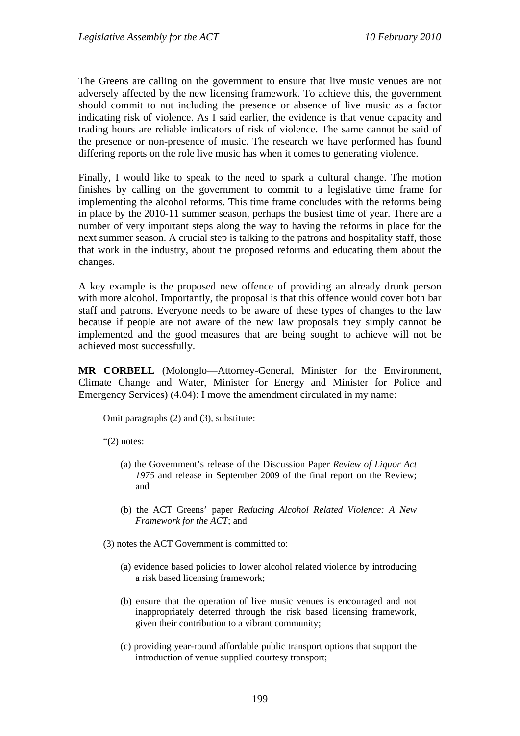The Greens are calling on the government to ensure that live music venues are not adversely affected by the new licensing framework. To achieve this, the government should commit to not including the presence or absence of live music as a factor indicating risk of violence. As I said earlier, the evidence is that venue capacity and trading hours are reliable indicators of risk of violence. The same cannot be said of the presence or non-presence of music. The research we have performed has found differing reports on the role live music has when it comes to generating violence.

Finally, I would like to speak to the need to spark a cultural change. The motion finishes by calling on the government to commit to a legislative time frame for implementing the alcohol reforms. This time frame concludes with the reforms being in place by the 2010-11 summer season, perhaps the busiest time of year. There are a number of very important steps along the way to having the reforms in place for the next summer season. A crucial step is talking to the patrons and hospitality staff, those that work in the industry, about the proposed reforms and educating them about the changes.

A key example is the proposed new offence of providing an already drunk person with more alcohol. Importantly, the proposal is that this offence would cover both bar staff and patrons. Everyone needs to be aware of these types of changes to the law because if people are not aware of the new law proposals they simply cannot be implemented and the good measures that are being sought to achieve will not be achieved most successfully.

**MR CORBELL** (Molonglo—Attorney-General, Minister for the Environment, Climate Change and Water, Minister for Energy and Minister for Police and Emergency Services) (4.04): I move the amendment circulated in my name:

> Omit paragraphs (2) and (3), substitute:
>
> "(2) notes:
>
> (a) the Government's release of the Discussion Paper *Review of Liquor Act 1975* and release in September 2009 of the final report on the Review; and
>
> (b) the ACT Greens' paper *Reducing Alcohol Related Violence: A New Framework for the ACT*; and
>
> (3) notes the ACT Government is committed to:
>
> (a) evidence based policies to lower alcohol related violence by introducing a risk based licensing framework;
>
> (b) ensure that the operation of live music venues is encouraged and not inappropriately deterred through the risk based licensing framework, given their contribution to a vibrant community;
>
> (c) providing year-round affordable public transport options that support the introduction of venue supplied courtesy transport;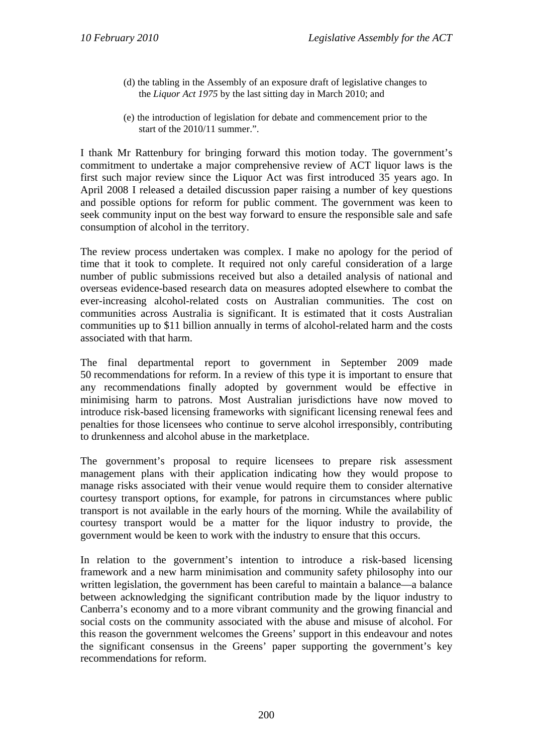(d) the tabling in the Assembly of an exposure draft of legislative changes to the *Liquor Act 1975* by the last sitting day in March 2010; and

(e) the introduction of legislation for debate and commencement prior to the start of the 2010/11 summer.".

I thank Mr Rattenbury for bringing forward this motion today. The government's commitment to undertake a major comprehensive review of ACT liquor laws is the first such major review since the Liquor Act was first introduced 35 years ago. In April 2008 I released a detailed discussion paper raising a number of key questions and possible options for reform for public comment. The government was keen to seek community input on the best way forward to ensure the responsible sale and safe consumption of alcohol in the territory.

The review process undertaken was complex. I make no apology for the period of time that it took to complete. It required not only careful consideration of a large number of public submissions received but also a detailed analysis of national and overseas evidence-based research data on measures adopted elsewhere to combat the ever-increasing alcohol-related costs on Australian communities. The cost on communities across Australia is significant. It is estimated that it costs Australian communities up to $11 billion annually in terms of alcohol-related harm and the costs associated with that harm.

The final departmental report to government in September 2009 made 50 recommendations for reform. In a review of this type it is important to ensure that any recommendations finally adopted by government would be effective in minimising harm to patrons. Most Australian jurisdictions have now moved to introduce risk-based licensing frameworks with significant licensing renewal fees and penalties for those licensees who continue to serve alcohol irresponsibly, contributing to drunkenness and alcohol abuse in the marketplace.

The government's proposal to require licensees to prepare risk assessment management plans with their application indicating how they would propose to manage risks associated with their venue would require them to consider alternative courtesy transport options, for example, for patrons in circumstances where public transport is not available in the early hours of the morning. While the availability of courtesy transport would be a matter for the liquor industry to provide, the government would be keen to work with the industry to ensure that this occurs.

In relation to the government's intention to introduce a risk-based licensing framework and a new harm minimisation and community safety philosophy into our written legislation, the government has been careful to maintain a balance—a balance between acknowledging the significant contribution made by the liquor industry to Canberra's economy and to a more vibrant community and the growing financial and social costs on the community associated with the abuse and misuse of alcohol. For this reason the government welcomes the Greens' support in this endeavour and notes the significant consensus in the Greens' paper supporting the government's key recommendations for reform.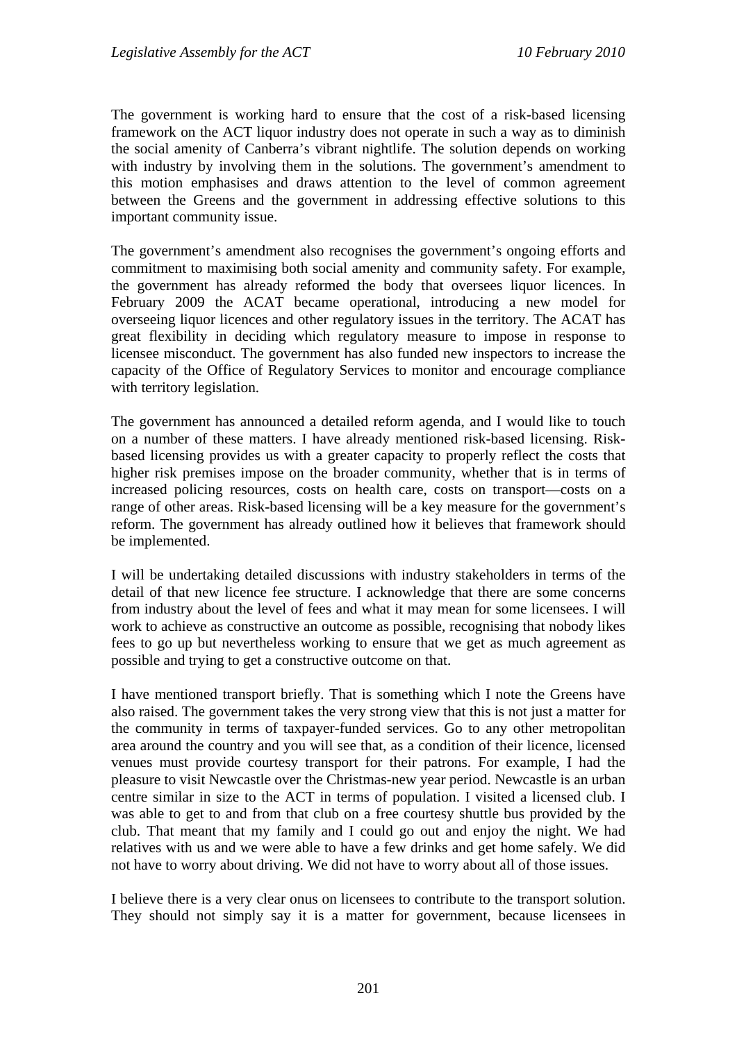The government is working hard to ensure that the cost of a risk-based licensing framework on the ACT liquor industry does not operate in such a way as to diminish the social amenity of Canberra's vibrant nightlife. The solution depends on working with industry by involving them in the solutions. The government's amendment to this motion emphasises and draws attention to the level of common agreement between the Greens and the government in addressing effective solutions to this important community issue.

The government's amendment also recognises the government's ongoing efforts and commitment to maximising both social amenity and community safety. For example, the government has already reformed the body that oversees liquor licences. In February 2009 the ACAT became operational, introducing a new model for overseeing liquor licences and other regulatory issues in the territory. The ACAT has great flexibility in deciding which regulatory measure to impose in response to licensee misconduct. The government has also funded new inspectors to increase the capacity of the Office of Regulatory Services to monitor and encourage compliance with territory legislation.

The government has announced a detailed reform agenda, and I would like to touch on a number of these matters. I have already mentioned risk-based licensing. Risk-based licensing provides us with a greater capacity to properly reflect the costs that higher risk premises impose on the broader community, whether that is in terms of increased policing resources, costs on health care, costs on transport—costs on a range of other areas. Risk-based licensing will be a key measure for the government's reform. The government has already outlined how it believes that framework should be implemented.

I will be undertaking detailed discussions with industry stakeholders in terms of the detail of that new licence fee structure. I acknowledge that there are some concerns from industry about the level of fees and what it may mean for some licensees. I will work to achieve as constructive an outcome as possible, recognising that nobody likes fees to go up but nevertheless working to ensure that we get as much agreement as possible and trying to get a constructive outcome on that.

I have mentioned transport briefly. That is something which I note the Greens have also raised. The government takes the very strong view that this is not just a matter for the community in terms of taxpayer-funded services. Go to any other metropolitan area around the country and you will see that, as a condition of their licence, licensed venues must provide courtesy transport for their patrons. For example, I had the pleasure to visit Newcastle over the Christmas-new year period. Newcastle is an urban centre similar in size to the ACT in terms of population. I visited a licensed club. I was able to get to and from that club on a free courtesy shuttle bus provided by the club. That meant that my family and I could go out and enjoy the night. We had relatives with us and we were able to have a few drinks and get home safely. We did not have to worry about driving. We did not have to worry about all of those issues.

I believe there is a very clear onus on licensees to contribute to the transport solution. They should not simply say it is a matter for government, because licensees in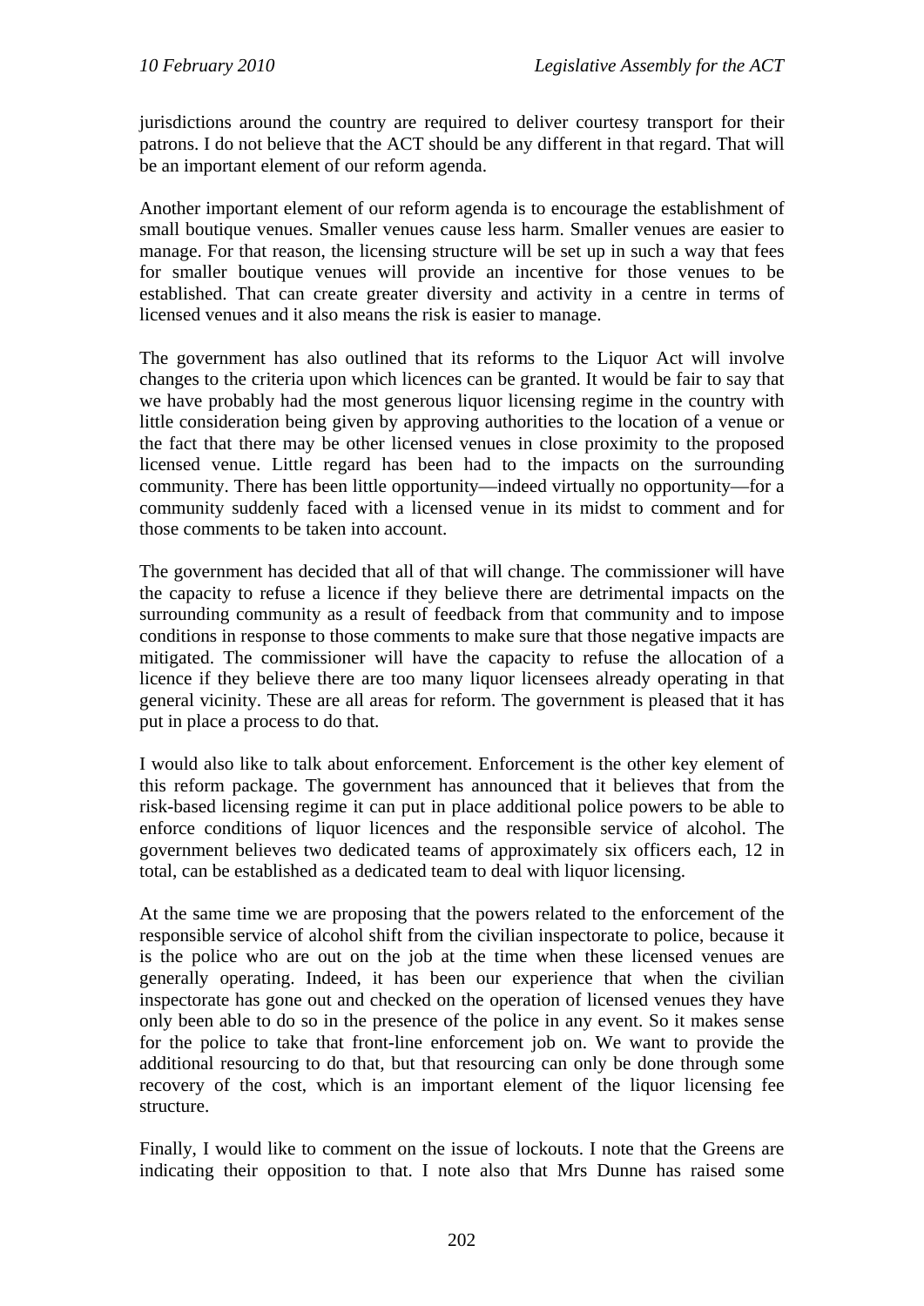jurisdictions around the country are required to deliver courtesy transport for their patrons. I do not believe that the ACT should be any different in that regard. That will be an important element of our reform agenda.

Another important element of our reform agenda is to encourage the establishment of small boutique venues. Smaller venues cause less harm. Smaller venues are easier to manage. For that reason, the licensing structure will be set up in such a way that fees for smaller boutique venues will provide an incentive for those venues to be established. That can create greater diversity and activity in a centre in terms of licensed venues and it also means the risk is easier to manage.

The government has also outlined that its reforms to the Liquor Act will involve changes to the criteria upon which licences can be granted. It would be fair to say that we have probably had the most generous liquor licensing regime in the country with little consideration being given by approving authorities to the location of a venue or the fact that there may be other licensed venues in close proximity to the proposed licensed venue. Little regard has been had to the impacts on the surrounding community. There has been little opportunity—indeed virtually no opportunity—for a community suddenly faced with a licensed venue in its midst to comment and for those comments to be taken into account.

The government has decided that all of that will change. The commissioner will have the capacity to refuse a licence if they believe there are detrimental impacts on the surrounding community as a result of feedback from that community and to impose conditions in response to those comments to make sure that those negative impacts are mitigated. The commissioner will have the capacity to refuse the allocation of a licence if they believe there are too many liquor licensees already operating in that general vicinity. These are all areas for reform. The government is pleased that it has put in place a process to do that.

I would also like to talk about enforcement. Enforcement is the other key element of this reform package. The government has announced that it believes that from the risk-based licensing regime it can put in place additional police powers to be able to enforce conditions of liquor licences and the responsible service of alcohol. The government believes two dedicated teams of approximately six officers each, 12 in total, can be established as a dedicated team to deal with liquor licensing.

At the same time we are proposing that the powers related to the enforcement of the responsible service of alcohol shift from the civilian inspectorate to police, because it is the police who are out on the job at the time when these licensed venues are generally operating. Indeed, it has been our experience that when the civilian inspectorate has gone out and checked on the operation of licensed venues they have only been able to do so in the presence of the police in any event. So it makes sense for the police to take that front-line enforcement job on. We want to provide the additional resourcing to do that, but that resourcing can only be done through some recovery of the cost, which is an important element of the liquor licensing fee structure.

Finally, I would like to comment on the issue of lockouts. I note that the Greens are indicating their opposition to that. I note also that Mrs Dunne has raised some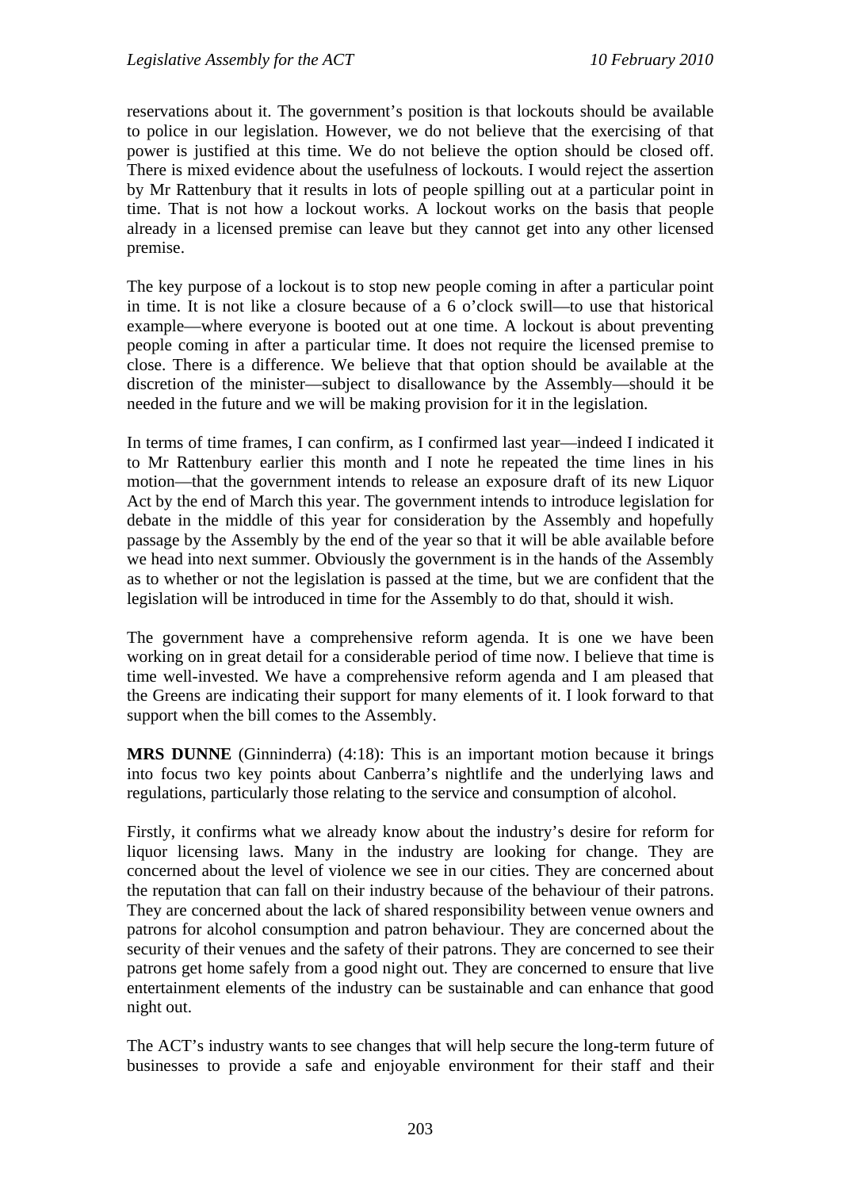reservations about it. The government's position is that lockouts should be available to police in our legislation. However, we do not believe that the exercising of that power is justified at this time. We do not believe the option should be closed off. There is mixed evidence about the usefulness of lockouts. I would reject the assertion by Mr Rattenbury that it results in lots of people spilling out at a particular point in time. That is not how a lockout works. A lockout works on the basis that people already in a licensed premise can leave but they cannot get into any other licensed premise.

The key purpose of a lockout is to stop new people coming in after a particular point in time. It is not like a closure because of a 6 o'clock swill—to use that historical example—where everyone is booted out at one time. A lockout is about preventing people coming in after a particular time. It does not require the licensed premise to close. There is a difference. We believe that that option should be available at the discretion of the minister—subject to disallowance by the Assembly—should it be needed in the future and we will be making provision for it in the legislation.

In terms of time frames, I can confirm, as I confirmed last year—indeed I indicated it to Mr Rattenbury earlier this month and I note he repeated the time lines in his motion—that the government intends to release an exposure draft of its new Liquor Act by the end of March this year. The government intends to introduce legislation for debate in the middle of this year for consideration by the Assembly and hopefully passage by the Assembly by the end of the year so that it will be able available before we head into next summer. Obviously the government is in the hands of the Assembly as to whether or not the legislation is passed at the time, but we are confident that the legislation will be introduced in time for the Assembly to do that, should it wish.

The government have a comprehensive reform agenda. It is one we have been working on in great detail for a considerable period of time now. I believe that time is time well-invested. We have a comprehensive reform agenda and I am pleased that the Greens are indicating their support for many elements of it. I look forward to that support when the bill comes to the Assembly.

**MRS DUNNE** (Ginninderra) (4:18): This is an important motion because it brings into focus two key points about Canberra's nightlife and the underlying laws and regulations, particularly those relating to the service and consumption of alcohol.

Firstly, it confirms what we already know about the industry's desire for reform for liquor licensing laws. Many in the industry are looking for change. They are concerned about the level of violence we see in our cities. They are concerned about the reputation that can fall on their industry because of the behaviour of their patrons. They are concerned about the lack of shared responsibility between venue owners and patrons for alcohol consumption and patron behaviour. They are concerned about the security of their venues and the safety of their patrons. They are concerned to see their patrons get home safely from a good night out. They are concerned to ensure that live entertainment elements of the industry can be sustainable and can enhance that good night out.

The ACT's industry wants to see changes that will help secure the long-term future of businesses to provide a safe and enjoyable environment for their staff and their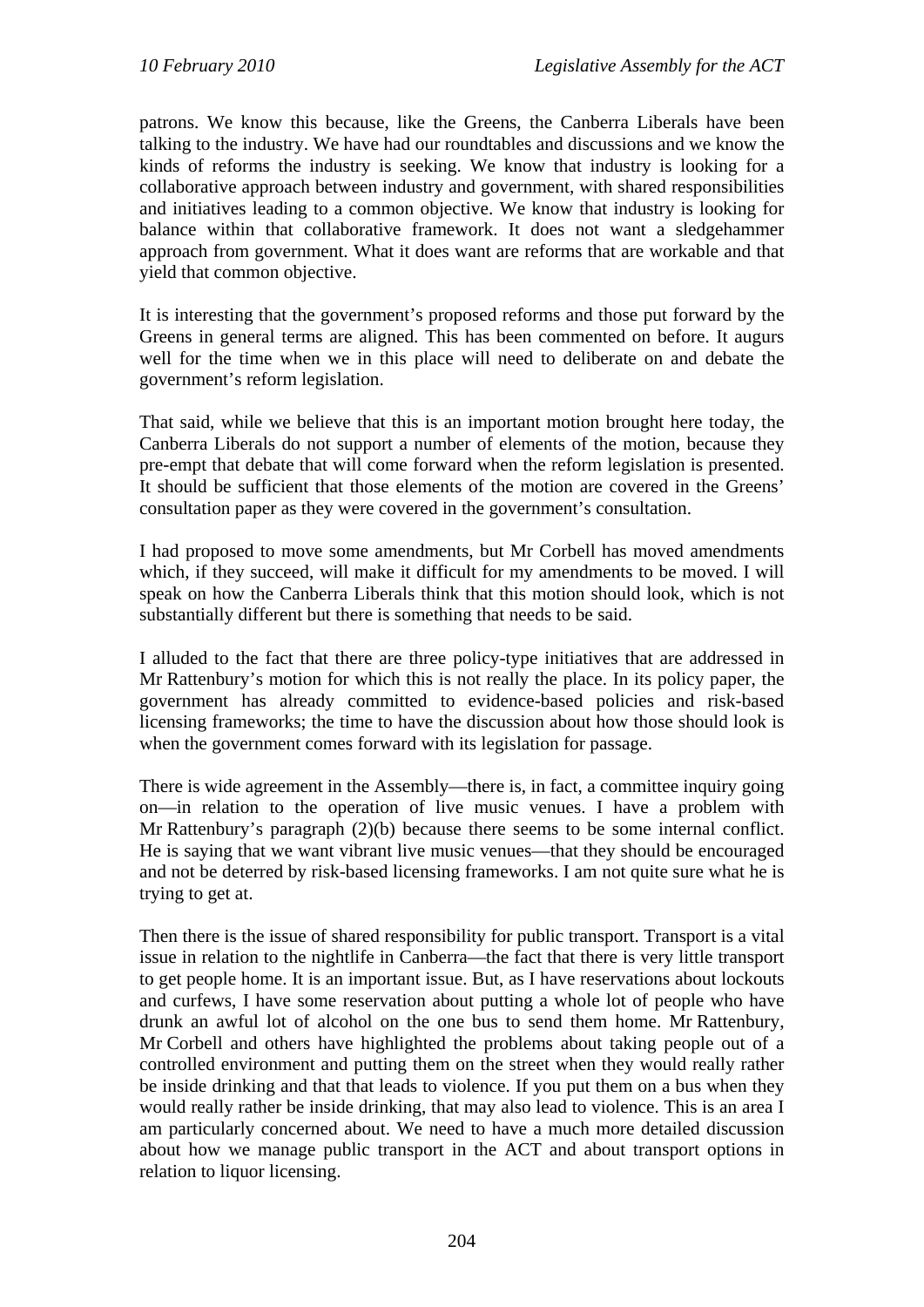patrons. We know this because, like the Greens, the Canberra Liberals have been talking to the industry. We have had our roundtables and discussions and we know the kinds of reforms the industry is seeking. We know that industry is looking for a collaborative approach between industry and government, with shared responsibilities and initiatives leading to a common objective. We know that industry is looking for balance within that collaborative framework. It does not want a sledgehammer approach from government. What it does want are reforms that are workable and that yield that common objective.

It is interesting that the government's proposed reforms and those put forward by the Greens in general terms are aligned. This has been commented on before. It augurs well for the time when we in this place will need to deliberate on and debate the government's reform legislation.

That said, while we believe that this is an important motion brought here today, the Canberra Liberals do not support a number of elements of the motion, because they pre-empt that debate that will come forward when the reform legislation is presented. It should be sufficient that those elements of the motion are covered in the Greens' consultation paper as they were covered in the government's consultation.

I had proposed to move some amendments, but Mr Corbell has moved amendments which, if they succeed, will make it difficult for my amendments to be moved. I will speak on how the Canberra Liberals think that this motion should look, which is not substantially different but there is something that needs to be said.

I alluded to the fact that there are three policy-type initiatives that are addressed in Mr Rattenbury's motion for which this is not really the place. In its policy paper, the government has already committed to evidence-based policies and risk-based licensing frameworks; the time to have the discussion about how those should look is when the government comes forward with its legislation for passage.

There is wide agreement in the Assembly—there is, in fact, a committee inquiry going on—in relation to the operation of live music venues. I have a problem with Mr Rattenbury's paragraph (2)(b) because there seems to be some internal conflict. He is saying that we want vibrant live music venues—that they should be encouraged and not be deterred by risk-based licensing frameworks. I am not quite sure what he is trying to get at.

Then there is the issue of shared responsibility for public transport. Transport is a vital issue in relation to the nightlife in Canberra—the fact that there is very little transport to get people home. It is an important issue. But, as I have reservations about lockouts and curfews, I have some reservation about putting a whole lot of people who have drunk an awful lot of alcohol on the one bus to send them home. Mr Rattenbury, Mr Corbell and others have highlighted the problems about taking people out of a controlled environment and putting them on the street when they would really rather be inside drinking and that that leads to violence. If you put them on a bus when they would really rather be inside drinking, that may also lead to violence. This is an area I am particularly concerned about. We need to have a much more detailed discussion about how we manage public transport in the ACT and about transport options in relation to liquor licensing.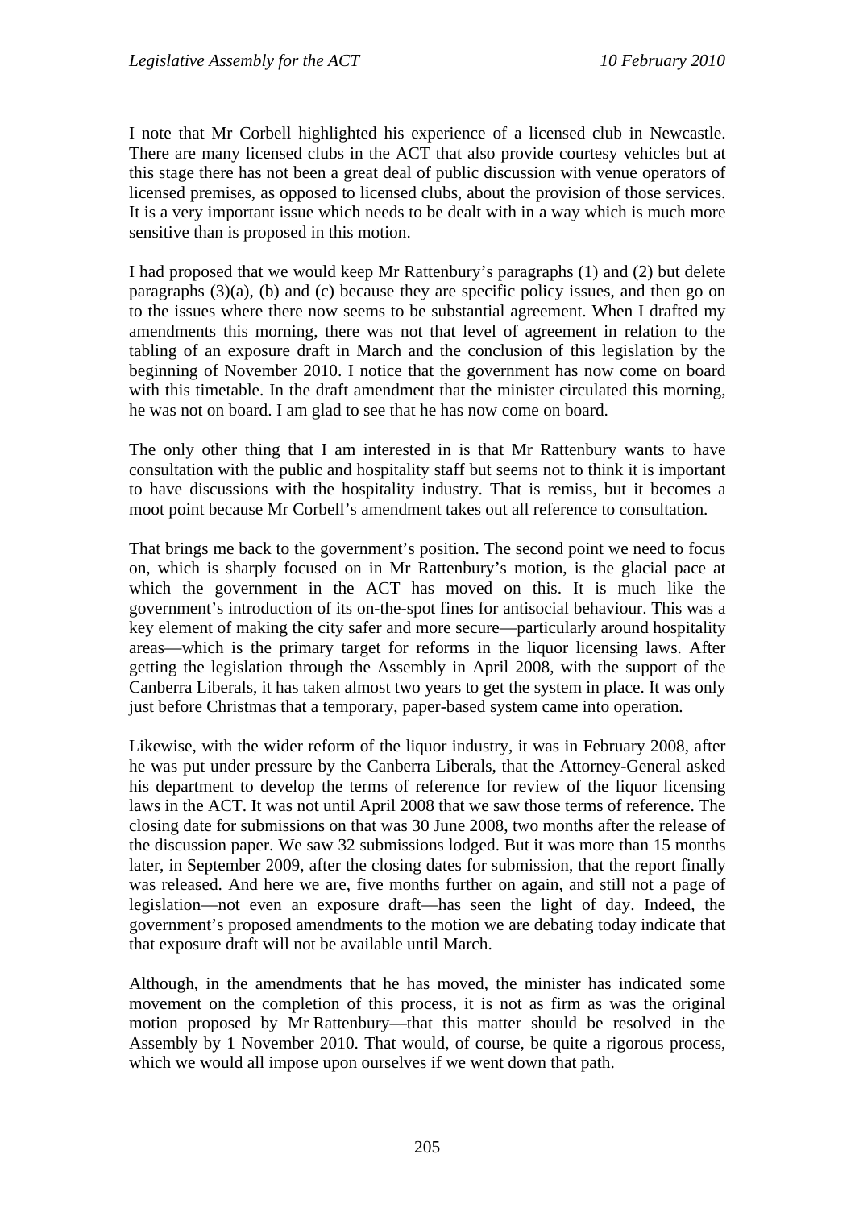I note that Mr Corbell highlighted his experience of a licensed club in Newcastle. There are many licensed clubs in the ACT that also provide courtesy vehicles but at this stage there has not been a great deal of public discussion with venue operators of licensed premises, as opposed to licensed clubs, about the provision of those services. It is a very important issue which needs to be dealt with in a way which is much more sensitive than is proposed in this motion.

I had proposed that we would keep Mr Rattenbury's paragraphs (1) and (2) but delete paragraphs (3)(a), (b) and (c) because they are specific policy issues, and then go on to the issues where there now seems to be substantial agreement. When I drafted my amendments this morning, there was not that level of agreement in relation to the tabling of an exposure draft in March and the conclusion of this legislation by the beginning of November 2010. I notice that the government has now come on board with this timetable. In the draft amendment that the minister circulated this morning, he was not on board. I am glad to see that he has now come on board.

The only other thing that I am interested in is that Mr Rattenbury wants to have consultation with the public and hospitality staff but seems not to think it is important to have discussions with the hospitality industry. That is remiss, but it becomes a moot point because Mr Corbell's amendment takes out all reference to consultation.

That brings me back to the government's position. The second point we need to focus on, which is sharply focused on in Mr Rattenbury's motion, is the glacial pace at which the government in the ACT has moved on this. It is much like the government's introduction of its on-the-spot fines for antisocial behaviour. This was a key element of making the city safer and more secure—particularly around hospitality areas—which is the primary target for reforms in the liquor licensing laws. After getting the legislation through the Assembly in April 2008, with the support of the Canberra Liberals, it has taken almost two years to get the system in place. It was only just before Christmas that a temporary, paper-based system came into operation.

Likewise, with the wider reform of the liquor industry, it was in February 2008, after he was put under pressure by the Canberra Liberals, that the Attorney-General asked his department to develop the terms of reference for review of the liquor licensing laws in the ACT. It was not until April 2008 that we saw those terms of reference. The closing date for submissions on that was 30 June 2008, two months after the release of the discussion paper. We saw 32 submissions lodged. But it was more than 15 months later, in September 2009, after the closing dates for submission, that the report finally was released. And here we are, five months further on again, and still not a page of legislation—not even an exposure draft—has seen the light of day. Indeed, the government's proposed amendments to the motion we are debating today indicate that that exposure draft will not be available until March.

Although, in the amendments that he has moved, the minister has indicated some movement on the completion of this process, it is not as firm as was the original motion proposed by Mr Rattenbury—that this matter should be resolved in the Assembly by 1 November 2010. That would, of course, be quite a rigorous process, which we would all impose upon ourselves if we went down that path.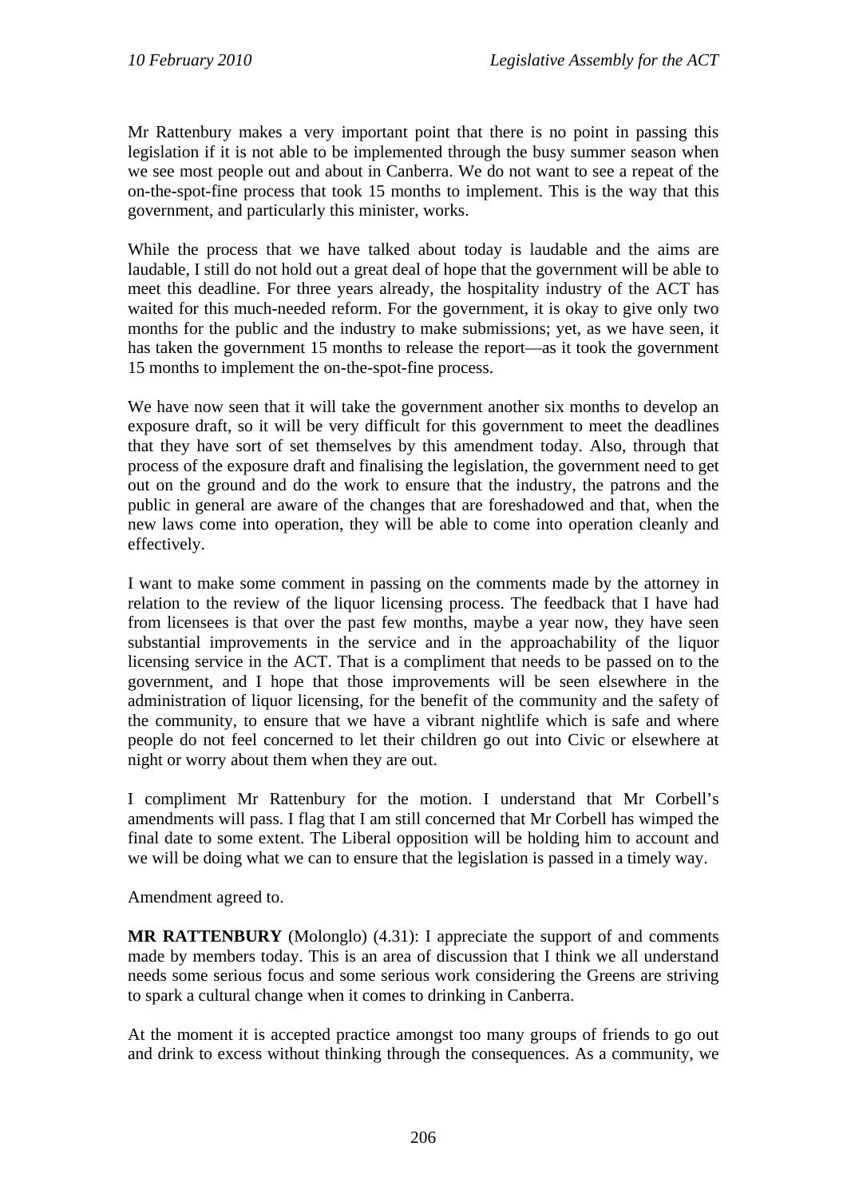Mr Rattenbury makes a very important point that there is no point in passing this legislation if it is not able to be implemented through the busy summer season when we see most people out and about in Canberra. We do not want to see a repeat of the on-the-spot-fine process that took 15 months to implement. This is the way that this government, and particularly this minister, works.

While the process that we have talked about today is laudable and the aims are laudable, I still do not hold out a great deal of hope that the government will be able to meet this deadline. For three years already, the hospitality industry of the ACT has waited for this much-needed reform. For the government, it is okay to give only two months for the public and the industry to make submissions; yet, as we have seen, it has taken the government 15 months to release the report—as it took the government 15 months to implement the on-the-spot-fine process.

We have now seen that it will take the government another six months to develop an exposure draft, so it will be very difficult for this government to meet the deadlines that they have sort of set themselves by this amendment today. Also, through that process of the exposure draft and finalising the legislation, the government need to get out on the ground and do the work to ensure that the industry, the patrons and the public in general are aware of the changes that are foreshadowed and that, when the new laws come into operation, they will be able to come into operation cleanly and effectively.

I want to make some comment in passing on the comments made by the attorney in relation to the review of the liquor licensing process. The feedback that I have had from licensees is that over the past few months, maybe a year now, they have seen substantial improvements in the service and in the approachability of the liquor licensing service in the ACT. That is a compliment that needs to be passed on to the government, and I hope that those improvements will be seen elsewhere in the administration of liquor licensing, for the benefit of the community and the safety of the community, to ensure that we have a vibrant nightlife which is safe and where people do not feel concerned to let their children go out into Civic or elsewhere at night or worry about them when they are out.

I compliment Mr Rattenbury for the motion. I understand that Mr Corbell's amendments will pass. I flag that I am still concerned that Mr Corbell has wimped the final date to some extent. The Liberal opposition will be holding him to account and we will be doing what we can to ensure that the legislation is passed in a timely way.

Amendment agreed to.

**MR RATTENBURY** (Molonglo) (4.31): I appreciate the support of and comments made by members today. This is an area of discussion that I think we all understand needs some serious focus and some serious work considering the Greens are striving to spark a cultural change when it comes to drinking in Canberra.

At the moment it is accepted practice amongst too many groups of friends to go out and drink to excess without thinking through the consequences. As a community, we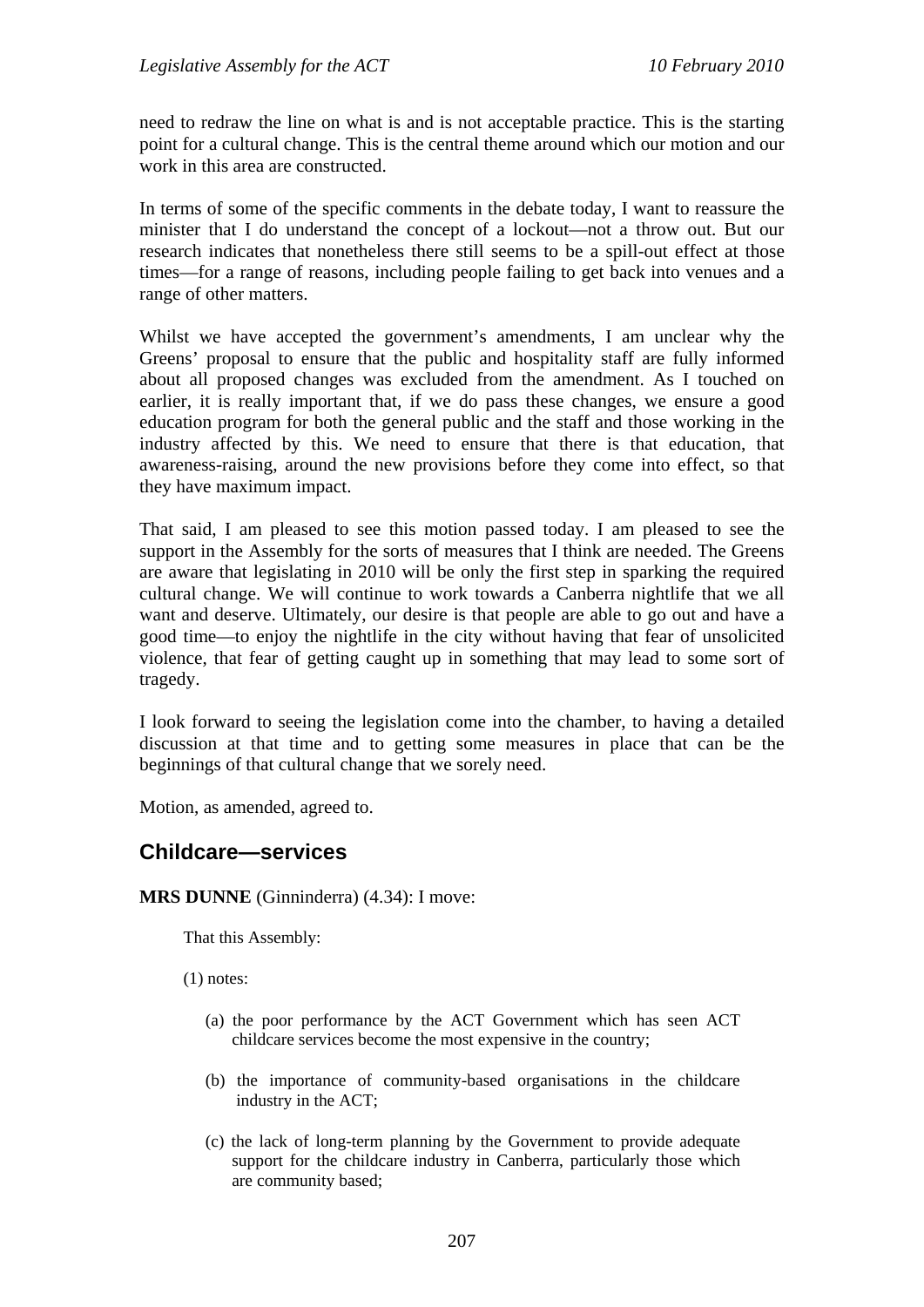need to redraw the line on what is and is not acceptable practice. This is the starting point for a cultural change. This is the central theme around which our motion and our work in this area are constructed.

In terms of some of the specific comments in the debate today, I want to reassure the minister that I do understand the concept of a lockout—not a throw out. But our research indicates that nonetheless there still seems to be a spill-out effect at those times—for a range of reasons, including people failing to get back into venues and a range of other matters.

Whilst we have accepted the government's amendments, I am unclear why the Greens' proposal to ensure that the public and hospitality staff are fully informed about all proposed changes was excluded from the amendment. As I touched on earlier, it is really important that, if we do pass these changes, we ensure a good education program for both the general public and the staff and those working in the industry affected by this. We need to ensure that there is that education, that awareness-raising, around the new provisions before they come into effect, so that they have maximum impact.

That said, I am pleased to see this motion passed today. I am pleased to see the support in the Assembly for the sorts of measures that I think are needed. The Greens are aware that legislating in 2010 will be only the first step in sparking the required cultural change. We will continue to work towards a Canberra nightlife that we all want and deserve. Ultimately, our desire is that people are able to go out and have a good time—to enjoy the nightlife in the city without having that fear of unsolicited violence, that fear of getting caught up in something that may lead to some sort of tragedy.

I look forward to seeing the legislation come into the chamber, to having a detailed discussion at that time and to getting some measures in place that can be the beginnings of that cultural change that we sorely need.

Motion, as amended, agreed to.

## Childcare—services

**MRS DUNNE** (Ginninderra) (4.34): I move:

> That this Assembly:
>
> (1) notes:
>
> > (a) the poor performance by the ACT Government which has seen ACT childcare services become the most expensive in the country;
> >
> > (b) the importance of community-based organisations in the childcare industry in the ACT;
> >
> > (c) the lack of long-term planning by the Government to provide adequate support for the childcare industry in Canberra, particularly those which are community based;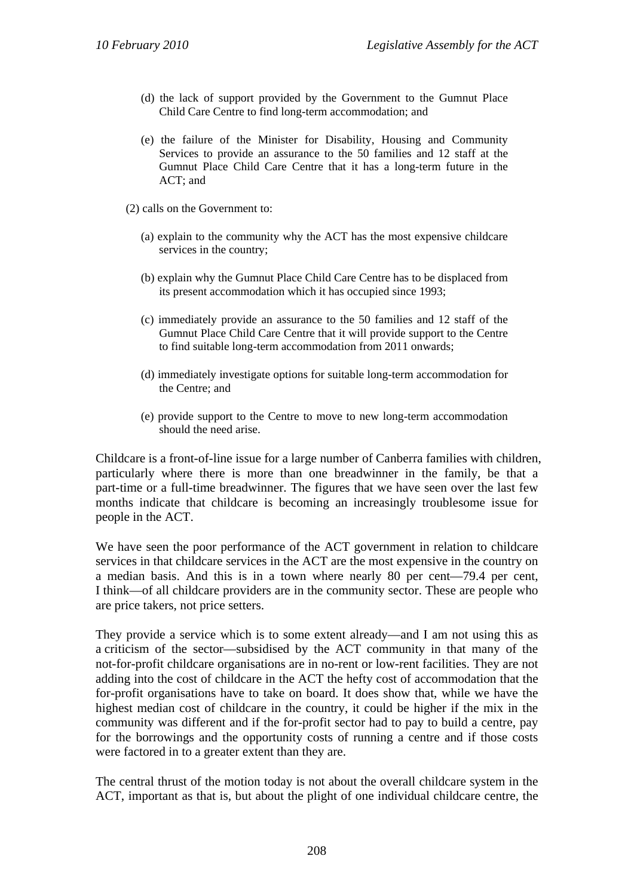(d) the lack of support provided by the Government to the Gumnut Place Child Care Centre to find long-term accommodation; and

(e) the failure of the Minister for Disability, Housing and Community Services to provide an assurance to the 50 families and 12 staff at the Gumnut Place Child Care Centre that it has a long-term future in the ACT; and

(2) calls on the Government to:

(a) explain to the community why the ACT has the most expensive childcare services in the country;

(b) explain why the Gumnut Place Child Care Centre has to be displaced from its present accommodation which it has occupied since 1993;

(c) immediately provide an assurance to the 50 families and 12 staff of the Gumnut Place Child Care Centre that it will provide support to the Centre to find suitable long-term accommodation from 2011 onwards;

(d) immediately investigate options for suitable long-term accommodation for the Centre; and

(e) provide support to the Centre to move to new long-term accommodation should the need arise.

Childcare is a front-of-line issue for a large number of Canberra families with children, particularly where there is more than one breadwinner in the family, be that a part-time or a full-time breadwinner. The figures that we have seen over the last few months indicate that childcare is becoming an increasingly troublesome issue for people in the ACT.

We have seen the poor performance of the ACT government in relation to childcare services in that childcare services in the ACT are the most expensive in the country on a median basis. And this is in a town where nearly 80 per cent—79.4 per cent, I think—of all childcare providers are in the community sector. These are people who are price takers, not price setters.

They provide a service which is to some extent already—and I am not using this as a criticism of the sector—subsidised by the ACT community in that many of the not-for-profit childcare organisations are in no-rent or low-rent facilities. They are not adding into the cost of childcare in the ACT the hefty cost of accommodation that the for-profit organisations have to take on board. It does show that, while we have the highest median cost of childcare in the country, it could be higher if the mix in the community was different and if the for-profit sector had to pay to build a centre, pay for the borrowings and the opportunity costs of running a centre and if those costs were factored in to a greater extent than they are.

The central thrust of the motion today is not about the overall childcare system in the ACT, important as that is, but about the plight of one individual childcare centre, the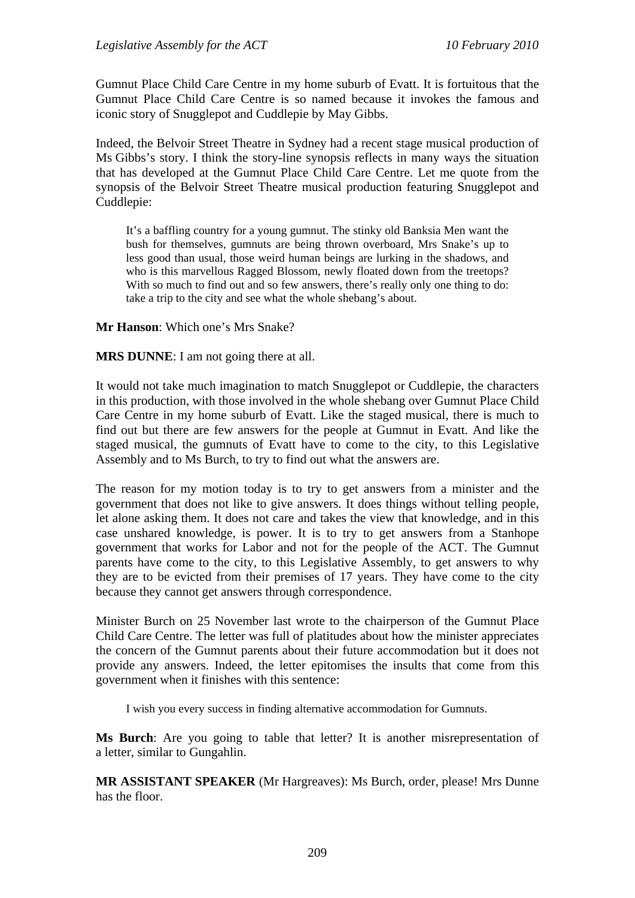Gumnut Place Child Care Centre in my home suburb of Evatt. It is fortuitous that the Gumnut Place Child Care Centre is so named because it invokes the famous and iconic story of Snugglepot and Cuddlepie by May Gibbs.

Indeed, the Belvoir Street Theatre in Sydney had a recent stage musical production of Ms Gibbs's story. I think the story-line synopsis reflects in many ways the situation that has developed at the Gumnut Place Child Care Centre. Let me quote from the synopsis of the Belvoir Street Theatre musical production featuring Snugglepot and Cuddlepie:

> It's a baffling country for a young gumnut. The stinky old Banksia Men want the bush for themselves, gumnuts are being thrown overboard, Mrs Snake's up to less good than usual, those weird human beings are lurking in the shadows, and who is this marvellous Ragged Blossom, newly floated down from the treetops? With so much to find out and so few answers, there's really only one thing to do: take a trip to the city and see what the whole shebang's about.

**Mr Hanson**: Which one's Mrs Snake?

**MRS DUNNE**: I am not going there at all.

It would not take much imagination to match Snugglepot or Cuddlepie, the characters in this production, with those involved in the whole shebang over Gumnut Place Child Care Centre in my home suburb of Evatt. Like the staged musical, there is much to find out but there are few answers for the people at Gumnut in Evatt. And like the staged musical, the gumnuts of Evatt have to come to the city, to this Legislative Assembly and to Ms Burch, to try to find out what the answers are.

The reason for my motion today is to try to get answers from a minister and the government that does not like to give answers. It does things without telling people, let alone asking them. It does not care and takes the view that knowledge, and in this case unshared knowledge, is power. It is to try to get answers from a Stanhope government that works for Labor and not for the people of the ACT. The Gumnut parents have come to the city, to this Legislative Assembly, to get answers to why they are to be evicted from their premises of 17 years. They have come to the city because they cannot get answers through correspondence.

Minister Burch on 25 November last wrote to the chairperson of the Gumnut Place Child Care Centre. The letter was full of platitudes about how the minister appreciates the concern of the Gumnut parents about their future accommodation but it does not provide any answers. Indeed, the letter epitomises the insults that come from this government when it finishes with this sentence:

> I wish you every success in finding alternative accommodation for Gumnuts.

**Ms Burch**: Are you going to table that letter? It is another misrepresentation of a letter, similar to Gungahlin.

**MR ASSISTANT SPEAKER** (Mr Hargreaves): Ms Burch, order, please! Mrs Dunne has the floor.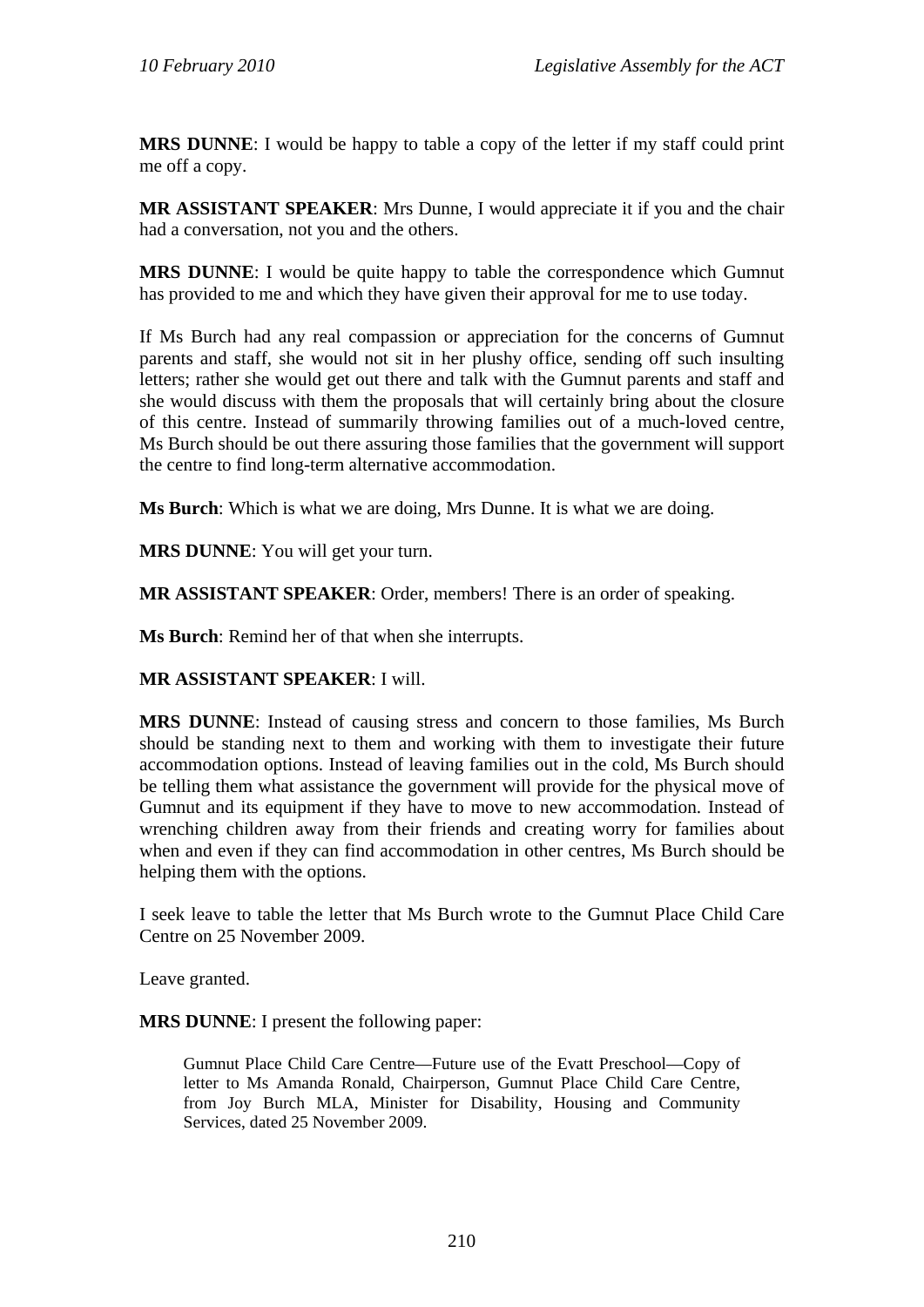**MRS DUNNE**: I would be happy to table a copy of the letter if my staff could print me off a copy.

**MR ASSISTANT SPEAKER**: Mrs Dunne, I would appreciate it if you and the chair had a conversation, not you and the others.

**MRS DUNNE**: I would be quite happy to table the correspondence which Gumnut has provided to me and which they have given their approval for me to use today.

If Ms Burch had any real compassion or appreciation for the concerns of Gumnut parents and staff, she would not sit in her plushy office, sending off such insulting letters; rather she would get out there and talk with the Gumnut parents and staff and she would discuss with them the proposals that will certainly bring about the closure of this centre. Instead of summarily throwing families out of a much-loved centre, Ms Burch should be out there assuring those families that the government will support the centre to find long-term alternative accommodation.

**Ms Burch**: Which is what we are doing, Mrs Dunne. It is what we are doing.

**MRS DUNNE**: You will get your turn.

**MR ASSISTANT SPEAKER**: Order, members! There is an order of speaking.

**Ms Burch**: Remind her of that when she interrupts.

**MR ASSISTANT SPEAKER**: I will.

**MRS DUNNE**: Instead of causing stress and concern to those families, Ms Burch should be standing next to them and working with them to investigate their future accommodation options. Instead of leaving families out in the cold, Ms Burch should be telling them what assistance the government will provide for the physical move of Gumnut and its equipment if they have to move to new accommodation. Instead of wrenching children away from their friends and creating worry for families about when and even if they can find accommodation in other centres, Ms Burch should be helping them with the options.

I seek leave to table the letter that Ms Burch wrote to the Gumnut Place Child Care Centre on 25 November 2009.

Leave granted.

**MRS DUNNE**: I present the following paper:

> Gumnut Place Child Care Centre—Future use of the Evatt Preschool—Copy of letter to Ms Amanda Ronald, Chairperson, Gumnut Place Child Care Centre, from Joy Burch MLA, Minister for Disability, Housing and Community Services, dated 25 November 2009.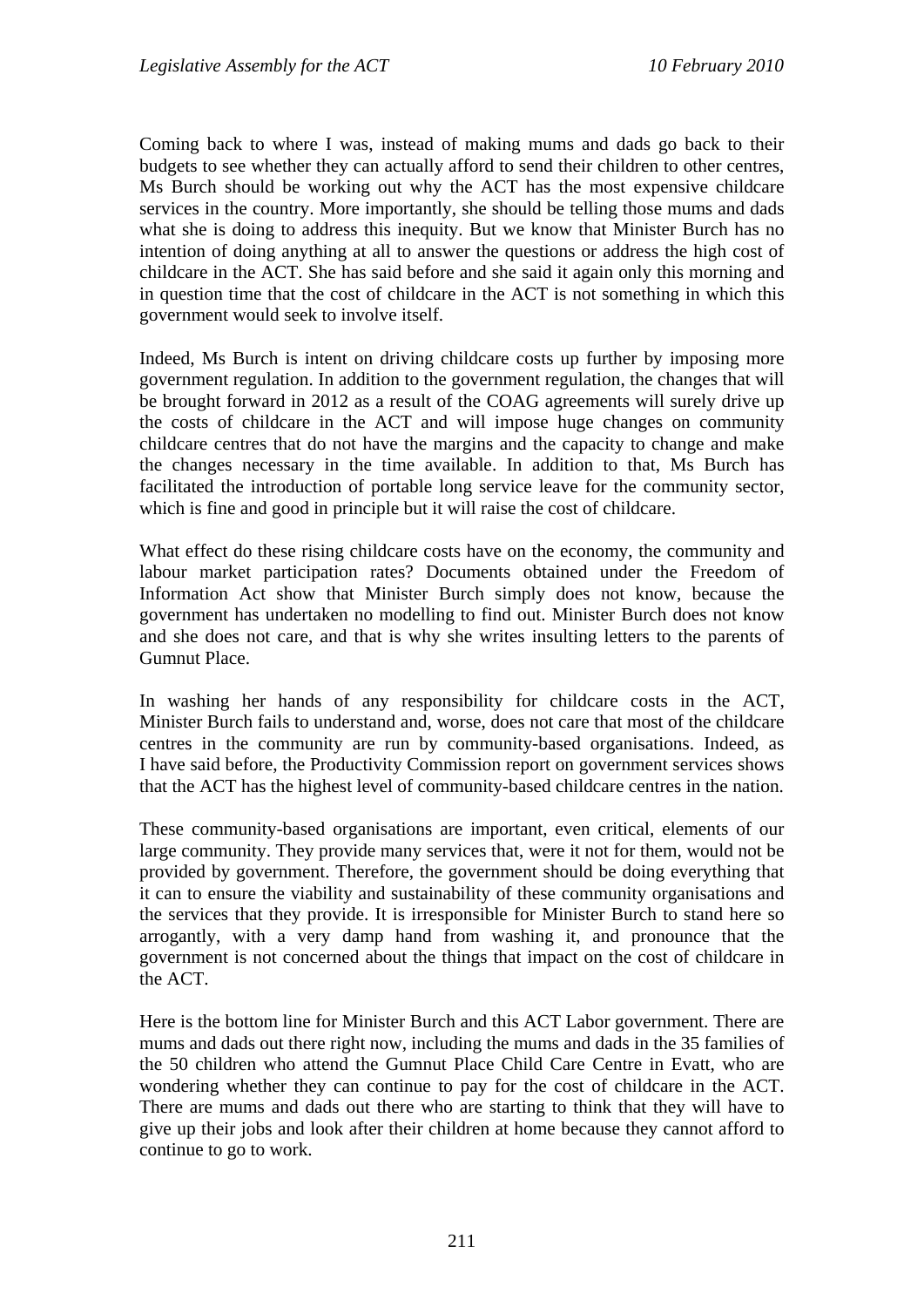Coming back to where I was, instead of making mums and dads go back to their budgets to see whether they can actually afford to send their children to other centres, Ms Burch should be working out why the ACT has the most expensive childcare services in the country. More importantly, she should be telling those mums and dads what she is doing to address this inequity. But we know that Minister Burch has no intention of doing anything at all to answer the questions or address the high cost of childcare in the ACT. She has said before and she said it again only this morning and in question time that the cost of childcare in the ACT is not something in which this government would seek to involve itself.

Indeed, Ms Burch is intent on driving childcare costs up further by imposing more government regulation. In addition to the government regulation, the changes that will be brought forward in 2012 as a result of the COAG agreements will surely drive up the costs of childcare in the ACT and will impose huge changes on community childcare centres that do not have the margins and the capacity to change and make the changes necessary in the time available. In addition to that, Ms Burch has facilitated the introduction of portable long service leave for the community sector, which is fine and good in principle but it will raise the cost of childcare.

What effect do these rising childcare costs have on the economy, the community and labour market participation rates? Documents obtained under the Freedom of Information Act show that Minister Burch simply does not know, because the government has undertaken no modelling to find out. Minister Burch does not know and she does not care, and that is why she writes insulting letters to the parents of Gumnut Place.

In washing her hands of any responsibility for childcare costs in the ACT, Minister Burch fails to understand and, worse, does not care that most of the childcare centres in the community are run by community-based organisations. Indeed, as I have said before, the Productivity Commission report on government services shows that the ACT has the highest level of community-based childcare centres in the nation.

These community-based organisations are important, even critical, elements of our large community. They provide many services that, were it not for them, would not be provided by government. Therefore, the government should be doing everything that it can to ensure the viability and sustainability of these community organisations and the services that they provide. It is irresponsible for Minister Burch to stand here so arrogantly, with a very damp hand from washing it, and pronounce that the government is not concerned about the things that impact on the cost of childcare in the ACT.

Here is the bottom line for Minister Burch and this ACT Labor government. There are mums and dads out there right now, including the mums and dads in the 35 families of the 50 children who attend the Gumnut Place Child Care Centre in Evatt, who are wondering whether they can continue to pay for the cost of childcare in the ACT. There are mums and dads out there who are starting to think that they will have to give up their jobs and look after their children at home because they cannot afford to continue to go to work.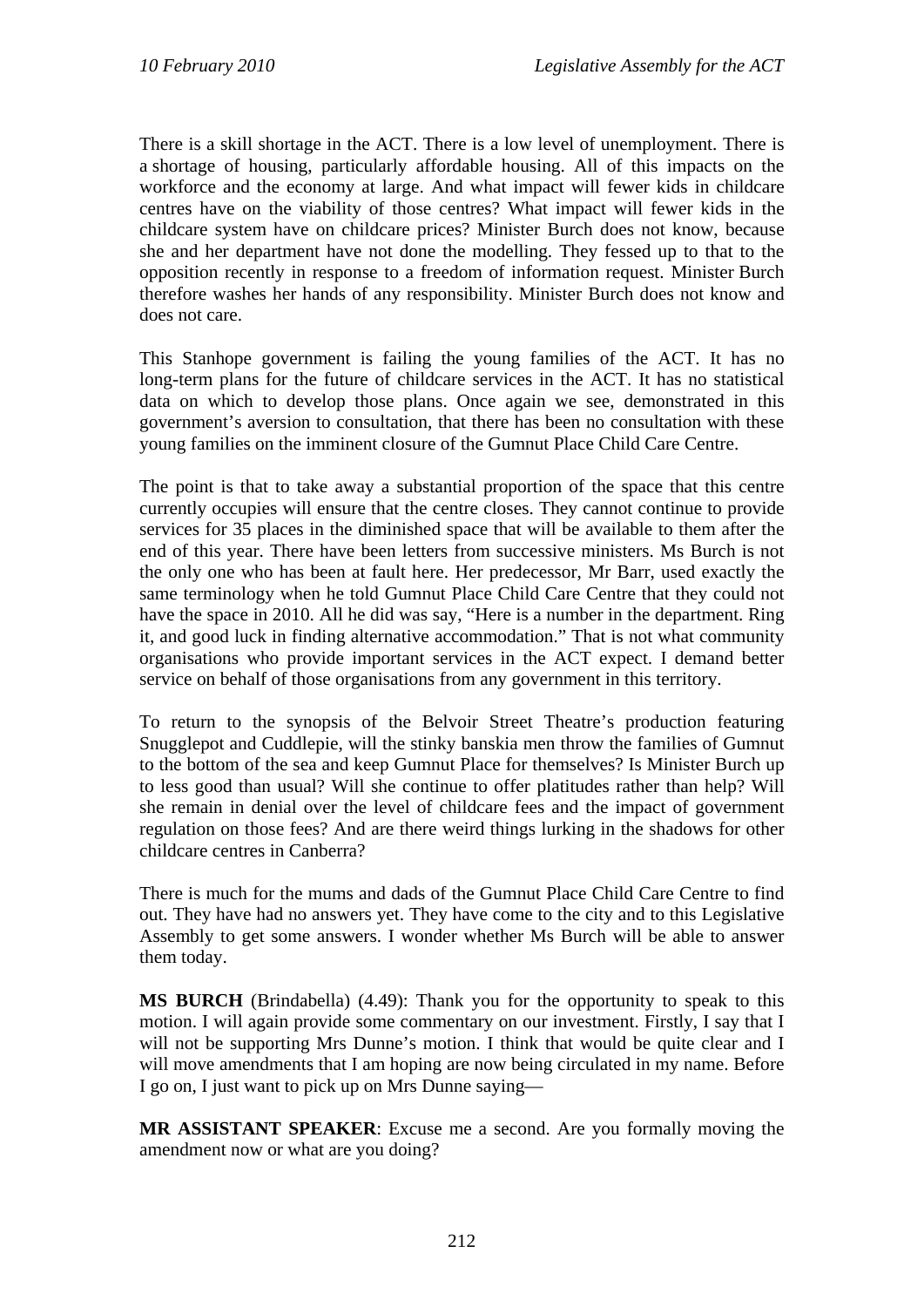There is a skill shortage in the ACT. There is a low level of unemployment. There is a shortage of housing, particularly affordable housing. All of this impacts on the workforce and the economy at large. And what impact will fewer kids in childcare centres have on the viability of those centres? What impact will fewer kids in the childcare system have on childcare prices? Minister Burch does not know, because she and her department have not done the modelling. They fessed up to that to the opposition recently in response to a freedom of information request. Minister Burch therefore washes her hands of any responsibility. Minister Burch does not know and does not care.

This Stanhope government is failing the young families of the ACT. It has no long-term plans for the future of childcare services in the ACT. It has no statistical data on which to develop those plans. Once again we see, demonstrated in this government's aversion to consultation, that there has been no consultation with these young families on the imminent closure of the Gumnut Place Child Care Centre.

The point is that to take away a substantial proportion of the space that this centre currently occupies will ensure that the centre closes. They cannot continue to provide services for 35 places in the diminished space that will be available to them after the end of this year. There have been letters from successive ministers. Ms Burch is not the only one who has been at fault here. Her predecessor, Mr Barr, used exactly the same terminology when he told Gumnut Place Child Care Centre that they could not have the space in 2010. All he did was say, "Here is a number in the department. Ring it, and good luck in finding alternative accommodation." That is not what community organisations who provide important services in the ACT expect. I demand better service on behalf of those organisations from any government in this territory.

To return to the synopsis of the Belvoir Street Theatre's production featuring Snugglepot and Cuddlepie, will the stinky banskia men throw the families of Gumnut to the bottom of the sea and keep Gumnut Place for themselves? Is Minister Burch up to less good than usual? Will she continue to offer platitudes rather than help? Will she remain in denial over the level of childcare fees and the impact of government regulation on those fees? And are there weird things lurking in the shadows for other childcare centres in Canberra?

There is much for the mums and dads of the Gumnut Place Child Care Centre to find out. They have had no answers yet. They have come to the city and to this Legislative Assembly to get some answers. I wonder whether Ms Burch will be able to answer them today.

**MS BURCH** (Brindabella) (4.49): Thank you for the opportunity to speak to this motion. I will again provide some commentary on our investment. Firstly, I say that I will not be supporting Mrs Dunne's motion. I think that would be quite clear and I will move amendments that I am hoping are now being circulated in my name. Before I go on, I just want to pick up on Mrs Dunne saying—

**MR ASSISTANT SPEAKER**: Excuse me a second. Are you formally moving the amendment now or what are you doing?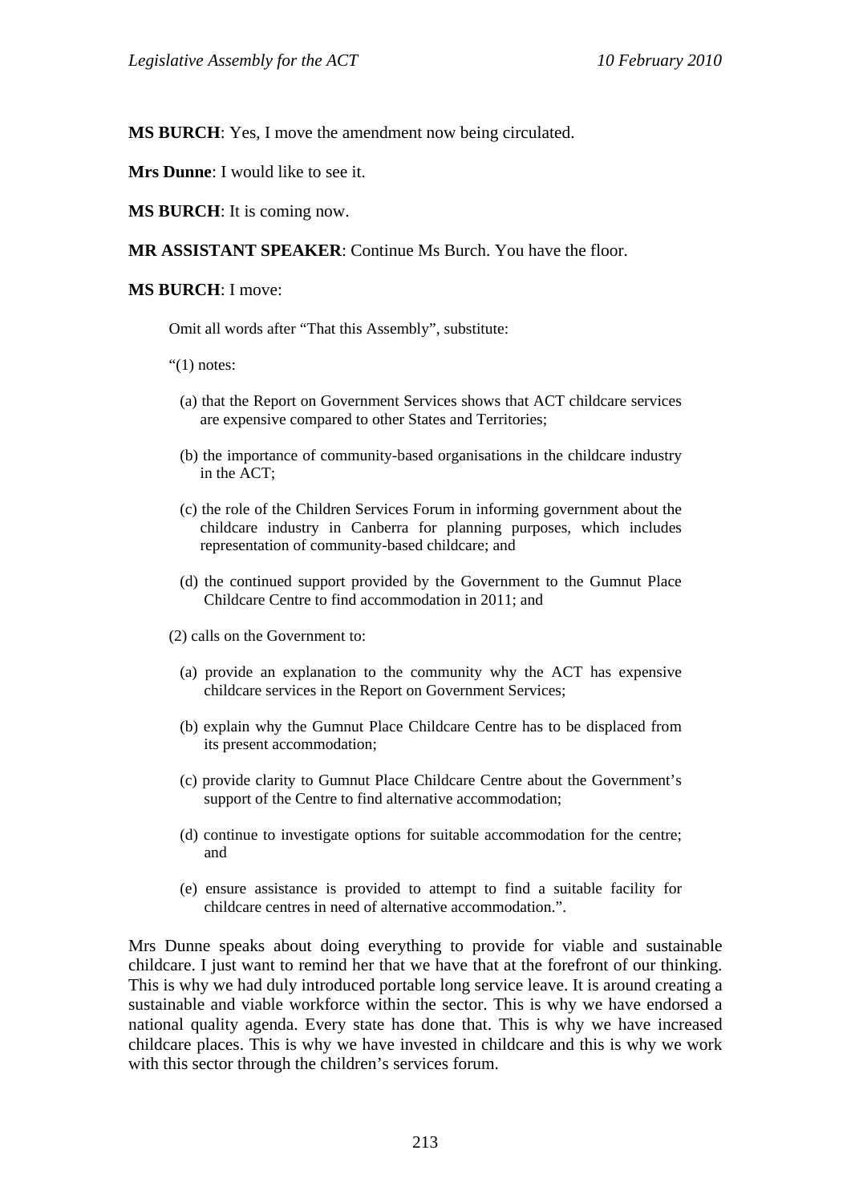**MS BURCH**: Yes, I move the amendment now being circulated.

**Mrs Dunne**: I would like to see it.

**MS BURCH**: It is coming now.

**MR ASSISTANT SPEAKER**: Continue Ms Burch. You have the floor.

**MS BURCH**: I move:

> Omit all words after "That this Assembly", substitute:
>
> "(1) notes:
>
> (a) that the Report on Government Services shows that ACT childcare services are expensive compared to other States and Territories;
>
> (b) the importance of community-based organisations in the childcare industry in the ACT;
>
> (c) the role of the Children Services Forum in informing government about the childcare industry in Canberra for planning purposes, which includes representation of community-based childcare; and
>
> (d) the continued support provided by the Government to the Gumnut Place Childcare Centre to find accommodation in 2011; and
>
> (2) calls on the Government to:
>
> (a) provide an explanation to the community why the ACT has expensive childcare services in the Report on Government Services;
>
> (b) explain why the Gumnut Place Childcare Centre has to be displaced from its present accommodation;
>
> (c) provide clarity to Gumnut Place Childcare Centre about the Government's support of the Centre to find alternative accommodation;
>
> (d) continue to investigate options for suitable accommodation for the centre; and
>
> (e) ensure assistance is provided to attempt to find a suitable facility for childcare centres in need of alternative accommodation.".

Mrs Dunne speaks about doing everything to provide for viable and sustainable childcare. I just want to remind her that we have that at the forefront of our thinking. This is why we had duly introduced portable long service leave. It is around creating a sustainable and viable workforce within the sector. This is why we have endorsed a national quality agenda. Every state has done that. This is why we have increased childcare places. This is why we have invested in childcare and this is why we work with this sector through the children's services forum.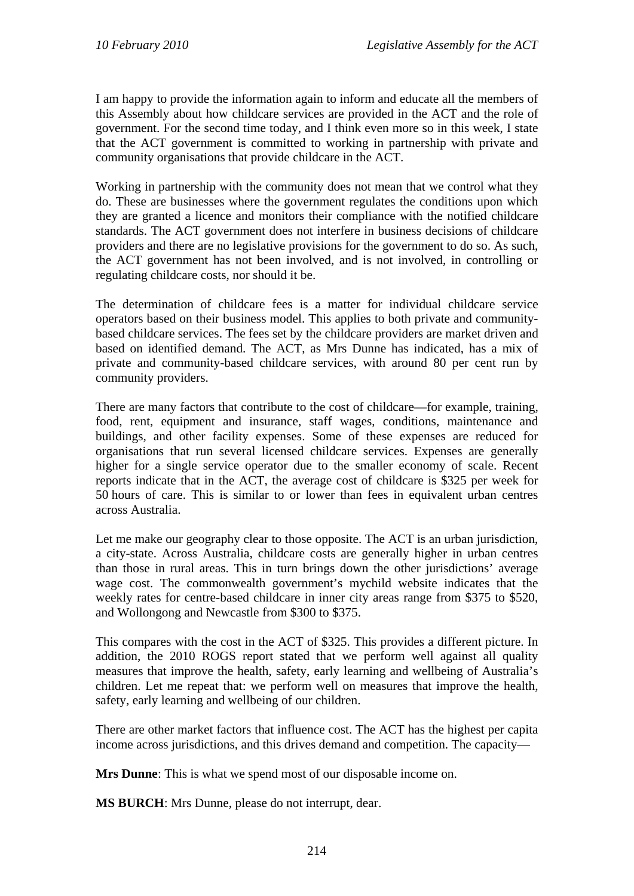I am happy to provide the information again to inform and educate all the members of this Assembly about how childcare services are provided in the ACT and the role of government. For the second time today, and I think even more so in this week, I state that the ACT government is committed to working in partnership with private and community organisations that provide childcare in the ACT.

Working in partnership with the community does not mean that we control what they do. These are businesses where the government regulates the conditions upon which they are granted a licence and monitors their compliance with the notified childcare standards. The ACT government does not interfere in business decisions of childcare providers and there are no legislative provisions for the government to do so. As such, the ACT government has not been involved, and is not involved, in controlling or regulating childcare costs, nor should it be.

The determination of childcare fees is a matter for individual childcare service operators based on their business model. This applies to both private and community-based childcare services. The fees set by the childcare providers are market driven and based on identified demand. The ACT, as Mrs Dunne has indicated, has a mix of private and community-based childcare services, with around 80 per cent run by community providers.

There are many factors that contribute to the cost of childcare—for example, training, food, rent, equipment and insurance, staff wages, conditions, maintenance and buildings, and other facility expenses. Some of these expenses are reduced for organisations that run several licensed childcare services. Expenses are generally higher for a single service operator due to the smaller economy of scale. Recent reports indicate that in the ACT, the average cost of childcare is $325 per week for 50 hours of care. This is similar to or lower than fees in equivalent urban centres across Australia.

Let me make our geography clear to those opposite. The ACT is an urban jurisdiction, a city-state. Across Australia, childcare costs are generally higher in urban centres than those in rural areas. This in turn brings down the other jurisdictions' average wage cost. The commonwealth government's mychild website indicates that the weekly rates for centre-based childcare in inner city areas range from $375 to $520, and Wollongong and Newcastle from $300 to $375.

This compares with the cost in the ACT of $325. This provides a different picture. In addition, the 2010 ROGS report stated that we perform well against all quality measures that improve the health, safety, early learning and wellbeing of Australia's children. Let me repeat that: we perform well on measures that improve the health, safety, early learning and wellbeing of our children.

There are other market factors that influence cost. The ACT has the highest per capita income across jurisdictions, and this drives demand and competition. The capacity—

**Mrs Dunne**: This is what we spend most of our disposable income on.

**MS BURCH**: Mrs Dunne, please do not interrupt, dear.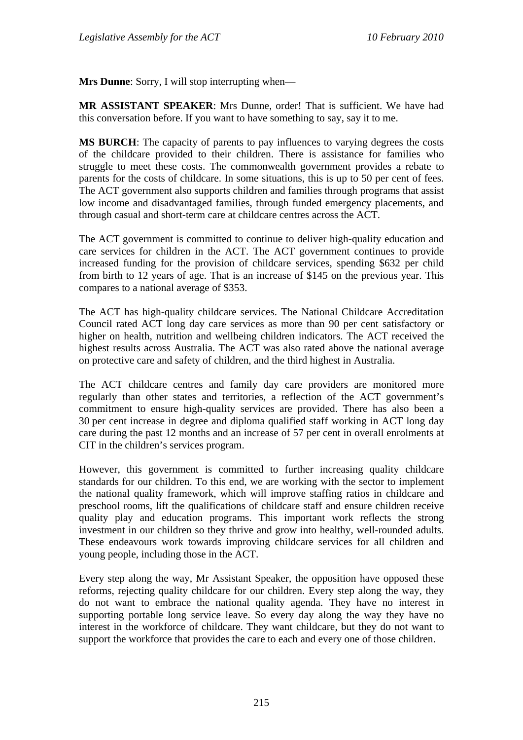**Mrs Dunne**: Sorry, I will stop interrupting when—

**MR ASSISTANT SPEAKER**: Mrs Dunne, order! That is sufficient. We have had this conversation before. If you want to have something to say, say it to me.

**MS BURCH**: The capacity of parents to pay influences to varying degrees the costs of the childcare provided to their children. There is assistance for families who struggle to meet these costs. The commonwealth government provides a rebate to parents for the costs of childcare. In some situations, this is up to 50 per cent of fees. The ACT government also supports children and families through programs that assist low income and disadvantaged families, through funded emergency placements, and through casual and short-term care at childcare centres across the ACT.

The ACT government is committed to continue to deliver high-quality education and care services for children in the ACT. The ACT government continues to provide increased funding for the provision of childcare services, spending $632 per child from birth to 12 years of age. That is an increase of $145 on the previous year. This compares to a national average of $353.

The ACT has high-quality childcare services. The National Childcare Accreditation Council rated ACT long day care services as more than 90 per cent satisfactory or higher on health, nutrition and wellbeing children indicators. The ACT received the highest results across Australia. The ACT was also rated above the national average on protective care and safety of children, and the third highest in Australia.

The ACT childcare centres and family day care providers are monitored more regularly than other states and territories, a reflection of the ACT government's commitment to ensure high-quality services are provided. There has also been a 30 per cent increase in degree and diploma qualified staff working in ACT long day care during the past 12 months and an increase of 57 per cent in overall enrolments at CIT in the children's services program.

However, this government is committed to further increasing quality childcare standards for our children. To this end, we are working with the sector to implement the national quality framework, which will improve staffing ratios in childcare and preschool rooms, lift the qualifications of childcare staff and ensure children receive quality play and education programs. This important work reflects the strong investment in our children so they thrive and grow into healthy, well-rounded adults. These endeavours work towards improving childcare services for all children and young people, including those in the ACT.

Every step along the way, Mr Assistant Speaker, the opposition have opposed these reforms, rejecting quality childcare for our children. Every step along the way, they do not want to embrace the national quality agenda. They have no interest in supporting portable long service leave. So every day along the way they have no interest in the workforce of childcare. They want childcare, but they do not want to support the workforce that provides the care to each and every one of those children.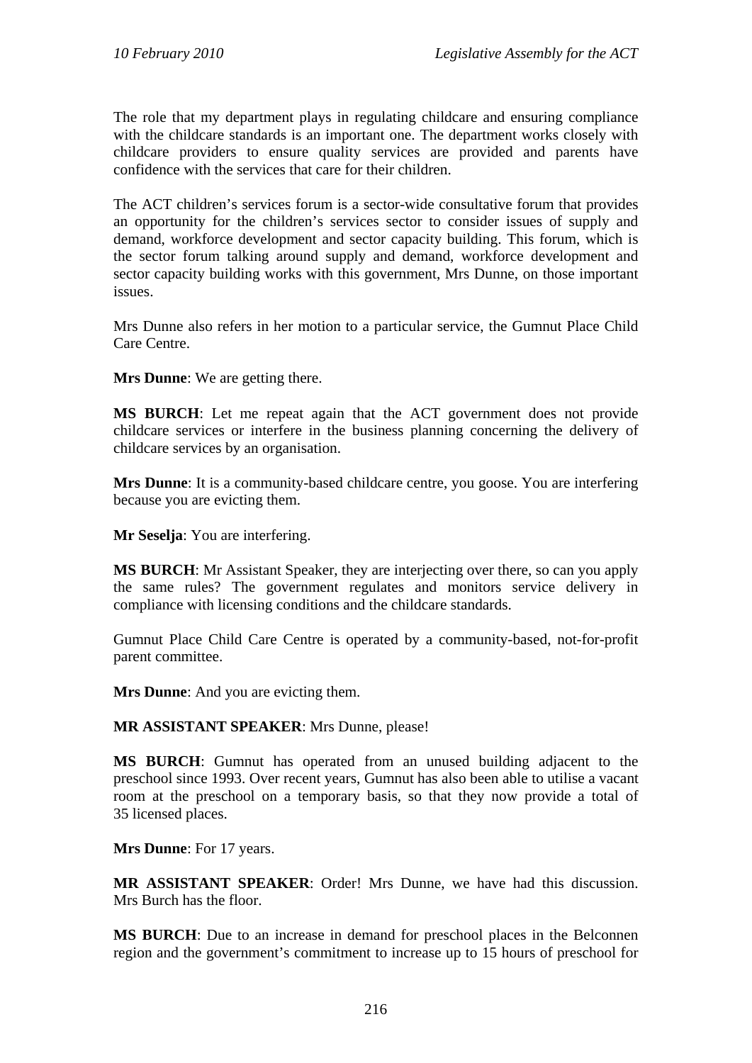The role that my department plays in regulating childcare and ensuring compliance with the childcare standards is an important one. The department works closely with childcare providers to ensure quality services are provided and parents have confidence with the services that care for their children.

The ACT children's services forum is a sector-wide consultative forum that provides an opportunity for the children's services sector to consider issues of supply and demand, workforce development and sector capacity building. This forum, which is the sector forum talking around supply and demand, workforce development and sector capacity building works with this government, Mrs Dunne, on those important issues.

Mrs Dunne also refers in her motion to a particular service, the Gumnut Place Child Care Centre.

**Mrs Dunne**: We are getting there.

**MS BURCH**: Let me repeat again that the ACT government does not provide childcare services or interfere in the business planning concerning the delivery of childcare services by an organisation.

**Mrs Dunne**: It is a community-based childcare centre, you goose. You are interfering because you are evicting them.

**Mr Seselja**: You are interfering.

**MS BURCH**: Mr Assistant Speaker, they are interjecting over there, so can you apply the same rules? The government regulates and monitors service delivery in compliance with licensing conditions and the childcare standards.

Gumnut Place Child Care Centre is operated by a community-based, not-for-profit parent committee.

**Mrs Dunne**: And you are evicting them.

**MR ASSISTANT SPEAKER**: Mrs Dunne, please!

**MS BURCH**: Gumnut has operated from an unused building adjacent to the preschool since 1993. Over recent years, Gumnut has also been able to utilise a vacant room at the preschool on a temporary basis, so that they now provide a total of 35 licensed places.

**Mrs Dunne**: For 17 years.

**MR ASSISTANT SPEAKER**: Order! Mrs Dunne, we have had this discussion. Mrs Burch has the floor.

**MS BURCH**: Due to an increase in demand for preschool places in the Belconnen region and the government's commitment to increase up to 15 hours of preschool for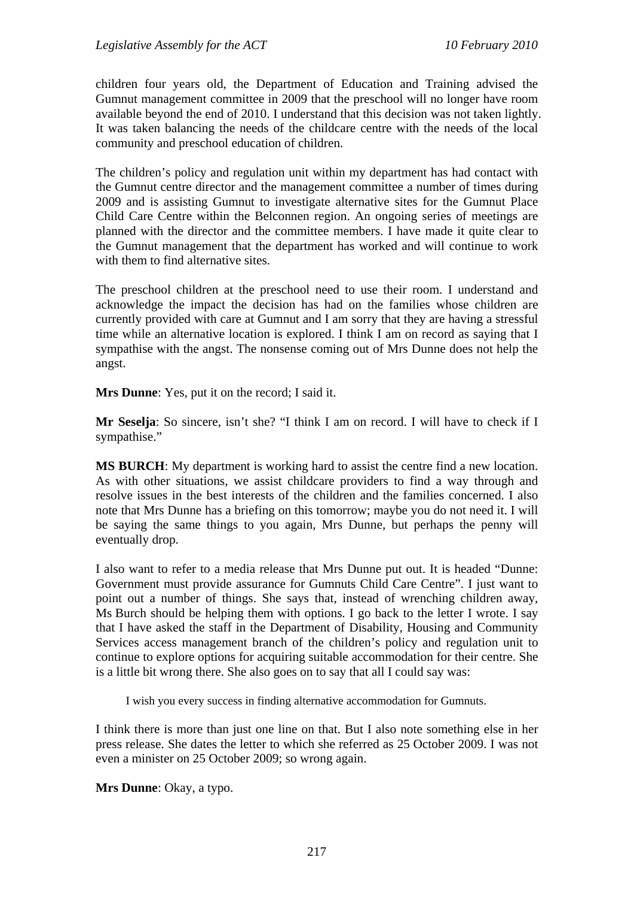children four years old, the Department of Education and Training advised the Gumnut management committee in 2009 that the preschool will no longer have room available beyond the end of 2010. I understand that this decision was not taken lightly. It was taken balancing the needs of the childcare centre with the needs of the local community and preschool education of children.

The children's policy and regulation unit within my department has had contact with the Gumnut centre director and the management committee a number of times during 2009 and is assisting Gumnut to investigate alternative sites for the Gumnut Place Child Care Centre within the Belconnen region. An ongoing series of meetings are planned with the director and the committee members. I have made it quite clear to the Gumnut management that the department has worked and will continue to work with them to find alternative sites.

The preschool children at the preschool need to use their room. I understand and acknowledge the impact the decision has had on the families whose children are currently provided with care at Gumnut and I am sorry that they are having a stressful time while an alternative location is explored. I think I am on record as saying that I sympathise with the angst. The nonsense coming out of Mrs Dunne does not help the angst.

**Mrs Dunne**: Yes, put it on the record; I said it.

**Mr Seselja**: So sincere, isn't she? "I think I am on record. I will have to check if I sympathise."

**MS BURCH**: My department is working hard to assist the centre find a new location. As with other situations, we assist childcare providers to find a way through and resolve issues in the best interests of the children and the families concerned. I also note that Mrs Dunne has a briefing on this tomorrow; maybe you do not need it. I will be saying the same things to you again, Mrs Dunne, but perhaps the penny will eventually drop.

I also want to refer to a media release that Mrs Dunne put out. It is headed "Dunne: Government must provide assurance for Gumnuts Child Care Centre". I just want to point out a number of things. She says that, instead of wrenching children away, Ms Burch should be helping them with options. I go back to the letter I wrote. I say that I have asked the staff in the Department of Disability, Housing and Community Services access management branch of the children's policy and regulation unit to continue to explore options for acquiring suitable accommodation for their centre. She is a little bit wrong there. She also goes on to say that all I could say was:

> I wish you every success in finding alternative accommodation for Gumnuts.

I think there is more than just one line on that. But I also note something else in her press release. She dates the letter to which she referred as 25 October 2009. I was not even a minister on 25 October 2009; so wrong again.

**Mrs Dunne**: Okay, a typo.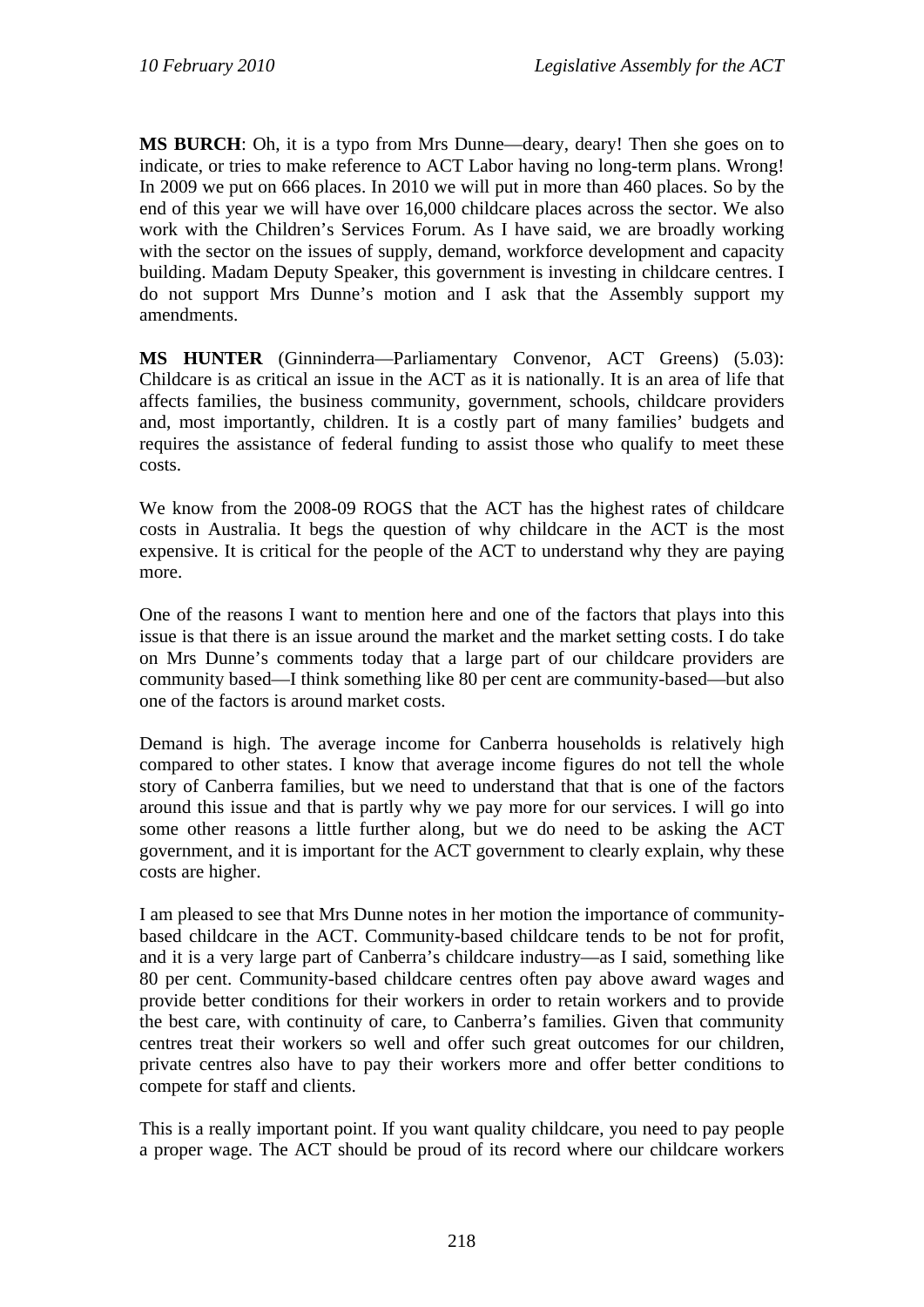**MS BURCH**: Oh, it is a typo from Mrs Dunne—deary, deary! Then she goes on to indicate, or tries to make reference to ACT Labor having no long-term plans. Wrong! In 2009 we put on 666 places. In 2010 we will put in more than 460 places. So by the end of this year we will have over 16,000 childcare places across the sector. We also work with the Children's Services Forum. As I have said, we are broadly working with the sector on the issues of supply, demand, workforce development and capacity building. Madam Deputy Speaker, this government is investing in childcare centres. I do not support Mrs Dunne's motion and I ask that the Assembly support my amendments.

**MS HUNTER** (Ginninderra—Parliamentary Convenor, ACT Greens) (5.03): Childcare is as critical an issue in the ACT as it is nationally. It is an area of life that affects families, the business community, government, schools, childcare providers and, most importantly, children. It is a costly part of many families' budgets and requires the assistance of federal funding to assist those who qualify to meet these costs.

We know from the 2008-09 ROGS that the ACT has the highest rates of childcare costs in Australia. It begs the question of why childcare in the ACT is the most expensive. It is critical for the people of the ACT to understand why they are paying more.

One of the reasons I want to mention here and one of the factors that plays into this issue is that there is an issue around the market and the market setting costs. I do take on Mrs Dunne's comments today that a large part of our childcare providers are community based—I think something like 80 per cent are community-based—but also one of the factors is around market costs.

Demand is high. The average income for Canberra households is relatively high compared to other states. I know that average income figures do not tell the whole story of Canberra families, but we need to understand that that is one of the factors around this issue and that is partly why we pay more for our services. I will go into some other reasons a little further along, but we do need to be asking the ACT government, and it is important for the ACT government to clearly explain, why these costs are higher.

I am pleased to see that Mrs Dunne notes in her motion the importance of community-based childcare in the ACT. Community-based childcare tends to be not for profit, and it is a very large part of Canberra's childcare industry—as I said, something like 80 per cent. Community-based childcare centres often pay above award wages and provide better conditions for their workers in order to retain workers and to provide the best care, with continuity of care, to Canberra's families. Given that community centres treat their workers so well and offer such great outcomes for our children, private centres also have to pay their workers more and offer better conditions to compete for staff and clients.

This is a really important point. If you want quality childcare, you need to pay people a proper wage. The ACT should be proud of its record where our childcare workers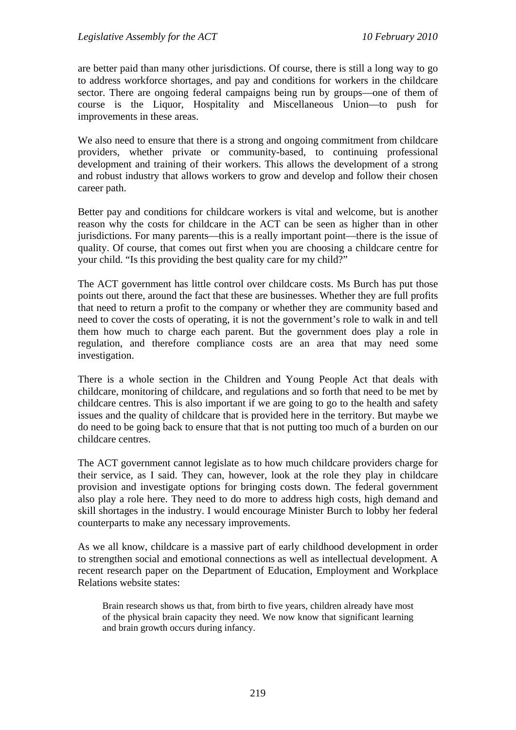are better paid than many other jurisdictions. Of course, there is still a long way to go to address workforce shortages, and pay and conditions for workers in the childcare sector. There are ongoing federal campaigns being run by groups—one of them of course is the Liquor, Hospitality and Miscellaneous Union—to push for improvements in these areas.

We also need to ensure that there is a strong and ongoing commitment from childcare providers, whether private or community-based, to continuing professional development and training of their workers. This allows the development of a strong and robust industry that allows workers to grow and develop and follow their chosen career path.

Better pay and conditions for childcare workers is vital and welcome, but is another reason why the costs for childcare in the ACT can be seen as higher than in other jurisdictions. For many parents—this is a really important point—there is the issue of quality. Of course, that comes out first when you are choosing a childcare centre for your child. "Is this providing the best quality care for my child?"

The ACT government has little control over childcare costs. Ms Burch has put those points out there, around the fact that these are businesses. Whether they are full profits that need to return a profit to the company or whether they are community based and need to cover the costs of operating, it is not the government's role to walk in and tell them how much to charge each parent. But the government does play a role in regulation, and therefore compliance costs are an area that may need some investigation.

There is a whole section in the Children and Young People Act that deals with childcare, monitoring of childcare, and regulations and so forth that need to be met by childcare centres. This is also important if we are going to go to the health and safety issues and the quality of childcare that is provided here in the territory. But maybe we do need to be going back to ensure that that is not putting too much of a burden on our childcare centres.

The ACT government cannot legislate as to how much childcare providers charge for their service, as I said. They can, however, look at the role they play in childcare provision and investigate options for bringing costs down. The federal government also play a role here. They need to do more to address high costs, high demand and skill shortages in the industry. I would encourage Minister Burch to lobby her federal counterparts to make any necessary improvements.

As we all know, childcare is a massive part of early childhood development in order to strengthen social and emotional connections as well as intellectual development. A recent research paper on the Department of Education, Employment and Workplace Relations website states:

> Brain research shows us that, from birth to five years, children already have most of the physical brain capacity they need. We now know that significant learning and brain growth occurs during infancy.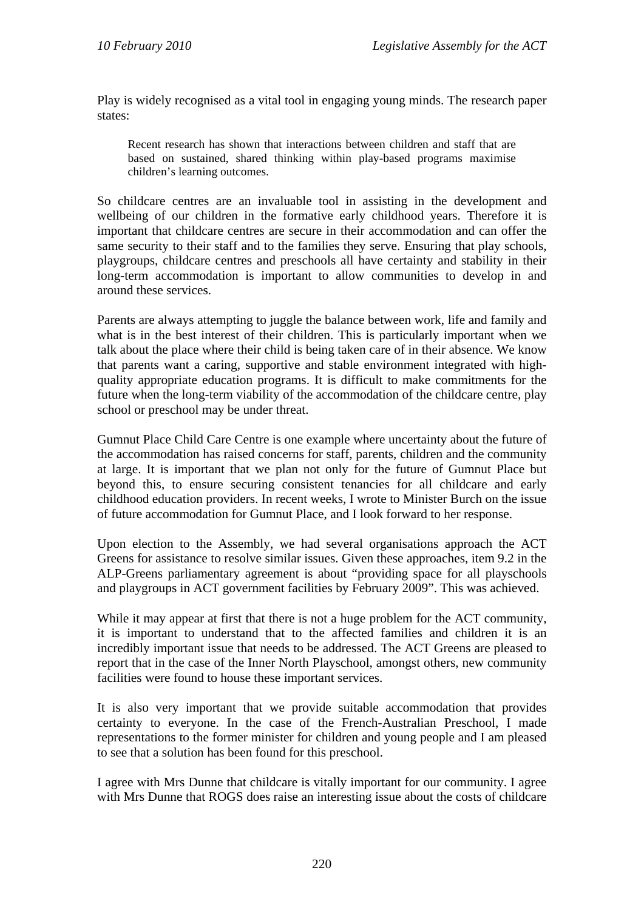Play is widely recognised as a vital tool in engaging young minds. The research paper states:

> Recent research has shown that interactions between children and staff that are based on sustained, shared thinking within play-based programs maximise children's learning outcomes.

So childcare centres are an invaluable tool in assisting in the development and wellbeing of our children in the formative early childhood years. Therefore it is important that childcare centres are secure in their accommodation and can offer the same security to their staff and to the families they serve. Ensuring that play schools, playgroups, childcare centres and preschools all have certainty and stability in their long-term accommodation is important to allow communities to develop in and around these services.

Parents are always attempting to juggle the balance between work, life and family and what is in the best interest of their children. This is particularly important when we talk about the place where their child is being taken care of in their absence. We know that parents want a caring, supportive and stable environment integrated with high-quality appropriate education programs. It is difficult to make commitments for the future when the long-term viability of the accommodation of the childcare centre, play school or preschool may be under threat.

Gumnut Place Child Care Centre is one example where uncertainty about the future of the accommodation has raised concerns for staff, parents, children and the community at large. It is important that we plan not only for the future of Gumnut Place but beyond this, to ensure securing consistent tenancies for all childcare and early childhood education providers. In recent weeks, I wrote to Minister Burch on the issue of future accommodation for Gumnut Place, and I look forward to her response.

Upon election to the Assembly, we had several organisations approach the ACT Greens for assistance to resolve similar issues. Given these approaches, item 9.2 in the ALP-Greens parliamentary agreement is about "providing space for all playschools and playgroups in ACT government facilities by February 2009". This was achieved.

While it may appear at first that there is not a huge problem for the ACT community, it is important to understand that to the affected families and children it is an incredibly important issue that needs to be addressed. The ACT Greens are pleased to report that in the case of the Inner North Playschool, amongst others, new community facilities were found to house these important services.

It is also very important that we provide suitable accommodation that provides certainty to everyone. In the case of the French-Australian Preschool, I made representations to the former minister for children and young people and I am pleased to see that a solution has been found for this preschool.

I agree with Mrs Dunne that childcare is vitally important for our community. I agree with Mrs Dunne that ROGS does raise an interesting issue about the costs of childcare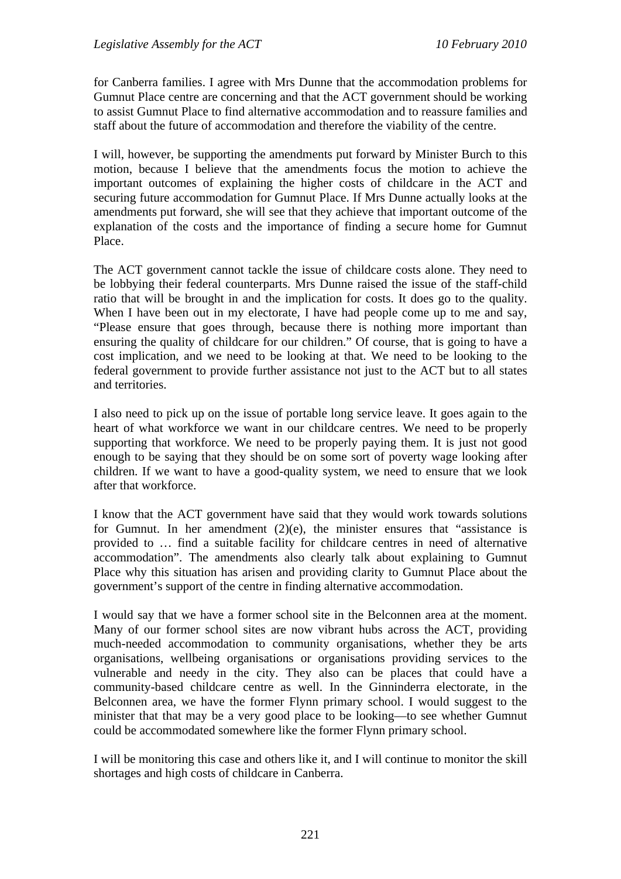for Canberra families. I agree with Mrs Dunne that the accommodation problems for Gumnut Place centre are concerning and that the ACT government should be working to assist Gumnut Place to find alternative accommodation and to reassure families and staff about the future of accommodation and therefore the viability of the centre.

I will, however, be supporting the amendments put forward by Minister Burch to this motion, because I believe that the amendments focus the motion to achieve the important outcomes of explaining the higher costs of childcare in the ACT and securing future accommodation for Gumnut Place. If Mrs Dunne actually looks at the amendments put forward, she will see that they achieve that important outcome of the explanation of the costs and the importance of finding a secure home for Gumnut Place.

The ACT government cannot tackle the issue of childcare costs alone. They need to be lobbying their federal counterparts. Mrs Dunne raised the issue of the staff-child ratio that will be brought in and the implication for costs. It does go to the quality. When I have been out in my electorate, I have had people come up to me and say, "Please ensure that goes through, because there is nothing more important than ensuring the quality of childcare for our children." Of course, that is going to have a cost implication, and we need to be looking at that. We need to be looking to the federal government to provide further assistance not just to the ACT but to all states and territories.

I also need to pick up on the issue of portable long service leave. It goes again to the heart of what workforce we want in our childcare centres. We need to be properly supporting that workforce. We need to be properly paying them. It is just not good enough to be saying that they should be on some sort of poverty wage looking after children. If we want to have a good-quality system, we need to ensure that we look after that workforce.

I know that the ACT government have said that they would work towards solutions for Gumnut. In her amendment (2)(e), the minister ensures that "assistance is provided to … find a suitable facility for childcare centres in need of alternative accommodation". The amendments also clearly talk about explaining to Gumnut Place why this situation has arisen and providing clarity to Gumnut Place about the government's support of the centre in finding alternative accommodation.

I would say that we have a former school site in the Belconnen area at the moment. Many of our former school sites are now vibrant hubs across the ACT, providing much-needed accommodation to community organisations, whether they be arts organisations, wellbeing organisations or organisations providing services to the vulnerable and needy in the city. They also can be places that could have a community-based childcare centre as well. In the Ginninderra electorate, in the Belconnen area, we have the former Flynn primary school. I would suggest to the minister that that may be a very good place to be looking—to see whether Gumnut could be accommodated somewhere like the former Flynn primary school.

I will be monitoring this case and others like it, and I will continue to monitor the skill shortages and high costs of childcare in Canberra.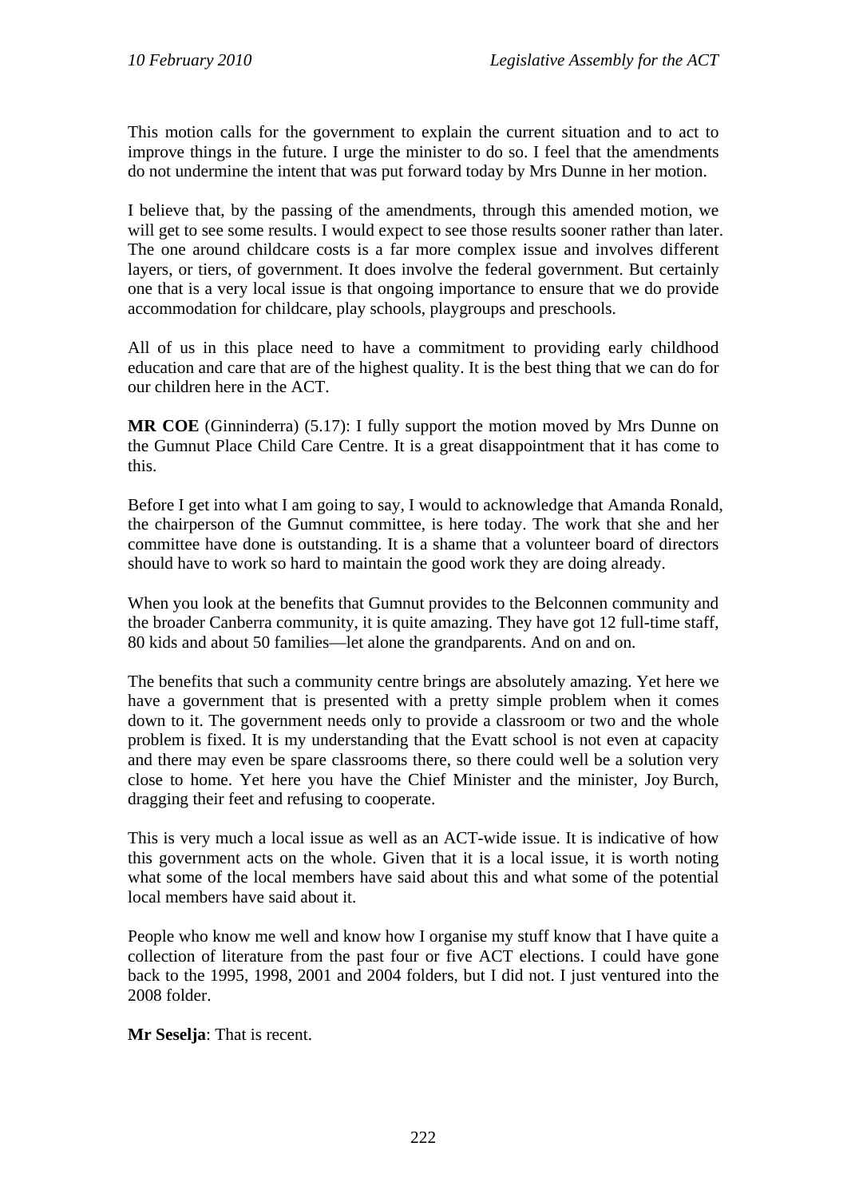This motion calls for the government to explain the current situation and to act to improve things in the future. I urge the minister to do so. I feel that the amendments do not undermine the intent that was put forward today by Mrs Dunne in her motion.

I believe that, by the passing of the amendments, through this amended motion, we will get to see some results. I would expect to see those results sooner rather than later. The one around childcare costs is a far more complex issue and involves different layers, or tiers, of government. It does involve the federal government. But certainly one that is a very local issue is that ongoing importance to ensure that we do provide accommodation for childcare, play schools, playgroups and preschools.

All of us in this place need to have a commitment to providing early childhood education and care that are of the highest quality. It is the best thing that we can do for our children here in the ACT.

**MR COE** (Ginninderra) (5.17): I fully support the motion moved by Mrs Dunne on the Gumnut Place Child Care Centre. It is a great disappointment that it has come to this.

Before I get into what I am going to say, I would to acknowledge that Amanda Ronald, the chairperson of the Gumnut committee, is here today. The work that she and her committee have done is outstanding. It is a shame that a volunteer board of directors should have to work so hard to maintain the good work they are doing already.

When you look at the benefits that Gumnut provides to the Belconnen community and the broader Canberra community, it is quite amazing. They have got 12 full-time staff, 80 kids and about 50 families—let alone the grandparents. And on and on.

The benefits that such a community centre brings are absolutely amazing. Yet here we have a government that is presented with a pretty simple problem when it comes down to it. The government needs only to provide a classroom or two and the whole problem is fixed. It is my understanding that the Evatt school is not even at capacity and there may even be spare classrooms there, so there could well be a solution very close to home. Yet here you have the Chief Minister and the minister, Joy Burch, dragging their feet and refusing to cooperate.

This is very much a local issue as well as an ACT-wide issue. It is indicative of how this government acts on the whole. Given that it is a local issue, it is worth noting what some of the local members have said about this and what some of the potential local members have said about it.

People who know me well and know how I organise my stuff know that I have quite a collection of literature from the past four or five ACT elections. I could have gone back to the 1995, 1998, 2001 and 2004 folders, but I did not. I just ventured into the 2008 folder.

**Mr Seselja**: That is recent.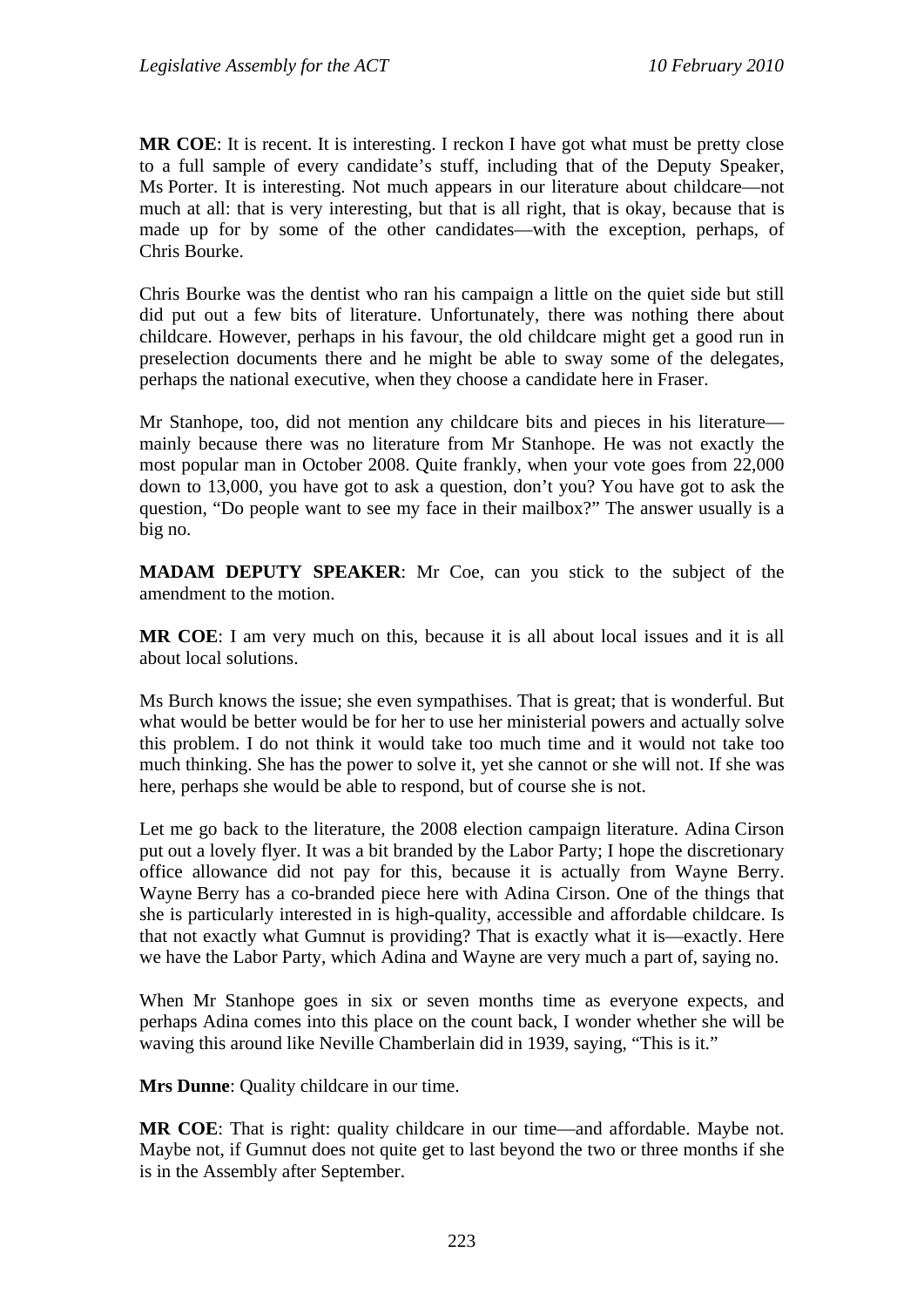**MR COE**: It is recent. It is interesting. I reckon I have got what must be pretty close to a full sample of every candidate's stuff, including that of the Deputy Speaker, Ms Porter. It is interesting. Not much appears in our literature about childcare—not much at all: that is very interesting, but that is all right, that is okay, because that is made up for by some of the other candidates—with the exception, perhaps, of Chris Bourke.

Chris Bourke was the dentist who ran his campaign a little on the quiet side but still did put out a few bits of literature. Unfortunately, there was nothing there about childcare. However, perhaps in his favour, the old childcare might get a good run in preselection documents there and he might be able to sway some of the delegates, perhaps the national executive, when they choose a candidate here in Fraser.

Mr Stanhope, too, did not mention any childcare bits and pieces in his literature—mainly because there was no literature from Mr Stanhope. He was not exactly the most popular man in October 2008. Quite frankly, when your vote goes from 22,000 down to 13,000, you have got to ask a question, don't you? You have got to ask the question, "Do people want to see my face in their mailbox?" The answer usually is a big no.

**MADAM DEPUTY SPEAKER**: Mr Coe, can you stick to the subject of the amendment to the motion.

**MR COE**: I am very much on this, because it is all about local issues and it is all about local solutions.

Ms Burch knows the issue; she even sympathises. That is great; that is wonderful. But what would be better would be for her to use her ministerial powers and actually solve this problem. I do not think it would take too much time and it would not take too much thinking. She has the power to solve it, yet she cannot or she will not. If she was here, perhaps she would be able to respond, but of course she is not.

Let me go back to the literature, the 2008 election campaign literature. Adina Cirson put out a lovely flyer. It was a bit branded by the Labor Party; I hope the discretionary office allowance did not pay for this, because it is actually from Wayne Berry. Wayne Berry has a co-branded piece here with Adina Cirson. One of the things that she is particularly interested in is high-quality, accessible and affordable childcare. Is that not exactly what Gumnut is providing? That is exactly what it is—exactly. Here we have the Labor Party, which Adina and Wayne are very much a part of, saying no.

When Mr Stanhope goes in six or seven months time as everyone expects, and perhaps Adina comes into this place on the count back, I wonder whether she will be waving this around like Neville Chamberlain did in 1939, saying, "This is it."

**Mrs Dunne**: Quality childcare in our time.

**MR COE**: That is right: quality childcare in our time—and affordable. Maybe not. Maybe not, if Gumnut does not quite get to last beyond the two or three months if she is in the Assembly after September.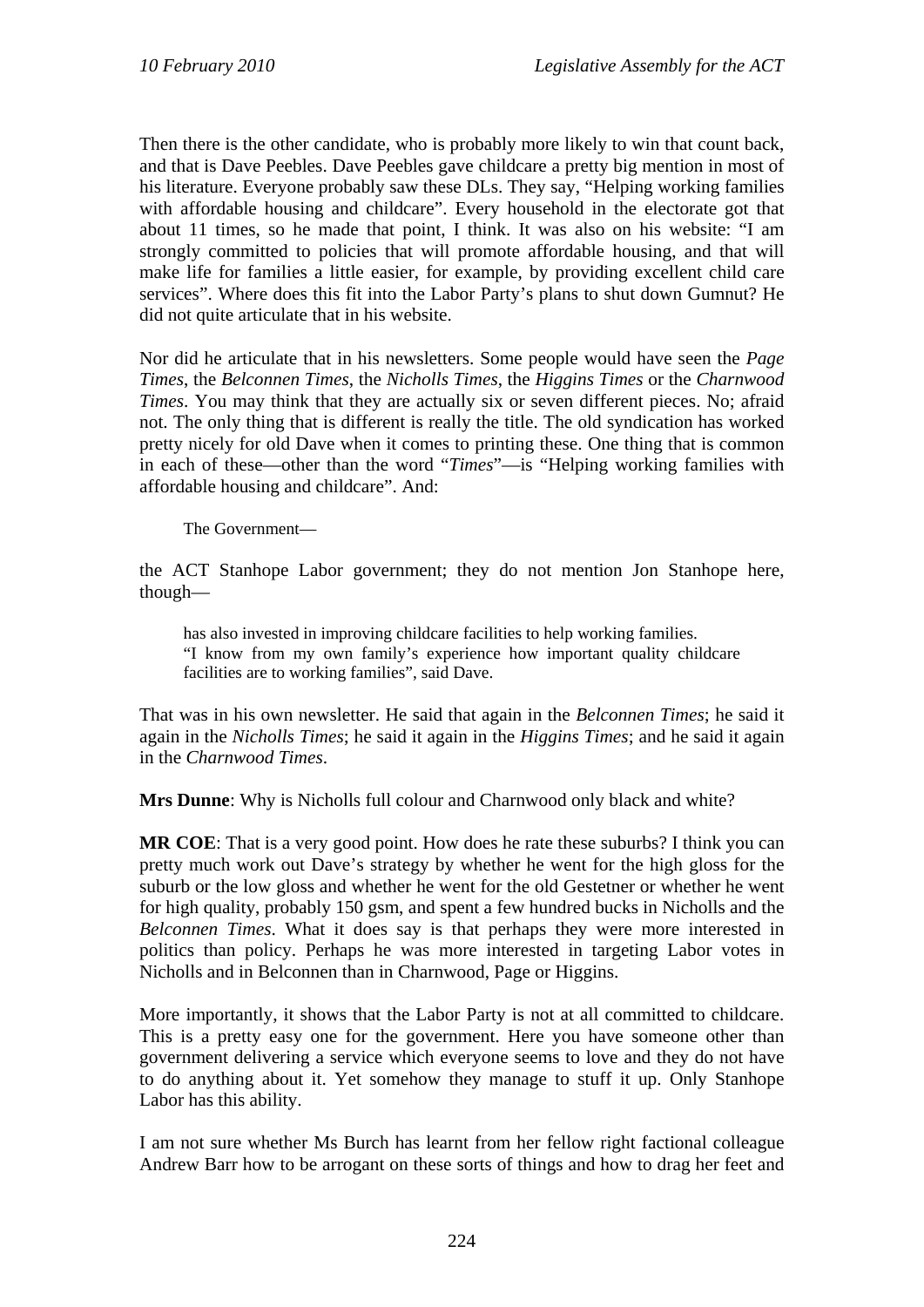Then there is the other candidate, who is probably more likely to win that count back, and that is Dave Peebles. Dave Peebles gave childcare a pretty big mention in most of his literature. Everyone probably saw these DLs. They say, "Helping working families with affordable housing and childcare". Every household in the electorate got that about 11 times, so he made that point, I think. It was also on his website: "I am strongly committed to policies that will promote affordable housing, and that will make life for families a little easier, for example, by providing excellent child care services". Where does this fit into the Labor Party's plans to shut down Gumnut? He did not quite articulate that in his website.

Nor did he articulate that in his newsletters. Some people would have seen the *Page Times*, the *Belconnen Times*, the *Nicholls Times*, the *Higgins Times* or the *Charnwood Times*. You may think that they are actually six or seven different pieces. No; afraid not. The only thing that is different is really the title. The old syndication has worked pretty nicely for old Dave when it comes to printing these. One thing that is common in each of these—other than the word "*Times*"—is "Helping working families with affordable housing and childcare". And:

> The Government—

the ACT Stanhope Labor government; they do not mention Jon Stanhope here, though—

> has also invested in improving childcare facilities to help working families.
> "I know from my own family's experience how important quality childcare facilities are to working families", said Dave.

That was in his own newsletter. He said that again in the *Belconnen Times*; he said it again in the *Nicholls Times*; he said it again in the *Higgins Times*; and he said it again in the *Charnwood Times*.

**Mrs Dunne**: Why is Nicholls full colour and Charnwood only black and white?

**MR COE**: That is a very good point. How does he rate these suburbs? I think you can pretty much work out Dave's strategy by whether he went for the high gloss for the suburb or the low gloss and whether he went for the old Gestetner or whether he went for high quality, probably 150 gsm, and spent a few hundred bucks in Nicholls and the *Belconnen Times*. What it does say is that perhaps they were more interested in politics than policy. Perhaps he was more interested in targeting Labor votes in Nicholls and in Belconnen than in Charnwood, Page or Higgins.

More importantly, it shows that the Labor Party is not at all committed to childcare. This is a pretty easy one for the government. Here you have someone other than government delivering a service which everyone seems to love and they do not have to do anything about it. Yet somehow they manage to stuff it up. Only Stanhope Labor has this ability.

I am not sure whether Ms Burch has learnt from her fellow right factional colleague Andrew Barr how to be arrogant on these sorts of things and how to drag her feet and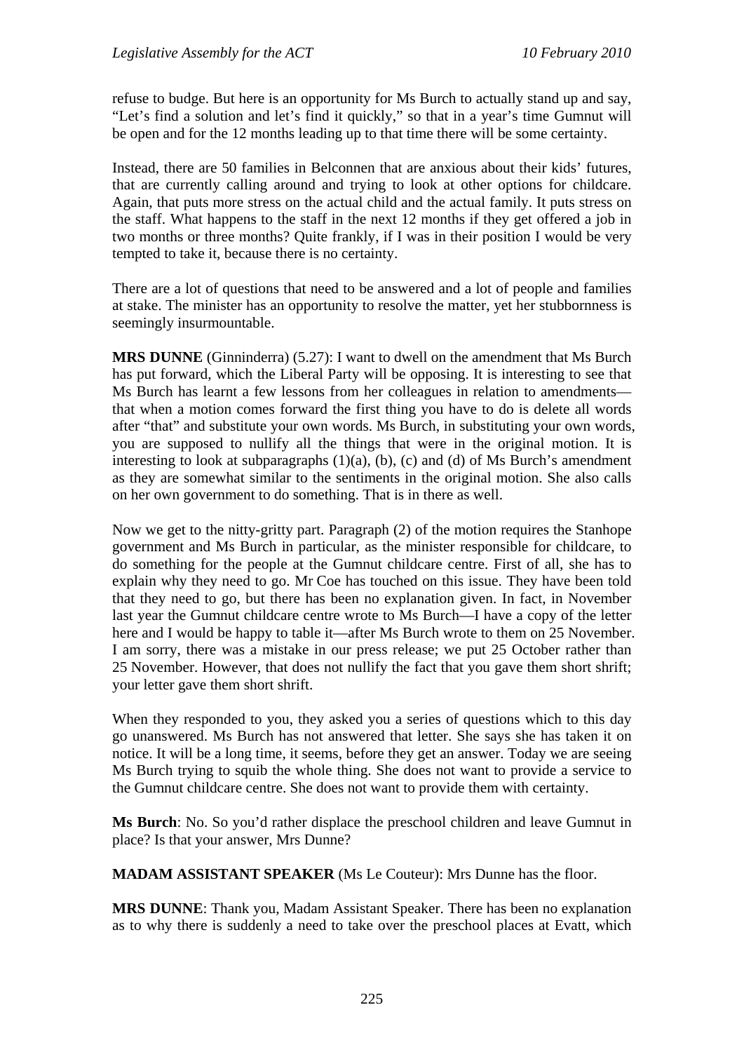refuse to budge. But here is an opportunity for Ms Burch to actually stand up and say, "Let's find a solution and let's find it quickly," so that in a year's time Gumnut will be open and for the 12 months leading up to that time there will be some certainty.

Instead, there are 50 families in Belconnen that are anxious about their kids' futures, that are currently calling around and trying to look at other options for childcare. Again, that puts more stress on the actual child and the actual family. It puts stress on the staff. What happens to the staff in the next 12 months if they get offered a job in two months or three months? Quite frankly, if I was in their position I would be very tempted to take it, because there is no certainty.

There are a lot of questions that need to be answered and a lot of people and families at stake. The minister has an opportunity to resolve the matter, yet her stubbornness is seemingly insurmountable.

**MRS DUNNE** (Ginninderra) (5.27): I want to dwell on the amendment that Ms Burch has put forward, which the Liberal Party will be opposing. It is interesting to see that Ms Burch has learnt a few lessons from her colleagues in relation to amendments—that when a motion comes forward the first thing you have to do is delete all words after "that" and substitute your own words. Ms Burch, in substituting your own words, you are supposed to nullify all the things that were in the original motion. It is interesting to look at subparagraphs (1)(a), (b), (c) and (d) of Ms Burch's amendment as they are somewhat similar to the sentiments in the original motion. She also calls on her own government to do something. That is in there as well.

Now we get to the nitty-gritty part. Paragraph (2) of the motion requires the Stanhope government and Ms Burch in particular, as the minister responsible for childcare, to do something for the people at the Gumnut childcare centre. First of all, she has to explain why they need to go. Mr Coe has touched on this issue. They have been told that they need to go, but there has been no explanation given. In fact, in November last year the Gumnut childcare centre wrote to Ms Burch—I have a copy of the letter here and I would be happy to table it—after Ms Burch wrote to them on 25 November. I am sorry, there was a mistake in our press release; we put 25 October rather than 25 November. However, that does not nullify the fact that you gave them short shrift; your letter gave them short shrift.

When they responded to you, they asked you a series of questions which to this day go unanswered. Ms Burch has not answered that letter. She says she has taken it on notice. It will be a long time, it seems, before they get an answer. Today we are seeing Ms Burch trying to squib the whole thing. She does not want to provide a service to the Gumnut childcare centre. She does not want to provide them with certainty.

**Ms Burch**: No. So you'd rather displace the preschool children and leave Gumnut in place? Is that your answer, Mrs Dunne?

**MADAM ASSISTANT SPEAKER** (Ms Le Couteur): Mrs Dunne has the floor.

**MRS DUNNE**: Thank you, Madam Assistant Speaker. There has been no explanation as to why there is suddenly a need to take over the preschool places at Evatt, which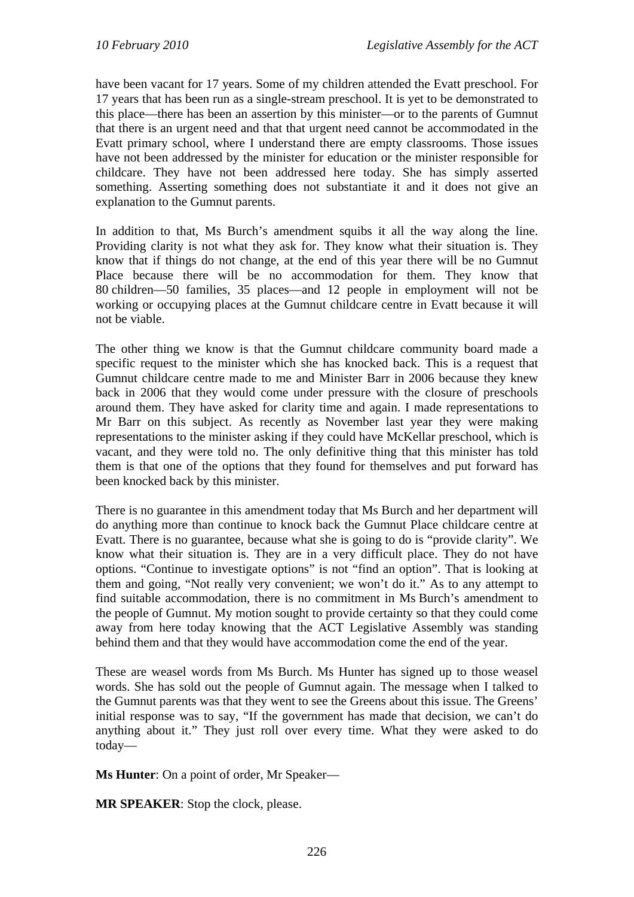have been vacant for 17 years. Some of my children attended the Evatt preschool. For 17 years that has been run as a single-stream preschool. It is yet to be demonstrated to this place—there has been an assertion by this minister—or to the parents of Gumnut that there is an urgent need and that that urgent need cannot be accommodated in the Evatt primary school, where I understand there are empty classrooms. Those issues have not been addressed by the minister for education or the minister responsible for childcare. They have not been addressed here today. She has simply asserted something. Asserting something does not substantiate it and it does not give an explanation to the Gumnut parents.

In addition to that, Ms Burch's amendment squibs it all the way along the line. Providing clarity is not what they ask for. They know what their situation is. They know that if things do not change, at the end of this year there will be no Gumnut Place because there will be no accommodation for them. They know that 80 children—50 families, 35 places—and 12 people in employment will not be working or occupying places at the Gumnut childcare centre in Evatt because it will not be viable.

The other thing we know is that the Gumnut childcare community board made a specific request to the minister which she has knocked back. This is a request that Gumnut childcare centre made to me and Minister Barr in 2006 because they knew back in 2006 that they would come under pressure with the closure of preschools around them. They have asked for clarity time and again. I made representations to Mr Barr on this subject. As recently as November last year they were making representations to the minister asking if they could have McKellar preschool, which is vacant, and they were told no. The only definitive thing that this minister has told them is that one of the options that they found for themselves and put forward has been knocked back by this minister.

There is no guarantee in this amendment today that Ms Burch and her department will do anything more than continue to knock back the Gumnut Place childcare centre at Evatt. There is no guarantee, because what she is going to do is "provide clarity". We know what their situation is. They are in a very difficult place. They do not have options. "Continue to investigate options" is not "find an option". That is looking at them and going, "Not really very convenient; we won't do it." As to any attempt to find suitable accommodation, there is no commitment in Ms Burch's amendment to the people of Gumnut. My motion sought to provide certainty so that they could come away from here today knowing that the ACT Legislative Assembly was standing behind them and that they would have accommodation come the end of the year.

These are weasel words from Ms Burch. Ms Hunter has signed up to those weasel words. She has sold out the people of Gumnut again. The message when I talked to the Gumnut parents was that they went to see the Greens about this issue. The Greens' initial response was to say, "If the government has made that decision, we can't do anything about it." They just roll over every time. What they were asked to do today—

**Ms Hunter**: On a point of order, Mr Speaker—

**MR SPEAKER**: Stop the clock, please.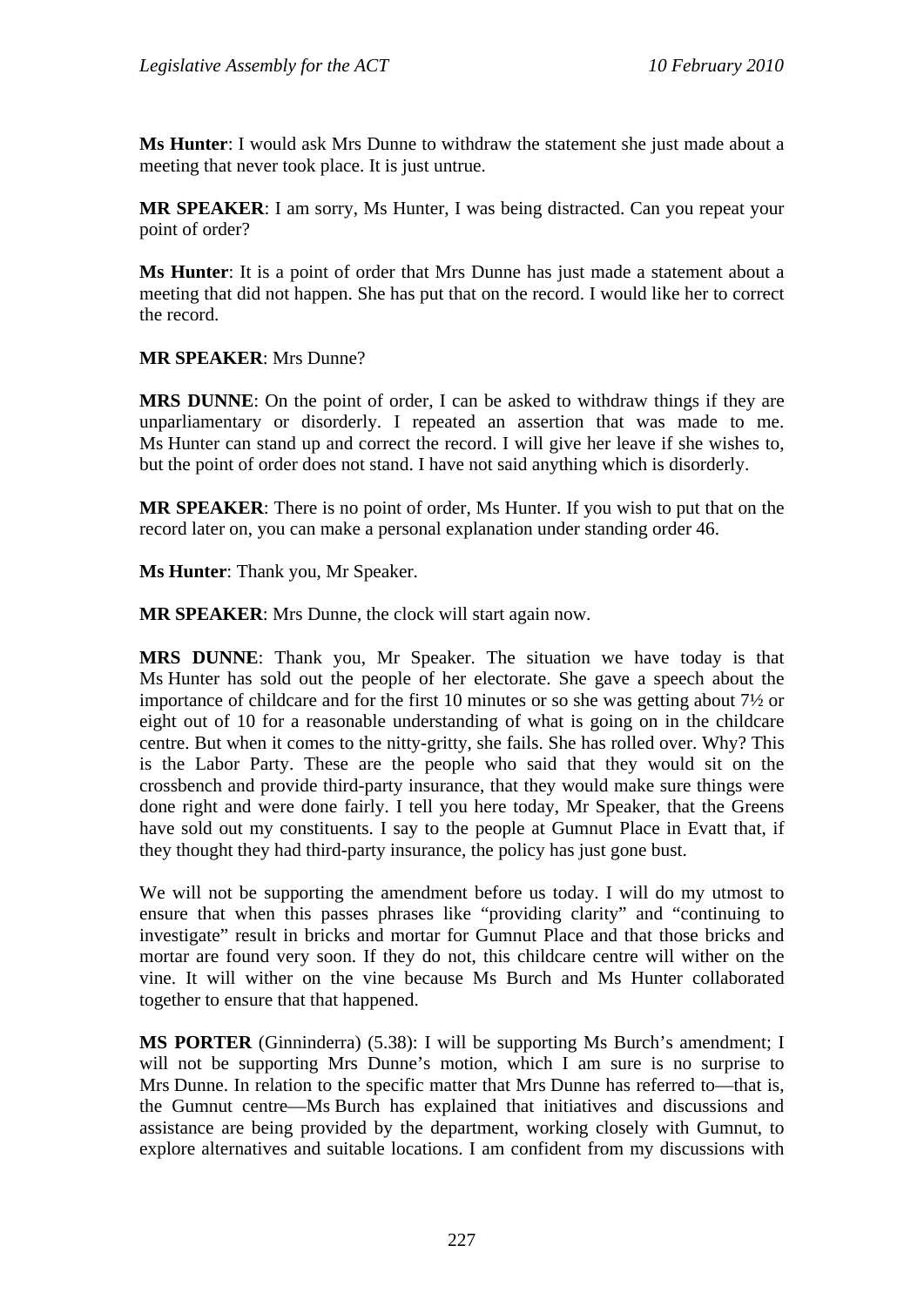**Ms Hunter**: I would ask Mrs Dunne to withdraw the statement she just made about a meeting that never took place. It is just untrue.

**MR SPEAKER**: I am sorry, Ms Hunter, I was being distracted. Can you repeat your point of order?

**Ms Hunter**: It is a point of order that Mrs Dunne has just made a statement about a meeting that did not happen. She has put that on the record. I would like her to correct the record.

**MR SPEAKER**: Mrs Dunne?

**MRS DUNNE**: On the point of order, I can be asked to withdraw things if they are unparliamentary or disorderly. I repeated an assertion that was made to me. Ms Hunter can stand up and correct the record. I will give her leave if she wishes to, but the point of order does not stand. I have not said anything which is disorderly.

**MR SPEAKER**: There is no point of order, Ms Hunter. If you wish to put that on the record later on, you can make a personal explanation under standing order 46.

**Ms Hunter**: Thank you, Mr Speaker.

**MR SPEAKER**: Mrs Dunne, the clock will start again now.

**MRS DUNNE**: Thank you, Mr Speaker. The situation we have today is that Ms Hunter has sold out the people of her electorate. She gave a speech about the importance of childcare and for the first 10 minutes or so she was getting about 7½ or eight out of 10 for a reasonable understanding of what is going on in the childcare centre. But when it comes to the nitty-gritty, she fails. She has rolled over. Why? This is the Labor Party. These are the people who said that they would sit on the crossbench and provide third-party insurance, that they would make sure things were done right and were done fairly. I tell you here today, Mr Speaker, that the Greens have sold out my constituents. I say to the people at Gumnut Place in Evatt that, if they thought they had third-party insurance, the policy has just gone bust.

We will not be supporting the amendment before us today. I will do my utmost to ensure that when this passes phrases like "providing clarity" and "continuing to investigate" result in bricks and mortar for Gumnut Place and that those bricks and mortar are found very soon. If they do not, this childcare centre will wither on the vine. It will wither on the vine because Ms Burch and Ms Hunter collaborated together to ensure that that happened.

**MS PORTER** (Ginninderra) (5.38): I will be supporting Ms Burch's amendment; I will not be supporting Mrs Dunne's motion, which I am sure is no surprise to Mrs Dunne. In relation to the specific matter that Mrs Dunne has referred to—that is, the Gumnut centre—Ms Burch has explained that initiatives and discussions and assistance are being provided by the department, working closely with Gumnut, to explore alternatives and suitable locations. I am confident from my discussions with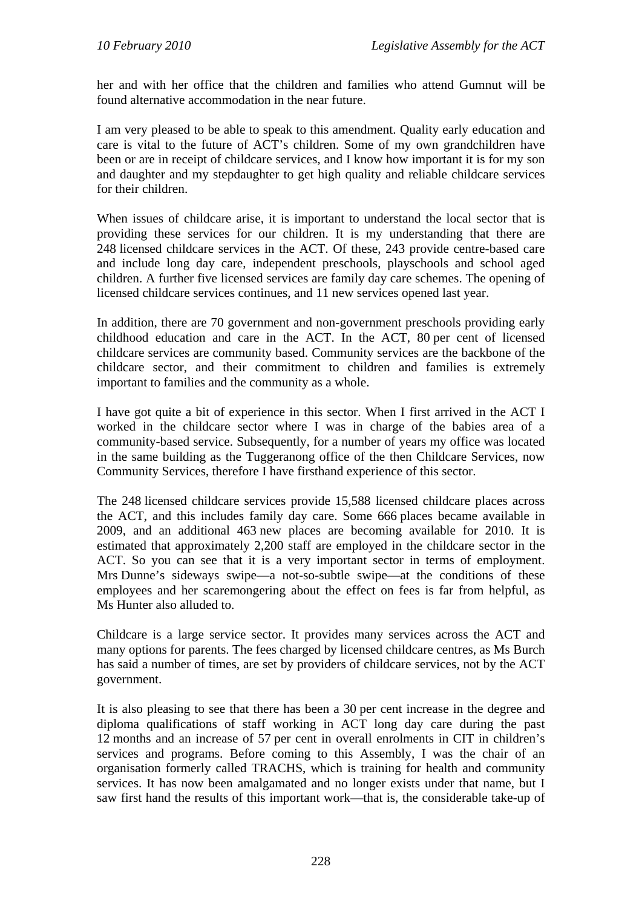her and with her office that the children and families who attend Gumnut will be found alternative accommodation in the near future.

I am very pleased to be able to speak to this amendment. Quality early education and care is vital to the future of ACT's children. Some of my own grandchildren have been or are in receipt of childcare services, and I know how important it is for my son and daughter and my stepdaughter to get high quality and reliable childcare services for their children.

When issues of childcare arise, it is important to understand the local sector that is providing these services for our children. It is my understanding that there are 248 licensed childcare services in the ACT. Of these, 243 provide centre-based care and include long day care, independent preschools, playschools and school aged children. A further five licensed services are family day care schemes. The opening of licensed childcare services continues, and 11 new services opened last year.

In addition, there are 70 government and non-government preschools providing early childhood education and care in the ACT. In the ACT, 80 per cent of licensed childcare services are community based. Community services are the backbone of the childcare sector, and their commitment to children and families is extremely important to families and the community as a whole.

I have got quite a bit of experience in this sector. When I first arrived in the ACT I worked in the childcare sector where I was in charge of the babies area of a community-based service. Subsequently, for a number of years my office was located in the same building as the Tuggeranong office of the then Childcare Services, now Community Services, therefore I have firsthand experience of this sector.

The 248 licensed childcare services provide 15,588 licensed childcare places across the ACT, and this includes family day care. Some 666 places became available in 2009, and an additional 463 new places are becoming available for 2010. It is estimated that approximately 2,200 staff are employed in the childcare sector in the ACT. So you can see that it is a very important sector in terms of employment. Mrs Dunne's sideways swipe—a not-so-subtle swipe—at the conditions of these employees and her scaremongering about the effect on fees is far from helpful, as Ms Hunter also alluded to.

Childcare is a large service sector. It provides many services across the ACT and many options for parents. The fees charged by licensed childcare centres, as Ms Burch has said a number of times, are set by providers of childcare services, not by the ACT government.

It is also pleasing to see that there has been a 30 per cent increase in the degree and diploma qualifications of staff working in ACT long day care during the past 12 months and an increase of 57 per cent in overall enrolments in CIT in children's services and programs. Before coming to this Assembly, I was the chair of an organisation formerly called TRACHS, which is training for health and community services. It has now been amalgamated and no longer exists under that name, but I saw first hand the results of this important work—that is, the considerable take-up of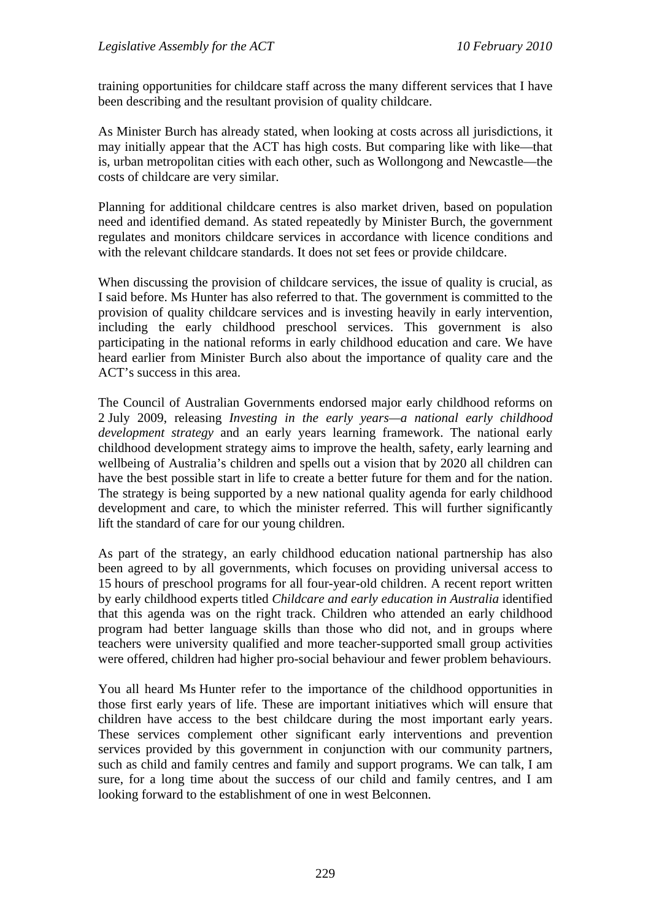training opportunities for childcare staff across the many different services that I have been describing and the resultant provision of quality childcare.

As Minister Burch has already stated, when looking at costs across all jurisdictions, it may initially appear that the ACT has high costs. But comparing like with like—that is, urban metropolitan cities with each other, such as Wollongong and Newcastle—the costs of childcare are very similar.

Planning for additional childcare centres is also market driven, based on population need and identified demand. As stated repeatedly by Minister Burch, the government regulates and monitors childcare services in accordance with licence conditions and with the relevant childcare standards. It does not set fees or provide childcare.

When discussing the provision of childcare services, the issue of quality is crucial, as I said before. Ms Hunter has also referred to that. The government is committed to the provision of quality childcare services and is investing heavily in early intervention, including the early childhood preschool services. This government is also participating in the national reforms in early childhood education and care. We have heard earlier from Minister Burch also about the importance of quality care and the ACT's success in this area.

The Council of Australian Governments endorsed major early childhood reforms on 2 July 2009, releasing *Investing in the early years—a national early childhood development strategy* and an early years learning framework. The national early childhood development strategy aims to improve the health, safety, early learning and wellbeing of Australia's children and spells out a vision that by 2020 all children can have the best possible start in life to create a better future for them and for the nation. The strategy is being supported by a new national quality agenda for early childhood development and care, to which the minister referred. This will further significantly lift the standard of care for our young children.

As part of the strategy, an early childhood education national partnership has also been agreed to by all governments, which focuses on providing universal access to 15 hours of preschool programs for all four-year-old children. A recent report written by early childhood experts titled *Childcare and early education in Australia* identified that this agenda was on the right track. Children who attended an early childhood program had better language skills than those who did not, and in groups where teachers were university qualified and more teacher-supported small group activities were offered, children had higher pro-social behaviour and fewer problem behaviours.

You all heard Ms Hunter refer to the importance of the childhood opportunities in those first early years of life. These are important initiatives which will ensure that children have access to the best childcare during the most important early years. These services complement other significant early interventions and prevention services provided by this government in conjunction with our community partners, such as child and family centres and family and support programs. We can talk, I am sure, for a long time about the success of our child and family centres, and I am looking forward to the establishment of one in west Belconnen.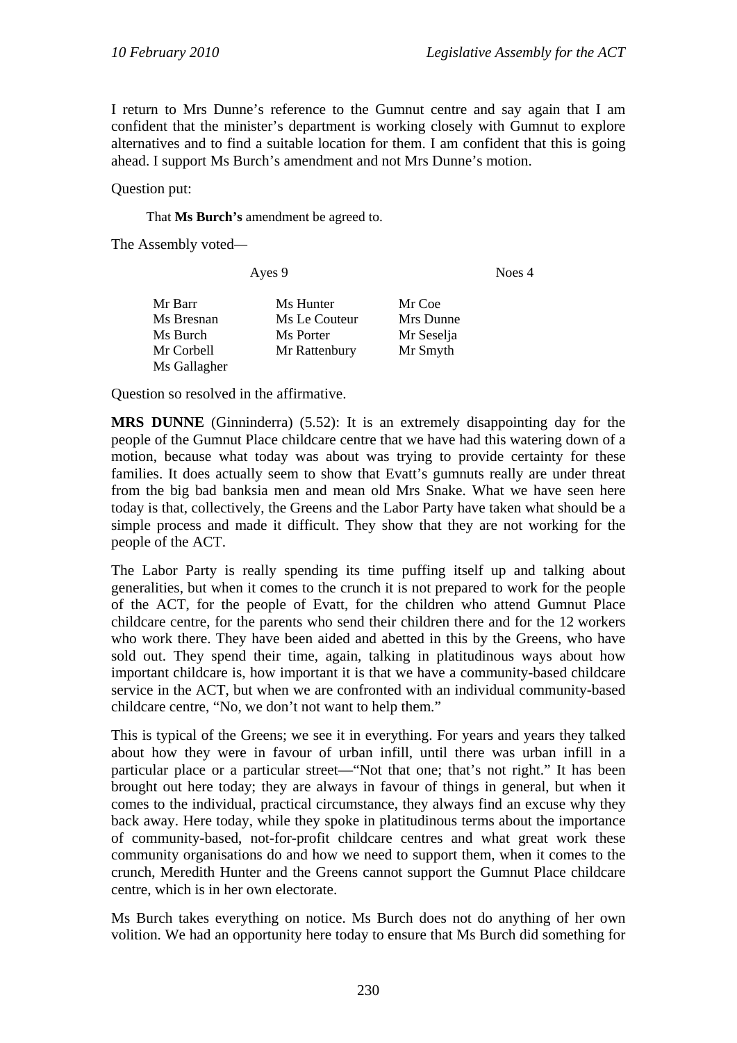I return to Mrs Dunne's reference to the Gumnut centre and say again that I am confident that the minister's department is working closely with Gumnut to explore alternatives and to find a suitable location for them. I am confident that this is going ahead. I support Ms Burch's amendment and not Mrs Dunne's motion.

Question put:

> That **Ms Burch's** amendment be agreed to.

The Assembly voted—

| Ayes 9 | | Noes 4 |
|---|---|---|
| Mr Barr | Ms Hunter | Mr Coe |
| Ms Bresnan | Ms Le Couteur | Mrs Dunne |
| Ms Burch | Ms Porter | Mr Seselja |
| Mr Corbell | Mr Rattenbury | Mr Smyth |
| Ms Gallagher | | |

Question so resolved in the affirmative.

**MRS DUNNE** (Ginninderra) (5.52): It is an extremely disappointing day for the people of the Gumnut Place childcare centre that we have had this watering down of a motion, because what today was about was trying to provide certainty for these families. It does actually seem to show that Evatt's gumnuts really are under threat from the big bad banksia men and mean old Mrs Snake. What we have seen here today is that, collectively, the Greens and the Labor Party have taken what should be a simple process and made it difficult. They show that they are not working for the people of the ACT.

The Labor Party is really spending its time puffing itself up and talking about generalities, but when it comes to the crunch it is not prepared to work for the people of the ACT, for the people of Evatt, for the children who attend Gumnut Place childcare centre, for the parents who send their children there and for the 12 workers who work there. They have been aided and abetted in this by the Greens, who have sold out. They spend their time, again, talking in platitudinous ways about how important childcare is, how important it is that we have a community-based childcare service in the ACT, but when we are confronted with an individual community-based childcare centre, "No, we don't not want to help them."

This is typical of the Greens; we see it in everything. For years and years they talked about how they were in favour of urban infill, until there was urban infill in a particular place or a particular street—"Not that one; that's not right." It has been brought out here today; they are always in favour of things in general, but when it comes to the individual, practical circumstance, they always find an excuse why they back away. Here today, while they spoke in platitudinous terms about the importance of community-based, not-for-profit childcare centres and what great work these community organisations do and how we need to support them, when it comes to the crunch, Meredith Hunter and the Greens cannot support the Gumnut Place childcare centre, which is in her own electorate.

Ms Burch takes everything on notice. Ms Burch does not do anything of her own volition. We had an opportunity here today to ensure that Ms Burch did something for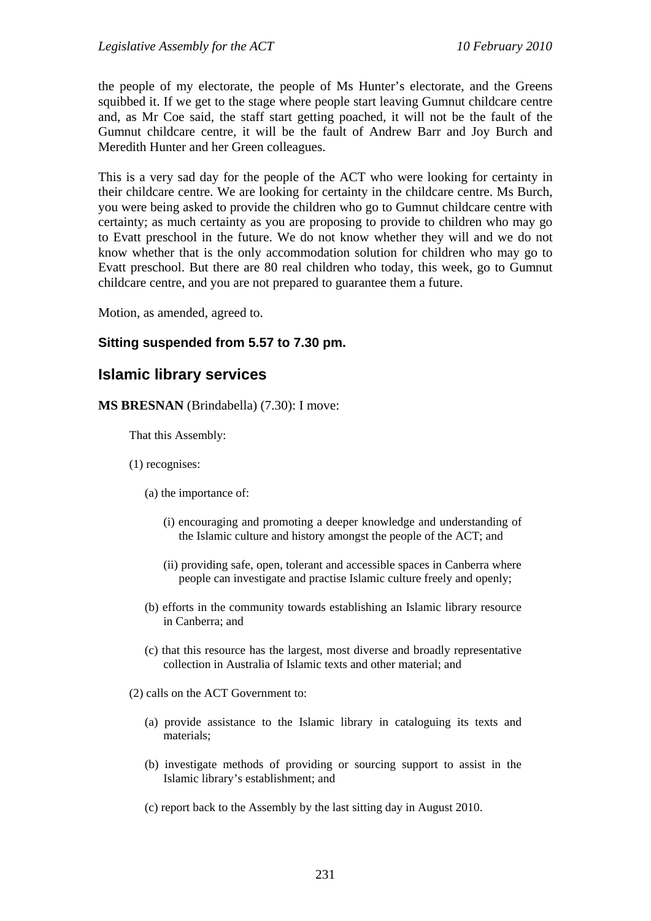the people of my electorate, the people of Ms Hunter's electorate, and the Greens squibbed it. If we get to the stage where people start leaving Gumnut childcare centre and, as Mr Coe said, the staff start getting poached, it will not be the fault of the Gumnut childcare centre, it will be the fault of Andrew Barr and Joy Burch and Meredith Hunter and her Green colleagues.

This is a very sad day for the people of the ACT who were looking for certainty in their childcare centre. We are looking for certainty in the childcare centre. Ms Burch, you were being asked to provide the children who go to Gumnut childcare centre with certainty; as much certainty as you are proposing to provide to children who may go to Evatt preschool in the future. We do not know whether they will and we do not know whether that is the only accommodation solution for children who may go to Evatt preschool. But there are 80 real children who today, this week, go to Gumnut childcare centre, and you are not prepared to guarantee them a future.

Motion, as amended, agreed to.

**Sitting suspended from 5.57 to 7.30 pm.**

## Islamic library services

**MS BRESNAN** (Brindabella) (7.30): I move:

> That this Assembly:
>
> (1) recognises:
>
> (a) the importance of:
>
> (i) encouraging and promoting a deeper knowledge and understanding of the Islamic culture and history amongst the people of the ACT; and
>
> (ii) providing safe, open, tolerant and accessible spaces in Canberra where people can investigate and practise Islamic culture freely and openly;
>
> (b) efforts in the community towards establishing an Islamic library resource in Canberra; and
>
> (c) that this resource has the largest, most diverse and broadly representative collection in Australia of Islamic texts and other material; and
>
> (2) calls on the ACT Government to:
>
> (a) provide assistance to the Islamic library in cataloguing its texts and materials;
>
> (b) investigate methods of providing or sourcing support to assist in the Islamic library's establishment; and
>
> (c) report back to the Assembly by the last sitting day in August 2010.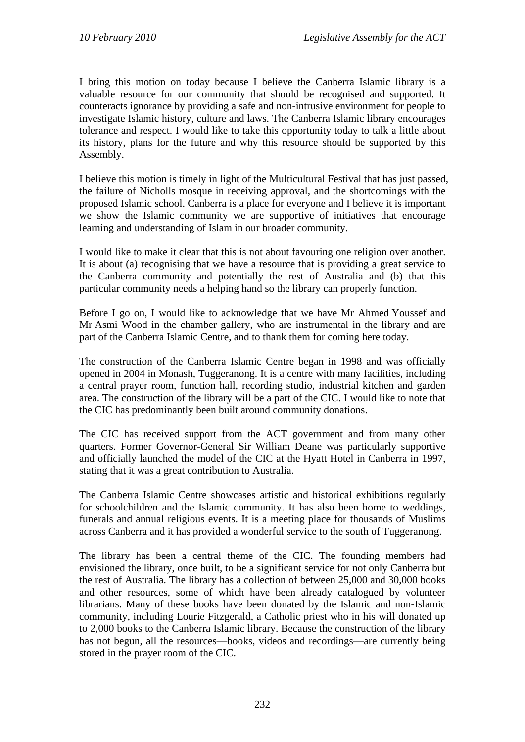I bring this motion on today because I believe the Canberra Islamic library is a valuable resource for our community that should be recognised and supported. It counteracts ignorance by providing a safe and non-intrusive environment for people to investigate Islamic history, culture and laws. The Canberra Islamic library encourages tolerance and respect. I would like to take this opportunity today to talk a little about its history, plans for the future and why this resource should be supported by this Assembly.

I believe this motion is timely in light of the Multicultural Festival that has just passed, the failure of Nicholls mosque in receiving approval, and the shortcomings with the proposed Islamic school. Canberra is a place for everyone and I believe it is important we show the Islamic community we are supportive of initiatives that encourage learning and understanding of Islam in our broader community.

I would like to make it clear that this is not about favouring one religion over another. It is about (a) recognising that we have a resource that is providing a great service to the Canberra community and potentially the rest of Australia and (b) that this particular community needs a helping hand so the library can properly function.

Before I go on, I would like to acknowledge that we have Mr Ahmed Youssef and Mr Asmi Wood in the chamber gallery, who are instrumental in the library and are part of the Canberra Islamic Centre, and to thank them for coming here today.

The construction of the Canberra Islamic Centre began in 1998 and was officially opened in 2004 in Monash, Tuggeranong. It is a centre with many facilities, including a central prayer room, function hall, recording studio, industrial kitchen and garden area. The construction of the library will be a part of the CIC. I would like to note that the CIC has predominantly been built around community donations.

The CIC has received support from the ACT government and from many other quarters. Former Governor-General Sir William Deane was particularly supportive and officially launched the model of the CIC at the Hyatt Hotel in Canberra in 1997, stating that it was a great contribution to Australia.

The Canberra Islamic Centre showcases artistic and historical exhibitions regularly for schoolchildren and the Islamic community. It has also been home to weddings, funerals and annual religious events. It is a meeting place for thousands of Muslims across Canberra and it has provided a wonderful service to the south of Tuggeranong.

The library has been a central theme of the CIC. The founding members had envisioned the library, once built, to be a significant service for not only Canberra but the rest of Australia. The library has a collection of between 25,000 and 30,000 books and other resources, some of which have been already catalogued by volunteer librarians. Many of these books have been donated by the Islamic and non-Islamic community, including Lourie Fitzgerald, a Catholic priest who in his will donated up to 2,000 books to the Canberra Islamic library. Because the construction of the library has not begun, all the resources—books, videos and recordings—are currently being stored in the prayer room of the CIC.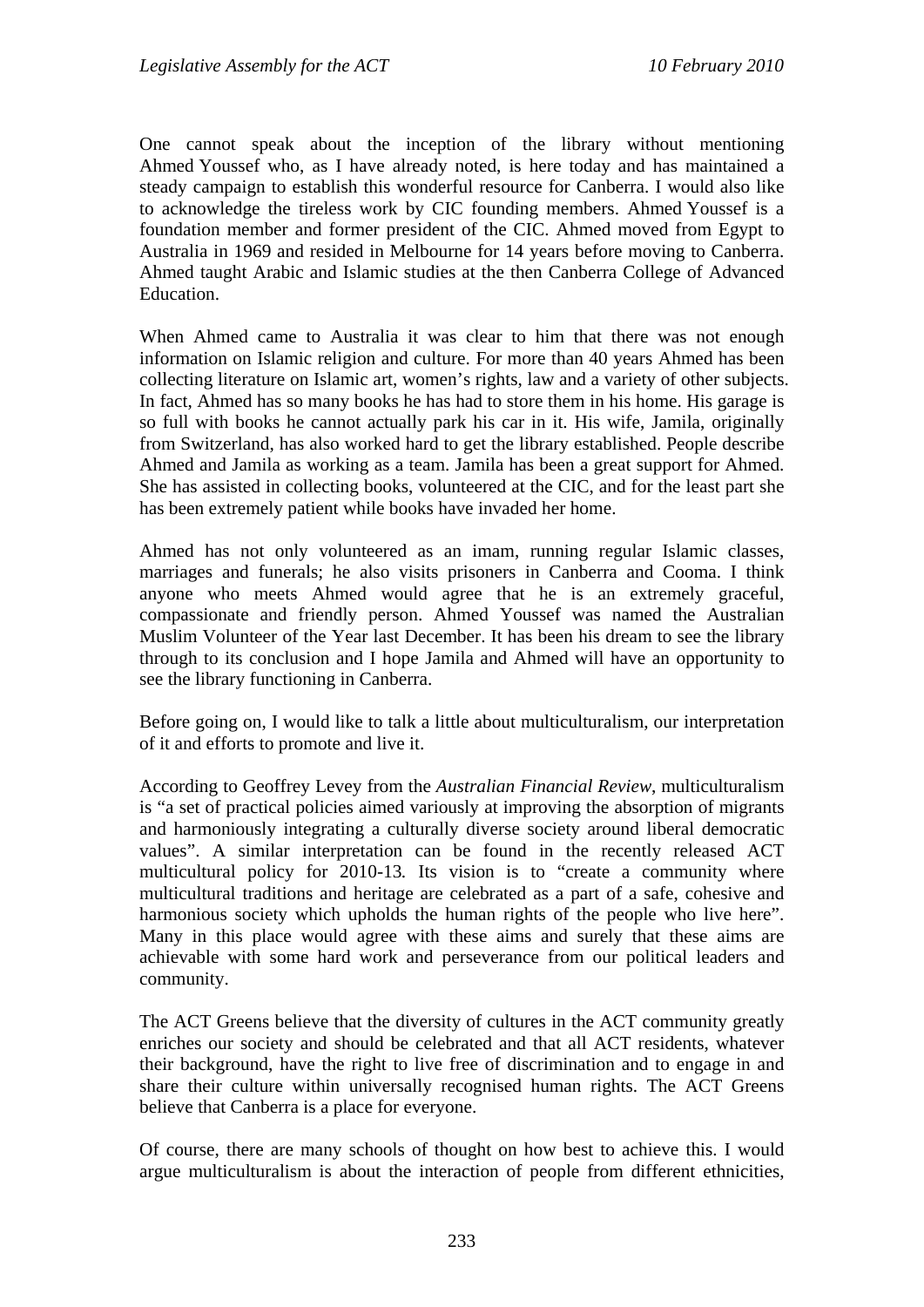One cannot speak about the inception of the library without mentioning Ahmed Youssef who, as I have already noted, is here today and has maintained a steady campaign to establish this wonderful resource for Canberra. I would also like to acknowledge the tireless work by CIC founding members. Ahmed Youssef is a foundation member and former president of the CIC. Ahmed moved from Egypt to Australia in 1969 and resided in Melbourne for 14 years before moving to Canberra. Ahmed taught Arabic and Islamic studies at the then Canberra College of Advanced Education.

When Ahmed came to Australia it was clear to him that there was not enough information on Islamic religion and culture. For more than 40 years Ahmed has been collecting literature on Islamic art, women's rights, law and a variety of other subjects. In fact, Ahmed has so many books he has had to store them in his home. His garage is so full with books he cannot actually park his car in it. His wife, Jamila, originally from Switzerland, has also worked hard to get the library established. People describe Ahmed and Jamila as working as a team. Jamila has been a great support for Ahmed. She has assisted in collecting books, volunteered at the CIC, and for the least part she has been extremely patient while books have invaded her home.

Ahmed has not only volunteered as an imam, running regular Islamic classes, marriages and funerals; he also visits prisoners in Canberra and Cooma. I think anyone who meets Ahmed would agree that he is an extremely graceful, compassionate and friendly person. Ahmed Youssef was named the Australian Muslim Volunteer of the Year last December. It has been his dream to see the library through to its conclusion and I hope Jamila and Ahmed will have an opportunity to see the library functioning in Canberra.

Before going on, I would like to talk a little about multiculturalism, our interpretation of it and efforts to promote and live it.

According to Geoffrey Levey from the *Australian Financial Review*, multiculturalism is "a set of practical policies aimed variously at improving the absorption of migrants and harmoniously integrating a culturally diverse society around liberal democratic values". A similar interpretation can be found in the recently released ACT multicultural policy for 2010-13*.* Its vision is to "create a community where multicultural traditions and heritage are celebrated as a part of a safe, cohesive and harmonious society which upholds the human rights of the people who live here". Many in this place would agree with these aims and surely that these aims are achievable with some hard work and perseverance from our political leaders and community.

The ACT Greens believe that the diversity of cultures in the ACT community greatly enriches our society and should be celebrated and that all ACT residents, whatever their background, have the right to live free of discrimination and to engage in and share their culture within universally recognised human rights. The ACT Greens believe that Canberra is a place for everyone.

Of course, there are many schools of thought on how best to achieve this. I would argue multiculturalism is about the interaction of people from different ethnicities,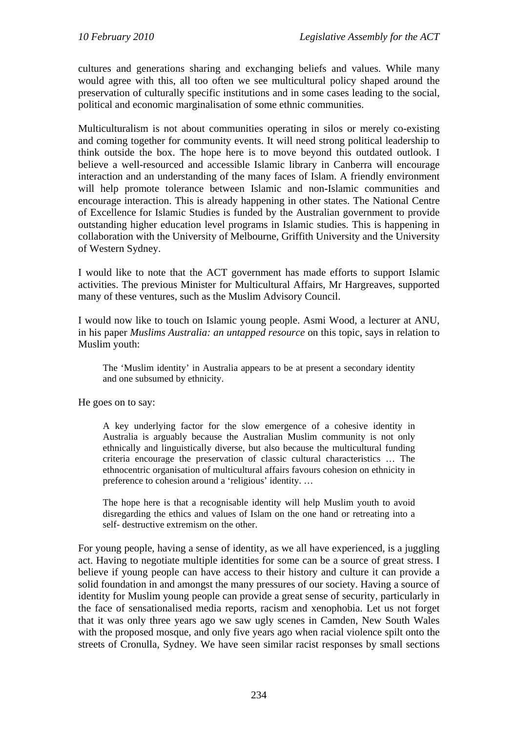cultures and generations sharing and exchanging beliefs and values. While many would agree with this, all too often we see multicultural policy shaped around the preservation of culturally specific institutions and in some cases leading to the social, political and economic marginalisation of some ethnic communities.

Multiculturalism is not about communities operating in silos or merely co-existing and coming together for community events. It will need strong political leadership to think outside the box. The hope here is to move beyond this outdated outlook. I believe a well-resourced and accessible Islamic library in Canberra will encourage interaction and an understanding of the many faces of Islam. A friendly environment will help promote tolerance between Islamic and non-Islamic communities and encourage interaction. This is already happening in other states. The National Centre of Excellence for Islamic Studies is funded by the Australian government to provide outstanding higher education level programs in Islamic studies. This is happening in collaboration with the University of Melbourne, Griffith University and the University of Western Sydney.

I would like to note that the ACT government has made efforts to support Islamic activities. The previous Minister for Multicultural Affairs, Mr Hargreaves, supported many of these ventures, such as the Muslim Advisory Council.

I would now like to touch on Islamic young people. Asmi Wood, a lecturer at ANU, in his paper *Muslims Australia: an untapped resource* on this topic, says in relation to Muslim youth:

> The 'Muslim identity' in Australia appears to be at present a secondary identity and one subsumed by ethnicity.

He goes on to say:

> A key underlying factor for the slow emergence of a cohesive identity in Australia is arguably because the Australian Muslim community is not only ethnically and linguistically diverse, but also because the multicultural funding criteria encourage the preservation of classic cultural characteristics … The ethnocentric organisation of multicultural affairs favours cohesion on ethnicity in preference to cohesion around a 'religious' identity. …
>
> The hope here is that a recognisable identity will help Muslim youth to avoid disregarding the ethics and values of Islam on the one hand or retreating into a self- destructive extremism on the other.

For young people, having a sense of identity, as we all have experienced, is a juggling act. Having to negotiate multiple identities for some can be a source of great stress. I believe if young people can have access to their history and culture it can provide a solid foundation in and amongst the many pressures of our society. Having a source of identity for Muslim young people can provide a great sense of security, particularly in the face of sensationalised media reports, racism and xenophobia. Let us not forget that it was only three years ago we saw ugly scenes in Camden, New South Wales with the proposed mosque, and only five years ago when racial violence spilt onto the streets of Cronulla, Sydney. We have seen similar racist responses by small sections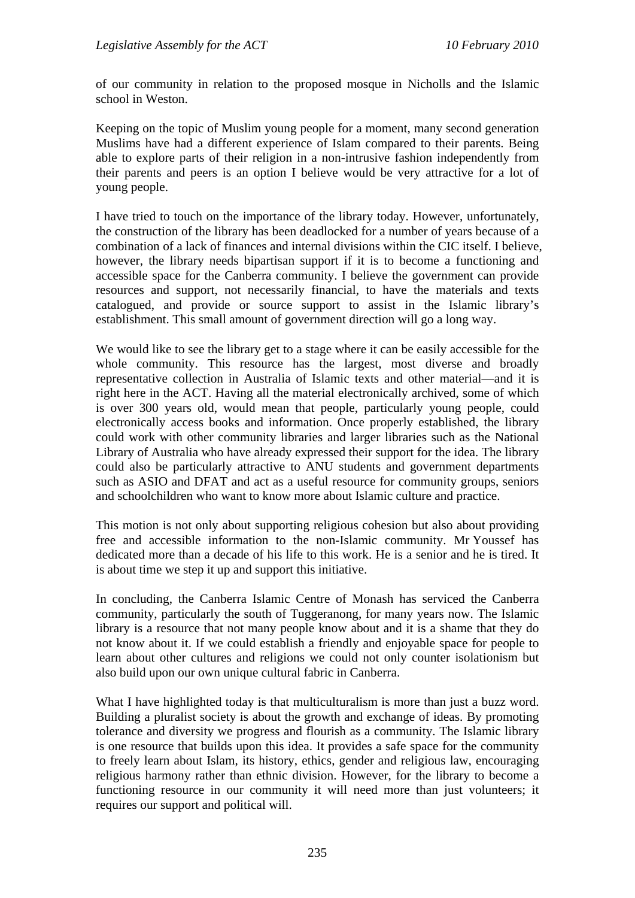of our community in relation to the proposed mosque in Nicholls and the Islamic school in Weston.

Keeping on the topic of Muslim young people for a moment, many second generation Muslims have had a different experience of Islam compared to their parents. Being able to explore parts of their religion in a non-intrusive fashion independently from their parents and peers is an option I believe would be very attractive for a lot of young people.

I have tried to touch on the importance of the library today. However, unfortunately, the construction of the library has been deadlocked for a number of years because of a combination of a lack of finances and internal divisions within the CIC itself. I believe, however, the library needs bipartisan support if it is to become a functioning and accessible space for the Canberra community. I believe the government can provide resources and support, not necessarily financial, to have the materials and texts catalogued, and provide or source support to assist in the Islamic library's establishment. This small amount of government direction will go a long way.

We would like to see the library get to a stage where it can be easily accessible for the whole community. This resource has the largest, most diverse and broadly representative collection in Australia of Islamic texts and other material—and it is right here in the ACT. Having all the material electronically archived, some of which is over 300 years old, would mean that people, particularly young people, could electronically access books and information. Once properly established, the library could work with other community libraries and larger libraries such as the National Library of Australia who have already expressed their support for the idea. The library could also be particularly attractive to ANU students and government departments such as ASIO and DFAT and act as a useful resource for community groups, seniors and schoolchildren who want to know more about Islamic culture and practice.

This motion is not only about supporting religious cohesion but also about providing free and accessible information to the non-Islamic community. Mr Youssef has dedicated more than a decade of his life to this work. He is a senior and he is tired. It is about time we step it up and support this initiative.

In concluding, the Canberra Islamic Centre of Monash has serviced the Canberra community, particularly the south of Tuggeranong, for many years now. The Islamic library is a resource that not many people know about and it is a shame that they do not know about it. If we could establish a friendly and enjoyable space for people to learn about other cultures and religions we could not only counter isolationism but also build upon our own unique cultural fabric in Canberra.

What I have highlighted today is that multiculturalism is more than just a buzz word. Building a pluralist society is about the growth and exchange of ideas. By promoting tolerance and diversity we progress and flourish as a community. The Islamic library is one resource that builds upon this idea. It provides a safe space for the community to freely learn about Islam, its history, ethics, gender and religious law, encouraging religious harmony rather than ethnic division. However, for the library to become a functioning resource in our community it will need more than just volunteers; it requires our support and political will.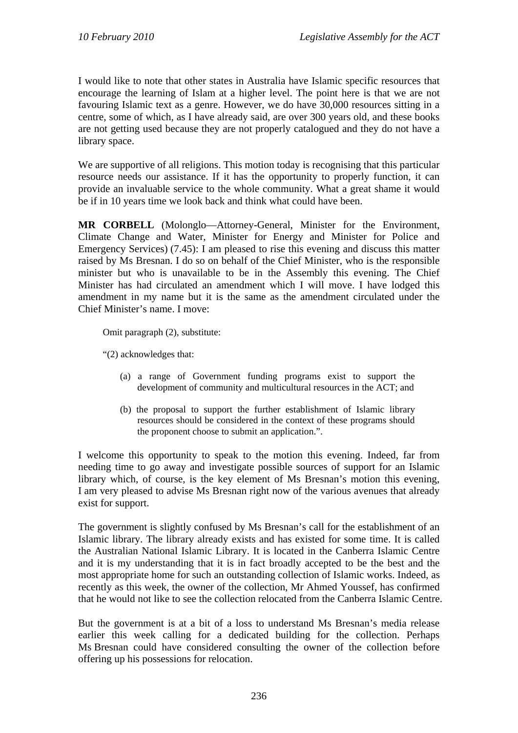I would like to note that other states in Australia have Islamic specific resources that encourage the learning of Islam at a higher level. The point here is that we are not favouring Islamic text as a genre. However, we do have 30,000 resources sitting in a centre, some of which, as I have already said, are over 300 years old, and these books are not getting used because they are not properly catalogued and they do not have a library space.

We are supportive of all religions. This motion today is recognising that this particular resource needs our assistance. If it has the opportunity to properly function, it can provide an invaluable service to the whole community. What a great shame it would be if in 10 years time we look back and think what could have been.

**MR CORBELL** (Molonglo—Attorney-General, Minister for the Environment, Climate Change and Water, Minister for Energy and Minister for Police and Emergency Services) (7.45): I am pleased to rise this evening and discuss this matter raised by Ms Bresnan. I do so on behalf of the Chief Minister, who is the responsible minister but who is unavailable to be in the Assembly this evening. The Chief Minister has had circulated an amendment which I will move. I have lodged this amendment in my name but it is the same as the amendment circulated under the Chief Minister's name. I move:

> Omit paragraph (2), substitute:
>
> "(2) acknowledges that:
>
> (a) a range of Government funding programs exist to support the development of community and multicultural resources in the ACT; and
>
> (b) the proposal to support the further establishment of Islamic library resources should be considered in the context of these programs should the proponent choose to submit an application.".

I welcome this opportunity to speak to the motion this evening. Indeed, far from needing time to go away and investigate possible sources of support for an Islamic library which, of course, is the key element of Ms Bresnan's motion this evening, I am very pleased to advise Ms Bresnan right now of the various avenues that already exist for support.

The government is slightly confused by Ms Bresnan's call for the establishment of an Islamic library. The library already exists and has existed for some time. It is called the Australian National Islamic Library. It is located in the Canberra Islamic Centre and it is my understanding that it is in fact broadly accepted to be the best and the most appropriate home for such an outstanding collection of Islamic works. Indeed, as recently as this week, the owner of the collection, Mr Ahmed Youssef, has confirmed that he would not like to see the collection relocated from the Canberra Islamic Centre.

But the government is at a bit of a loss to understand Ms Bresnan's media release earlier this week calling for a dedicated building for the collection. Perhaps Ms Bresnan could have considered consulting the owner of the collection before offering up his possessions for relocation.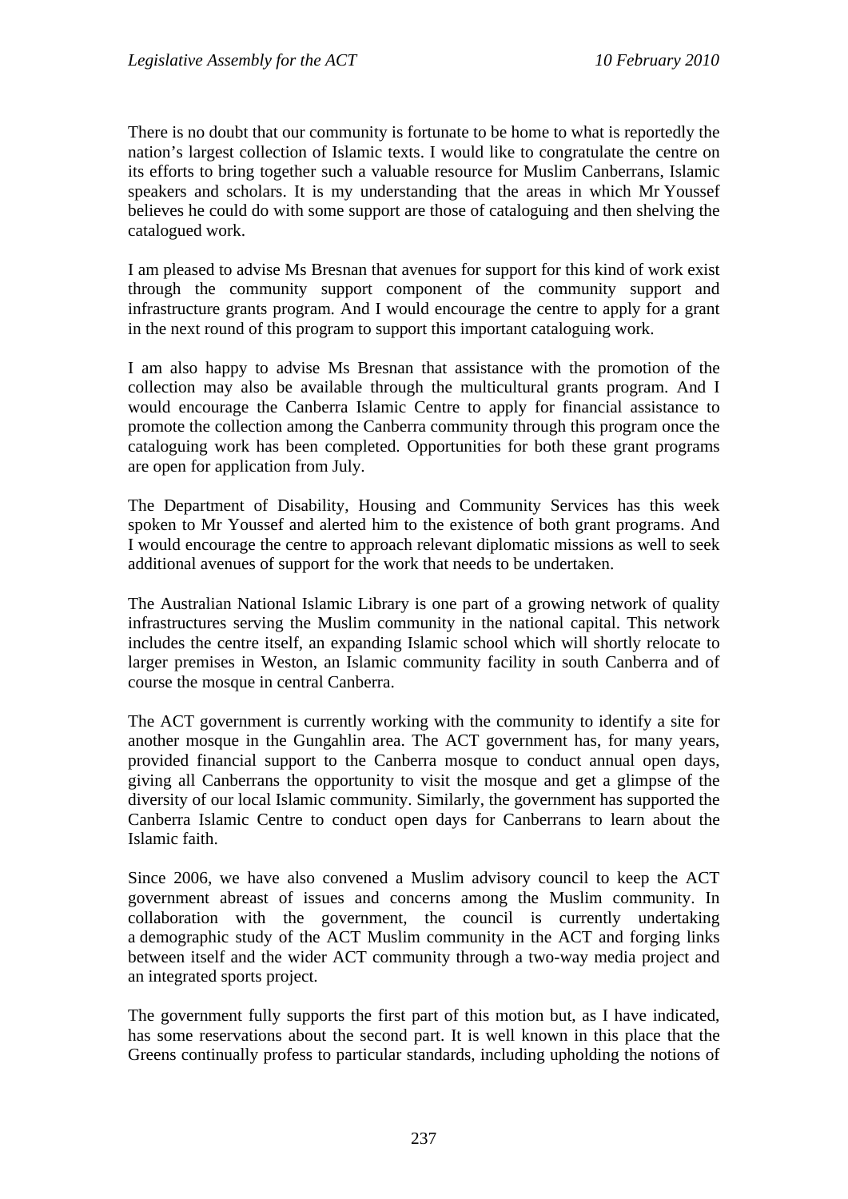There is no doubt that our community is fortunate to be home to what is reportedly the nation's largest collection of Islamic texts. I would like to congratulate the centre on its efforts to bring together such a valuable resource for Muslim Canberrans, Islamic speakers and scholars. It is my understanding that the areas in which Mr Youssef believes he could do with some support are those of cataloguing and then shelving the catalogued work.

I am pleased to advise Ms Bresnan that avenues for support for this kind of work exist through the community support component of the community support and infrastructure grants program. And I would encourage the centre to apply for a grant in the next round of this program to support this important cataloguing work.

I am also happy to advise Ms Bresnan that assistance with the promotion of the collection may also be available through the multicultural grants program. And I would encourage the Canberra Islamic Centre to apply for financial assistance to promote the collection among the Canberra community through this program once the cataloguing work has been completed. Opportunities for both these grant programs are open for application from July.

The Department of Disability, Housing and Community Services has this week spoken to Mr Youssef and alerted him to the existence of both grant programs. And I would encourage the centre to approach relevant diplomatic missions as well to seek additional avenues of support for the work that needs to be undertaken.

The Australian National Islamic Library is one part of a growing network of quality infrastructures serving the Muslim community in the national capital. This network includes the centre itself, an expanding Islamic school which will shortly relocate to larger premises in Weston, an Islamic community facility in south Canberra and of course the mosque in central Canberra.

The ACT government is currently working with the community to identify a site for another mosque in the Gungahlin area. The ACT government has, for many years, provided financial support to the Canberra mosque to conduct annual open days, giving all Canberrans the opportunity to visit the mosque and get a glimpse of the diversity of our local Islamic community. Similarly, the government has supported the Canberra Islamic Centre to conduct open days for Canberrans to learn about the Islamic faith.

Since 2006, we have also convened a Muslim advisory council to keep the ACT government abreast of issues and concerns among the Muslim community. In collaboration with the government, the council is currently undertaking a demographic study of the ACT Muslim community in the ACT and forging links between itself and the wider ACT community through a two-way media project and an integrated sports project.

The government fully supports the first part of this motion but, as I have indicated, has some reservations about the second part. It is well known in this place that the Greens continually profess to particular standards, including upholding the notions of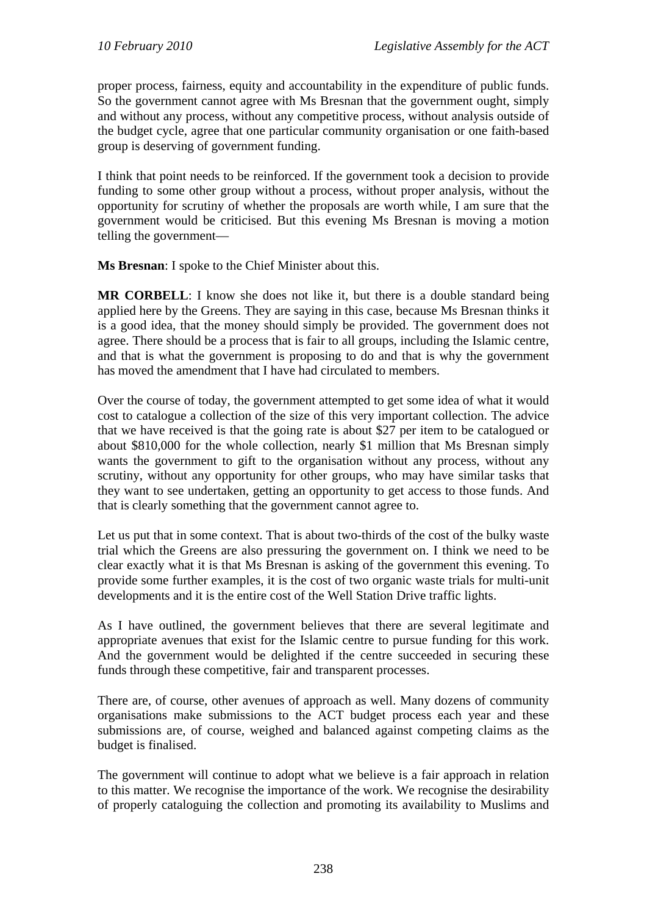proper process, fairness, equity and accountability in the expenditure of public funds. So the government cannot agree with Ms Bresnan that the government ought, simply and without any process, without any competitive process, without analysis outside of the budget cycle, agree that one particular community organisation or one faith-based group is deserving of government funding.

I think that point needs to be reinforced. If the government took a decision to provide funding to some other group without a process, without proper analysis, without the opportunity for scrutiny of whether the proposals are worth while, I am sure that the government would be criticised. But this evening Ms Bresnan is moving a motion telling the government—

**Ms Bresnan**: I spoke to the Chief Minister about this.

**MR CORBELL**: I know she does not like it, but there is a double standard being applied here by the Greens. They are saying in this case, because Ms Bresnan thinks it is a good idea, that the money should simply be provided. The government does not agree. There should be a process that is fair to all groups, including the Islamic centre, and that is what the government is proposing to do and that is why the government has moved the amendment that I have had circulated to members.

Over the course of today, the government attempted to get some idea of what it would cost to catalogue a collection of the size of this very important collection. The advice that we have received is that the going rate is about $27 per item to be catalogued or about $810,000 for the whole collection, nearly $1 million that Ms Bresnan simply wants the government to gift to the organisation without any process, without any scrutiny, without any opportunity for other groups, who may have similar tasks that they want to see undertaken, getting an opportunity to get access to those funds. And that is clearly something that the government cannot agree to.

Let us put that in some context. That is about two-thirds of the cost of the bulky waste trial which the Greens are also pressuring the government on. I think we need to be clear exactly what it is that Ms Bresnan is asking of the government this evening. To provide some further examples, it is the cost of two organic waste trials for multi-unit developments and it is the entire cost of the Well Station Drive traffic lights.

As I have outlined, the government believes that there are several legitimate and appropriate avenues that exist for the Islamic centre to pursue funding for this work. And the government would be delighted if the centre succeeded in securing these funds through these competitive, fair and transparent processes.

There are, of course, other avenues of approach as well. Many dozens of community organisations make submissions to the ACT budget process each year and these submissions are, of course, weighed and balanced against competing claims as the budget is finalised.

The government will continue to adopt what we believe is a fair approach in relation to this matter. We recognise the importance of the work. We recognise the desirability of properly cataloguing the collection and promoting its availability to Muslims and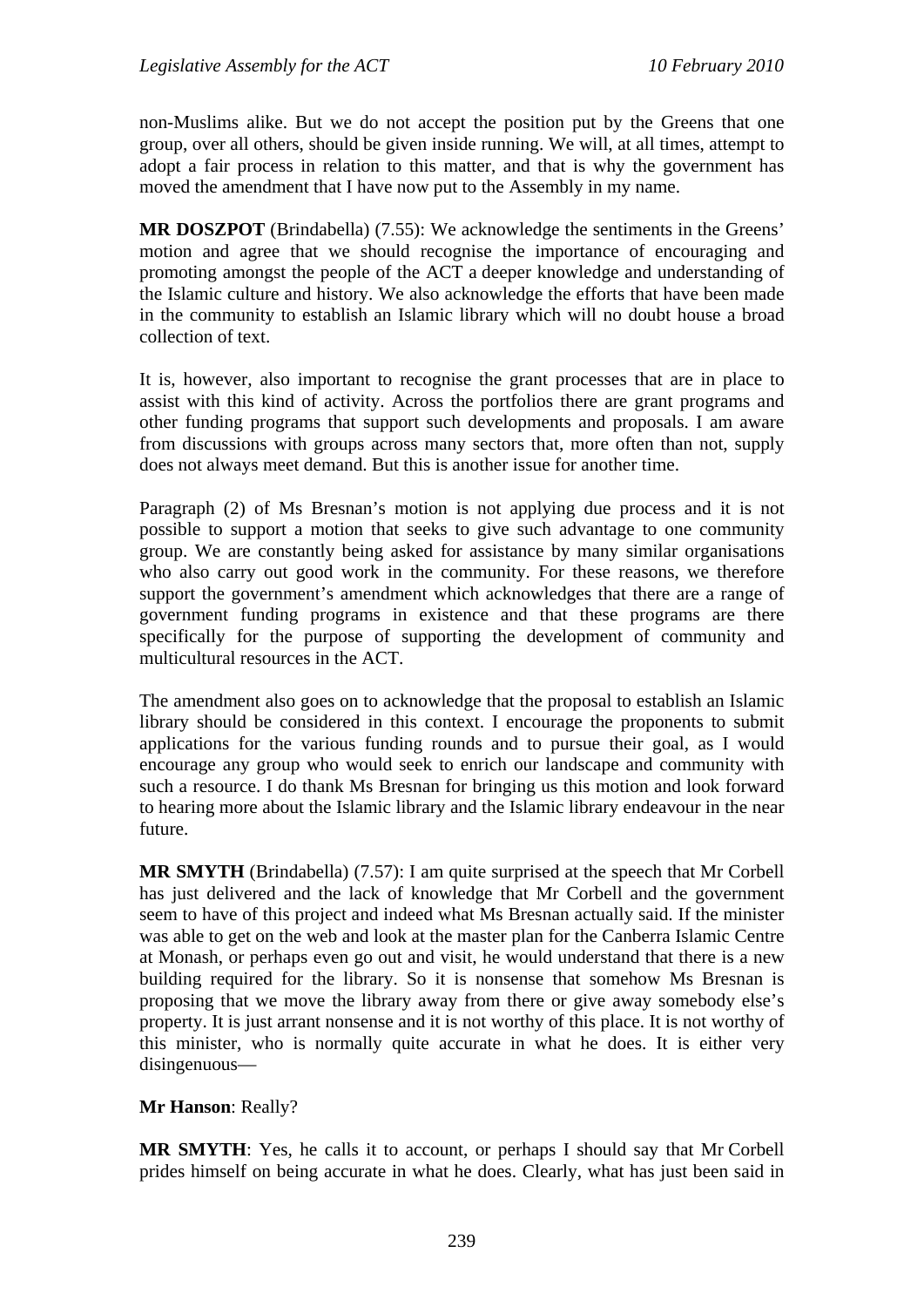non-Muslims alike. But we do not accept the position put by the Greens that one group, over all others, should be given inside running. We will, at all times, attempt to adopt a fair process in relation to this matter, and that is why the government has moved the amendment that I have now put to the Assembly in my name.

**MR DOSZPOT** (Brindabella) (7.55): We acknowledge the sentiments in the Greens' motion and agree that we should recognise the importance of encouraging and promoting amongst the people of the ACT a deeper knowledge and understanding of the Islamic culture and history. We also acknowledge the efforts that have been made in the community to establish an Islamic library which will no doubt house a broad collection of text.

It is, however, also important to recognise the grant processes that are in place to assist with this kind of activity. Across the portfolios there are grant programs and other funding programs that support such developments and proposals. I am aware from discussions with groups across many sectors that, more often than not, supply does not always meet demand. But this is another issue for another time.

Paragraph (2) of Ms Bresnan's motion is not applying due process and it is not possible to support a motion that seeks to give such advantage to one community group. We are constantly being asked for assistance by many similar organisations who also carry out good work in the community. For these reasons, we therefore support the government's amendment which acknowledges that there are a range of government funding programs in existence and that these programs are there specifically for the purpose of supporting the development of community and multicultural resources in the ACT.

The amendment also goes on to acknowledge that the proposal to establish an Islamic library should be considered in this context. I encourage the proponents to submit applications for the various funding rounds and to pursue their goal, as I would encourage any group who would seek to enrich our landscape and community with such a resource. I do thank Ms Bresnan for bringing us this motion and look forward to hearing more about the Islamic library and the Islamic library endeavour in the near future.

**MR SMYTH** (Brindabella) (7.57): I am quite surprised at the speech that Mr Corbell has just delivered and the lack of knowledge that Mr Corbell and the government seem to have of this project and indeed what Ms Bresnan actually said. If the minister was able to get on the web and look at the master plan for the Canberra Islamic Centre at Monash, or perhaps even go out and visit, he would understand that there is a new building required for the library. So it is nonsense that somehow Ms Bresnan is proposing that we move the library away from there or give away somebody else's property. It is just arrant nonsense and it is not worthy of this place. It is not worthy of this minister, who is normally quite accurate in what he does. It is either very disingenuous—

**Mr Hanson**: Really?

**MR SMYTH**: Yes, he calls it to account, or perhaps I should say that Mr Corbell prides himself on being accurate in what he does. Clearly, what has just been said in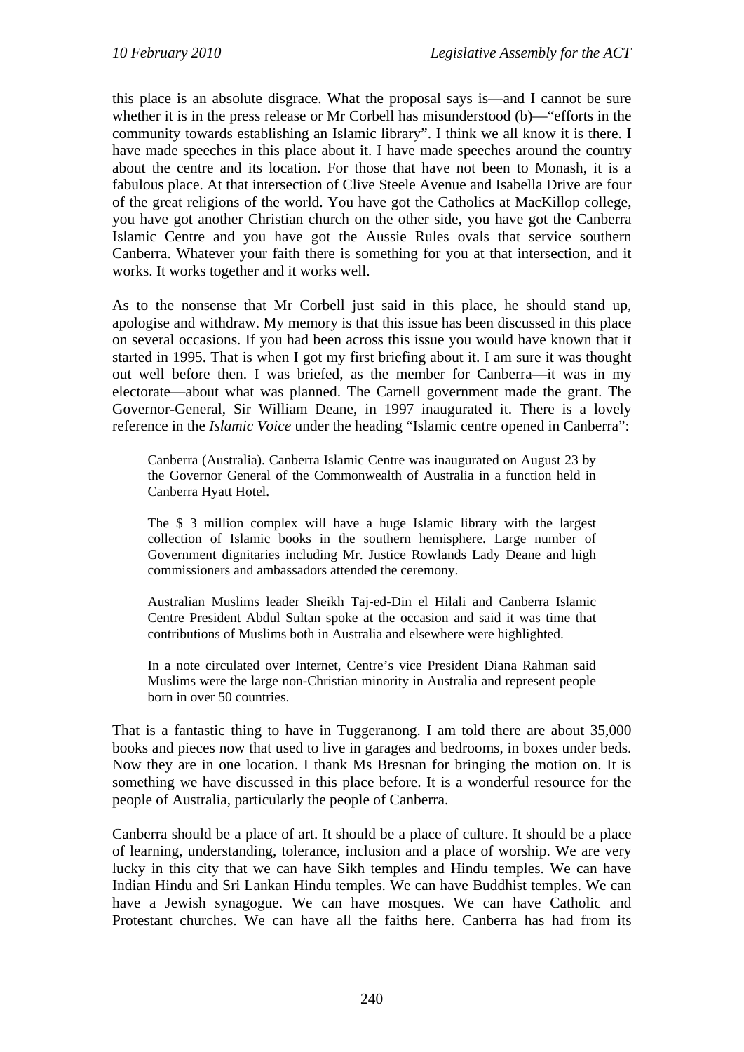this place is an absolute disgrace. What the proposal says is—and I cannot be sure whether it is in the press release or Mr Corbell has misunderstood (b)—"efforts in the community towards establishing an Islamic library". I think we all know it is there. I have made speeches in this place about it. I have made speeches around the country about the centre and its location. For those that have not been to Monash, it is a fabulous place. At that intersection of Clive Steele Avenue and Isabella Drive are four of the great religions of the world. You have got the Catholics at MacKillop college, you have got another Christian church on the other side, you have got the Canberra Islamic Centre and you have got the Aussie Rules ovals that service southern Canberra. Whatever your faith there is something for you at that intersection, and it works. It works together and it works well.

As to the nonsense that Mr Corbell just said in this place, he should stand up, apologise and withdraw. My memory is that this issue has been discussed in this place on several occasions. If you had been across this issue you would have known that it started in 1995. That is when I got my first briefing about it. I am sure it was thought out well before then. I was briefed, as the member for Canberra—it was in my electorate—about what was planned. The Carnell government made the grant. The Governor-General, Sir William Deane, in 1997 inaugurated it. There is a lovely reference in the *Islamic Voice* under the heading "Islamic centre opened in Canberra":

> Canberra (Australia). Canberra Islamic Centre was inaugurated on August 23 by the Governor General of the Commonwealth of Australia in a function held in Canberra Hyatt Hotel.
>
> The $ 3 million complex will have a huge Islamic library with the largest collection of Islamic books in the southern hemisphere. Large number of Government dignitaries including Mr. Justice Rowlands Lady Deane and high commissioners and ambassadors attended the ceremony.
>
> Australian Muslims leader Sheikh Taj-ed-Din el Hilali and Canberra Islamic Centre President Abdul Sultan spoke at the occasion and said it was time that contributions of Muslims both in Australia and elsewhere were highlighted.
>
> In a note circulated over Internet, Centre's vice President Diana Rahman said Muslims were the large non-Christian minority in Australia and represent people born in over 50 countries.

That is a fantastic thing to have in Tuggeranong. I am told there are about 35,000 books and pieces now that used to live in garages and bedrooms, in boxes under beds. Now they are in one location. I thank Ms Bresnan for bringing the motion on. It is something we have discussed in this place before. It is a wonderful resource for the people of Australia, particularly the people of Canberra.

Canberra should be a place of art. It should be a place of culture. It should be a place of learning, understanding, tolerance, inclusion and a place of worship. We are very lucky in this city that we can have Sikh temples and Hindu temples. We can have Indian Hindu and Sri Lankan Hindu temples. We can have Buddhist temples. We can have a Jewish synagogue. We can have mosques. We can have Catholic and Protestant churches. We can have all the faiths here. Canberra has had from its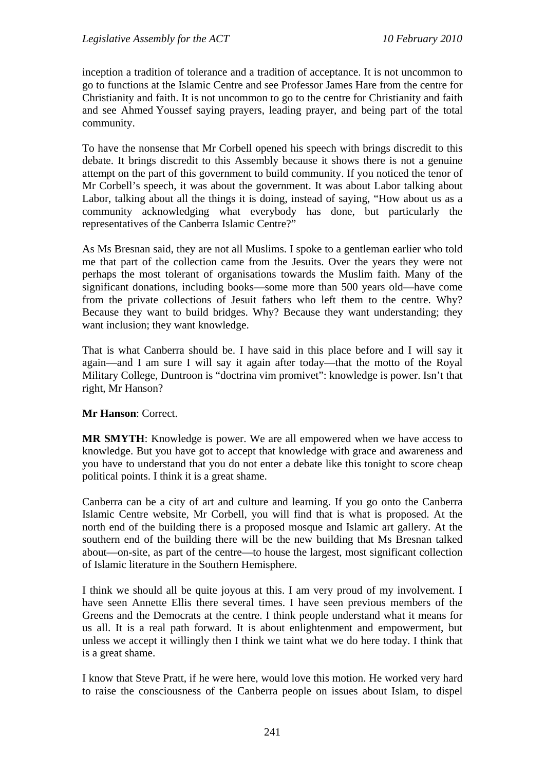inception a tradition of tolerance and a tradition of acceptance. It is not uncommon to go to functions at the Islamic Centre and see Professor James Hare from the centre for Christianity and faith. It is not uncommon to go to the centre for Christianity and faith and see Ahmed Youssef saying prayers, leading prayer, and being part of the total community.

To have the nonsense that Mr Corbell opened his speech with brings discredit to this debate. It brings discredit to this Assembly because it shows there is not a genuine attempt on the part of this government to build community. If you noticed the tenor of Mr Corbell's speech, it was about the government. It was about Labor talking about Labor, talking about all the things it is doing, instead of saying, "How about us as a community acknowledging what everybody has done, but particularly the representatives of the Canberra Islamic Centre?"

As Ms Bresnan said, they are not all Muslims. I spoke to a gentleman earlier who told me that part of the collection came from the Jesuits. Over the years they were not perhaps the most tolerant of organisations towards the Muslim faith. Many of the significant donations, including books—some more than 500 years old—have come from the private collections of Jesuit fathers who left them to the centre. Why? Because they want to build bridges. Why? Because they want understanding; they want inclusion; they want knowledge.

That is what Canberra should be. I have said in this place before and I will say it again—and I am sure I will say it again after today—that the motto of the Royal Military College, Duntroon is "doctrina vim promivet": knowledge is power. Isn't that right, Mr Hanson?

**Mr Hanson**: Correct.

**MR SMYTH**: Knowledge is power. We are all empowered when we have access to knowledge. But you have got to accept that knowledge with grace and awareness and you have to understand that you do not enter a debate like this tonight to score cheap political points. I think it is a great shame.

Canberra can be a city of art and culture and learning. If you go onto the Canberra Islamic Centre website, Mr Corbell, you will find that is what is proposed. At the north end of the building there is a proposed mosque and Islamic art gallery. At the southern end of the building there will be the new building that Ms Bresnan talked about—on-site, as part of the centre—to house the largest, most significant collection of Islamic literature in the Southern Hemisphere.

I think we should all be quite joyous at this. I am very proud of my involvement. I have seen Annette Ellis there several times. I have seen previous members of the Greens and the Democrats at the centre. I think people understand what it means for us all. It is a real path forward. It is about enlightenment and empowerment, but unless we accept it willingly then I think we taint what we do here today. I think that is a great shame.

I know that Steve Pratt, if he were here, would love this motion. He worked very hard to raise the consciousness of the Canberra people on issues about Islam, to dispel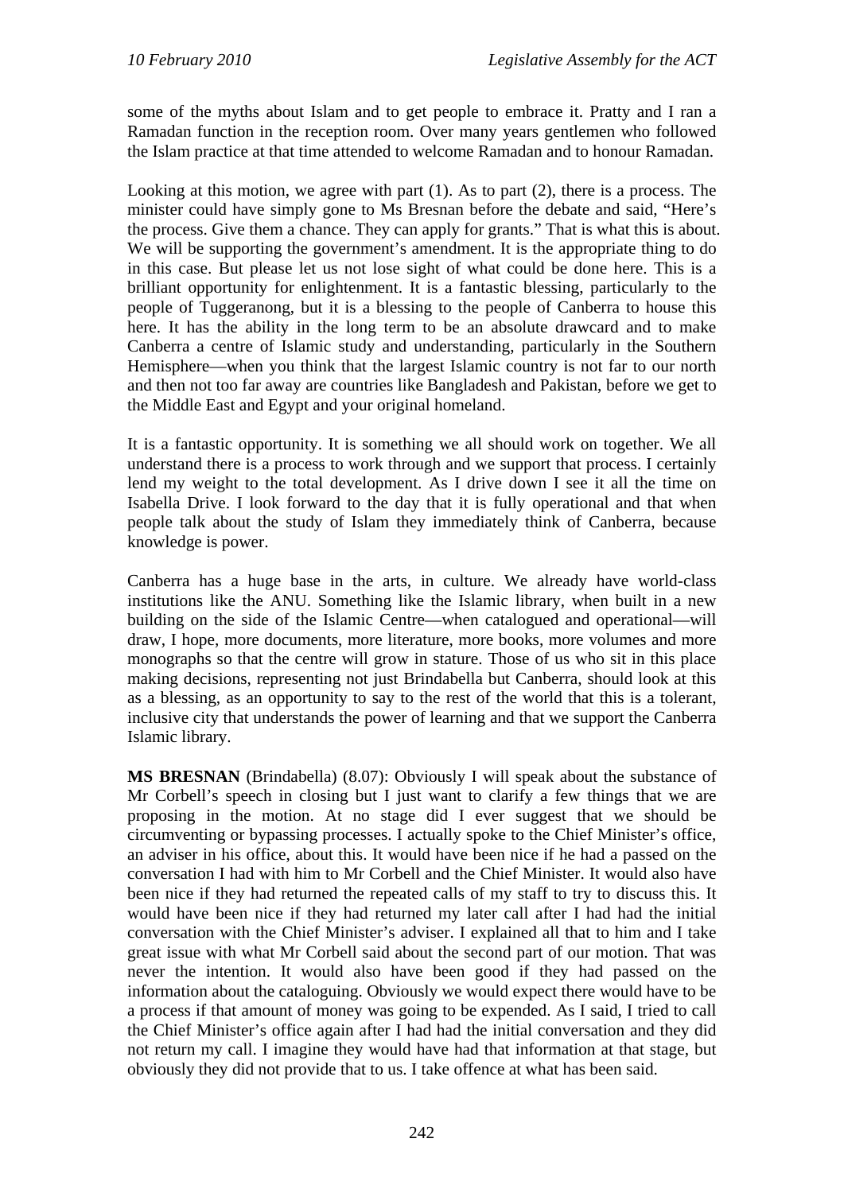some of the myths about Islam and to get people to embrace it. Pratty and I ran a Ramadan function in the reception room. Over many years gentlemen who followed the Islam practice at that time attended to welcome Ramadan and to honour Ramadan.

Looking at this motion, we agree with part (1). As to part (2), there is a process. The minister could have simply gone to Ms Bresnan before the debate and said, "Here's the process. Give them a chance. They can apply for grants." That is what this is about. We will be supporting the government's amendment. It is the appropriate thing to do in this case. But please let us not lose sight of what could be done here. This is a brilliant opportunity for enlightenment. It is a fantastic blessing, particularly to the people of Tuggeranong, but it is a blessing to the people of Canberra to house this here. It has the ability in the long term to be an absolute drawcard and to make Canberra a centre of Islamic study and understanding, particularly in the Southern Hemisphere—when you think that the largest Islamic country is not far to our north and then not too far away are countries like Bangladesh and Pakistan, before we get to the Middle East and Egypt and your original homeland.

It is a fantastic opportunity. It is something we all should work on together. We all understand there is a process to work through and we support that process. I certainly lend my weight to the total development. As I drive down I see it all the time on Isabella Drive. I look forward to the day that it is fully operational and that when people talk about the study of Islam they immediately think of Canberra, because knowledge is power.

Canberra has a huge base in the arts, in culture. We already have world-class institutions like the ANU. Something like the Islamic library, when built in a new building on the side of the Islamic Centre—when catalogued and operational—will draw, I hope, more documents, more literature, more books, more volumes and more monographs so that the centre will grow in stature. Those of us who sit in this place making decisions, representing not just Brindabella but Canberra, should look at this as a blessing, as an opportunity to say to the rest of the world that this is a tolerant, inclusive city that understands the power of learning and that we support the Canberra Islamic library.

**MS BRESNAN** (Brindabella) (8.07): Obviously I will speak about the substance of Mr Corbell's speech in closing but I just want to clarify a few things that we are proposing in the motion. At no stage did I ever suggest that we should be circumventing or bypassing processes. I actually spoke to the Chief Minister's office, an adviser in his office, about this. It would have been nice if he had a passed on the conversation I had with him to Mr Corbell and the Chief Minister. It would also have been nice if they had returned the repeated calls of my staff to try to discuss this. It would have been nice if they had returned my later call after I had had the initial conversation with the Chief Minister's adviser. I explained all that to him and I take great issue with what Mr Corbell said about the second part of our motion. That was never the intention. It would also have been good if they had passed on the information about the cataloguing. Obviously we would expect there would have to be a process if that amount of money was going to be expended. As I said, I tried to call the Chief Minister's office again after I had had the initial conversation and they did not return my call. I imagine they would have had that information at that stage, but obviously they did not provide that to us. I take offence at what has been said.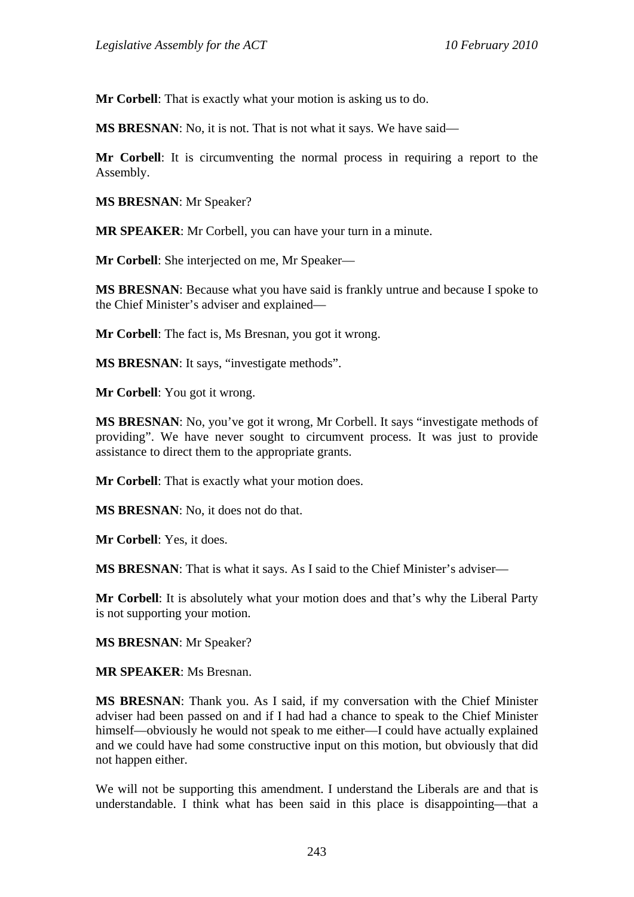**Mr Corbell**: That is exactly what your motion is asking us to do.

**MS BRESNAN**: No, it is not. That is not what it says. We have said—

**Mr Corbell**: It is circumventing the normal process in requiring a report to the Assembly.

**MS BRESNAN**: Mr Speaker?

**MR SPEAKER**: Mr Corbell, you can have your turn in a minute.

**Mr Corbell**: She interjected on me, Mr Speaker—

**MS BRESNAN**: Because what you have said is frankly untrue and because I spoke to the Chief Minister's adviser and explained—

**Mr Corbell**: The fact is, Ms Bresnan, you got it wrong.

**MS BRESNAN**: It says, "investigate methods".

**Mr Corbell**: You got it wrong.

**MS BRESNAN**: No, you've got it wrong, Mr Corbell. It says "investigate methods of providing". We have never sought to circumvent process. It was just to provide assistance to direct them to the appropriate grants.

**Mr Corbell**: That is exactly what your motion does.

**MS BRESNAN**: No, it does not do that.

**Mr Corbell**: Yes, it does.

**MS BRESNAN**: That is what it says. As I said to the Chief Minister's adviser—

**Mr Corbell**: It is absolutely what your motion does and that's why the Liberal Party is not supporting your motion.

**MS BRESNAN**: Mr Speaker?

**MR SPEAKER**: Ms Bresnan.

**MS BRESNAN**: Thank you. As I said, if my conversation with the Chief Minister adviser had been passed on and if I had had a chance to speak to the Chief Minister himself—obviously he would not speak to me either—I could have actually explained and we could have had some constructive input on this motion, but obviously that did not happen either.

We will not be supporting this amendment. I understand the Liberals are and that is understandable. I think what has been said in this place is disappointing—that a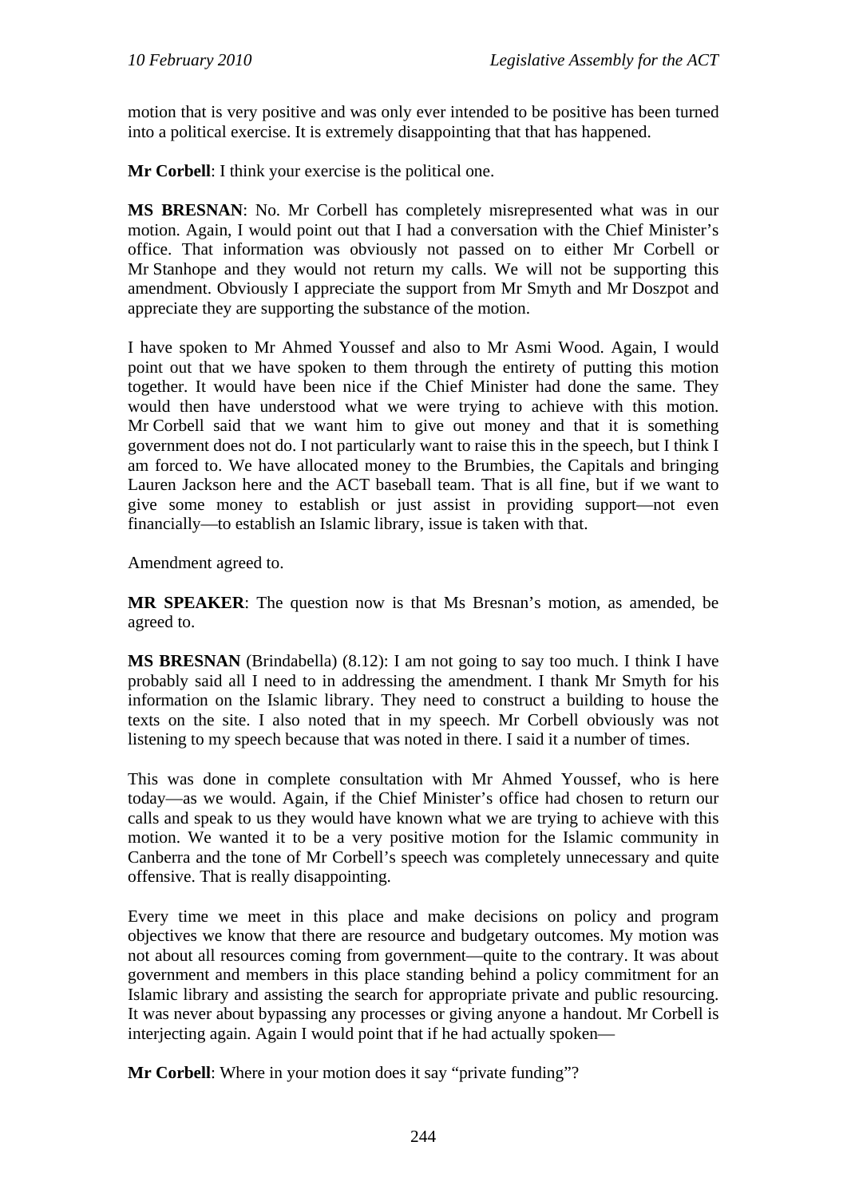motion that is very positive and was only ever intended to be positive has been turned into a political exercise. It is extremely disappointing that that has happened.

**Mr Corbell**: I think your exercise is the political one.

**MS BRESNAN**: No. Mr Corbell has completely misrepresented what was in our motion. Again, I would point out that I had a conversation with the Chief Minister's office. That information was obviously not passed on to either Mr Corbell or Mr Stanhope and they would not return my calls. We will not be supporting this amendment. Obviously I appreciate the support from Mr Smyth and Mr Doszpot and appreciate they are supporting the substance of the motion.

I have spoken to Mr Ahmed Youssef and also to Mr Asmi Wood. Again, I would point out that we have spoken to them through the entirety of putting this motion together. It would have been nice if the Chief Minister had done the same. They would then have understood what we were trying to achieve with this motion. Mr Corbell said that we want him to give out money and that it is something government does not do. I not particularly want to raise this in the speech, but I think I am forced to. We have allocated money to the Brumbies, the Capitals and bringing Lauren Jackson here and the ACT baseball team. That is all fine, but if we want to give some money to establish or just assist in providing support—not even financially—to establish an Islamic library, issue is taken with that.

Amendment agreed to.

**MR SPEAKER**: The question now is that Ms Bresnan's motion, as amended, be agreed to.

**MS BRESNAN** (Brindabella) (8.12): I am not going to say too much. I think I have probably said all I need to in addressing the amendment. I thank Mr Smyth for his information on the Islamic library. They need to construct a building to house the texts on the site. I also noted that in my speech. Mr Corbell obviously was not listening to my speech because that was noted in there. I said it a number of times.

This was done in complete consultation with Mr Ahmed Youssef, who is here today—as we would. Again, if the Chief Minister's office had chosen to return our calls and speak to us they would have known what we are trying to achieve with this motion. We wanted it to be a very positive motion for the Islamic community in Canberra and the tone of Mr Corbell's speech was completely unnecessary and quite offensive. That is really disappointing.

Every time we meet in this place and make decisions on policy and program objectives we know that there are resource and budgetary outcomes. My motion was not about all resources coming from government—quite to the contrary. It was about government and members in this place standing behind a policy commitment for an Islamic library and assisting the search for appropriate private and public resourcing. It was never about bypassing any processes or giving anyone a handout. Mr Corbell is interjecting again. Again I would point that if he had actually spoken—

**Mr Corbell**: Where in your motion does it say "private funding"?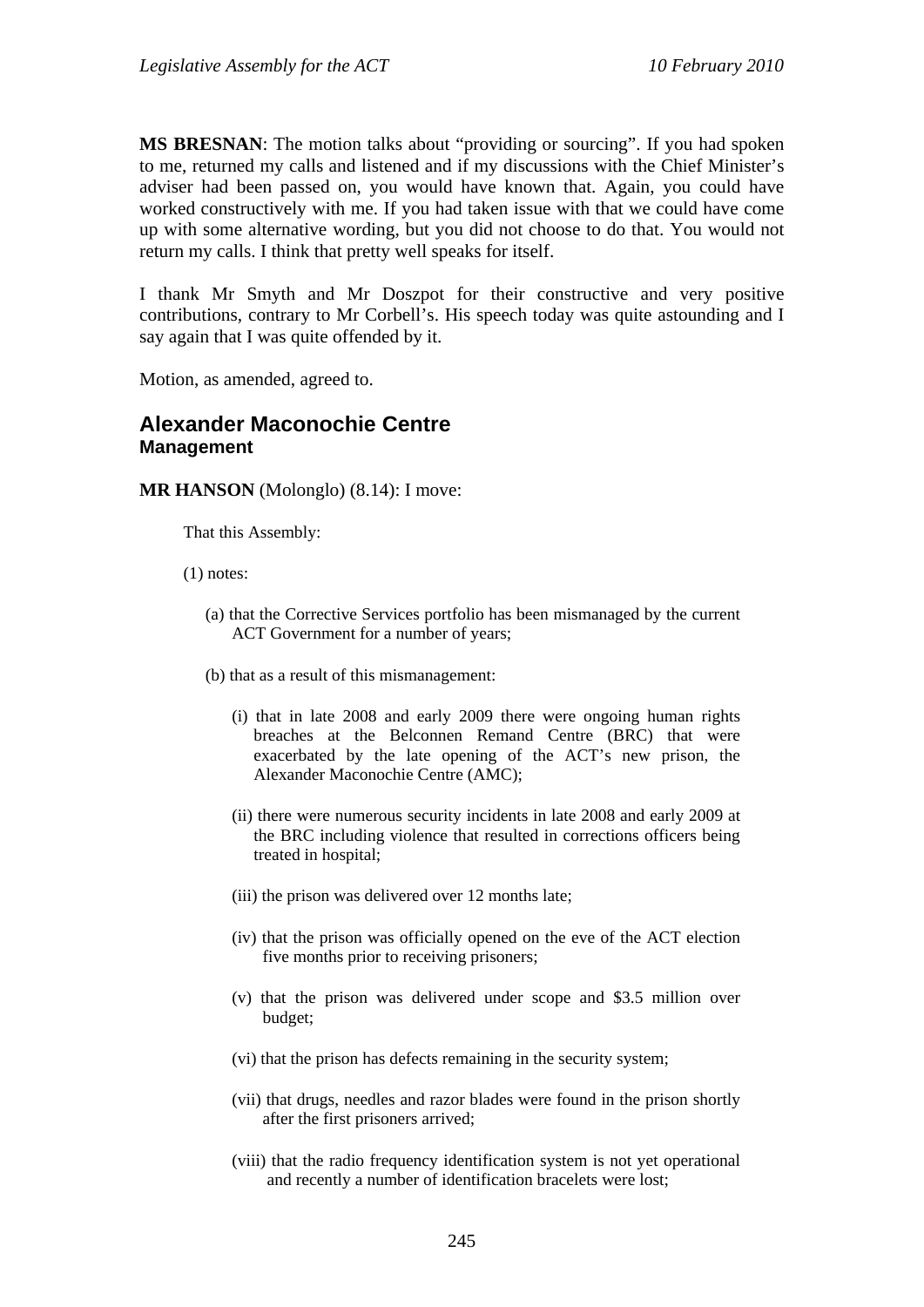**MS BRESNAN**: The motion talks about "providing or sourcing". If you had spoken to me, returned my calls and listened and if my discussions with the Chief Minister's adviser had been passed on, you would have known that. Again, you could have worked constructively with me. If you had taken issue with that we could have come up with some alternative wording, but you did not choose to do that. You would not return my calls. I think that pretty well speaks for itself.

I thank Mr Smyth and Mr Doszpot for their constructive and very positive contributions, contrary to Mr Corbell's. His speech today was quite astounding and I say again that I was quite offended by it.

Motion, as amended, agreed to.

## Alexander Maconochie Centre

### Management

**MR HANSON** (Molonglo) (8.14): I move:

That this Assembly:

(1) notes:

(a) that the Corrective Services portfolio has been mismanaged by the current ACT Government for a number of years;

(b) that as a result of this mismanagement:

(i) that in late 2008 and early 2009 there were ongoing human rights breaches at the Belconnen Remand Centre (BRC) that were exacerbated by the late opening of the ACT's new prison, the Alexander Maconochie Centre (AMC);

(ii) there were numerous security incidents in late 2008 and early 2009 at the BRC including violence that resulted in corrections officers being treated in hospital;

(iii) the prison was delivered over 12 months late;

(iv) that the prison was officially opened on the eve of the ACT election five months prior to receiving prisoners;

(v) that the prison was delivered under scope and \$3.5 million over budget;

(vi) that the prison has defects remaining in the security system;

(vii) that drugs, needles and razor blades were found in the prison shortly after the first prisoners arrived;

(viii) that the radio frequency identification system is not yet operational and recently a number of identification bracelets were lost;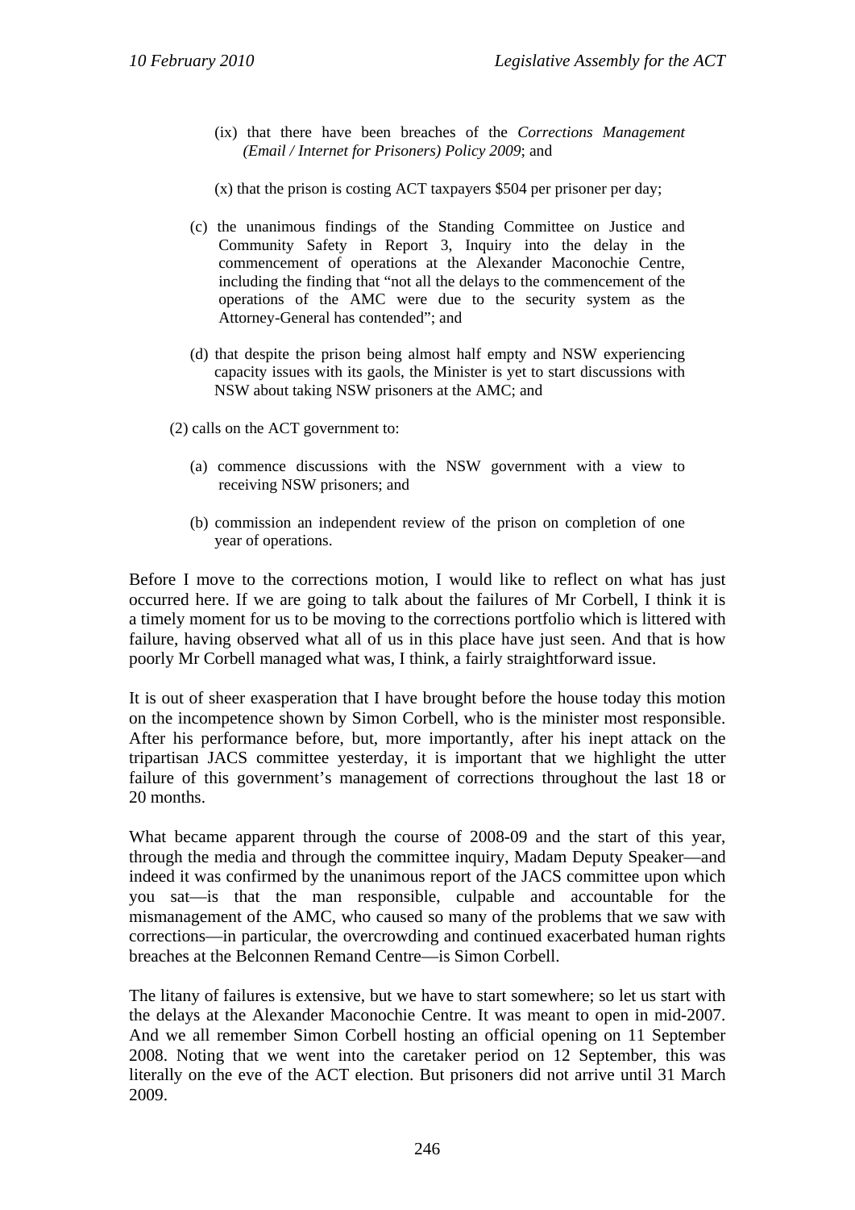(ix) that there have been breaches of the *Corrections Management (Email / Internet for Prisoners) Policy 2009*; and

(x) that the prison is costing ACT taxpayers $504 per prisoner per day;

(c) the unanimous findings of the Standing Committee on Justice and Community Safety in Report 3, Inquiry into the delay in the commencement of operations at the Alexander Maconochie Centre, including the finding that "not all the delays to the commencement of the operations of the AMC were due to the security system as the Attorney-General has contended"; and

(d) that despite the prison being almost half empty and NSW experiencing capacity issues with its gaols, the Minister is yet to start discussions with NSW about taking NSW prisoners at the AMC; and

(2) calls on the ACT government to:

(a) commence discussions with the NSW government with a view to receiving NSW prisoners; and

(b) commission an independent review of the prison on completion of one year of operations.

Before I move to the corrections motion, I would like to reflect on what has just occurred here. If we are going to talk about the failures of Mr Corbell, I think it is a timely moment for us to be moving to the corrections portfolio which is littered with failure, having observed what all of us in this place have just seen. And that is how poorly Mr Corbell managed what was, I think, a fairly straightforward issue.

It is out of sheer exasperation that I have brought before the house today this motion on the incompetence shown by Simon Corbell, who is the minister most responsible. After his performance before, but, more importantly, after his inept attack on the tripartisan JACS committee yesterday, it is important that we highlight the utter failure of this government's management of corrections throughout the last 18 or 20 months.

What became apparent through the course of 2008-09 and the start of this year, through the media and through the committee inquiry, Madam Deputy Speaker—and indeed it was confirmed by the unanimous report of the JACS committee upon which you sat—is that the man responsible, culpable and accountable for the mismanagement of the AMC, who caused so many of the problems that we saw with corrections—in particular, the overcrowding and continued exacerbated human rights breaches at the Belconnen Remand Centre—is Simon Corbell.

The litany of failures is extensive, but we have to start somewhere; so let us start with the delays at the Alexander Maconochie Centre. It was meant to open in mid-2007. And we all remember Simon Corbell hosting an official opening on 11 September 2008. Noting that we went into the caretaker period on 12 September, this was literally on the eve of the ACT election. But prisoners did not arrive until 31 March 2009.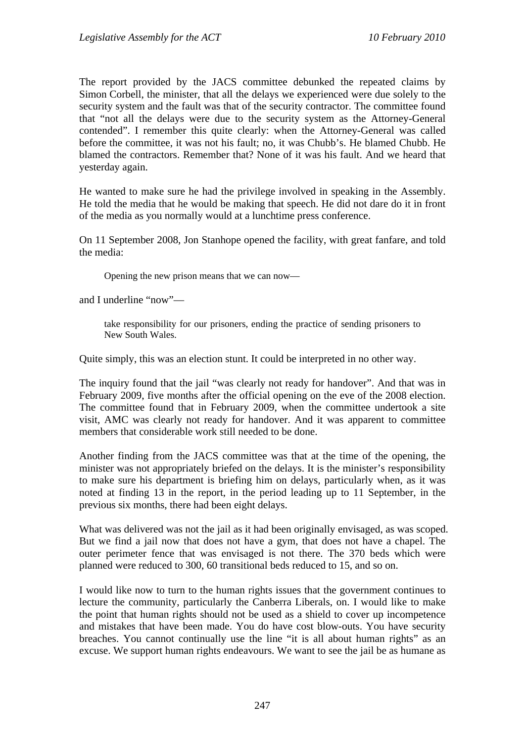The report provided by the JACS committee debunked the repeated claims by Simon Corbell, the minister, that all the delays we experienced were due solely to the security system and the fault was that of the security contractor. The committee found that "not all the delays were due to the security system as the Attorney-General contended". I remember this quite clearly: when the Attorney-General was called before the committee, it was not his fault; no, it was Chubb's. He blamed Chubb. He blamed the contractors. Remember that? None of it was his fault. And we heard that yesterday again.

He wanted to make sure he had the privilege involved in speaking in the Assembly. He told the media that he would be making that speech. He did not dare do it in front of the media as you normally would at a lunchtime press conference.

On 11 September 2008, Jon Stanhope opened the facility, with great fanfare, and told the media:

> Opening the new prison means that we can now—

and I underline "now"—

> take responsibility for our prisoners, ending the practice of sending prisoners to New South Wales.

Quite simply, this was an election stunt. It could be interpreted in no other way.

The inquiry found that the jail "was clearly not ready for handover". And that was in February 2009, five months after the official opening on the eve of the 2008 election. The committee found that in February 2009, when the committee undertook a site visit, AMC was clearly not ready for handover. And it was apparent to committee members that considerable work still needed to be done.

Another finding from the JACS committee was that at the time of the opening, the minister was not appropriately briefed on the delays. It is the minister's responsibility to make sure his department is briefing him on delays, particularly when, as it was noted at finding 13 in the report, in the period leading up to 11 September, in the previous six months, there had been eight delays.

What was delivered was not the jail as it had been originally envisaged, as was scoped. But we find a jail now that does not have a gym, that does not have a chapel. The outer perimeter fence that was envisaged is not there. The 370 beds which were planned were reduced to 300, 60 transitional beds reduced to 15, and so on.

I would like now to turn to the human rights issues that the government continues to lecture the community, particularly the Canberra Liberals, on. I would like to make the point that human rights should not be used as a shield to cover up incompetence and mistakes that have been made. You do have cost blow-outs. You have security breaches. You cannot continually use the line "it is all about human rights" as an excuse. We support human rights endeavours. We want to see the jail be as humane as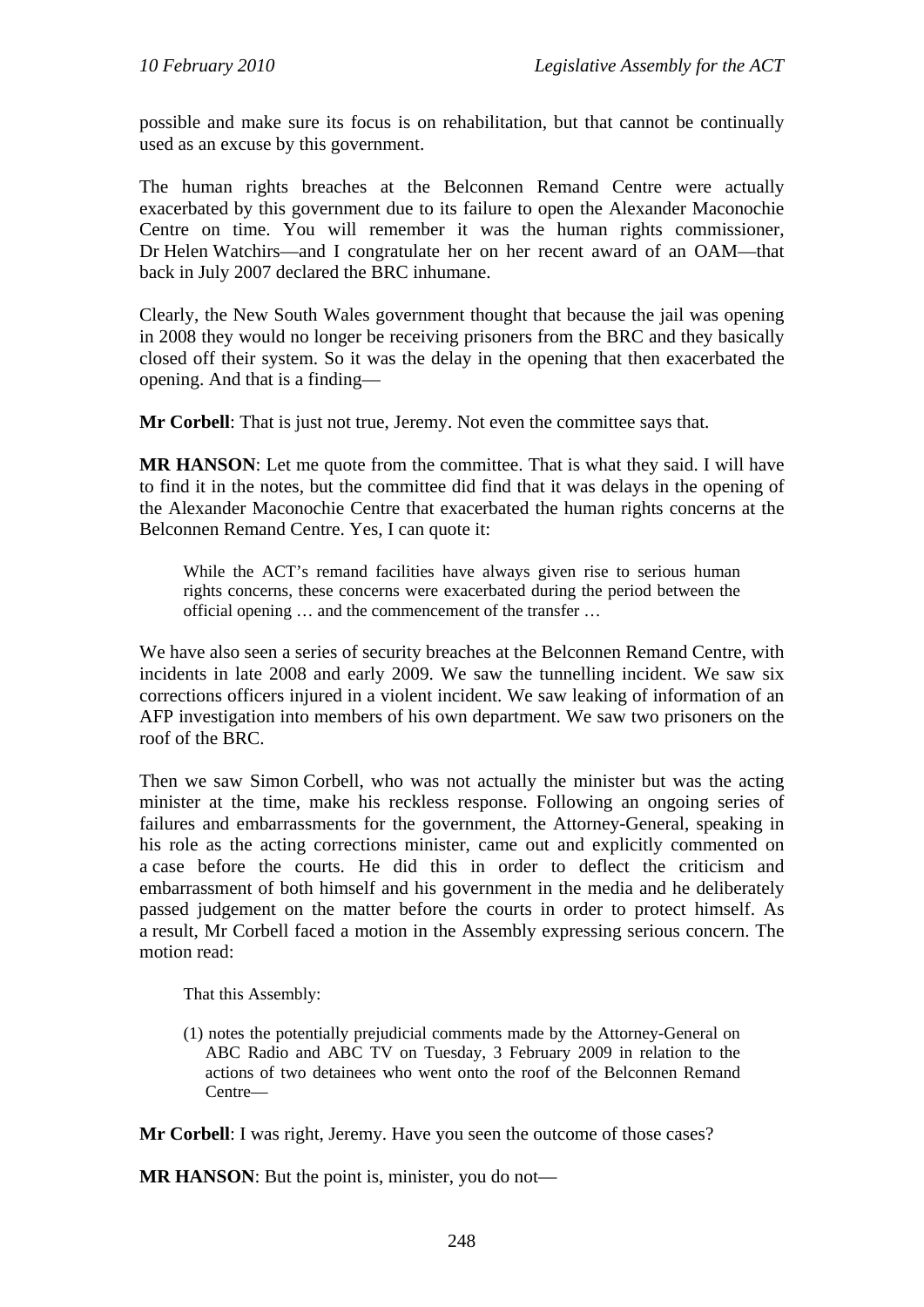possible and make sure its focus is on rehabilitation, but that cannot be continually used as an excuse by this government.

The human rights breaches at the Belconnen Remand Centre were actually exacerbated by this government due to its failure to open the Alexander Maconochie Centre on time. You will remember it was the human rights commissioner, Dr Helen Watchirs—and I congratulate her on her recent award of an OAM—that back in July 2007 declared the BRC inhumane.

Clearly, the New South Wales government thought that because the jail was opening in 2008 they would no longer be receiving prisoners from the BRC and they basically closed off their system. So it was the delay in the opening that then exacerbated the opening. And that is a finding—

**Mr Corbell**: That is just not true, Jeremy. Not even the committee says that.

**MR HANSON**: Let me quote from the committee. That is what they said. I will have to find it in the notes, but the committee did find that it was delays in the opening of the Alexander Maconochie Centre that exacerbated the human rights concerns at the Belconnen Remand Centre. Yes, I can quote it:

> While the ACT's remand facilities have always given rise to serious human rights concerns, these concerns were exacerbated during the period between the official opening … and the commencement of the transfer …

We have also seen a series of security breaches at the Belconnen Remand Centre, with incidents in late 2008 and early 2009. We saw the tunnelling incident. We saw six corrections officers injured in a violent incident. We saw leaking of information of an AFP investigation into members of his own department. We saw two prisoners on the roof of the BRC.

Then we saw Simon Corbell, who was not actually the minister but was the acting minister at the time, make his reckless response. Following an ongoing series of failures and embarrassments for the government, the Attorney-General, speaking in his role as the acting corrections minister, came out and explicitly commented on a case before the courts. He did this in order to deflect the criticism and embarrassment of both himself and his government in the media and he deliberately passed judgement on the matter before the courts in order to protect himself. As a result, Mr Corbell faced a motion in the Assembly expressing serious concern. The motion read:

> That this Assembly:
>
> (1) notes the potentially prejudicial comments made by the Attorney-General on ABC Radio and ABC TV on Tuesday, 3 February 2009 in relation to the actions of two detainees who went onto the roof of the Belconnen Remand Centre—

**Mr Corbell**: I was right, Jeremy. Have you seen the outcome of those cases?

**MR HANSON**: But the point is, minister, you do not—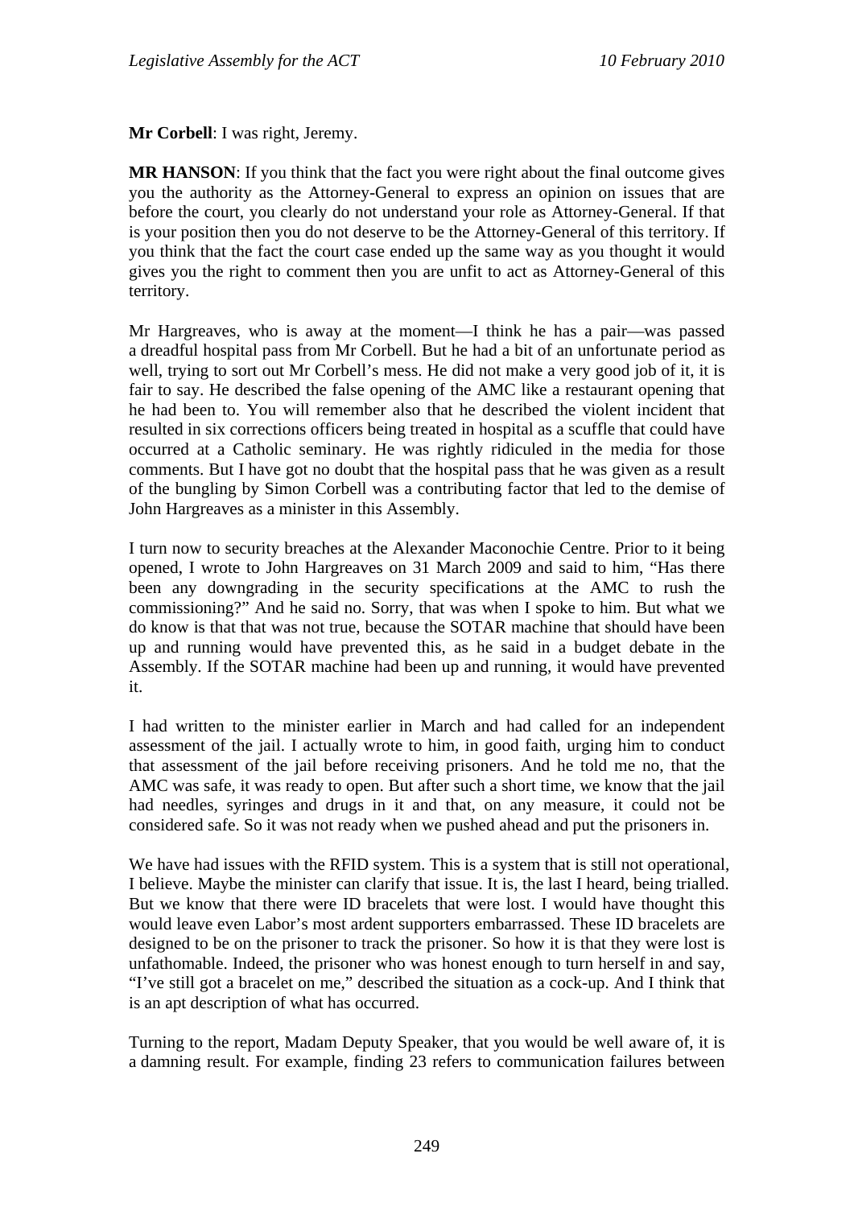**Mr Corbell**: I was right, Jeremy.

**MR HANSON**: If you think that the fact you were right about the final outcome gives you the authority as the Attorney-General to express an opinion on issues that are before the court, you clearly do not understand your role as Attorney-General. If that is your position then you do not deserve to be the Attorney-General of this territory. If you think that the fact the court case ended up the same way as you thought it would gives you the right to comment then you are unfit to act as Attorney-General of this territory.

Mr Hargreaves, who is away at the moment—I think he has a pair—was passed a dreadful hospital pass from Mr Corbell. But he had a bit of an unfortunate period as well, trying to sort out Mr Corbell's mess. He did not make a very good job of it, it is fair to say. He described the false opening of the AMC like a restaurant opening that he had been to. You will remember also that he described the violent incident that resulted in six corrections officers being treated in hospital as a scuffle that could have occurred at a Catholic seminary. He was rightly ridiculed in the media for those comments. But I have got no doubt that the hospital pass that he was given as a result of the bungling by Simon Corbell was a contributing factor that led to the demise of John Hargreaves as a minister in this Assembly.

I turn now to security breaches at the Alexander Maconochie Centre. Prior to it being opened, I wrote to John Hargreaves on 31 March 2009 and said to him, "Has there been any downgrading in the security specifications at the AMC to rush the commissioning?" And he said no. Sorry, that was when I spoke to him. But what we do know is that that was not true, because the SOTAR machine that should have been up and running would have prevented this, as he said in a budget debate in the Assembly. If the SOTAR machine had been up and running, it would have prevented it.

I had written to the minister earlier in March and had called for an independent assessment of the jail. I actually wrote to him, in good faith, urging him to conduct that assessment of the jail before receiving prisoners. And he told me no, that the AMC was safe, it was ready to open. But after such a short time, we know that the jail had needles, syringes and drugs in it and that, on any measure, it could not be considered safe. So it was not ready when we pushed ahead and put the prisoners in.

We have had issues with the RFID system. This is a system that is still not operational, I believe. Maybe the minister can clarify that issue. It is, the last I heard, being trialled. But we know that there were ID bracelets that were lost. I would have thought this would leave even Labor's most ardent supporters embarrassed. These ID bracelets are designed to be on the prisoner to track the prisoner. So how it is that they were lost is unfathomable. Indeed, the prisoner who was honest enough to turn herself in and say, "I've still got a bracelet on me," described the situation as a cock-up. And I think that is an apt description of what has occurred.

Turning to the report, Madam Deputy Speaker, that you would be well aware of, it is a damning result. For example, finding 23 refers to communication failures between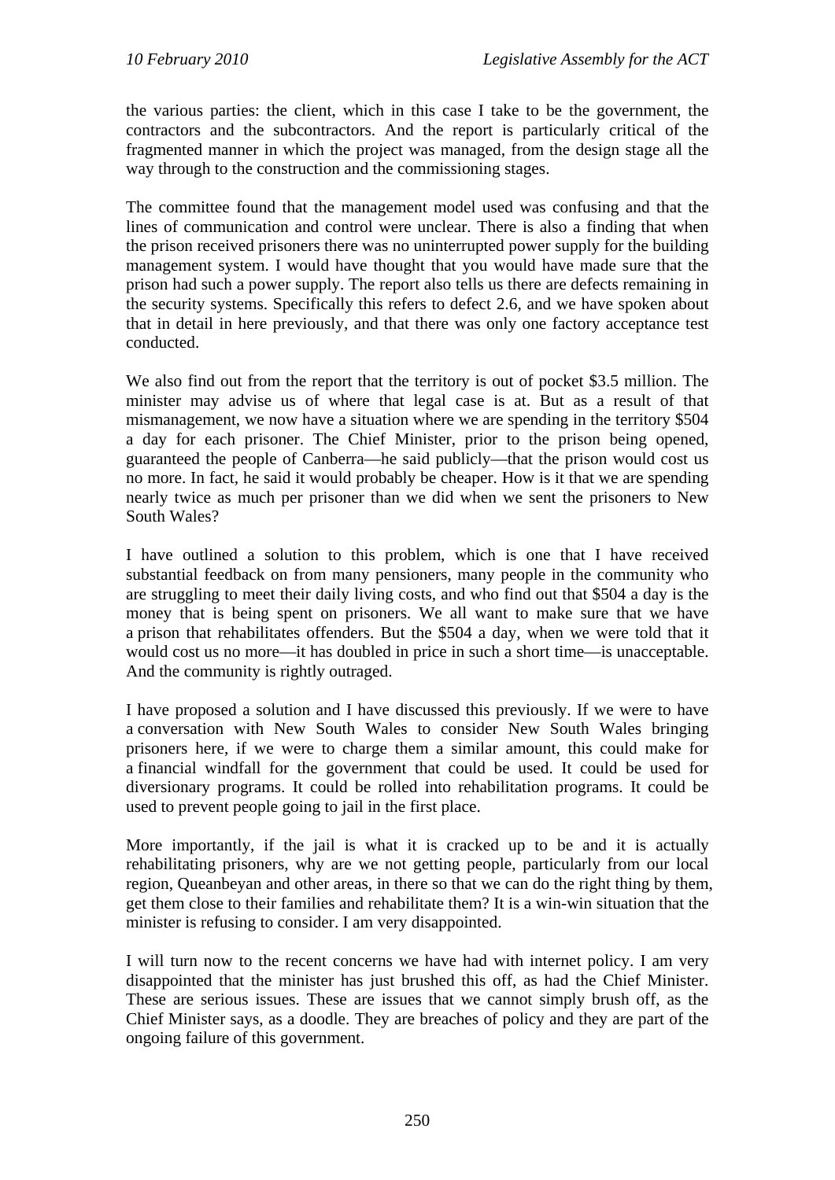the various parties: the client, which in this case I take to be the government, the contractors and the subcontractors. And the report is particularly critical of the fragmented manner in which the project was managed, from the design stage all the way through to the construction and the commissioning stages.

The committee found that the management model used was confusing and that the lines of communication and control were unclear. There is also a finding that when the prison received prisoners there was no uninterrupted power supply for the building management system. I would have thought that you would have made sure that the prison had such a power supply. The report also tells us there are defects remaining in the security systems. Specifically this refers to defect 2.6, and we have spoken about that in detail in here previously, and that there was only one factory acceptance test conducted.

We also find out from the report that the territory is out of pocket $3.5 million. The minister may advise us of where that legal case is at. But as a result of that mismanagement, we now have a situation where we are spending in the territory $504 a day for each prisoner. The Chief Minister, prior to the prison being opened, guaranteed the people of Canberra—he said publicly—that the prison would cost us no more. In fact, he said it would probably be cheaper. How is it that we are spending nearly twice as much per prisoner than we did when we sent the prisoners to New South Wales?

I have outlined a solution to this problem, which is one that I have received substantial feedback on from many pensioners, many people in the community who are struggling to meet their daily living costs, and who find out that $504 a day is the money that is being spent on prisoners. We all want to make sure that we have a prison that rehabilitates offenders. But the $504 a day, when we were told that it would cost us no more—it has doubled in price in such a short time—is unacceptable. And the community is rightly outraged.

I have proposed a solution and I have discussed this previously. If we were to have a conversation with New South Wales to consider New South Wales bringing prisoners here, if we were to charge them a similar amount, this could make for a financial windfall for the government that could be used. It could be used for diversionary programs. It could be rolled into rehabilitation programs. It could be used to prevent people going to jail in the first place.

More importantly, if the jail is what it is cracked up to be and it is actually rehabilitating prisoners, why are we not getting people, particularly from our local region, Queanbeyan and other areas, in there so that we can do the right thing by them, get them close to their families and rehabilitate them? It is a win-win situation that the minister is refusing to consider. I am very disappointed.

I will turn now to the recent concerns we have had with internet policy. I am very disappointed that the minister has just brushed this off, as had the Chief Minister. These are serious issues. These are issues that we cannot simply brush off, as the Chief Minister says, as a doodle. They are breaches of policy and they are part of the ongoing failure of this government.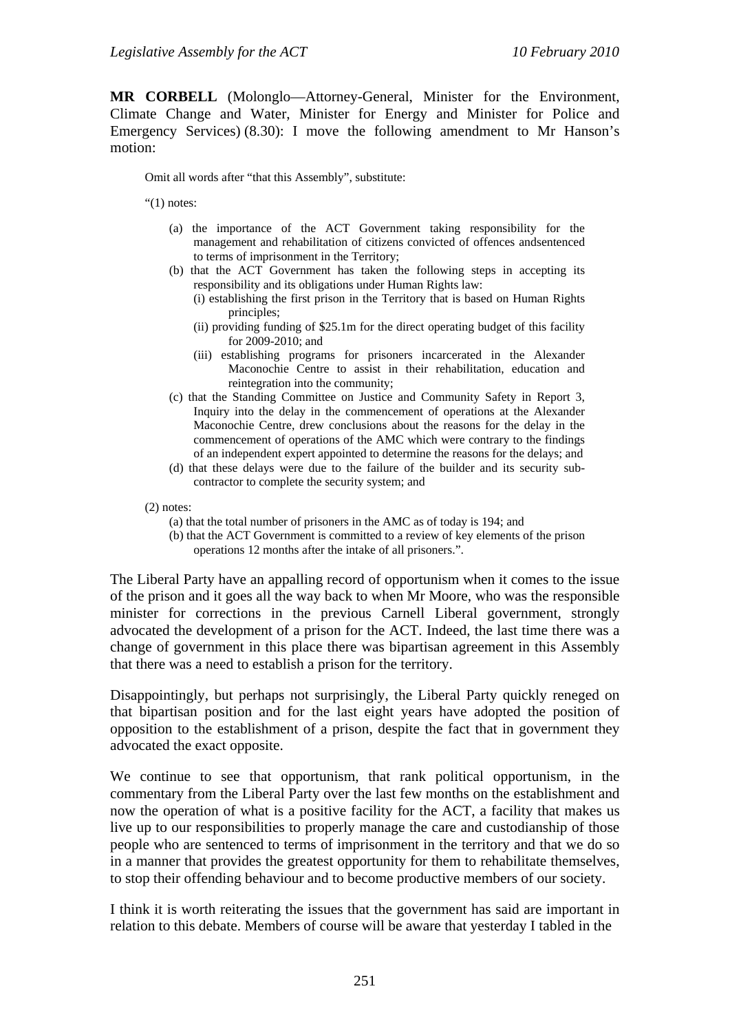**MR CORBELL** (Molonglo—Attorney-General, Minister for the Environment, Climate Change and Water, Minister for Energy and Minister for Police and Emergency Services) (8.30): I move the following amendment to Mr Hanson's motion:

> Omit all words after "that this Assembly", substitute:
>
> "(1) notes:
>
> (a) the importance of the ACT Government taking responsibility for the management and rehabilitation of citizens convicted of offences andsentenced to terms of imprisonment in the Territory;
>
> (b) that the ACT Government has taken the following steps in accepting its responsibility and its obligations under Human Rights law:
>
> (i) establishing the first prison in the Territory that is based on Human Rights principles;
>
> (ii) providing funding of $25.1m for the direct operating budget of this facility for 2009-2010; and
>
> (iii) establishing programs for prisoners incarcerated in the Alexander Maconochie Centre to assist in their rehabilitation, education and reintegration into the community;
>
> (c) that the Standing Committee on Justice and Community Safety in Report 3, Inquiry into the delay in the commencement of operations at the Alexander Maconochie Centre, drew conclusions about the reasons for the delay in the commencement of operations of the AMC which were contrary to the findings of an independent expert appointed to determine the reasons for the delays; and
>
> (d) that these delays were due to the failure of the builder and its security sub-contractor to complete the security system; and
>
> (2) notes:
>
> (a) that the total number of prisoners in the AMC as of today is 194; and
>
> (b) that the ACT Government is committed to a review of key elements of the prison operations 12 months after the intake of all prisoners.".

The Liberal Party have an appalling record of opportunism when it comes to the issue of the prison and it goes all the way back to when Mr Moore, who was the responsible minister for corrections in the previous Carnell Liberal government, strongly advocated the development of a prison for the ACT. Indeed, the last time there was a change of government in this place there was bipartisan agreement in this Assembly that there was a need to establish a prison for the territory.

Disappointingly, but perhaps not surprisingly, the Liberal Party quickly reneged on that bipartisan position and for the last eight years have adopted the position of opposition to the establishment of a prison, despite the fact that in government they advocated the exact opposite.

We continue to see that opportunism, that rank political opportunism, in the commentary from the Liberal Party over the last few months on the establishment and now the operation of what is a positive facility for the ACT, a facility that makes us live up to our responsibilities to properly manage the care and custodianship of those people who are sentenced to terms of imprisonment in the territory and that we do so in a manner that provides the greatest opportunity for them to rehabilitate themselves, to stop their offending behaviour and to become productive members of our society.

I think it is worth reiterating the issues that the government has said are important in relation to this debate. Members of course will be aware that yesterday I tabled in the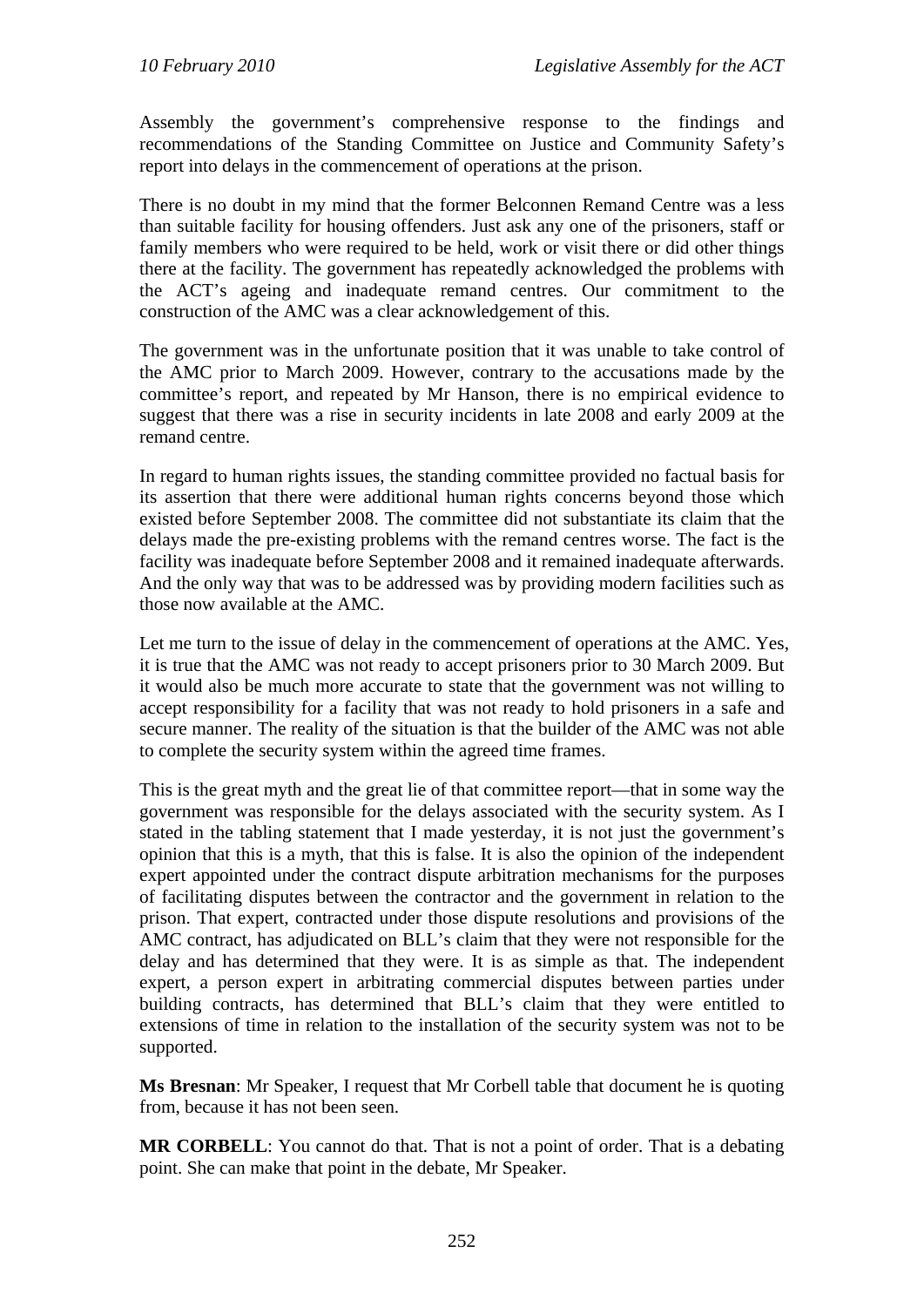Assembly the government's comprehensive response to the findings and recommendations of the Standing Committee on Justice and Community Safety's report into delays in the commencement of operations at the prison.

There is no doubt in my mind that the former Belconnen Remand Centre was a less than suitable facility for housing offenders. Just ask any one of the prisoners, staff or family members who were required to be held, work or visit there or did other things there at the facility. The government has repeatedly acknowledged the problems with the ACT's ageing and inadequate remand centres. Our commitment to the construction of the AMC was a clear acknowledgement of this.

The government was in the unfortunate position that it was unable to take control of the AMC prior to March 2009. However, contrary to the accusations made by the committee's report, and repeated by Mr Hanson, there is no empirical evidence to suggest that there was a rise in security incidents in late 2008 and early 2009 at the remand centre.

In regard to human rights issues, the standing committee provided no factual basis for its assertion that there were additional human rights concerns beyond those which existed before September 2008. The committee did not substantiate its claim that the delays made the pre-existing problems with the remand centres worse. The fact is the facility was inadequate before September 2008 and it remained inadequate afterwards. And the only way that was to be addressed was by providing modern facilities such as those now available at the AMC.

Let me turn to the issue of delay in the commencement of operations at the AMC. Yes, it is true that the AMC was not ready to accept prisoners prior to 30 March 2009. But it would also be much more accurate to state that the government was not willing to accept responsibility for a facility that was not ready to hold prisoners in a safe and secure manner. The reality of the situation is that the builder of the AMC was not able to complete the security system within the agreed time frames.

This is the great myth and the great lie of that committee report—that in some way the government was responsible for the delays associated with the security system. As I stated in the tabling statement that I made yesterday, it is not just the government's opinion that this is a myth, that this is false. It is also the opinion of the independent expert appointed under the contract dispute arbitration mechanisms for the purposes of facilitating disputes between the contractor and the government in relation to the prison. That expert, contracted under those dispute resolutions and provisions of the AMC contract, has adjudicated on BLL's claim that they were not responsible for the delay and has determined that they were. It is as simple as that. The independent expert, a person expert in arbitrating commercial disputes between parties under building contracts, has determined that BLL's claim that they were entitled to extensions of time in relation to the installation of the security system was not to be supported.

**Ms Bresnan**: Mr Speaker, I request that Mr Corbell table that document he is quoting from, because it has not been seen.

**MR CORBELL**: You cannot do that. That is not a point of order. That is a debating point. She can make that point in the debate, Mr Speaker.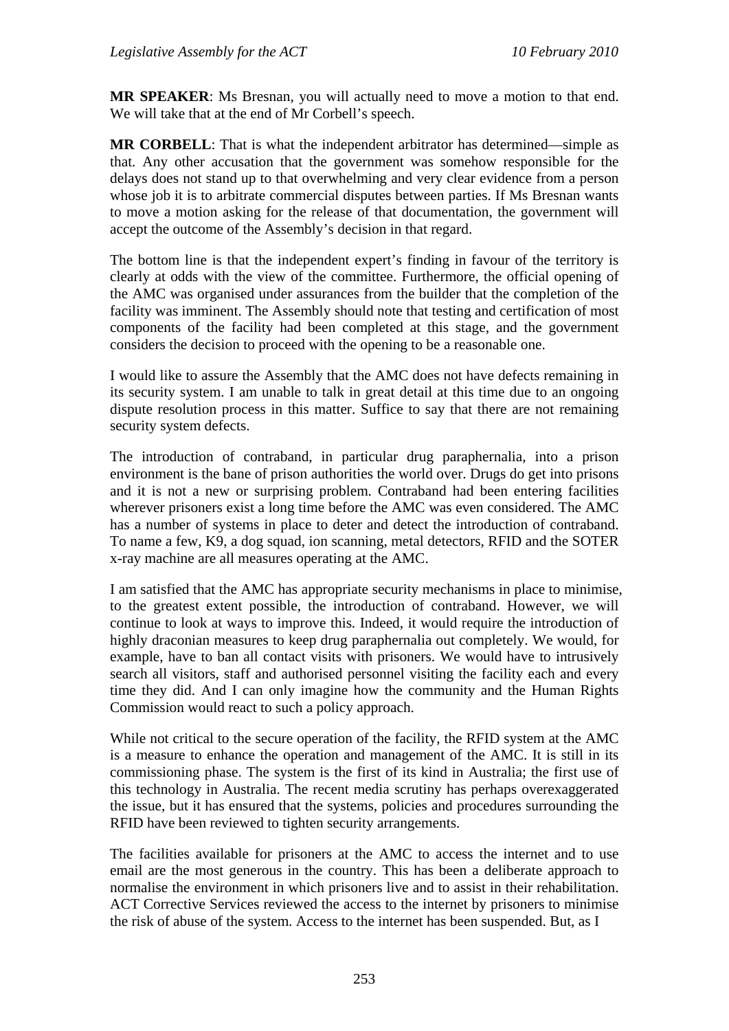**MR SPEAKER**: Ms Bresnan, you will actually need to move a motion to that end. We will take that at the end of Mr Corbell's speech.

**MR CORBELL**: That is what the independent arbitrator has determined—simple as that. Any other accusation that the government was somehow responsible for the delays does not stand up to that overwhelming and very clear evidence from a person whose job it is to arbitrate commercial disputes between parties. If Ms Bresnan wants to move a motion asking for the release of that documentation, the government will accept the outcome of the Assembly's decision in that regard.

The bottom line is that the independent expert's finding in favour of the territory is clearly at odds with the view of the committee. Furthermore, the official opening of the AMC was organised under assurances from the builder that the completion of the facility was imminent. The Assembly should note that testing and certification of most components of the facility had been completed at this stage, and the government considers the decision to proceed with the opening to be a reasonable one.

I would like to assure the Assembly that the AMC does not have defects remaining in its security system. I am unable to talk in great detail at this time due to an ongoing dispute resolution process in this matter. Suffice to say that there are not remaining security system defects.

The introduction of contraband, in particular drug paraphernalia, into a prison environment is the bane of prison authorities the world over. Drugs do get into prisons and it is not a new or surprising problem. Contraband had been entering facilities wherever prisoners exist a long time before the AMC was even considered. The AMC has a number of systems in place to deter and detect the introduction of contraband. To name a few, K9, a dog squad, ion scanning, metal detectors, RFID and the SOTER x-ray machine are all measures operating at the AMC.

I am satisfied that the AMC has appropriate security mechanisms in place to minimise, to the greatest extent possible, the introduction of contraband. However, we will continue to look at ways to improve this. Indeed, it would require the introduction of highly draconian measures to keep drug paraphernalia out completely. We would, for example, have to ban all contact visits with prisoners. We would have to intrusively search all visitors, staff and authorised personnel visiting the facility each and every time they did. And I can only imagine how the community and the Human Rights Commission would react to such a policy approach.

While not critical to the secure operation of the facility, the RFID system at the AMC is a measure to enhance the operation and management of the AMC. It is still in its commissioning phase. The system is the first of its kind in Australia; the first use of this technology in Australia. The recent media scrutiny has perhaps overexaggerated the issue, but it has ensured that the systems, policies and procedures surrounding the RFID have been reviewed to tighten security arrangements.

The facilities available for prisoners at the AMC to access the internet and to use email are the most generous in the country. This has been a deliberate approach to normalise the environment in which prisoners live and to assist in their rehabilitation. ACT Corrective Services reviewed the access to the internet by prisoners to minimise the risk of abuse of the system. Access to the internet has been suspended. But, as I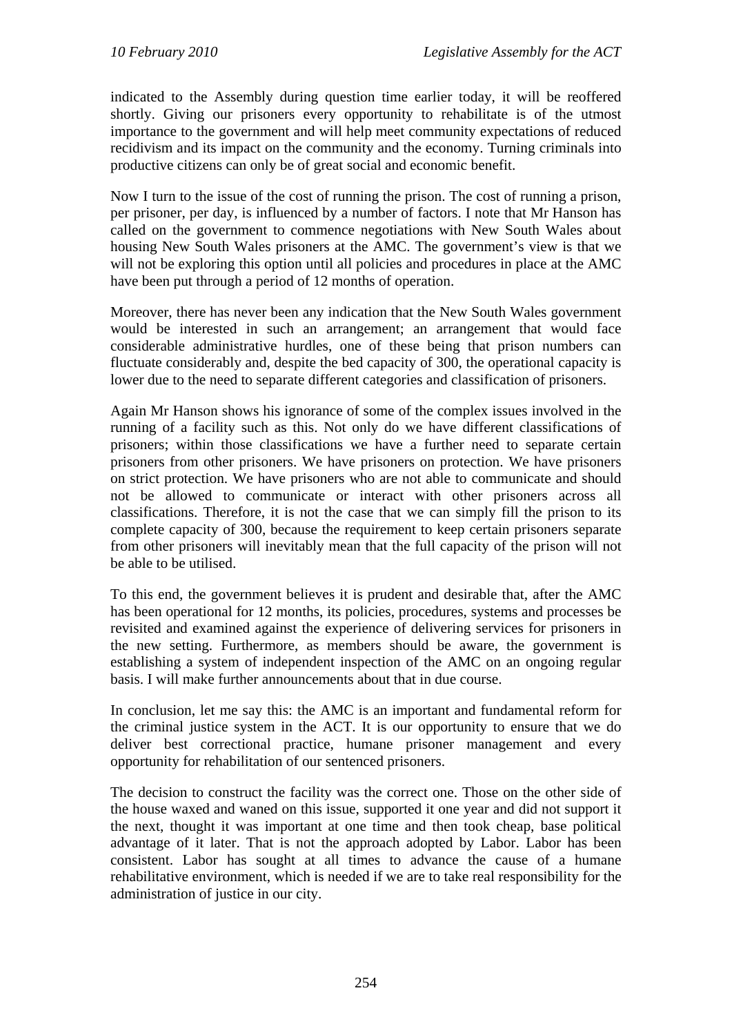indicated to the Assembly during question time earlier today, it will be reoffered shortly. Giving our prisoners every opportunity to rehabilitate is of the utmost importance to the government and will help meet community expectations of reduced recidivism and its impact on the community and the economy. Turning criminals into productive citizens can only be of great social and economic benefit.

Now I turn to the issue of the cost of running the prison. The cost of running a prison, per prisoner, per day, is influenced by a number of factors. I note that Mr Hanson has called on the government to commence negotiations with New South Wales about housing New South Wales prisoners at the AMC. The government's view is that we will not be exploring this option until all policies and procedures in place at the AMC have been put through a period of 12 months of operation.

Moreover, there has never been any indication that the New South Wales government would be interested in such an arrangement; an arrangement that would face considerable administrative hurdles, one of these being that prison numbers can fluctuate considerably and, despite the bed capacity of 300, the operational capacity is lower due to the need to separate different categories and classification of prisoners.

Again Mr Hanson shows his ignorance of some of the complex issues involved in the running of a facility such as this. Not only do we have different classifications of prisoners; within those classifications we have a further need to separate certain prisoners from other prisoners. We have prisoners on protection. We have prisoners on strict protection. We have prisoners who are not able to communicate and should not be allowed to communicate or interact with other prisoners across all classifications. Therefore, it is not the case that we can simply fill the prison to its complete capacity of 300, because the requirement to keep certain prisoners separate from other prisoners will inevitably mean that the full capacity of the prison will not be able to be utilised.

To this end, the government believes it is prudent and desirable that, after the AMC has been operational for 12 months, its policies, procedures, systems and processes be revisited and examined against the experience of delivering services for prisoners in the new setting. Furthermore, as members should be aware, the government is establishing a system of independent inspection of the AMC on an ongoing regular basis. I will make further announcements about that in due course.

In conclusion, let me say this: the AMC is an important and fundamental reform for the criminal justice system in the ACT. It is our opportunity to ensure that we do deliver best correctional practice, humane prisoner management and every opportunity for rehabilitation of our sentenced prisoners.

The decision to construct the facility was the correct one. Those on the other side of the house waxed and waned on this issue, supported it one year and did not support it the next, thought it was important at one time and then took cheap, base political advantage of it later. That is not the approach adopted by Labor. Labor has been consistent. Labor has sought at all times to advance the cause of a humane rehabilitative environment, which is needed if we are to take real responsibility for the administration of justice in our city.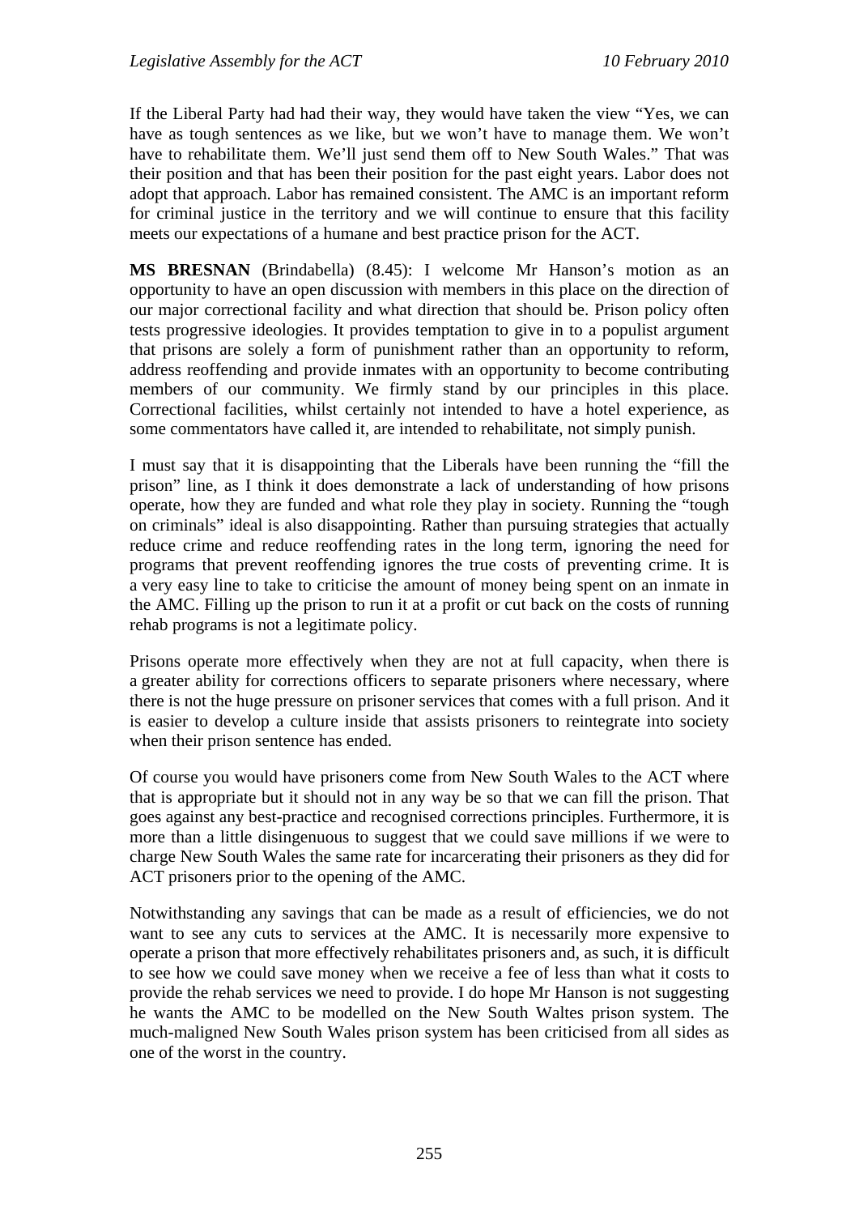If the Liberal Party had had their way, they would have taken the view "Yes, we can have as tough sentences as we like, but we won't have to manage them. We won't have to rehabilitate them. We'll just send them off to New South Wales." That was their position and that has been their position for the past eight years. Labor does not adopt that approach. Labor has remained consistent. The AMC is an important reform for criminal justice in the territory and we will continue to ensure that this facility meets our expectations of a humane and best practice prison for the ACT.

**MS BRESNAN** (Brindabella) (8.45): I welcome Mr Hanson's motion as an opportunity to have an open discussion with members in this place on the direction of our major correctional facility and what direction that should be. Prison policy often tests progressive ideologies. It provides temptation to give in to a populist argument that prisons are solely a form of punishment rather than an opportunity to reform, address reoffending and provide inmates with an opportunity to become contributing members of our community. We firmly stand by our principles in this place. Correctional facilities, whilst certainly not intended to have a hotel experience, as some commentators have called it, are intended to rehabilitate, not simply punish.

I must say that it is disappointing that the Liberals have been running the "fill the prison" line, as I think it does demonstrate a lack of understanding of how prisons operate, how they are funded and what role they play in society. Running the "tough on criminals" ideal is also disappointing. Rather than pursuing strategies that actually reduce crime and reduce reoffending rates in the long term, ignoring the need for programs that prevent reoffending ignores the true costs of preventing crime. It is a very easy line to take to criticise the amount of money being spent on an inmate in the AMC. Filling up the prison to run it at a profit or cut back on the costs of running rehab programs is not a legitimate policy.

Prisons operate more effectively when they are not at full capacity, when there is a greater ability for corrections officers to separate prisoners where necessary, where there is not the huge pressure on prisoner services that comes with a full prison. And it is easier to develop a culture inside that assists prisoners to reintegrate into society when their prison sentence has ended.

Of course you would have prisoners come from New South Wales to the ACT where that is appropriate but it should not in any way be so that we can fill the prison. That goes against any best-practice and recognised corrections principles. Furthermore, it is more than a little disingenuous to suggest that we could save millions if we were to charge New South Wales the same rate for incarcerating their prisoners as they did for ACT prisoners prior to the opening of the AMC.

Notwithstanding any savings that can be made as a result of efficiencies, we do not want to see any cuts to services at the AMC. It is necessarily more expensive to operate a prison that more effectively rehabilitates prisoners and, as such, it is difficult to see how we could save money when we receive a fee of less than what it costs to provide the rehab services we need to provide. I do hope Mr Hanson is not suggesting he wants the AMC to be modelled on the New South Waltes prison system. The much-maligned New South Wales prison system has been criticised from all sides as one of the worst in the country.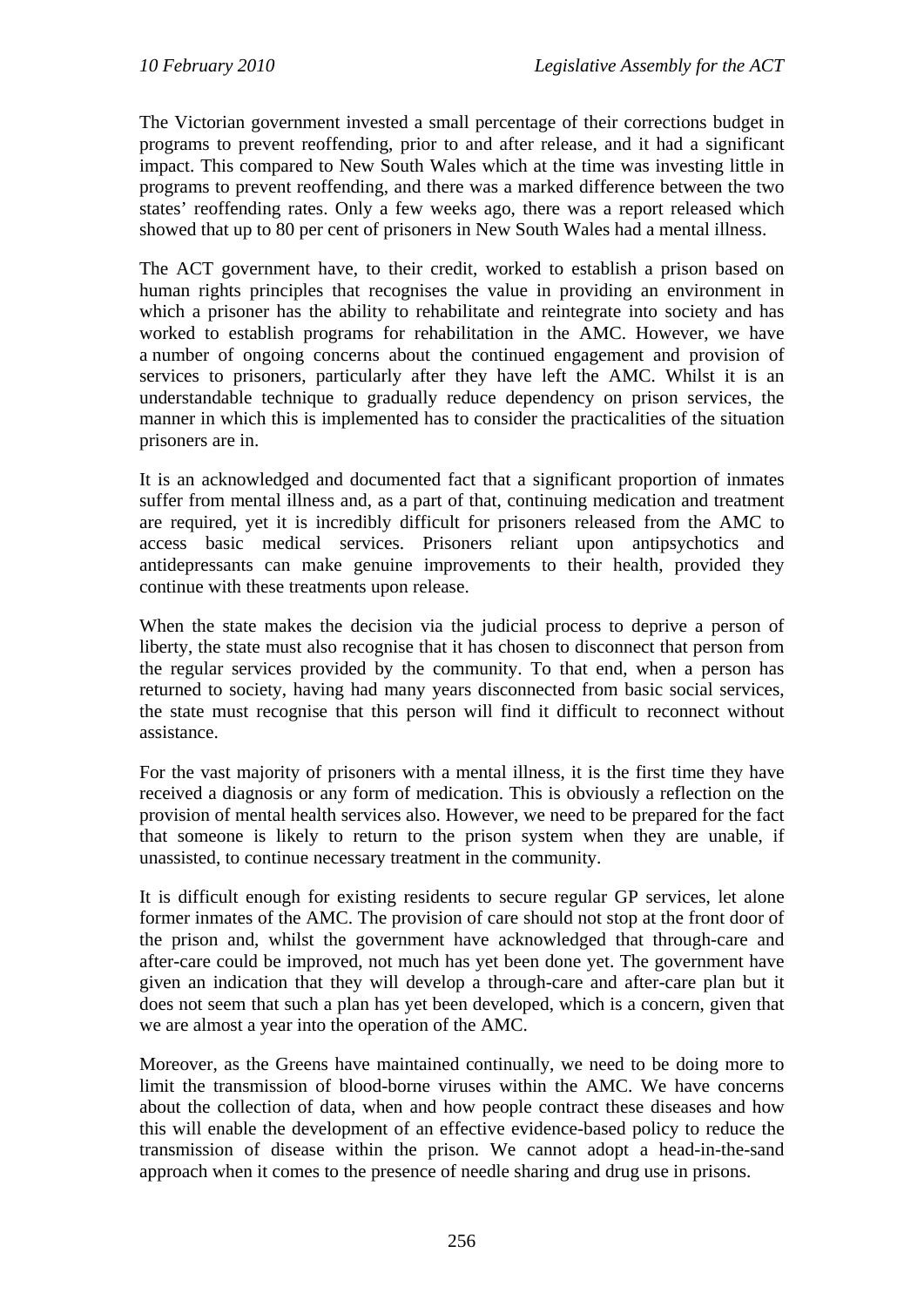The Victorian government invested a small percentage of their corrections budget in programs to prevent reoffending, prior to and after release, and it had a significant impact. This compared to New South Wales which at the time was investing little in programs to prevent reoffending, and there was a marked difference between the two states' reoffending rates. Only a few weeks ago, there was a report released which showed that up to 80 per cent of prisoners in New South Wales had a mental illness.

The ACT government have, to their credit, worked to establish a prison based on human rights principles that recognises the value in providing an environment in which a prisoner has the ability to rehabilitate and reintegrate into society and has worked to establish programs for rehabilitation in the AMC. However, we have a number of ongoing concerns about the continued engagement and provision of services to prisoners, particularly after they have left the AMC. Whilst it is an understandable technique to gradually reduce dependency on prison services, the manner in which this is implemented has to consider the practicalities of the situation prisoners are in.

It is an acknowledged and documented fact that a significant proportion of inmates suffer from mental illness and, as a part of that, continuing medication and treatment are required, yet it is incredibly difficult for prisoners released from the AMC to access basic medical services. Prisoners reliant upon antipsychotics and antidepressants can make genuine improvements to their health, provided they continue with these treatments upon release.

When the state makes the decision via the judicial process to deprive a person of liberty, the state must also recognise that it has chosen to disconnect that person from the regular services provided by the community. To that end, when a person has returned to society, having had many years disconnected from basic social services, the state must recognise that this person will find it difficult to reconnect without assistance.

For the vast majority of prisoners with a mental illness, it is the first time they have received a diagnosis or any form of medication. This is obviously a reflection on the provision of mental health services also. However, we need to be prepared for the fact that someone is likely to return to the prison system when they are unable, if unassisted, to continue necessary treatment in the community.

It is difficult enough for existing residents to secure regular GP services, let alone former inmates of the AMC. The provision of care should not stop at the front door of the prison and, whilst the government have acknowledged that through-care and after-care could be improved, not much has yet been done yet. The government have given an indication that they will develop a through-care and after-care plan but it does not seem that such a plan has yet been developed, which is a concern, given that we are almost a year into the operation of the AMC.

Moreover, as the Greens have maintained continually, we need to be doing more to limit the transmission of blood-borne viruses within the AMC. We have concerns about the collection of data, when and how people contract these diseases and how this will enable the development of an effective evidence-based policy to reduce the transmission of disease within the prison. We cannot adopt a head-in-the-sand approach when it comes to the presence of needle sharing and drug use in prisons.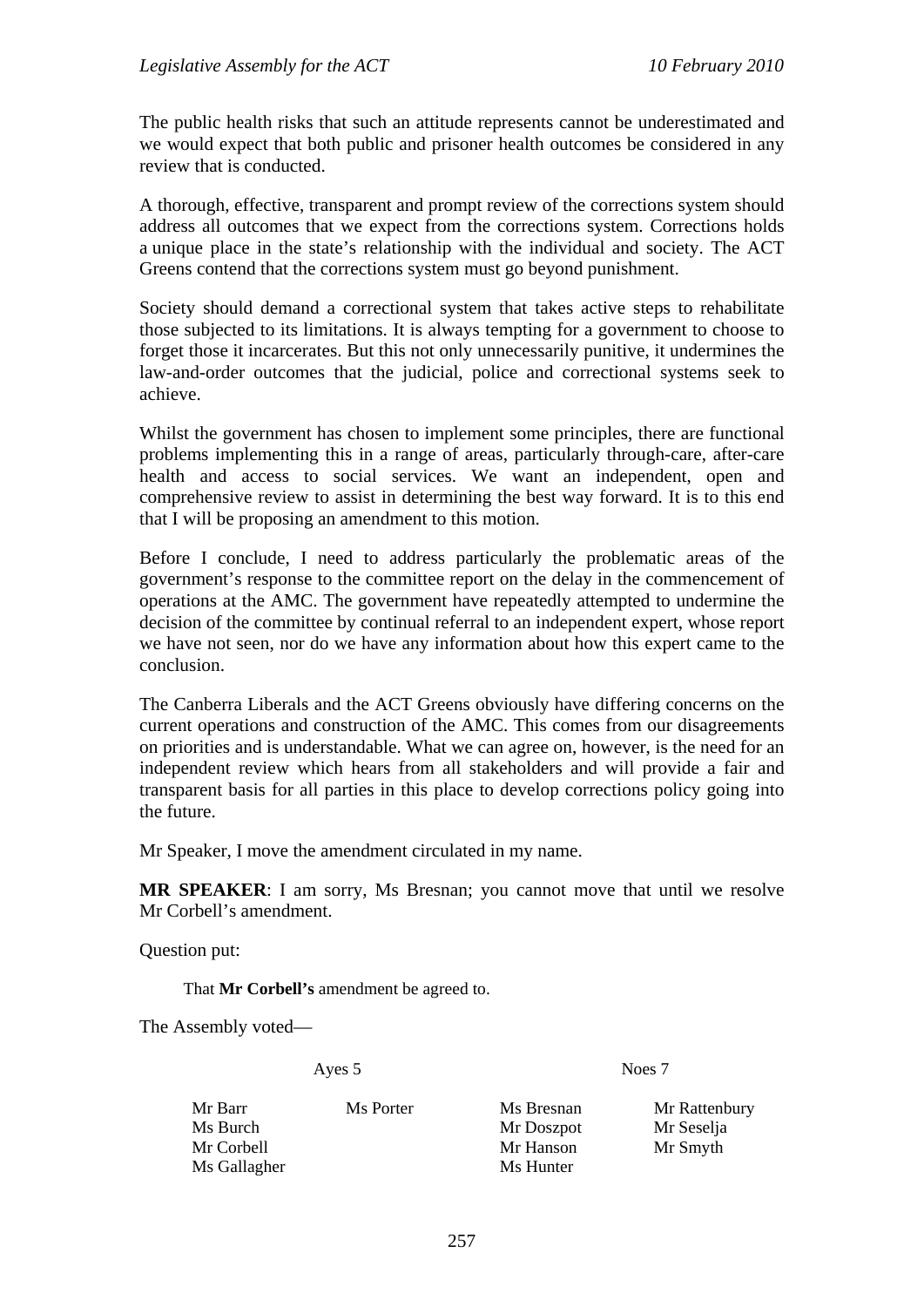The public health risks that such an attitude represents cannot be underestimated and we would expect that both public and prisoner health outcomes be considered in any review that is conducted.

A thorough, effective, transparent and prompt review of the corrections system should address all outcomes that we expect from the corrections system. Corrections holds a unique place in the state's relationship with the individual and society. The ACT Greens contend that the corrections system must go beyond punishment.

Society should demand a correctional system that takes active steps to rehabilitate those subjected to its limitations. It is always tempting for a government to choose to forget those it incarcerates. But this not only unnecessarily punitive, it undermines the law-and-order outcomes that the judicial, police and correctional systems seek to achieve.

Whilst the government has chosen to implement some principles, there are functional problems implementing this in a range of areas, particularly through-care, after-care health and access to social services. We want an independent, open and comprehensive review to assist in determining the best way forward. It is to this end that I will be proposing an amendment to this motion.

Before I conclude, I need to address particularly the problematic areas of the government's response to the committee report on the delay in the commencement of operations at the AMC. The government have repeatedly attempted to undermine the decision of the committee by continual referral to an independent expert, whose report we have not seen, nor do we have any information about how this expert came to the conclusion.

The Canberra Liberals and the ACT Greens obviously have differing concerns on the current operations and construction of the AMC. This comes from our disagreements on priorities and is understandable. What we can agree on, however, is the need for an independent review which hears from all stakeholders and will provide a fair and transparent basis for all parties in this place to develop corrections policy going into the future.

Mr Speaker, I move the amendment circulated in my name.

**MR SPEAKER**: I am sorry, Ms Bresnan; you cannot move that until we resolve Mr Corbell's amendment.

Question put:

> That **Mr Corbell's** amendment be agreed to.

The Assembly voted—

| Ayes 5 | | Noes 7 | |
|---|---|---|---|
| Mr Barr | Ms Porter | Ms Bresnan | Mr Rattenbury |
| Ms Burch | | Mr Doszpot | Mr Seselja |
| Mr Corbell | | Mr Hanson | Mr Smyth |
| Ms Gallagher | | Ms Hunter | |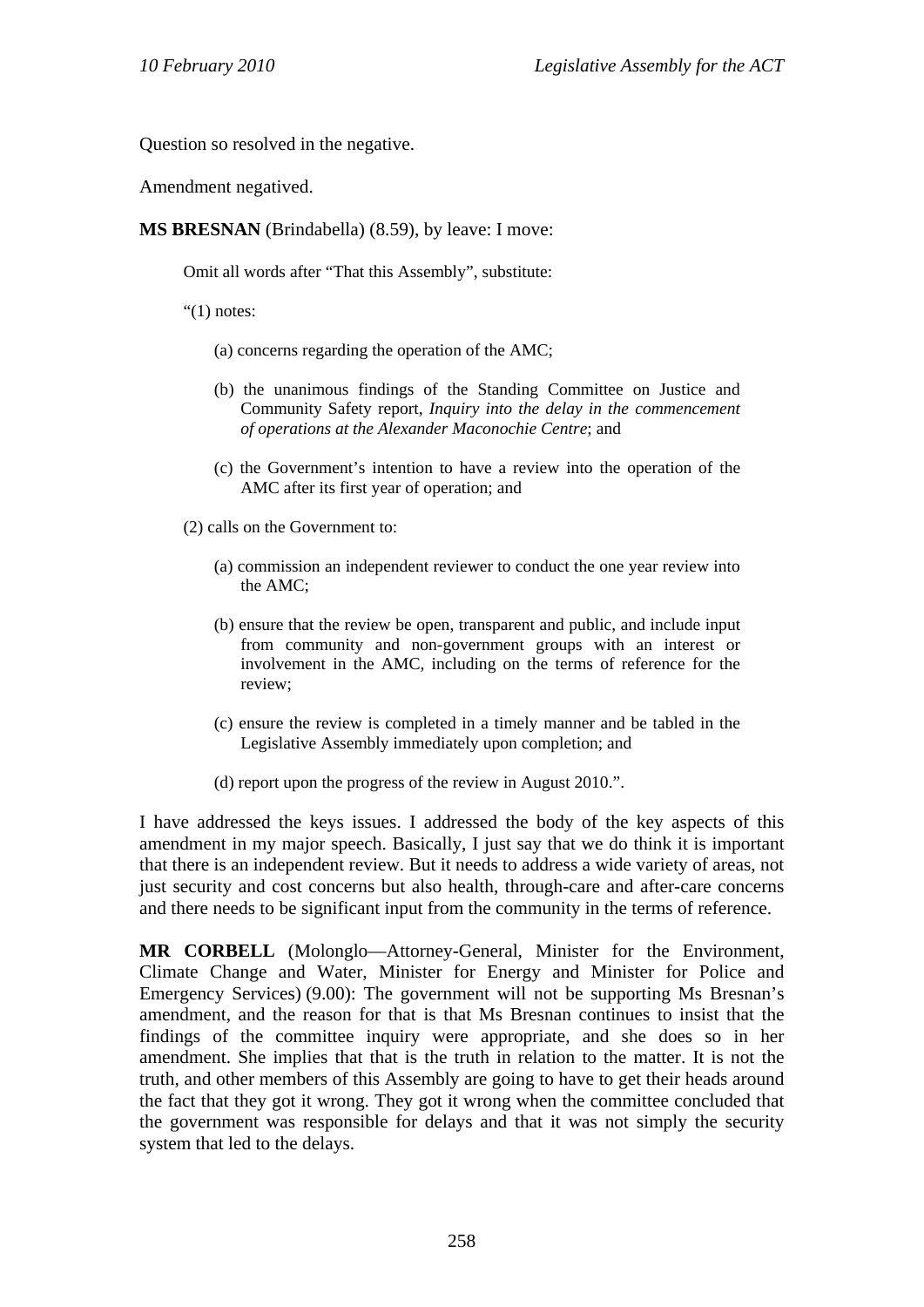Question so resolved in the negative.

Amendment negatived.

**MS BRESNAN** (Brindabella) (8.59), by leave: I move:

> Omit all words after "That this Assembly", substitute:
>
> "(1) notes:
>
> (a) concerns regarding the operation of the AMC;
>
> (b) the unanimous findings of the Standing Committee on Justice and Community Safety report, *Inquiry into the delay in the commencement of operations at the Alexander Maconochie Centre*; and
>
> (c) the Government's intention to have a review into the operation of the AMC after its first year of operation; and
>
> (2) calls on the Government to:
>
> (a) commission an independent reviewer to conduct the one year review into the AMC;
>
> (b) ensure that the review be open, transparent and public, and include input from community and non-government groups with an interest or involvement in the AMC, including on the terms of reference for the review;
>
> (c) ensure the review is completed in a timely manner and be tabled in the Legislative Assembly immediately upon completion; and
>
> (d) report upon the progress of the review in August 2010.".

I have addressed the keys issues. I addressed the body of the key aspects of this amendment in my major speech. Basically, I just say that we do think it is important that there is an independent review. But it needs to address a wide variety of areas, not just security and cost concerns but also health, through-care and after-care concerns and there needs to be significant input from the community in the terms of reference.

**MR CORBELL** (Molonglo—Attorney-General, Minister for the Environment, Climate Change and Water, Minister for Energy and Minister for Police and Emergency Services) (9.00): The government will not be supporting Ms Bresnan's amendment, and the reason for that is that Ms Bresnan continues to insist that the findings of the committee inquiry were appropriate, and she does so in her amendment. She implies that that is the truth in relation to the matter. It is not the truth, and other members of this Assembly are going to have to get their heads around the fact that they got it wrong. They got it wrong when the committee concluded that the government was responsible for delays and that it was not simply the security system that led to the delays.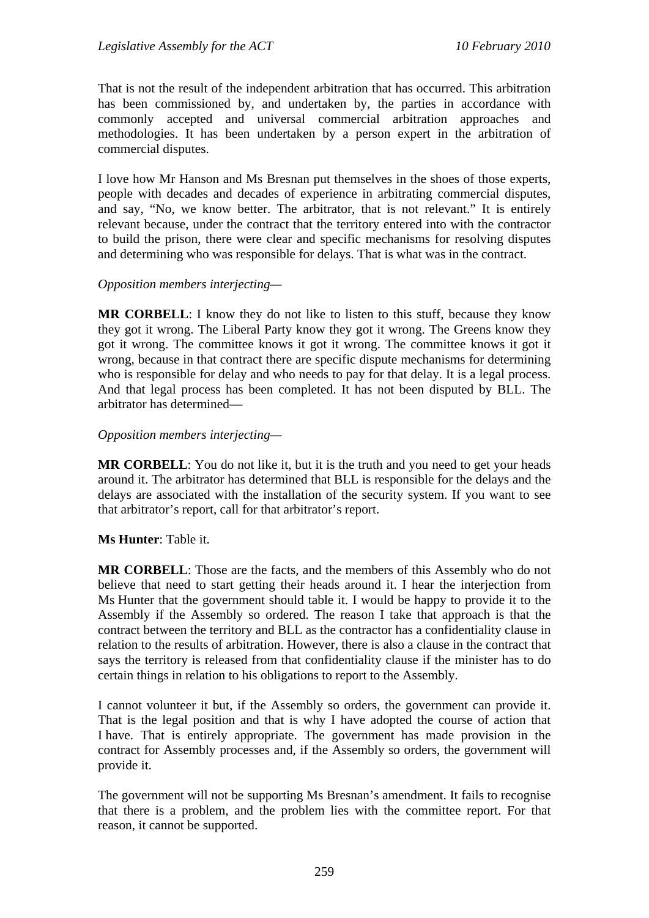That is not the result of the independent arbitration that has occurred. This arbitration has been commissioned by, and undertaken by, the parties in accordance with commonly accepted and universal commercial arbitration approaches and methodologies. It has been undertaken by a person expert in the arbitration of commercial disputes.

I love how Mr Hanson and Ms Bresnan put themselves in the shoes of those experts, people with decades and decades of experience in arbitrating commercial disputes, and say, "No, we know better. The arbitrator, that is not relevant." It is entirely relevant because, under the contract that the territory entered into with the contractor to build the prison, there were clear and specific mechanisms for resolving disputes and determining who was responsible for delays. That is what was in the contract.

*Opposition members interjecting*—

**MR CORBELL**: I know they do not like to listen to this stuff, because they know they got it wrong. The Liberal Party know they got it wrong. The Greens know they got it wrong. The committee knows it got it wrong. The committee knows it got it wrong, because in that contract there are specific dispute mechanisms for determining who is responsible for delay and who needs to pay for that delay. It is a legal process. And that legal process has been completed. It has not been disputed by BLL. The arbitrator has determined—

*Opposition members interjecting*—

**MR CORBELL**: You do not like it, but it is the truth and you need to get your heads around it. The arbitrator has determined that BLL is responsible for the delays and the delays are associated with the installation of the security system. If you want to see that arbitrator's report, call for that arbitrator's report.

**Ms Hunter**: Table it.

**MR CORBELL**: Those are the facts, and the members of this Assembly who do not believe that need to start getting their heads around it. I hear the interjection from Ms Hunter that the government should table it. I would be happy to provide it to the Assembly if the Assembly so ordered. The reason I take that approach is that the contract between the territory and BLL as the contractor has a confidentiality clause in relation to the results of arbitration. However, there is also a clause in the contract that says the territory is released from that confidentiality clause if the minister has to do certain things in relation to his obligations to report to the Assembly.

I cannot volunteer it but, if the Assembly so orders, the government can provide it. That is the legal position and that is why I have adopted the course of action that I have. That is entirely appropriate. The government has made provision in the contract for Assembly processes and, if the Assembly so orders, the government will provide it.

The government will not be supporting Ms Bresnan's amendment. It fails to recognise that there is a problem, and the problem lies with the committee report. For that reason, it cannot be supported.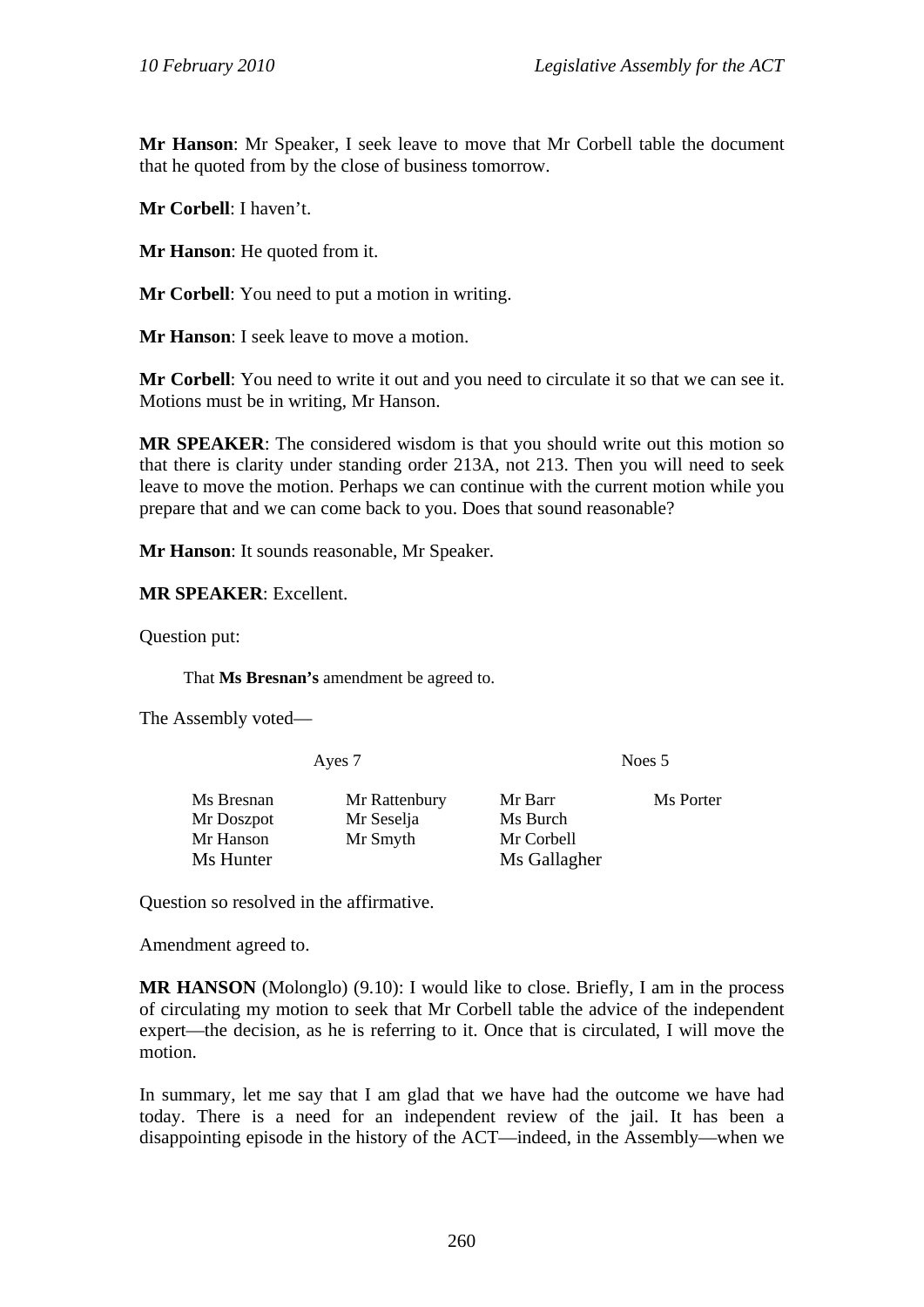**Mr Hanson**: Mr Speaker, I seek leave to move that Mr Corbell table the document that he quoted from by the close of business tomorrow.

**Mr Corbell**: I haven't.

**Mr Hanson**: He quoted from it.

**Mr Corbell**: You need to put a motion in writing.

**Mr Hanson**: I seek leave to move a motion.

**Mr Corbell**: You need to write it out and you need to circulate it so that we can see it. Motions must be in writing, Mr Hanson.

**MR SPEAKER**: The considered wisdom is that you should write out this motion so that there is clarity under standing order 213A, not 213. Then you will need to seek leave to move the motion. Perhaps we can continue with the current motion while you prepare that and we can come back to you. Does that sound reasonable?

**Mr Hanson**: It sounds reasonable, Mr Speaker.

**MR SPEAKER**: Excellent.

Question put:

> That **Ms Bresnan's** amendment be agreed to.

The Assembly voted—

| Ayes 7 | | Noes 5 | |
|---|---|---|---|
| Ms Bresnan | Mr Rattenbury | Mr Barr | Ms Porter |
| Mr Doszpot | Mr Seselja | Ms Burch | |
| Mr Hanson | Mr Smyth | Mr Corbell | |
| Ms Hunter | | Ms Gallagher | |

Question so resolved in the affirmative.

Amendment agreed to.

**MR HANSON** (Molonglo) (9.10): I would like to close. Briefly, I am in the process of circulating my motion to seek that Mr Corbell table the advice of the independent expert—the decision, as he is referring to it. Once that is circulated, I will move the motion.

In summary, let me say that I am glad that we have had the outcome we have had today. There is a need for an independent review of the jail. It has been a disappointing episode in the history of the ACT—indeed, in the Assembly—when we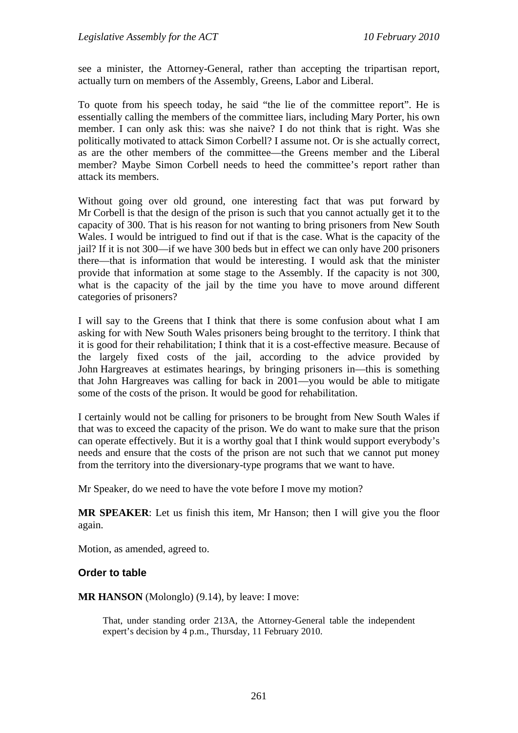see a minister, the Attorney-General, rather than accepting the tripartisan report, actually turn on members of the Assembly, Greens, Labor and Liberal.

To quote from his speech today, he said "the lie of the committee report". He is essentially calling the members of the committee liars, including Mary Porter, his own member. I can only ask this: was she naive? I do not think that is right. Was she politically motivated to attack Simon Corbell? I assume not. Or is she actually correct, as are the other members of the committee—the Greens member and the Liberal member? Maybe Simon Corbell needs to heed the committee's report rather than attack its members.

Without going over old ground, one interesting fact that was put forward by Mr Corbell is that the design of the prison is such that you cannot actually get it to the capacity of 300. That is his reason for not wanting to bring prisoners from New South Wales. I would be intrigued to find out if that is the case. What is the capacity of the jail? If it is not 300—if we have 300 beds but in effect we can only have 200 prisoners there—that is information that would be interesting. I would ask that the minister provide that information at some stage to the Assembly. If the capacity is not 300, what is the capacity of the jail by the time you have to move around different categories of prisoners?

I will say to the Greens that I think that there is some confusion about what I am asking for with New South Wales prisoners being brought to the territory. I think that it is good for their rehabilitation; I think that it is a cost-effective measure. Because of the largely fixed costs of the jail, according to the advice provided by John Hargreaves at estimates hearings, by bringing prisoners in—this is something that John Hargreaves was calling for back in 2001—you would be able to mitigate some of the costs of the prison. It would be good for rehabilitation.

I certainly would not be calling for prisoners to be brought from New South Wales if that was to exceed the capacity of the prison. We do want to make sure that the prison can operate effectively. But it is a worthy goal that I think would support everybody's needs and ensure that the costs of the prison are not such that we cannot put money from the territory into the diversionary-type programs that we want to have.

Mr Speaker, do we need to have the vote before I move my motion?

**MR SPEAKER**: Let us finish this item, Mr Hanson; then I will give you the floor again.

Motion, as amended, agreed to.

### Order to table

**MR HANSON** (Molonglo) (9.14), by leave: I move:

> That, under standing order 213A, the Attorney-General table the independent expert's decision by 4 p.m., Thursday, 11 February 2010.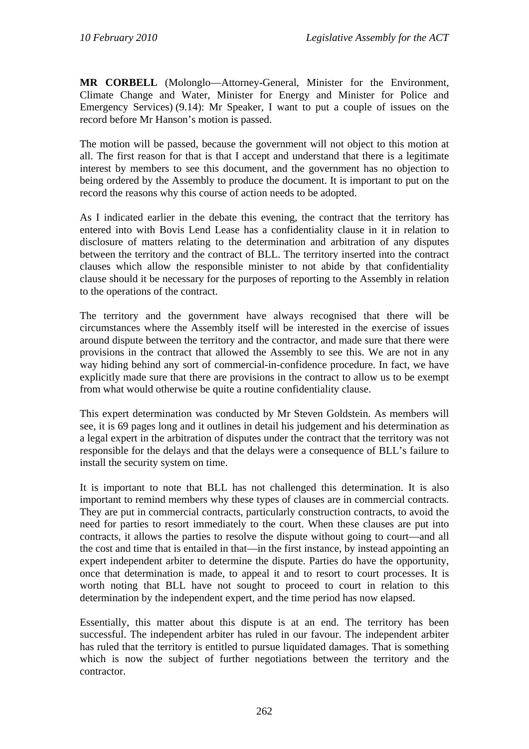**MR CORBELL** (Molonglo—Attorney-General, Minister for the Environment, Climate Change and Water, Minister for Energy and Minister for Police and Emergency Services) (9.14): Mr Speaker, I want to put a couple of issues on the record before Mr Hanson's motion is passed.

The motion will be passed, because the government will not object to this motion at all. The first reason for that is that I accept and understand that there is a legitimate interest by members to see this document, and the government has no objection to being ordered by the Assembly to produce the document. It is important to put on the record the reasons why this course of action needs to be adopted.

As I indicated earlier in the debate this evening, the contract that the territory has entered into with Bovis Lend Lease has a confidentiality clause in it in relation to disclosure of matters relating to the determination and arbitration of any disputes between the territory and the contract of BLL. The territory inserted into the contract clauses which allow the responsible minister to not abide by that confidentiality clause should it be necessary for the purposes of reporting to the Assembly in relation to the operations of the contract.

The territory and the government have always recognised that there will be circumstances where the Assembly itself will be interested in the exercise of issues around dispute between the territory and the contractor, and made sure that there were provisions in the contract that allowed the Assembly to see this. We are not in any way hiding behind any sort of commercial-in-confidence procedure. In fact, we have explicitly made sure that there are provisions in the contract to allow us to be exempt from what would otherwise be quite a routine confidentiality clause.

This expert determination was conducted by Mr Steven Goldstein. As members will see, it is 69 pages long and it outlines in detail his judgement and his determination as a legal expert in the arbitration of disputes under the contract that the territory was not responsible for the delays and that the delays were a consequence of BLL's failure to install the security system on time.

It is important to note that BLL has not challenged this determination. It is also important to remind members why these types of clauses are in commercial contracts. They are put in commercial contracts, particularly construction contracts, to avoid the need for parties to resort immediately to the court. When these clauses are put into contracts, it allows the parties to resolve the dispute without going to court—and all the cost and time that is entailed in that—in the first instance, by instead appointing an expert independent arbiter to determine the dispute. Parties do have the opportunity, once that determination is made, to appeal it and to resort to court processes. It is worth noting that BLL have not sought to proceed to court in relation to this determination by the independent expert, and the time period has now elapsed.

Essentially, this matter about this dispute is at an end. The territory has been successful. The independent arbiter has ruled in our favour. The independent arbiter has ruled that the territory is entitled to pursue liquidated damages. That is something which is now the subject of further negotiations between the territory and the contractor.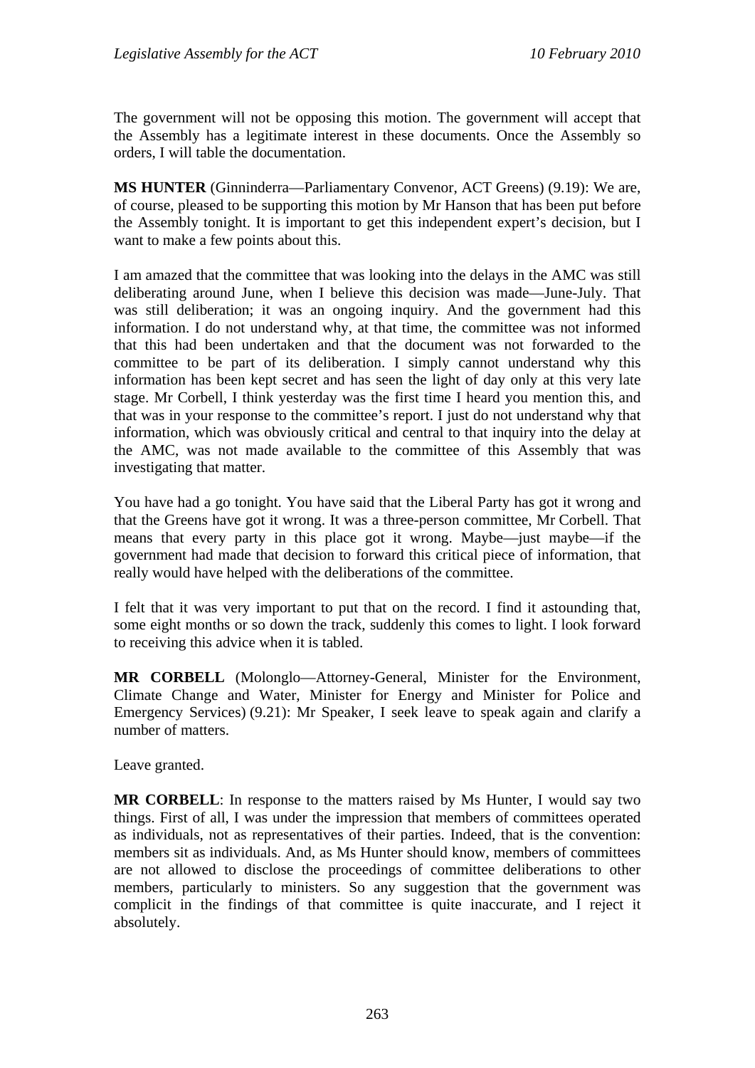The government will not be opposing this motion. The government will accept that the Assembly has a legitimate interest in these documents. Once the Assembly so orders, I will table the documentation.

**MS HUNTER** (Ginninderra—Parliamentary Convenor, ACT Greens) (9.19): We are, of course, pleased to be supporting this motion by Mr Hanson that has been put before the Assembly tonight. It is important to get this independent expert's decision, but I want to make a few points about this.

I am amazed that the committee that was looking into the delays in the AMC was still deliberating around June, when I believe this decision was made—June-July. That was still deliberation; it was an ongoing inquiry. And the government had this information. I do not understand why, at that time, the committee was not informed that this had been undertaken and that the document was not forwarded to the committee to be part of its deliberation. I simply cannot understand why this information has been kept secret and has seen the light of day only at this very late stage. Mr Corbell, I think yesterday was the first time I heard you mention this, and that was in your response to the committee's report. I just do not understand why that information, which was obviously critical and central to that inquiry into the delay at the AMC, was not made available to the committee of this Assembly that was investigating that matter.

You have had a go tonight. You have said that the Liberal Party has got it wrong and that the Greens have got it wrong. It was a three-person committee, Mr Corbell. That means that every party in this place got it wrong. Maybe—just maybe—if the government had made that decision to forward this critical piece of information, that really would have helped with the deliberations of the committee.

I felt that it was very important to put that on the record. I find it astounding that, some eight months or so down the track, suddenly this comes to light. I look forward to receiving this advice when it is tabled.

**MR CORBELL** (Molonglo—Attorney-General, Minister for the Environment, Climate Change and Water, Minister for Energy and Minister for Police and Emergency Services) (9.21): Mr Speaker, I seek leave to speak again and clarify a number of matters.

Leave granted.

**MR CORBELL**: In response to the matters raised by Ms Hunter, I would say two things. First of all, I was under the impression that members of committees operated as individuals, not as representatives of their parties. Indeed, that is the convention: members sit as individuals. And, as Ms Hunter should know, members of committees are not allowed to disclose the proceedings of committee deliberations to other members, particularly to ministers. So any suggestion that the government was complicit in the findings of that committee is quite inaccurate, and I reject it absolutely.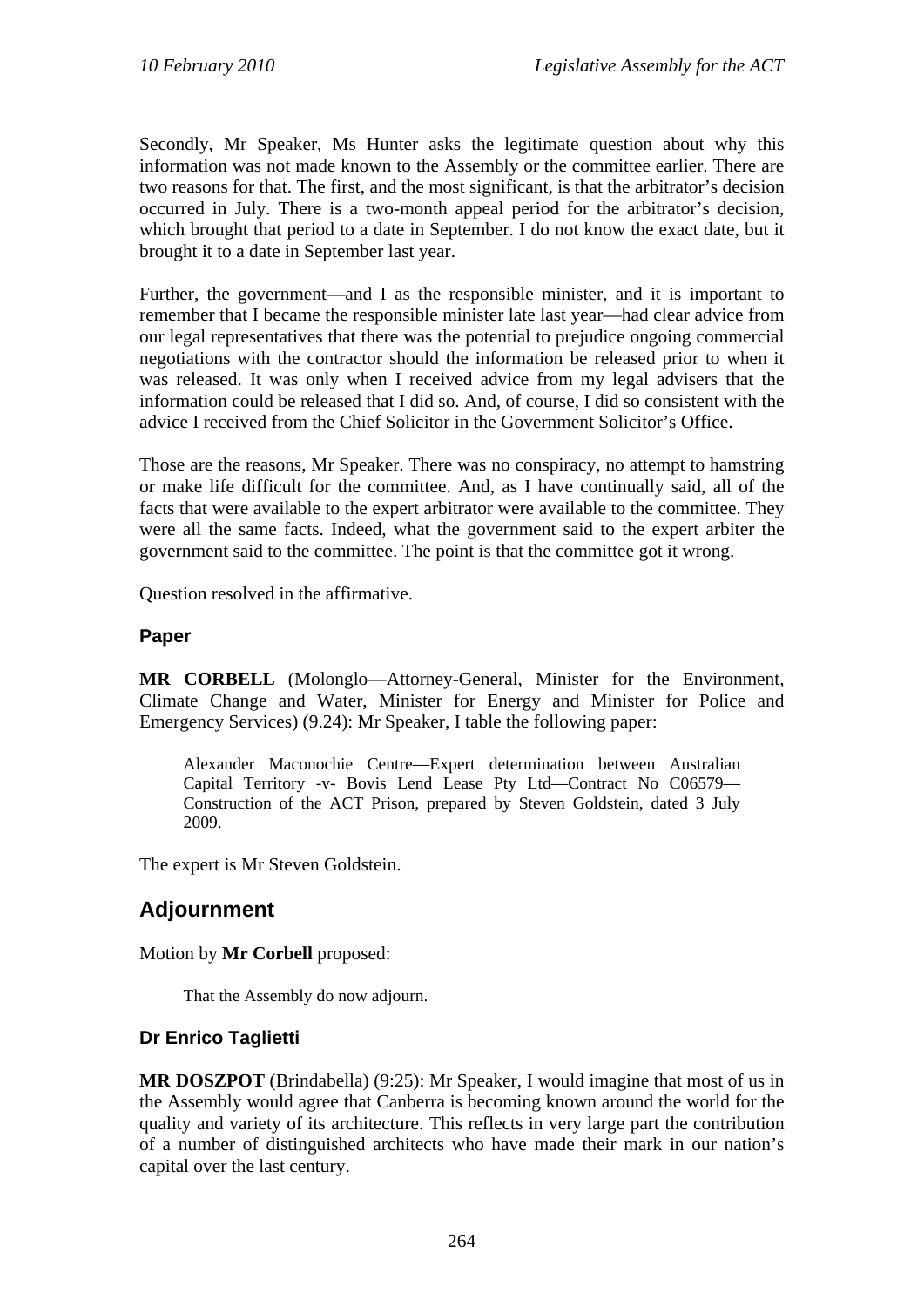Secondly, Mr Speaker, Ms Hunter asks the legitimate question about why this information was not made known to the Assembly or the committee earlier. There are two reasons for that. The first, and the most significant, is that the arbitrator's decision occurred in July. There is a two-month appeal period for the arbitrator's decision, which brought that period to a date in September. I do not know the exact date, but it brought it to a date in September last year.

Further, the government—and I as the responsible minister, and it is important to remember that I became the responsible minister late last year—had clear advice from our legal representatives that there was the potential to prejudice ongoing commercial negotiations with the contractor should the information be released prior to when it was released. It was only when I received advice from my legal advisers that the information could be released that I did so. And, of course, I did so consistent with the advice I received from the Chief Solicitor in the Government Solicitor's Office.

Those are the reasons, Mr Speaker. There was no conspiracy, no attempt to hamstring or make life difficult for the committee. And, as I have continually said, all of the facts that were available to the expert arbitrator were available to the committee. They were all the same facts. Indeed, what the government said to the expert arbiter the government said to the committee. The point is that the committee got it wrong.

Question resolved in the affirmative.

### Paper

**MR CORBELL** (Molonglo—Attorney-General, Minister for the Environment, Climate Change and Water, Minister for Energy and Minister for Police and Emergency Services) (9.24): Mr Speaker, I table the following paper:

> Alexander Maconochie Centre—Expert determination between Australian Capital Territory -v- Bovis Lend Lease Pty Ltd—Contract No C06579—Construction of the ACT Prison, prepared by Steven Goldstein, dated 3 July 2009.

The expert is Mr Steven Goldstein.

## Adjournment

Motion by **Mr Corbell** proposed:

> That the Assembly do now adjourn.

### Dr Enrico Taglietti

**MR DOSZPOT** (Brindabella) (9:25): Mr Speaker, I would imagine that most of us in the Assembly would agree that Canberra is becoming known around the world for the quality and variety of its architecture. This reflects in very large part the contribution of a number of distinguished architects who have made their mark in our nation's capital over the last century.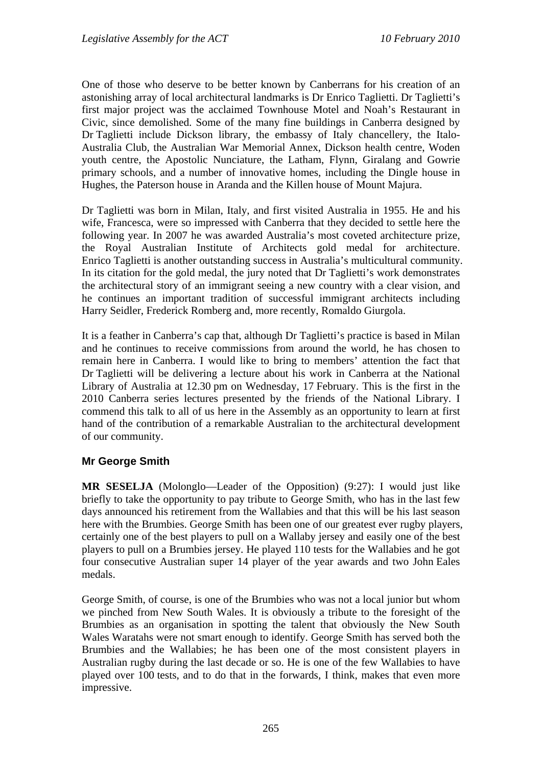One of those who deserve to be better known by Canberrans for his creation of an astonishing array of local architectural landmarks is Dr Enrico Taglietti. Dr Taglietti's first major project was the acclaimed Townhouse Motel and Noah's Restaurant in Civic, since demolished. Some of the many fine buildings in Canberra designed by Dr Taglietti include Dickson library, the embassy of Italy chancellery, the Italo-Australia Club, the Australian War Memorial Annex, Dickson health centre, Woden youth centre, the Apostolic Nunciature, the Latham, Flynn, Giralang and Gowrie primary schools, and a number of innovative homes, including the Dingle house in Hughes, the Paterson house in Aranda and the Killen house of Mount Majura.

Dr Taglietti was born in Milan, Italy, and first visited Australia in 1955. He and his wife, Francesca, were so impressed with Canberra that they decided to settle here the following year. In 2007 he was awarded Australia's most coveted architecture prize, the Royal Australian Institute of Architects gold medal for architecture. Enrico Taglietti is another outstanding success in Australia's multicultural community. In its citation for the gold medal, the jury noted that Dr Taglietti's work demonstrates the architectural story of an immigrant seeing a new country with a clear vision, and he continues an important tradition of successful immigrant architects including Harry Seidler, Frederick Romberg and, more recently, Romaldo Giurgola.

It is a feather in Canberra's cap that, although Dr Taglietti's practice is based in Milan and he continues to receive commissions from around the world, he has chosen to remain here in Canberra. I would like to bring to members' attention the fact that Dr Taglietti will be delivering a lecture about his work in Canberra at the National Library of Australia at 12.30 pm on Wednesday, 17 February. This is the first in the 2010 Canberra series lectures presented by the friends of the National Library. I commend this talk to all of us here in the Assembly as an opportunity to learn at first hand of the contribution of a remarkable Australian to the architectural development of our community.

### Mr George Smith

**MR SESELJA** (Molonglo—Leader of the Opposition) (9:27): I would just like briefly to take the opportunity to pay tribute to George Smith, who has in the last few days announced his retirement from the Wallabies and that this will be his last season here with the Brumbies. George Smith has been one of our greatest ever rugby players, certainly one of the best players to pull on a Wallaby jersey and easily one of the best players to pull on a Brumbies jersey. He played 110 tests for the Wallabies and he got four consecutive Australian super 14 player of the year awards and two John Eales medals.

George Smith, of course, is one of the Brumbies who was not a local junior but whom we pinched from New South Wales. It is obviously a tribute to the foresight of the Brumbies as an organisation in spotting the talent that obviously the New South Wales Waratahs were not smart enough to identify. George Smith has served both the Brumbies and the Wallabies; he has been one of the most consistent players in Australian rugby during the last decade or so. He is one of the few Wallabies to have played over 100 tests, and to do that in the forwards, I think, makes that even more impressive.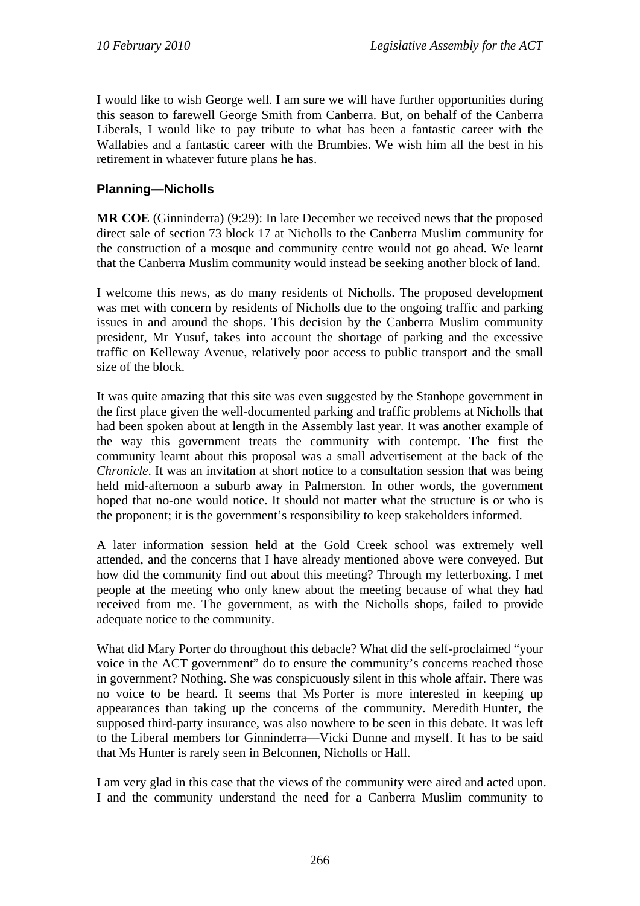I would like to wish George well. I am sure we will have further opportunities during this season to farewell George Smith from Canberra. But, on behalf of the Canberra Liberals, I would like to pay tribute to what has been a fantastic career with the Wallabies and a fantastic career with the Brumbies. We wish him all the best in his retirement in whatever future plans he has.

### Planning—Nicholls

**MR COE** (Ginninderra) (9:29): In late December we received news that the proposed direct sale of section 73 block 17 at Nicholls to the Canberra Muslim community for the construction of a mosque and community centre would not go ahead. We learnt that the Canberra Muslim community would instead be seeking another block of land.

I welcome this news, as do many residents of Nicholls. The proposed development was met with concern by residents of Nicholls due to the ongoing traffic and parking issues in and around the shops. This decision by the Canberra Muslim community president, Mr Yusuf, takes into account the shortage of parking and the excessive traffic on Kelleway Avenue, relatively poor access to public transport and the small size of the block.

It was quite amazing that this site was even suggested by the Stanhope government in the first place given the well-documented parking and traffic problems at Nicholls that had been spoken about at length in the Assembly last year. It was another example of the way this government treats the community with contempt. The first the community learnt about this proposal was a small advertisement at the back of the *Chronicle*. It was an invitation at short notice to a consultation session that was being held mid-afternoon a suburb away in Palmerston. In other words, the government hoped that no-one would notice. It should not matter what the structure is or who is the proponent; it is the government's responsibility to keep stakeholders informed.

A later information session held at the Gold Creek school was extremely well attended, and the concerns that I have already mentioned above were conveyed. But how did the community find out about this meeting? Through my letterboxing. I met people at the meeting who only knew about the meeting because of what they had received from me. The government, as with the Nicholls shops, failed to provide adequate notice to the community.

What did Mary Porter do throughout this debacle? What did the self-proclaimed "your voice in the ACT government" do to ensure the community's concerns reached those in government? Nothing. She was conspicuously silent in this whole affair. There was no voice to be heard. It seems that Ms Porter is more interested in keeping up appearances than taking up the concerns of the community. Meredith Hunter, the supposed third-party insurance, was also nowhere to be seen in this debate. It was left to the Liberal members for Ginninderra—Vicki Dunne and myself. It has to be said that Ms Hunter is rarely seen in Belconnen, Nicholls or Hall.

I am very glad in this case that the views of the community were aired and acted upon. I and the community understand the need for a Canberra Muslim community to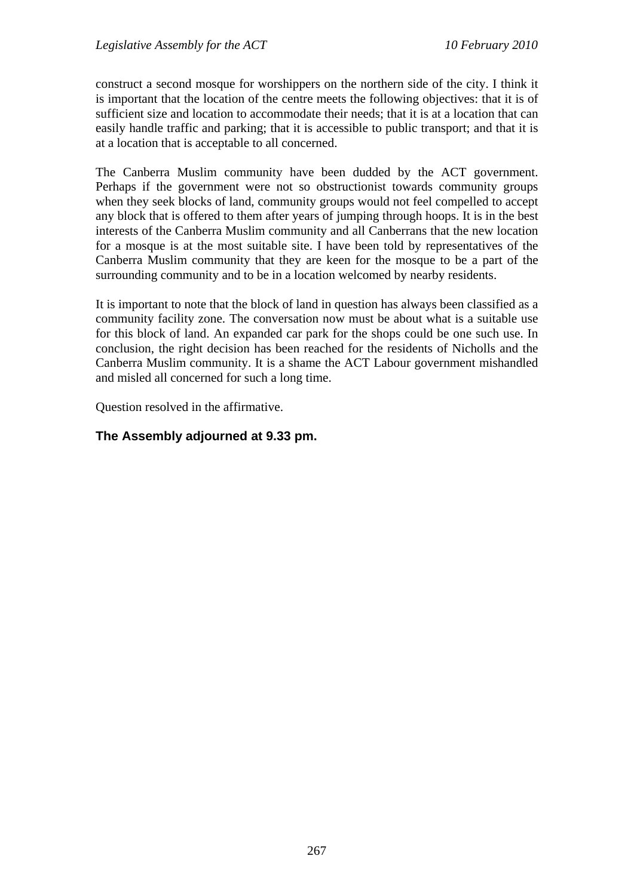construct a second mosque for worshippers on the northern side of the city. I think it is important that the location of the centre meets the following objectives: that it is of sufficient size and location to accommodate their needs; that it is at a location that can easily handle traffic and parking; that it is accessible to public transport; and that it is at a location that is acceptable to all concerned.

The Canberra Muslim community have been dudded by the ACT government. Perhaps if the government were not so obstructionist towards community groups when they seek blocks of land, community groups would not feel compelled to accept any block that is offered to them after years of jumping through hoops. It is in the best interests of the Canberra Muslim community and all Canberrans that the new location for a mosque is at the most suitable site. I have been told by representatives of the Canberra Muslim community that they are keen for the mosque to be a part of the surrounding community and to be in a location welcomed by nearby residents.

It is important to note that the block of land in question has always been classified as a community facility zone. The conversation now must be about what is a suitable use for this block of land. An expanded car park for the shops could be one such use. In conclusion, the right decision has been reached for the residents of Nicholls and the Canberra Muslim community. It is a shame the ACT Labour government mishandled and misled all concerned for such a long time.

Question resolved in the affirmative.

**The Assembly adjourned at 9.33 pm.**